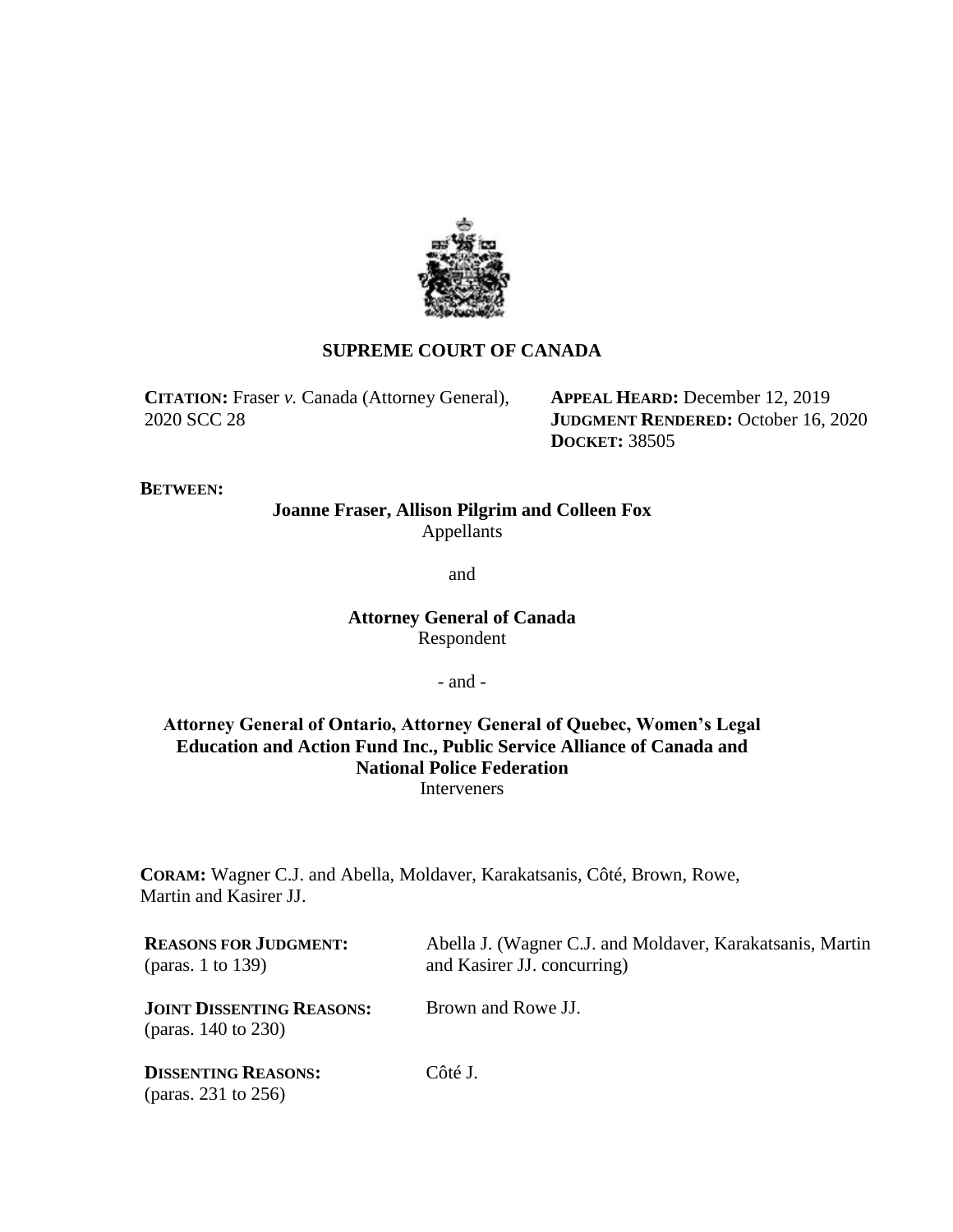# SUPREME COURT OF CANADA

**CITATION:** Fraser *v.* Canada (Attorney General), 2020 SCC 28

**APPEAL HEARD:** December 12, 2019
**JUDGMENT RENDERED:** October 16, 2020
**DOCKET:** 38505

**BETWEEN:**

**Joanne Fraser, Allison Pilgrim and Colleen Fox**
Appellants

and

**Attorney General of Canada**
Respondent

- and -

**Attorney General of Ontario, Attorney General of Quebec, Women's Legal Education and Action Fund Inc., Public Service Alliance of Canada and National Police Federation**
Interveners

**CORAM:** Wagner C.J. and Abella, Moldaver, Karakatsanis, Côté, Brown, Rowe, Martin and Kasirer JJ.

| | |
|---|---|
| **REASONS FOR JUDGMENT:** (paras. 1 to 139) | Abella J. (Wagner C.J. and Moldaver, Karakatsanis, Martin and Kasirer JJ. concurring) |
| **JOINT DISSENTING REASONS:** (paras. 140 to 230) | Brown and Rowe JJ. |
| **DISSENTING REASONS:** (paras. 231 to 256) | Côté J. |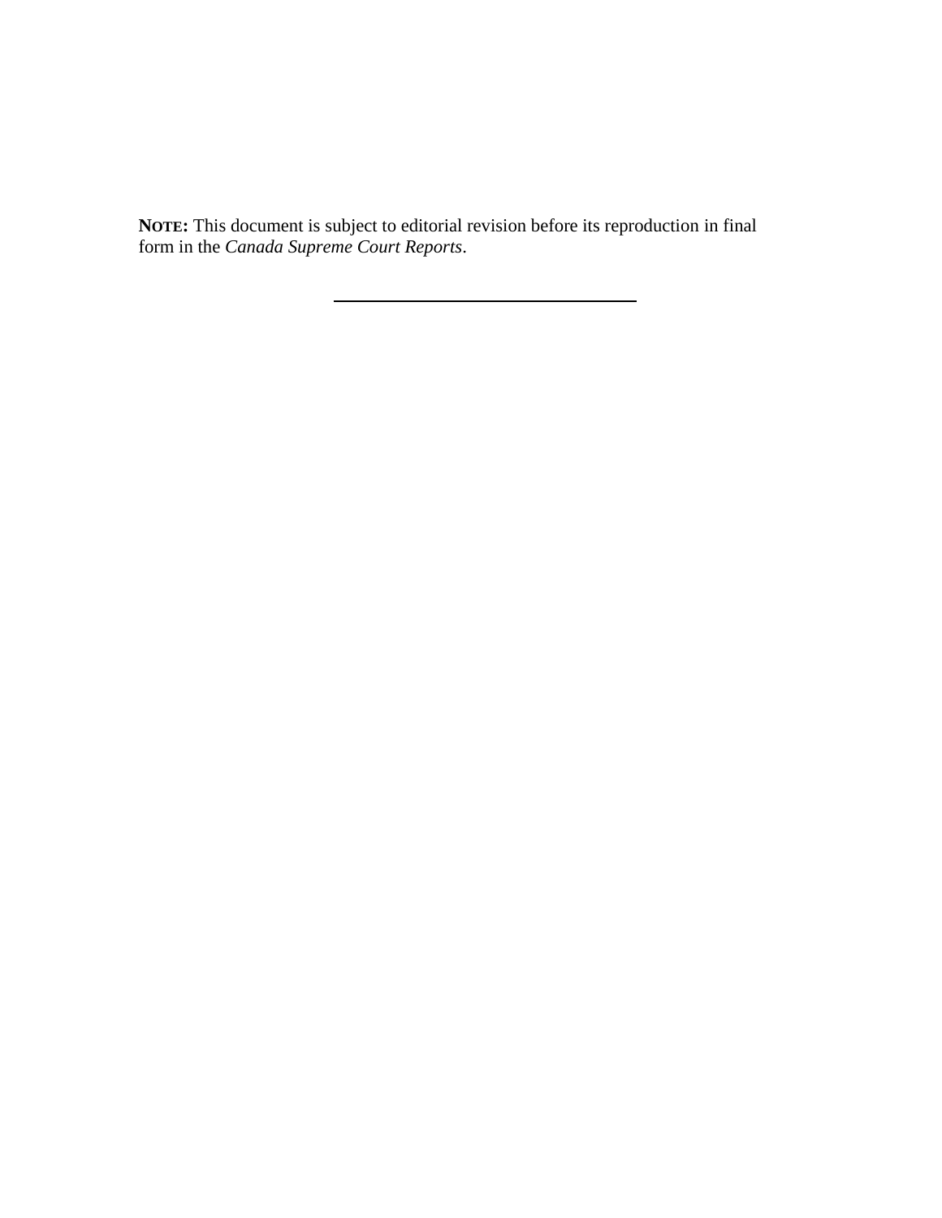**NOTE:** This document is subject to editorial revision before its reproduction in final form in the *Canada Supreme Court Reports*.

---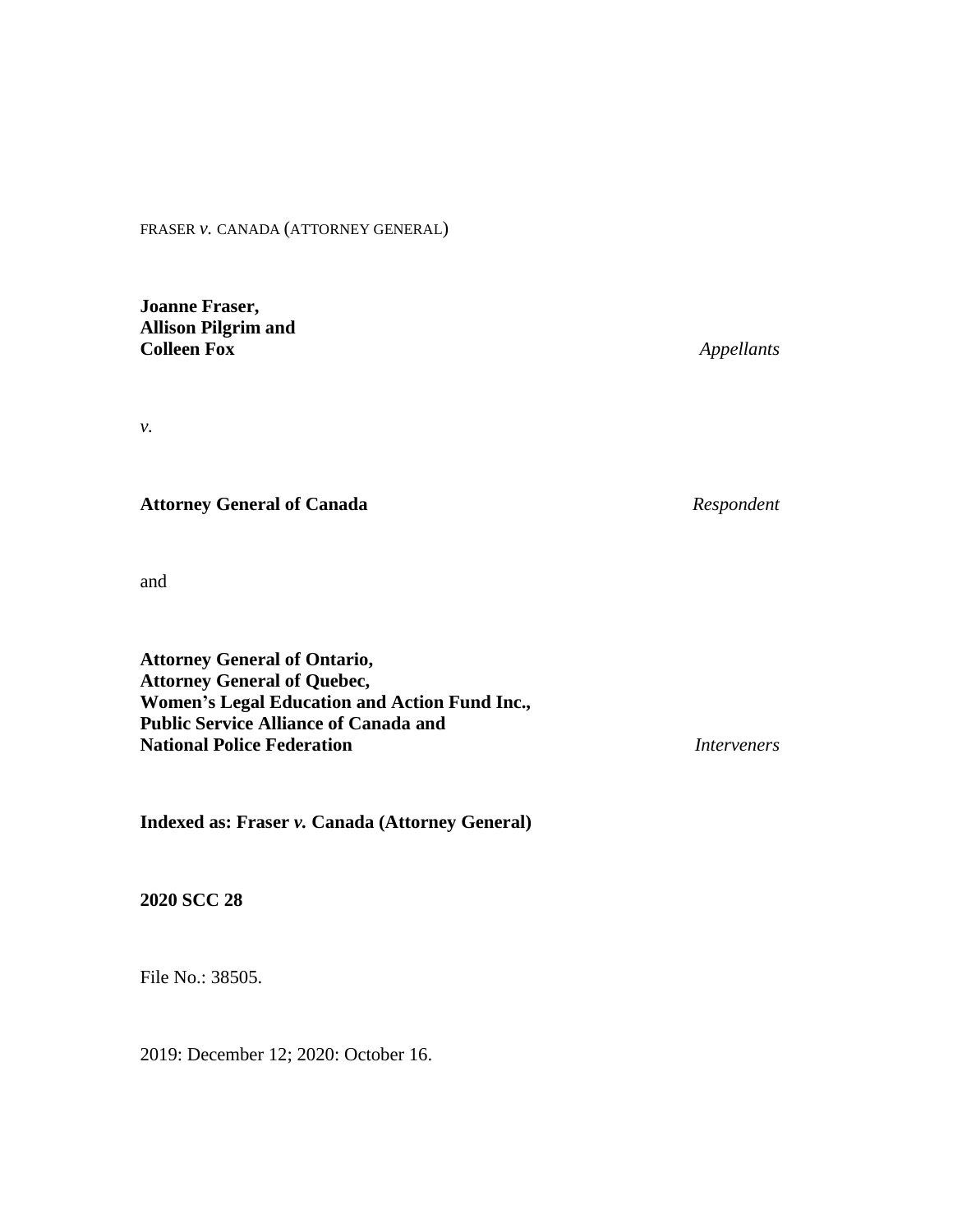FRASER *v.* CANADA (ATTORNEY GENERAL)

**Joanne Fraser,**
**Allison Pilgrim and**
**Colleen Fox** *Appellants*

*v.*

**Attorney General of Canada** *Respondent*

and

**Attorney General of Ontario,**
**Attorney General of Quebec,**
**Women's Legal Education and Action Fund Inc.,**
**Public Service Alliance of Canada and**
**National Police Federation** *Interveners*

**Indexed as: Fraser *v.* Canada (Attorney General)**

**2020 SCC 28**

File No.: 38505.

2019: December 12; 2020: October 16.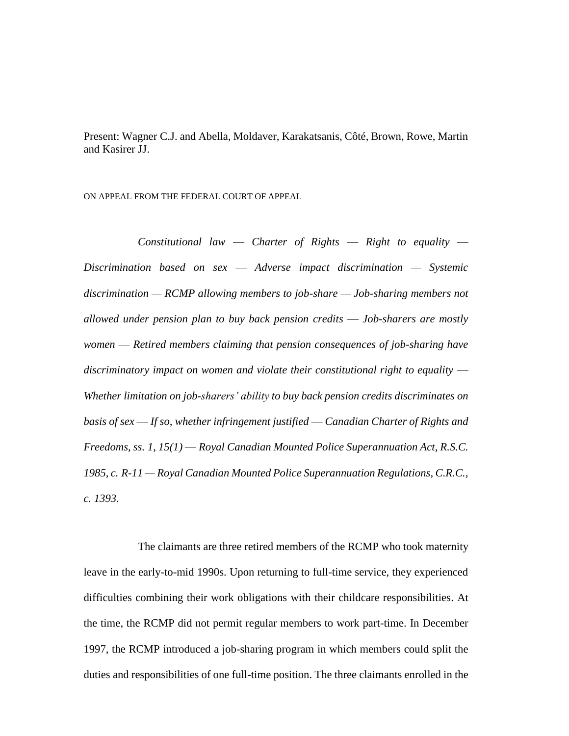Present: Wagner C.J. and Abella, Moldaver, Karakatsanis, Côté, Brown, Rowe, Martin and Kasirer JJ.

ON APPEAL FROM THE FEDERAL COURT OF APPEAL

*Constitutional law — Charter of Rights — Right to equality — Discrimination based on sex — Adverse impact discrimination — Systemic discrimination — RCMP allowing members to job-share — Job-sharing members not allowed under pension plan to buy back pension credits — Job-sharers are mostly women — Retired members claiming that pension consequences of job-sharing have discriminatory impact on women and violate their constitutional right to equality — Whether limitation on job-sharers' ability to buy back pension credits discriminates on basis of sex — If so, whether infringement justified — Canadian Charter of Rights and Freedoms, ss. 1, 15(1) — Royal Canadian Mounted Police Superannuation Act, R.S.C. 1985, c. R-11 — Royal Canadian Mounted Police Superannuation Regulations, C.R.C., c. 1393.*

The claimants are three retired members of the RCMP who took maternity leave in the early-to-mid 1990s. Upon returning to full-time service, they experienced difficulties combining their work obligations with their childcare responsibilities. At the time, the RCMP did not permit regular members to work part-time. In December 1997, the RCMP introduced a job-sharing program in which members could split the duties and responsibilities of one full-time position. The three claimants enrolled in the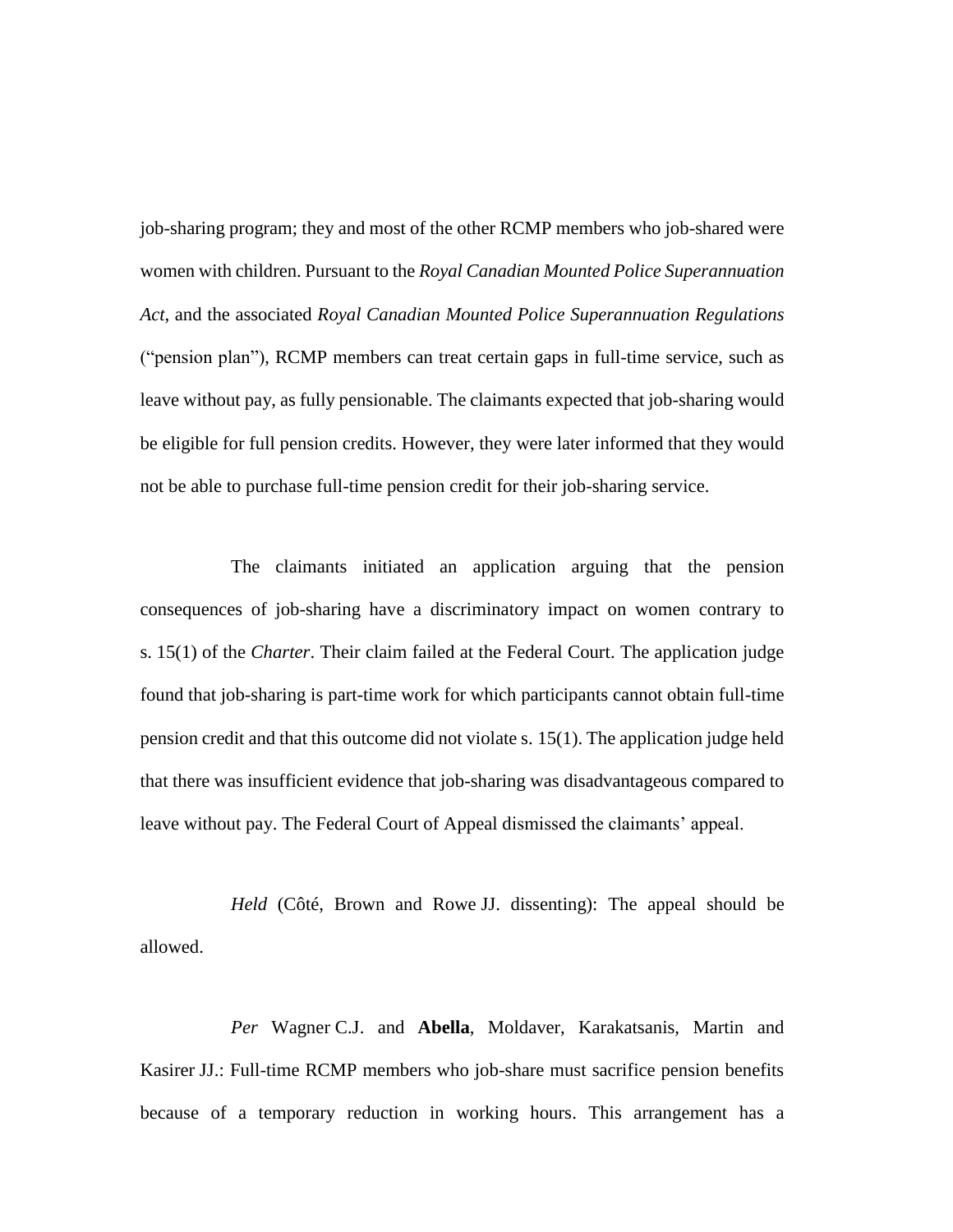job-sharing program; they and most of the other RCMP members who job-shared were women with children. Pursuant to the *Royal Canadian Mounted Police Superannuation Act*, and the associated *Royal Canadian Mounted Police Superannuation Regulations* ("pension plan"), RCMP members can treat certain gaps in full-time service, such as leave without pay, as fully pensionable. The claimants expected that job-sharing would be eligible for full pension credits. However, they were later informed that they would not be able to purchase full-time pension credit for their job-sharing service.

The claimants initiated an application arguing that the pension consequences of job-sharing have a discriminatory impact on women contrary to s. 15(1) of the *Charter*. Their claim failed at the Federal Court. The application judge found that job-sharing is part-time work for which participants cannot obtain full-time pension credit and that this outcome did not violate s. 15(1). The application judge held that there was insufficient evidence that job-sharing was disadvantageous compared to leave without pay. The Federal Court of Appeal dismissed the claimants' appeal.

*Held* (Côté, Brown and Rowe JJ. dissenting): The appeal should be allowed.

*Per* Wagner C.J. and **Abella**, Moldaver, Karakatsanis, Martin and Kasirer JJ.: Full-time RCMP members who job-share must sacrifice pension benefits because of a temporary reduction in working hours. This arrangement has a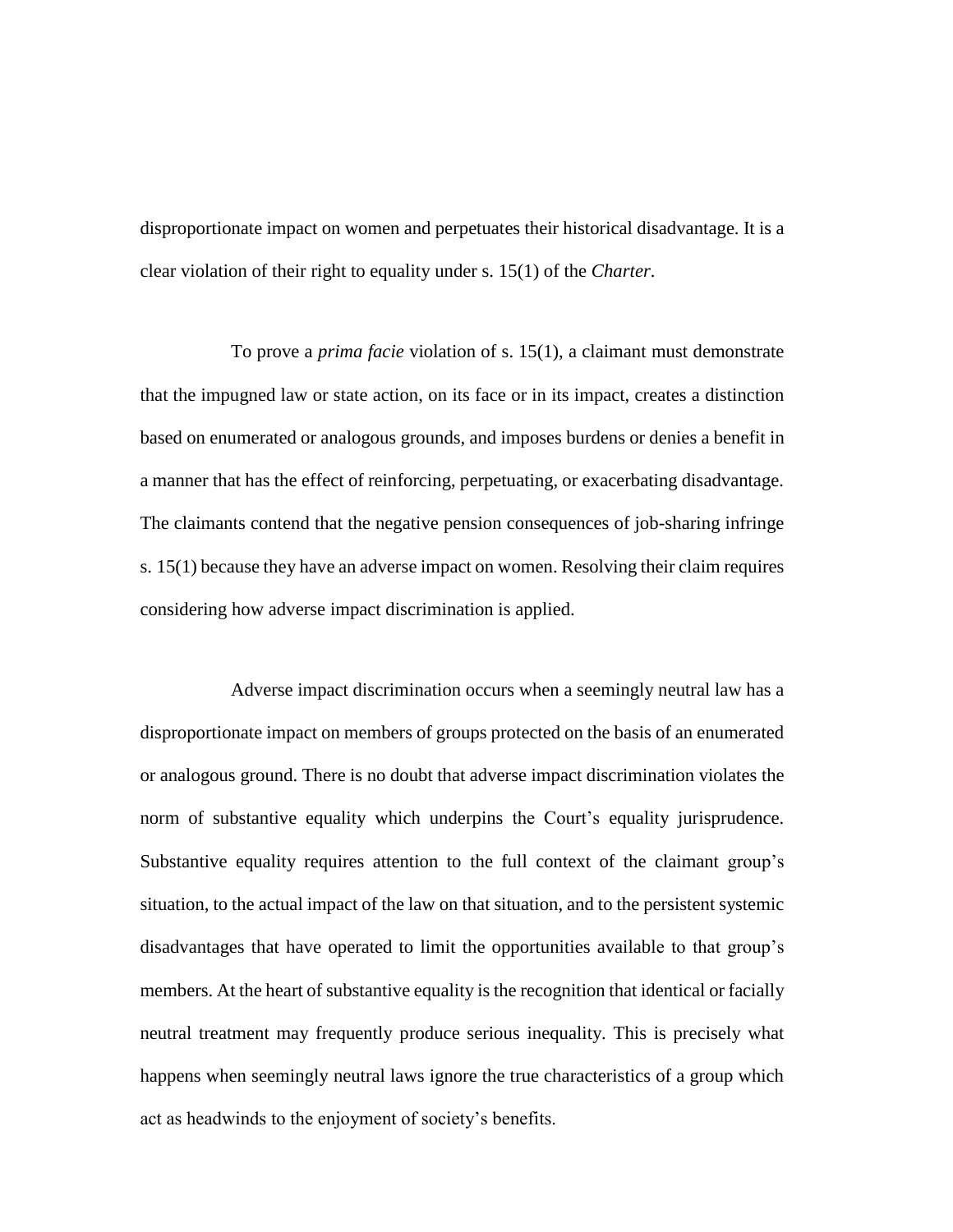disproportionate impact on women and perpetuates their historical disadvantage. It is a clear violation of their right to equality under s. 15(1) of the *Charter*.

To prove a *prima facie* violation of s. 15(1), a claimant must demonstrate that the impugned law or state action, on its face or in its impact, creates a distinction based on enumerated or analogous grounds, and imposes burdens or denies a benefit in a manner that has the effect of reinforcing, perpetuating, or exacerbating disadvantage. The claimants contend that the negative pension consequences of job-sharing infringe s. 15(1) because they have an adverse impact on women. Resolving their claim requires considering how adverse impact discrimination is applied.

Adverse impact discrimination occurs when a seemingly neutral law has a disproportionate impact on members of groups protected on the basis of an enumerated or analogous ground. There is no doubt that adverse impact discrimination violates the norm of substantive equality which underpins the Court's equality jurisprudence. Substantive equality requires attention to the full context of the claimant group's situation, to the actual impact of the law on that situation, and to the persistent systemic disadvantages that have operated to limit the opportunities available to that group's members. At the heart of substantive equality is the recognition that identical or facially neutral treatment may frequently produce serious inequality. This is precisely what happens when seemingly neutral laws ignore the true characteristics of a group which act as headwinds to the enjoyment of society's benefits.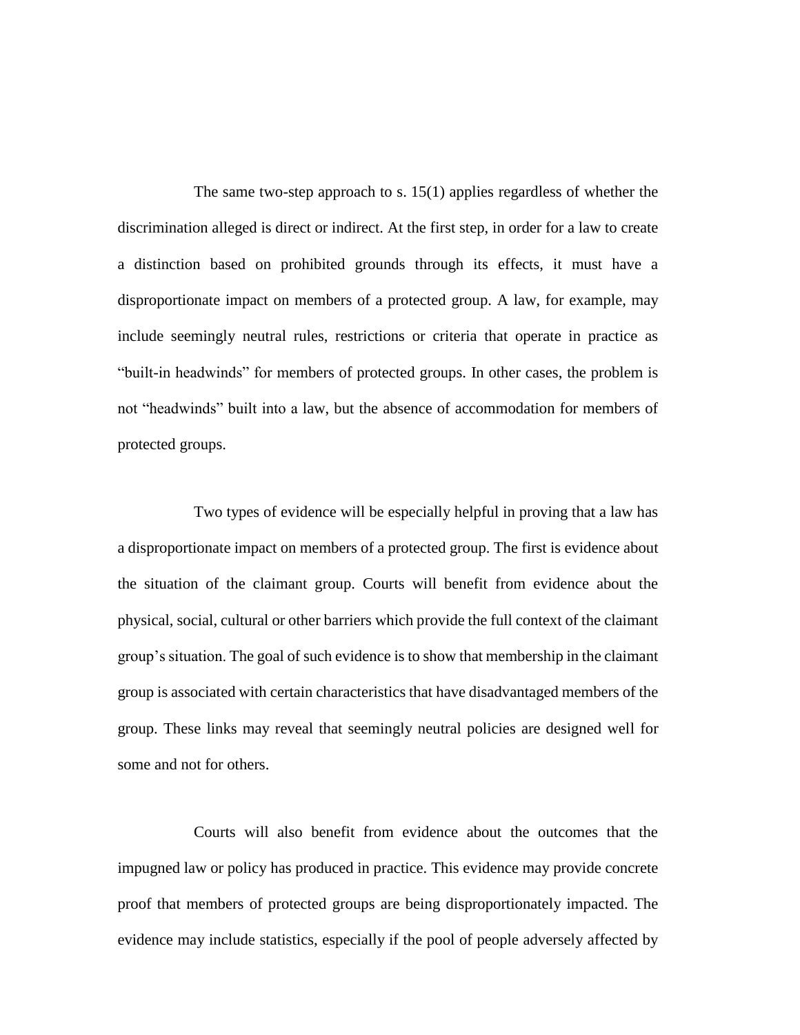The same two-step approach to s. 15(1) applies regardless of whether the discrimination alleged is direct or indirect. At the first step, in order for a law to create a distinction based on prohibited grounds through its effects, it must have a disproportionate impact on members of a protected group. A law, for example, may include seemingly neutral rules, restrictions or criteria that operate in practice as "built-in headwinds" for members of protected groups. In other cases, the problem is not "headwinds" built into a law, but the absence of accommodation for members of protected groups.

Two types of evidence will be especially helpful in proving that a law has a disproportionate impact on members of a protected group. The first is evidence about the situation of the claimant group. Courts will benefit from evidence about the physical, social, cultural or other barriers which provide the full context of the claimant group's situation. The goal of such evidence is to show that membership in the claimant group is associated with certain characteristics that have disadvantaged members of the group. These links may reveal that seemingly neutral policies are designed well for some and not for others.

Courts will also benefit from evidence about the outcomes that the impugned law or policy has produced in practice. This evidence may provide concrete proof that members of protected groups are being disproportionately impacted. The evidence may include statistics, especially if the pool of people adversely affected by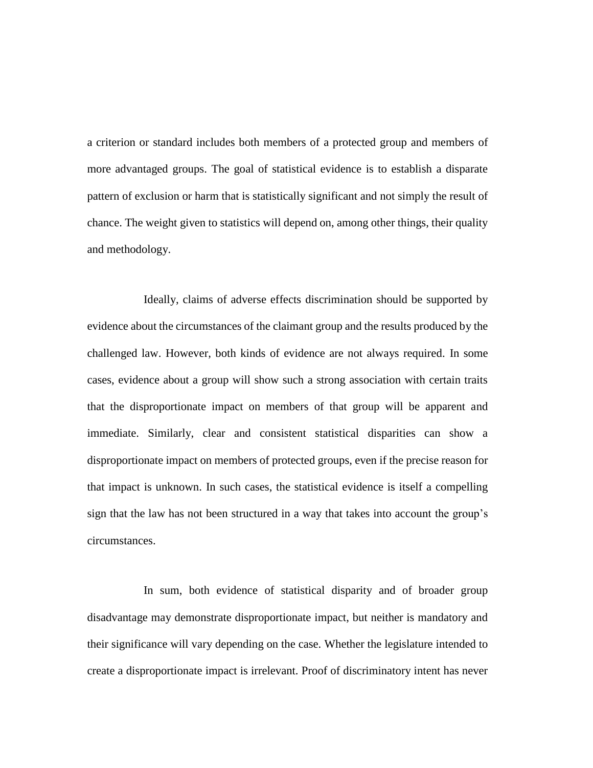a criterion or standard includes both members of a protected group and members of more advantaged groups. The goal of statistical evidence is to establish a disparate pattern of exclusion or harm that is statistically significant and not simply the result of chance. The weight given to statistics will depend on, among other things, their quality and methodology.

Ideally, claims of adverse effects discrimination should be supported by evidence about the circumstances of the claimant group and the results produced by the challenged law. However, both kinds of evidence are not always required. In some cases, evidence about a group will show such a strong association with certain traits that the disproportionate impact on members of that group will be apparent and immediate. Similarly, clear and consistent statistical disparities can show a disproportionate impact on members of protected groups, even if the precise reason for that impact is unknown. In such cases, the statistical evidence is itself a compelling sign that the law has not been structured in a way that takes into account the group's circumstances.

In sum, both evidence of statistical disparity and of broader group disadvantage may demonstrate disproportionate impact, but neither is mandatory and their significance will vary depending on the case. Whether the legislature intended to create a disproportionate impact is irrelevant. Proof of discriminatory intent has never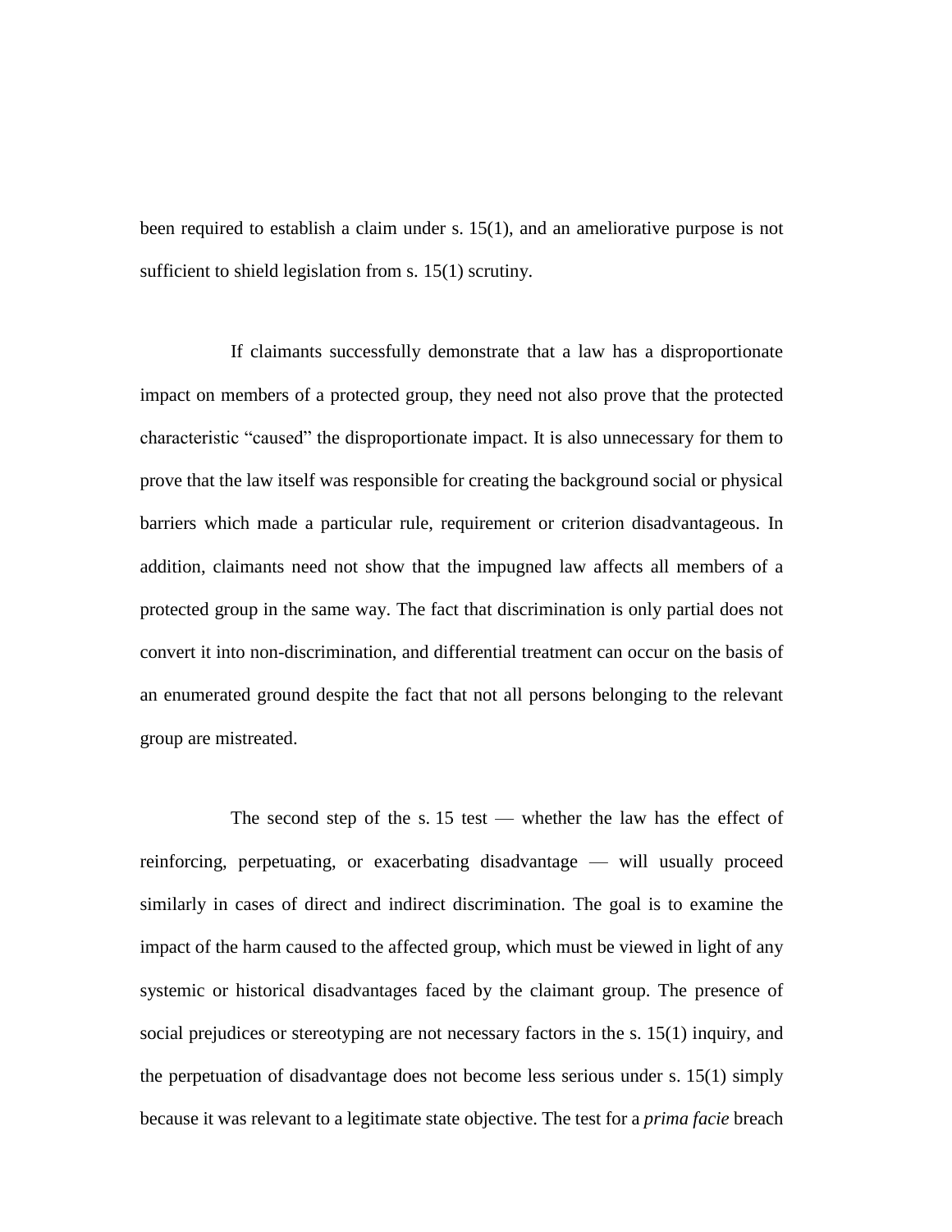been required to establish a claim under s. 15(1), and an ameliorative purpose is not sufficient to shield legislation from s. 15(1) scrutiny.

If claimants successfully demonstrate that a law has a disproportionate impact on members of a protected group, they need not also prove that the protected characteristic "caused" the disproportionate impact. It is also unnecessary for them to prove that the law itself was responsible for creating the background social or physical barriers which made a particular rule, requirement or criterion disadvantageous. In addition, claimants need not show that the impugned law affects all members of a protected group in the same way. The fact that discrimination is only partial does not convert it into non-discrimination, and differential treatment can occur on the basis of an enumerated ground despite the fact that not all persons belonging to the relevant group are mistreated.

The second step of the s. 15 test — whether the law has the effect of reinforcing, perpetuating, or exacerbating disadvantage — will usually proceed similarly in cases of direct and indirect discrimination. The goal is to examine the impact of the harm caused to the affected group, which must be viewed in light of any systemic or historical disadvantages faced by the claimant group. The presence of social prejudices or stereotyping are not necessary factors in the s. 15(1) inquiry, and the perpetuation of disadvantage does not become less serious under s. 15(1) simply because it was relevant to a legitimate state objective. The test for a *prima facie* breach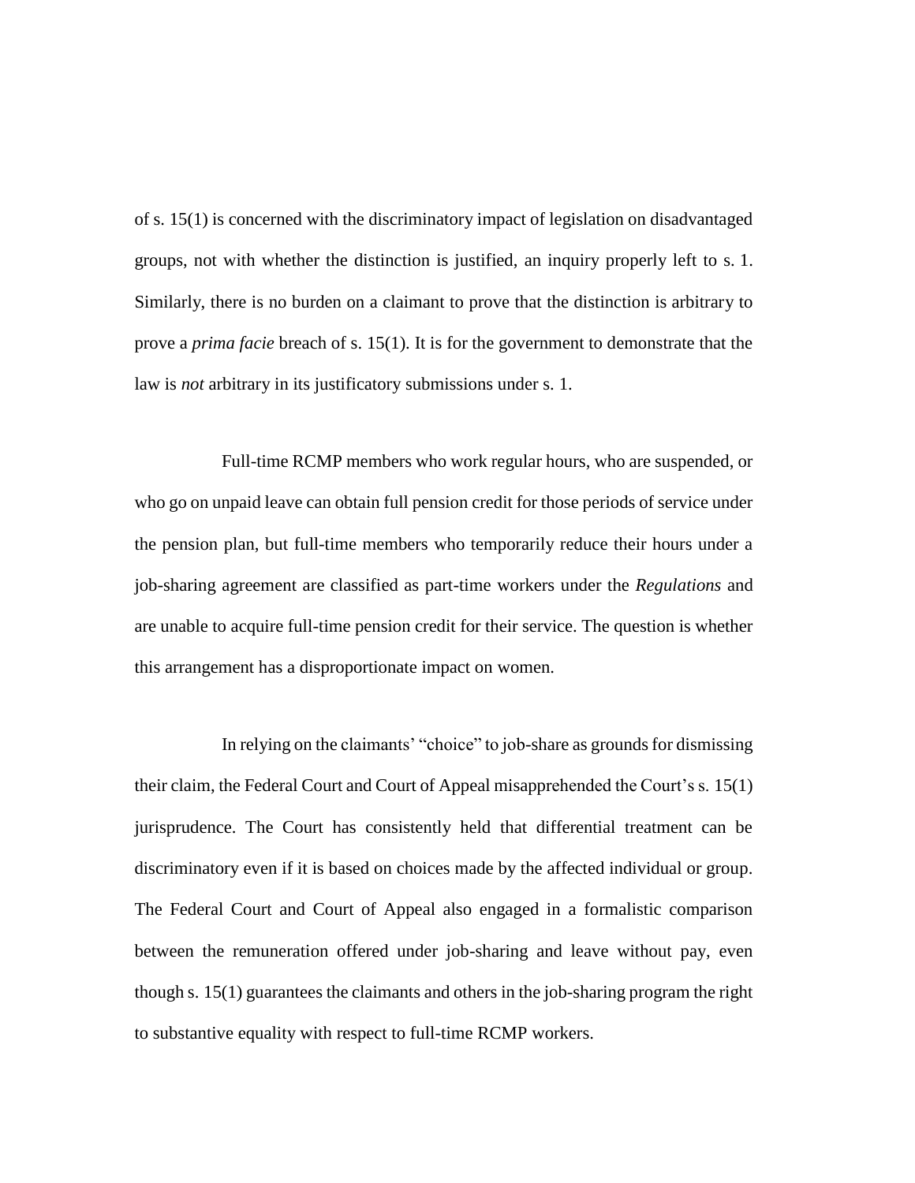of s. 15(1) is concerned with the discriminatory impact of legislation on disadvantaged groups, not with whether the distinction is justified, an inquiry properly left to s. 1. Similarly, there is no burden on a claimant to prove that the distinction is arbitrary to prove a *prima facie* breach of s. 15(1). It is for the government to demonstrate that the law is *not* arbitrary in its justificatory submissions under s. 1.

Full-time RCMP members who work regular hours, who are suspended, or who go on unpaid leave can obtain full pension credit for those periods of service under the pension plan, but full-time members who temporarily reduce their hours under a job-sharing agreement are classified as part-time workers under the *Regulations* and are unable to acquire full-time pension credit for their service. The question is whether this arrangement has a disproportionate impact on women.

In relying on the claimants' "choice" to job-share as grounds for dismissing their claim, the Federal Court and Court of Appeal misapprehended the Court's s. 15(1) jurisprudence. The Court has consistently held that differential treatment can be discriminatory even if it is based on choices made by the affected individual or group. The Federal Court and Court of Appeal also engaged in a formalistic comparison between the remuneration offered under job-sharing and leave without pay, even though s. 15(1) guarantees the claimants and others in the job-sharing program the right to substantive equality with respect to full-time RCMP workers.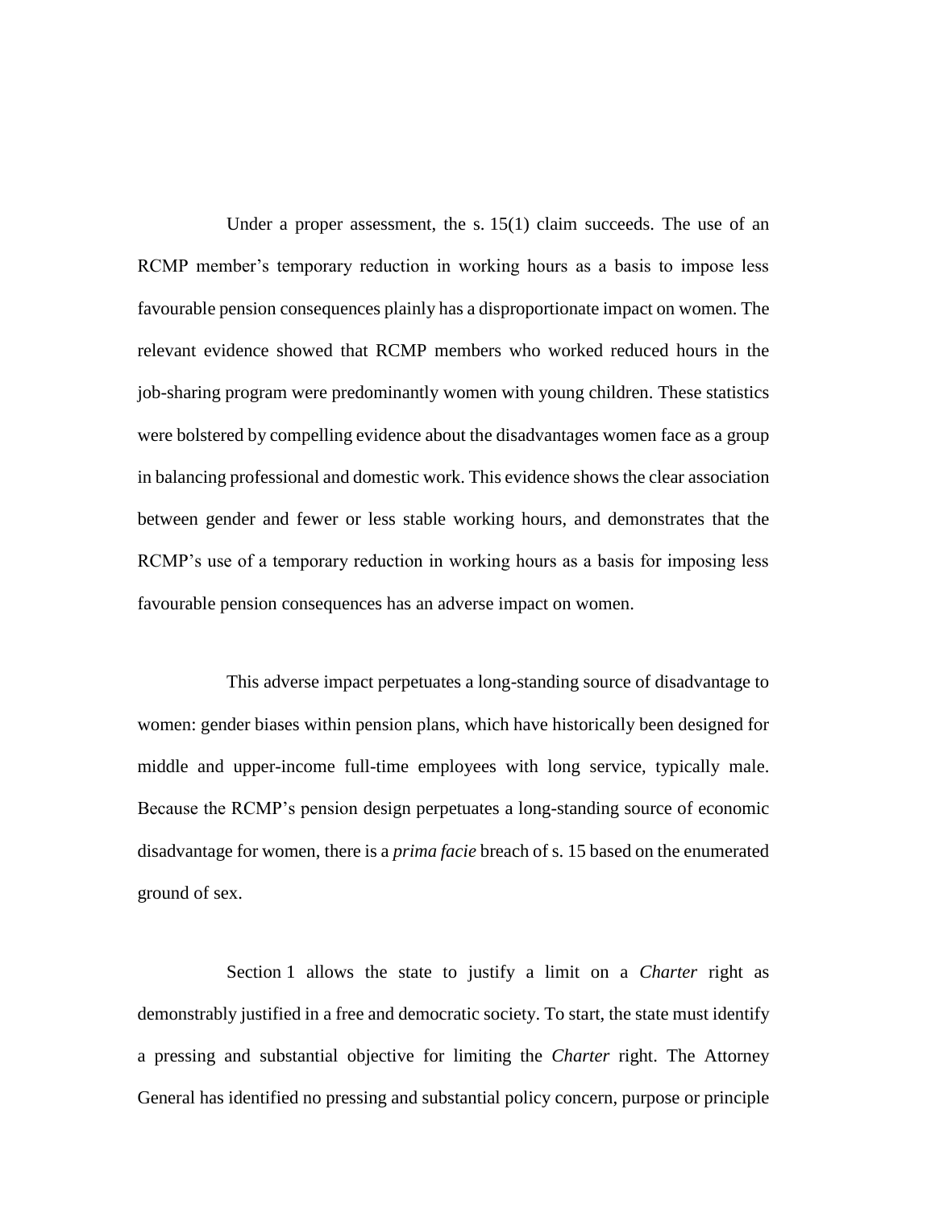Under a proper assessment, the s. 15(1) claim succeeds. The use of an RCMP member's temporary reduction in working hours as a basis to impose less favourable pension consequences plainly has a disproportionate impact on women. The relevant evidence showed that RCMP members who worked reduced hours in the job-sharing program were predominantly women with young children. These statistics were bolstered by compelling evidence about the disadvantages women face as a group in balancing professional and domestic work. This evidence shows the clear association between gender and fewer or less stable working hours, and demonstrates that the RCMP's use of a temporary reduction in working hours as a basis for imposing less favourable pension consequences has an adverse impact on women.

This adverse impact perpetuates a long-standing source of disadvantage to women: gender biases within pension plans, which have historically been designed for middle and upper-income full-time employees with long service, typically male. Because the RCMP's pension design perpetuates a long-standing source of economic disadvantage for women, there is a *prima facie* breach of s. 15 based on the enumerated ground of sex.

Section 1 allows the state to justify a limit on a *Charter* right as demonstrably justified in a free and democratic society. To start, the state must identify a pressing and substantial objective for limiting the *Charter* right. The Attorney General has identified no pressing and substantial policy concern, purpose or principle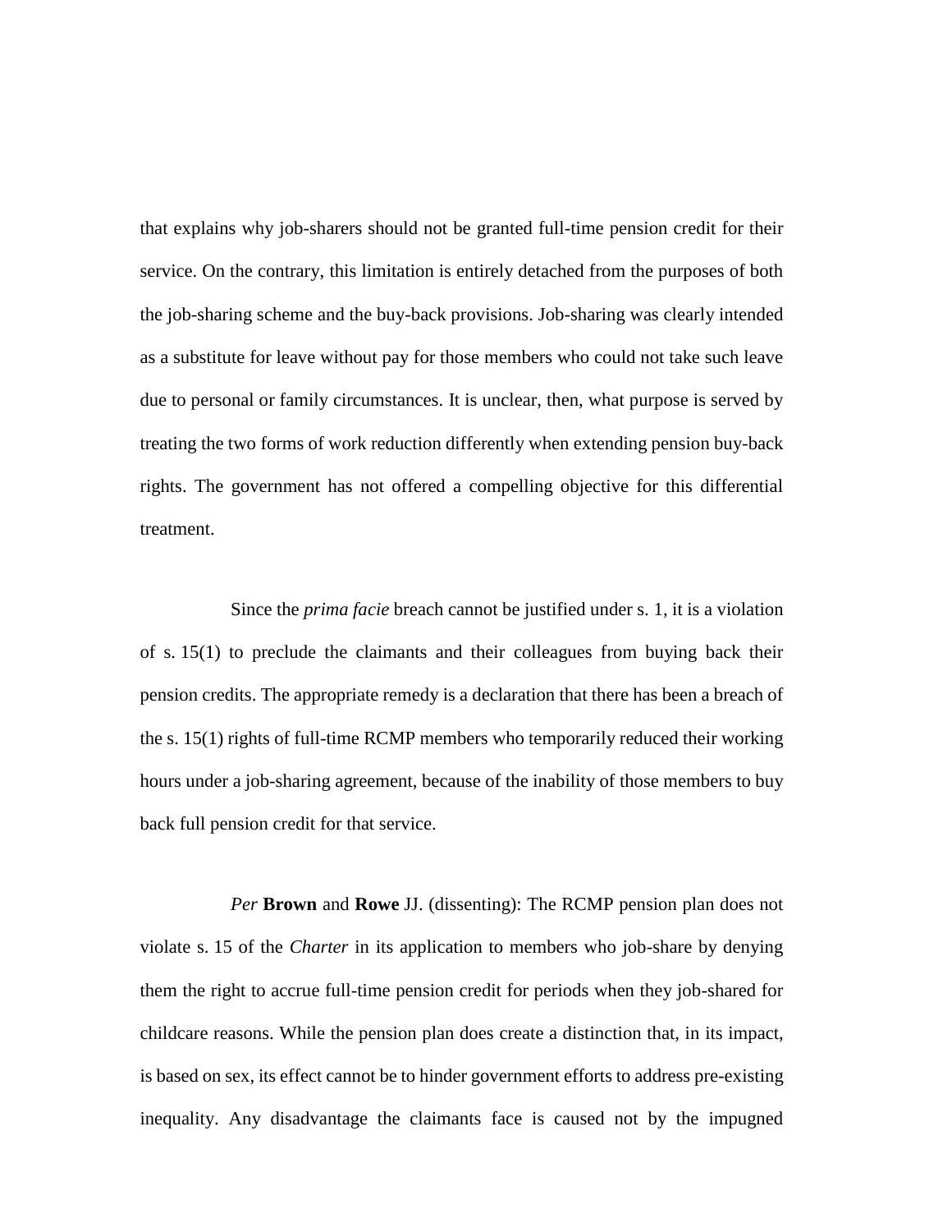that explains why job-sharers should not be granted full-time pension credit for their service. On the contrary, this limitation is entirely detached from the purposes of both the job-sharing scheme and the buy-back provisions. Job-sharing was clearly intended as a substitute for leave without pay for those members who could not take such leave due to personal or family circumstances. It is unclear, then, what purpose is served by treating the two forms of work reduction differently when extending pension buy-back rights. The government has not offered a compelling objective for this differential treatment.

Since the *prima facie* breach cannot be justified under s. 1, it is a violation of s. 15(1) to preclude the claimants and their colleagues from buying back their pension credits. The appropriate remedy is a declaration that there has been a breach of the s. 15(1) rights of full-time RCMP members who temporarily reduced their working hours under a job-sharing agreement, because of the inability of those members to buy back full pension credit for that service.

*Per* **Brown** and **Rowe** JJ. (dissenting): The RCMP pension plan does not violate s. 15 of the *Charter* in its application to members who job-share by denying them the right to accrue full-time pension credit for periods when they job-shared for childcare reasons. While the pension plan does create a distinction that, in its impact, is based on sex, its effect cannot be to hinder government efforts to address pre-existing inequality. Any disadvantage the claimants face is caused not by the impugned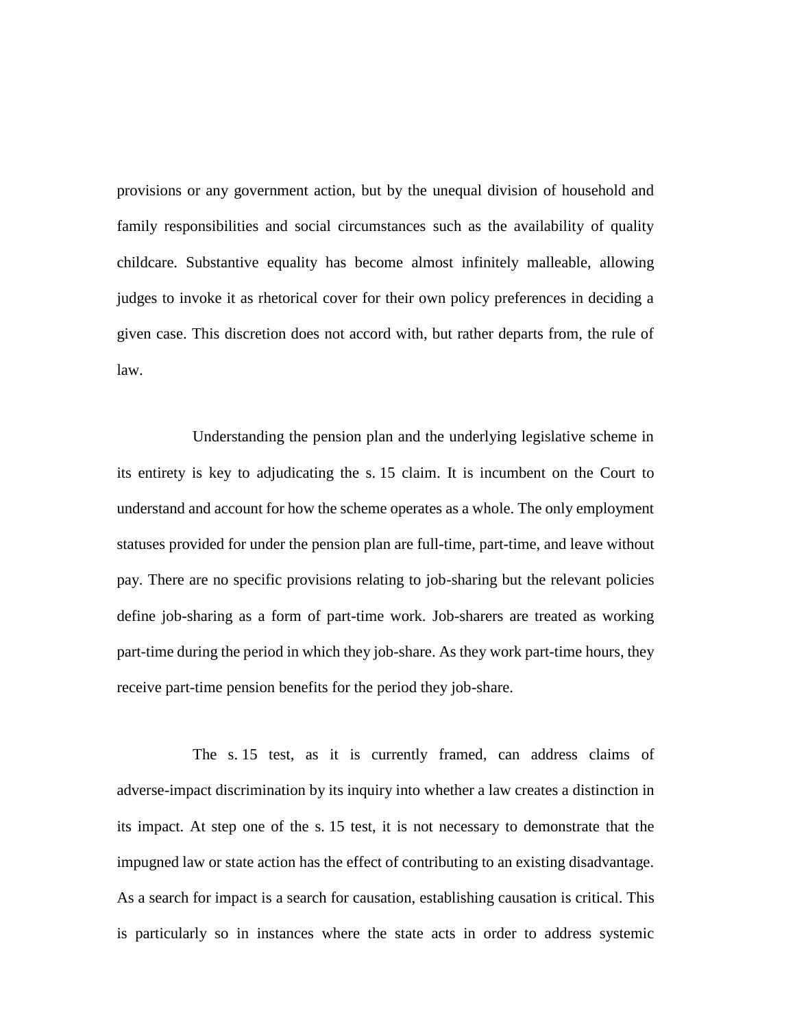provisions or any government action, but by the unequal division of household and family responsibilities and social circumstances such as the availability of quality childcare. Substantive equality has become almost infinitely malleable, allowing judges to invoke it as rhetorical cover for their own policy preferences in deciding a given case. This discretion does not accord with, but rather departs from, the rule of law.

Understanding the pension plan and the underlying legislative scheme in its entirety is key to adjudicating the s. 15 claim. It is incumbent on the Court to understand and account for how the scheme operates as a whole. The only employment statuses provided for under the pension plan are full-time, part-time, and leave without pay. There are no specific provisions relating to job-sharing but the relevant policies define job-sharing as a form of part-time work. Job-sharers are treated as working part-time during the period in which they job-share. As they work part-time hours, they receive part-time pension benefits for the period they job-share.

The s. 15 test, as it is currently framed, can address claims of adverse-impact discrimination by its inquiry into whether a law creates a distinction in its impact. At step one of the s. 15 test, it is not necessary to demonstrate that the impugned law or state action has the effect of contributing to an existing disadvantage. As a search for impact is a search for causation, establishing causation is critical. This is particularly so in instances where the state acts in order to address systemic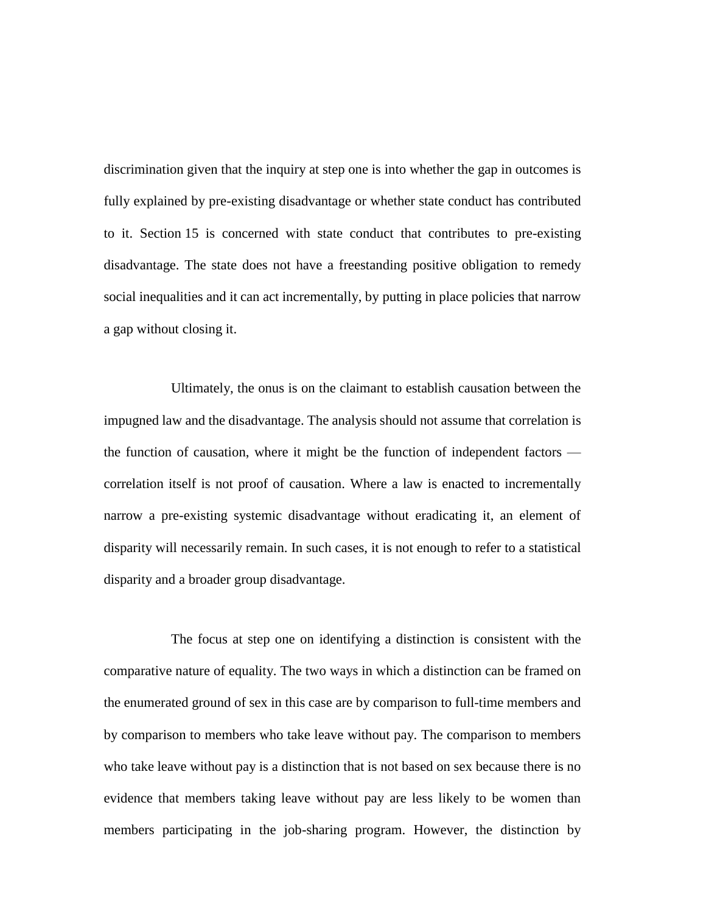discrimination given that the inquiry at step one is into whether the gap in outcomes is fully explained by pre-existing disadvantage or whether state conduct has contributed to it. Section 15 is concerned with state conduct that contributes to pre-existing disadvantage. The state does not have a freestanding positive obligation to remedy social inequalities and it can act incrementally, by putting in place policies that narrow a gap without closing it.

Ultimately, the onus is on the claimant to establish causation between the impugned law and the disadvantage. The analysis should not assume that correlation is the function of causation, where it might be the function of independent factors — correlation itself is not proof of causation. Where a law is enacted to incrementally narrow a pre-existing systemic disadvantage without eradicating it, an element of disparity will necessarily remain. In such cases, it is not enough to refer to a statistical disparity and a broader group disadvantage.

The focus at step one on identifying a distinction is consistent with the comparative nature of equality. The two ways in which a distinction can be framed on the enumerated ground of sex in this case are by comparison to full-time members and by comparison to members who take leave without pay. The comparison to members who take leave without pay is a distinction that is not based on sex because there is no evidence that members taking leave without pay are less likely to be women than members participating in the job-sharing program. However, the distinction by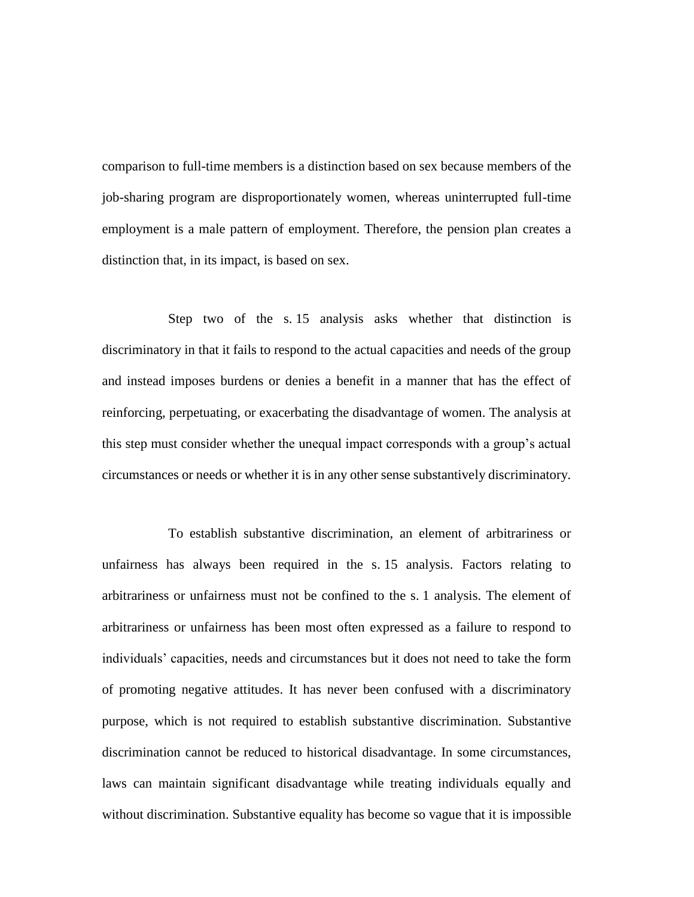comparison to full-time members is a distinction based on sex because members of the job-sharing program are disproportionately women, whereas uninterrupted full-time employment is a male pattern of employment. Therefore, the pension plan creates a distinction that, in its impact, is based on sex.

Step two of the s. 15 analysis asks whether that distinction is discriminatory in that it fails to respond to the actual capacities and needs of the group and instead imposes burdens or denies a benefit in a manner that has the effect of reinforcing, perpetuating, or exacerbating the disadvantage of women. The analysis at this step must consider whether the unequal impact corresponds with a group's actual circumstances or needs or whether it is in any other sense substantively discriminatory.

To establish substantive discrimination, an element of arbitrariness or unfairness has always been required in the s. 15 analysis. Factors relating to arbitrariness or unfairness must not be confined to the s. 1 analysis. The element of arbitrariness or unfairness has been most often expressed as a failure to respond to individuals' capacities, needs and circumstances but it does not need to take the form of promoting negative attitudes. It has never been confused with a discriminatory purpose, which is not required to establish substantive discrimination. Substantive discrimination cannot be reduced to historical disadvantage. In some circumstances, laws can maintain significant disadvantage while treating individuals equally and without discrimination. Substantive equality has become so vague that it is impossible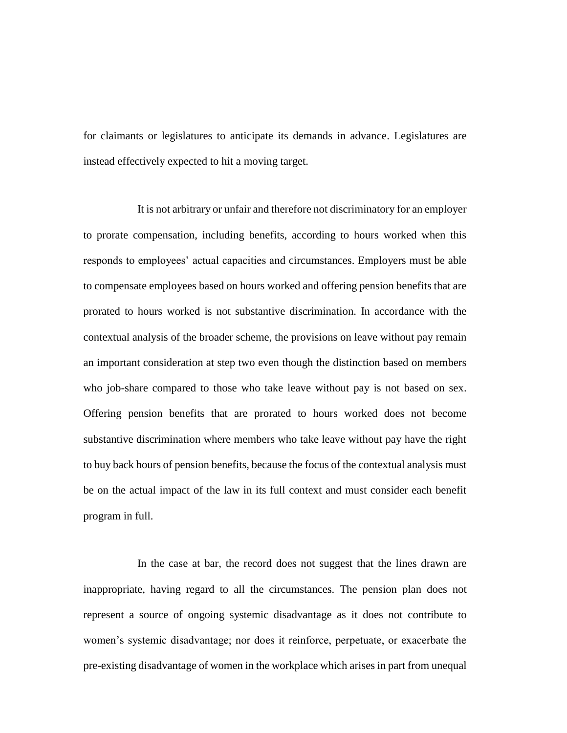for claimants or legislatures to anticipate its demands in advance. Legislatures are instead effectively expected to hit a moving target.

It is not arbitrary or unfair and therefore not discriminatory for an employer to prorate compensation, including benefits, according to hours worked when this responds to employees' actual capacities and circumstances. Employers must be able to compensate employees based on hours worked and offering pension benefits that are prorated to hours worked is not substantive discrimination. In accordance with the contextual analysis of the broader scheme, the provisions on leave without pay remain an important consideration at step two even though the distinction based on members who job-share compared to those who take leave without pay is not based on sex. Offering pension benefits that are prorated to hours worked does not become substantive discrimination where members who take leave without pay have the right to buy back hours of pension benefits, because the focus of the contextual analysis must be on the actual impact of the law in its full context and must consider each benefit program in full.

In the case at bar, the record does not suggest that the lines drawn are inappropriate, having regard to all the circumstances. The pension plan does not represent a source of ongoing systemic disadvantage as it does not contribute to women's systemic disadvantage; nor does it reinforce, perpetuate, or exacerbate the pre-existing disadvantage of women in the workplace which arises in part from unequal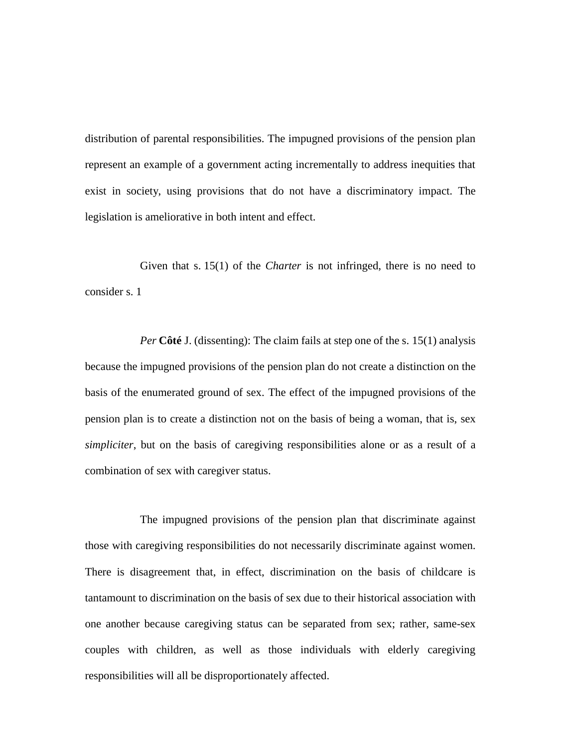distribution of parental responsibilities. The impugned provisions of the pension plan represent an example of a government acting incrementally to address inequities that exist in society, using provisions that do not have a discriminatory impact. The legislation is ameliorative in both intent and effect.

Given that s. 15(1) of the *Charter* is not infringed, there is no need to consider s. 1

*Per* **Côté** J. (dissenting): The claim fails at step one of the s. 15(1) analysis because the impugned provisions of the pension plan do not create a distinction on the basis of the enumerated ground of sex. The effect of the impugned provisions of the pension plan is to create a distinction not on the basis of being a woman, that is, sex *simpliciter*, but on the basis of caregiving responsibilities alone or as a result of a combination of sex with caregiver status.

The impugned provisions of the pension plan that discriminate against those with caregiving responsibilities do not necessarily discriminate against women. There is disagreement that, in effect, discrimination on the basis of childcare is tantamount to discrimination on the basis of sex due to their historical association with one another because caregiving status can be separated from sex; rather, same-sex couples with children, as well as those individuals with elderly caregiving responsibilities will all be disproportionately affected.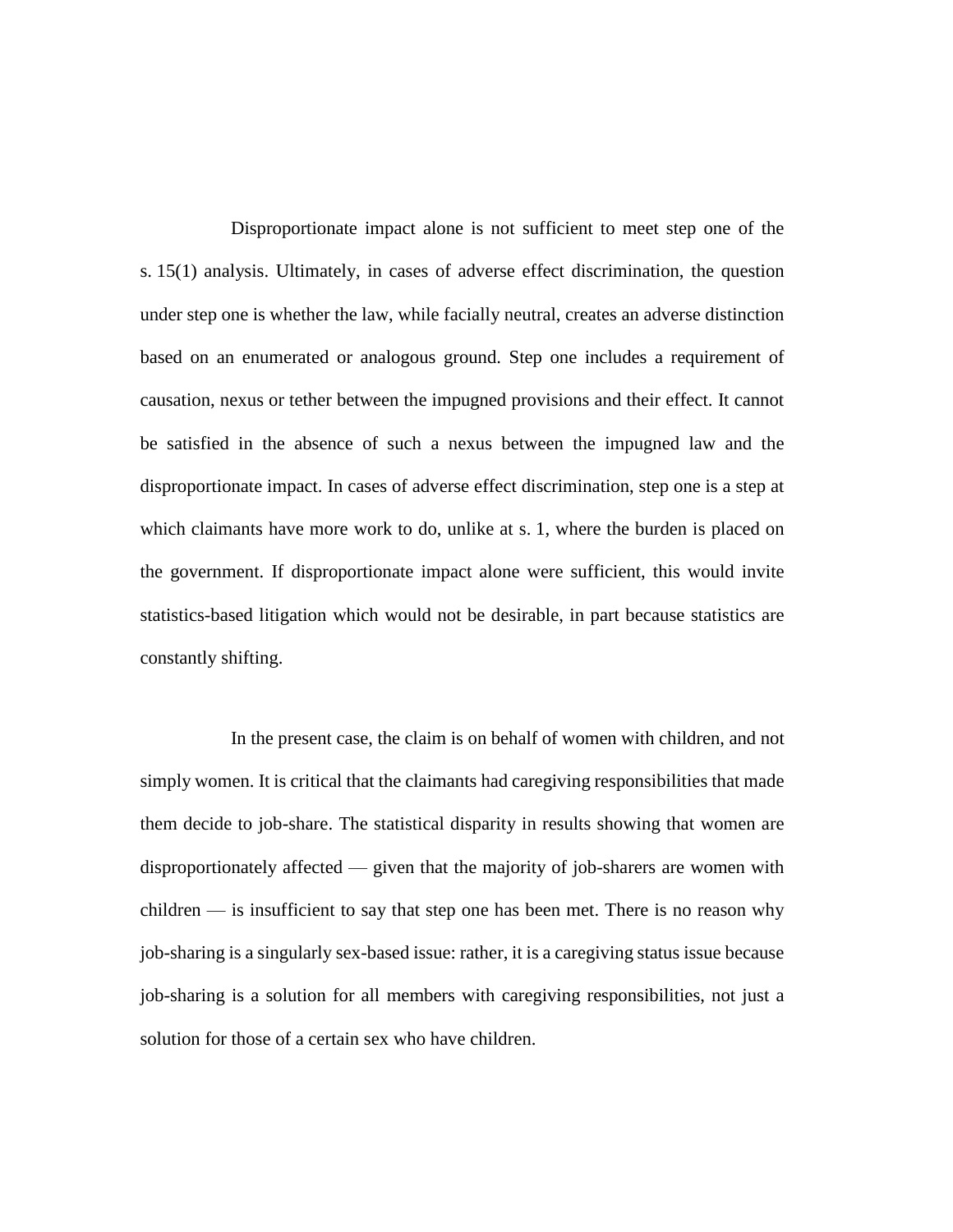Disproportionate impact alone is not sufficient to meet step one of the s. 15(1) analysis. Ultimately, in cases of adverse effect discrimination, the question under step one is whether the law, while facially neutral, creates an adverse distinction based on an enumerated or analogous ground. Step one includes a requirement of causation, nexus or tether between the impugned provisions and their effect. It cannot be satisfied in the absence of such a nexus between the impugned law and the disproportionate impact. In cases of adverse effect discrimination, step one is a step at which claimants have more work to do, unlike at s. 1, where the burden is placed on the government. If disproportionate impact alone were sufficient, this would invite statistics-based litigation which would not be desirable, in part because statistics are constantly shifting.

In the present case, the claim is on behalf of women with children, and not simply women. It is critical that the claimants had caregiving responsibilities that made them decide to job-share. The statistical disparity in results showing that women are disproportionately affected — given that the majority of job-sharers are women with children — is insufficient to say that step one has been met. There is no reason why job-sharing is a singularly sex-based issue: rather, it is a caregiving status issue because job-sharing is a solution for all members with caregiving responsibilities, not just a solution for those of a certain sex who have children.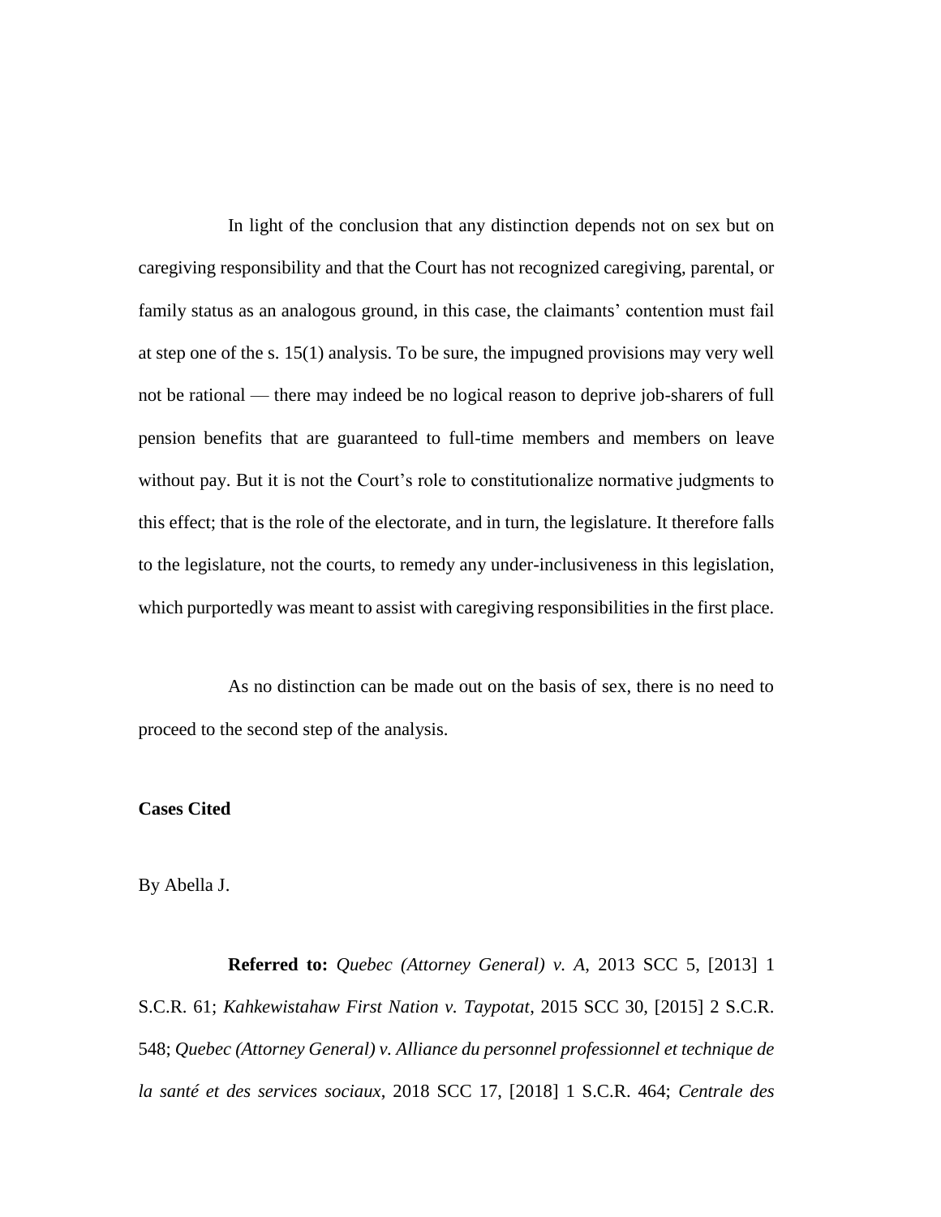In light of the conclusion that any distinction depends not on sex but on caregiving responsibility and that the Court has not recognized caregiving, parental, or family status as an analogous ground, in this case, the claimants' contention must fail at step one of the s. 15(1) analysis. To be sure, the impugned provisions may very well not be rational — there may indeed be no logical reason to deprive job-sharers of full pension benefits that are guaranteed to full-time members and members on leave without pay. But it is not the Court's role to constitutionalize normative judgments to this effect; that is the role of the electorate, and in turn, the legislature. It therefore falls to the legislature, not the courts, to remedy any under-inclusiveness in this legislation, which purportedly was meant to assist with caregiving responsibilities in the first place.

As no distinction can be made out on the basis of sex, there is no need to proceed to the second step of the analysis.

**Cases Cited**

By Abella J.

**Referred to:** *Quebec (Attorney General) v. A*, 2013 SCC 5, [2013] 1 S.C.R. 61; *Kahkewistahaw First Nation v. Taypotat*, 2015 SCC 30, [2015] 2 S.C.R. 548; *Quebec (Attorney General) v. Alliance du personnel professionnel et technique de la santé et des services sociaux*, 2018 SCC 17, [2018] 1 S.C.R. 464; *Centrale des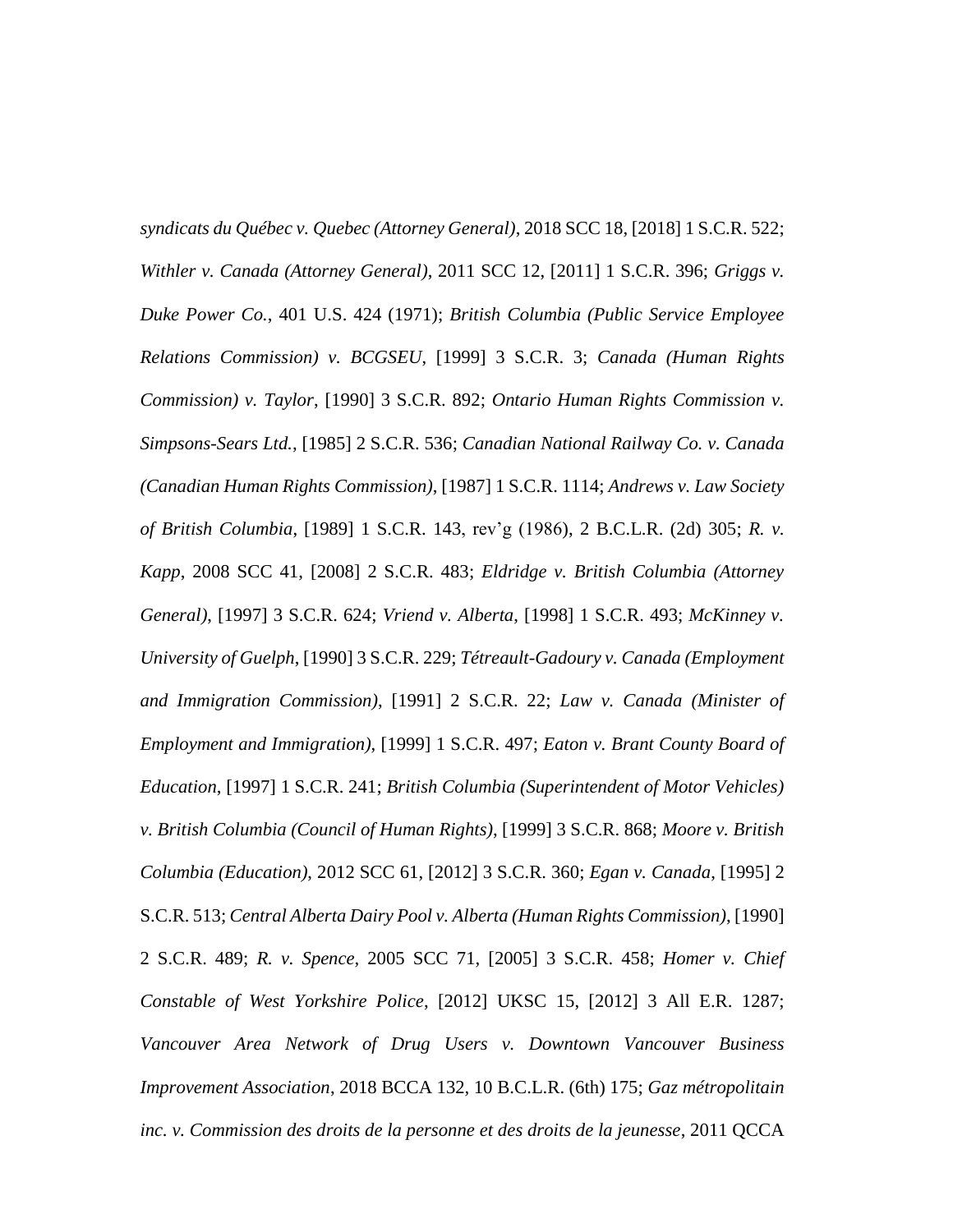*syndicats du Québec v. Quebec (Attorney General)*, 2018 SCC 18, [2018] 1 S.C.R. 522; *Withler v. Canada (Attorney General)*, 2011 SCC 12, [2011] 1 S.C.R. 396; *Griggs v. Duke Power Co.*, 401 U.S. 424 (1971); *British Columbia (Public Service Employee Relations Commission) v. BCGSEU*, [1999] 3 S.C.R. 3; *Canada (Human Rights Commission) v. Taylor*, [1990] 3 S.C.R. 892; *Ontario Human Rights Commission v. Simpsons-Sears Ltd.*, [1985] 2 S.C.R. 536; *Canadian National Railway Co. v. Canada (Canadian Human Rights Commission)*, [1987] 1 S.C.R. 1114; *Andrews v. Law Society of British Columbia*, [1989] 1 S.C.R. 143, rev'g (1986), 2 B.C.L.R. (2d) 305; *R. v. Kapp*, 2008 SCC 41, [2008] 2 S.C.R. 483; *Eldridge v. British Columbia (Attorney General)*, [1997] 3 S.C.R. 624; *Vriend v. Alberta*, [1998] 1 S.C.R. 493; *McKinney v. University of Guelph*, [1990] 3 S.C.R. 229; *Tétreault-Gadoury v. Canada (Employment and Immigration Commission)*, [1991] 2 S.C.R. 22; *Law v. Canada (Minister of Employment and Immigration)*, [1999] 1 S.C.R. 497; *Eaton v. Brant County Board of Education*, [1997] 1 S.C.R. 241; *British Columbia (Superintendent of Motor Vehicles) v. British Columbia (Council of Human Rights)*, [1999] 3 S.C.R. 868; *Moore v. British Columbia (Education)*, 2012 SCC 61, [2012] 3 S.C.R. 360; *Egan v. Canada*, [1995] 2 S.C.R. 513; *Central Alberta Dairy Pool v. Alberta (Human Rights Commission)*, [1990] 2 S.C.R. 489; *R. v. Spence*, 2005 SCC 71, [2005] 3 S.C.R. 458; *Homer v. Chief Constable of West Yorkshire Police*, [2012] UKSC 15, [2012] 3 All E.R. 1287; *Vancouver Area Network of Drug Users v. Downtown Vancouver Business Improvement Association*, 2018 BCCA 132, 10 B.C.L.R. (6th) 175; *Gaz métropolitain inc. v. Commission des droits de la personne et des droits de la jeunesse*, 2011 QCCA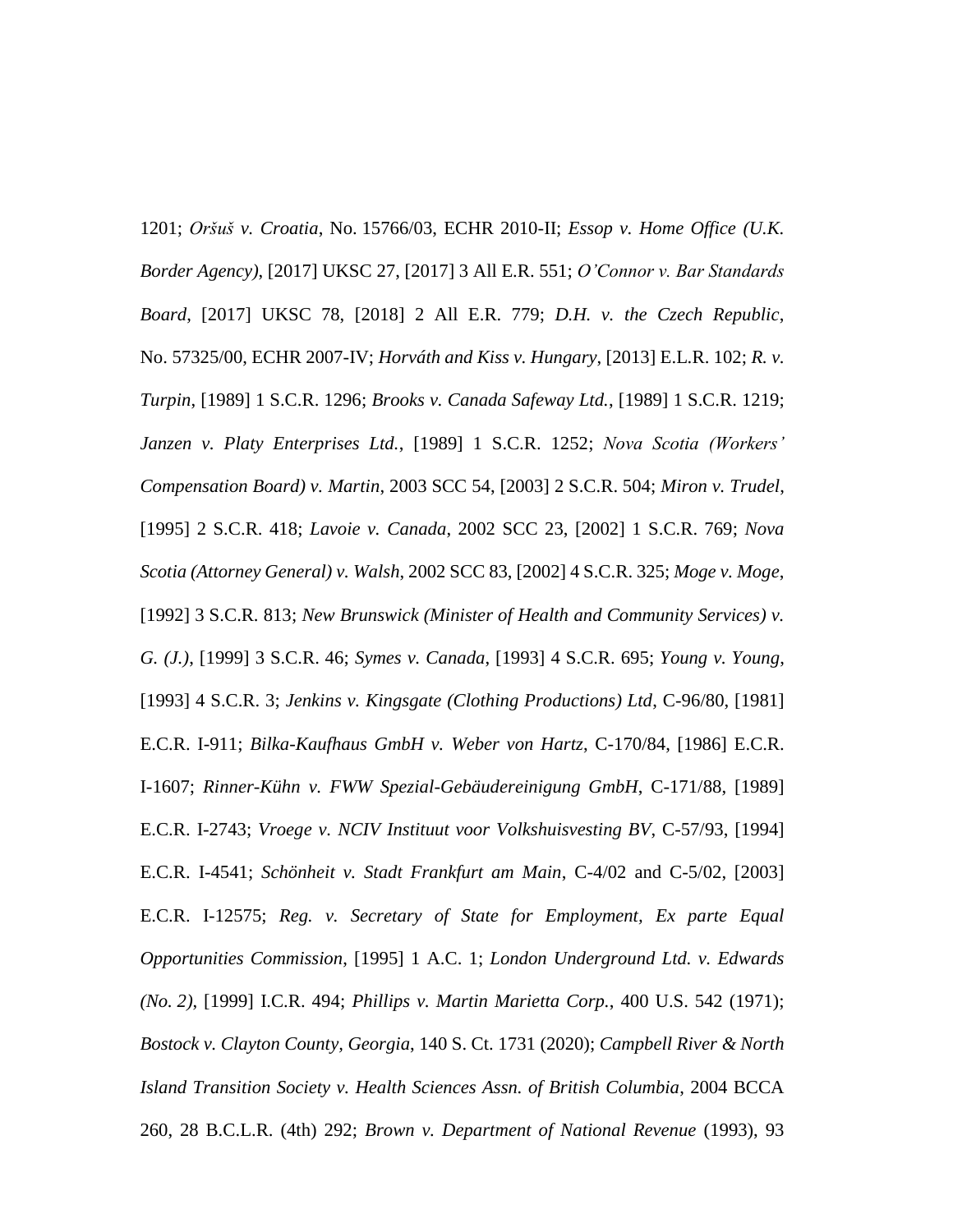1201; *Oršuš v. Croatia*, No. 15766/03, ECHR 2010-II; *Essop v. Home Office (U.K. Border Agency)*, [2017] UKSC 27, [2017] 3 All E.R. 551; *O'Connor v. Bar Standards Board*, [2017] UKSC 78, [2018] 2 All E.R. 779; *D.H. v. the Czech Republic*, No. 57325/00, ECHR 2007-IV; *Horváth and Kiss v. Hungary*, [2013] E.L.R. 102; *R. v. Turpin*, [1989] 1 S.C.R. 1296; *Brooks v. Canada Safeway Ltd.*, [1989] 1 S.C.R. 1219; *Janzen v. Platy Enterprises Ltd.*, [1989] 1 S.C.R. 1252; *Nova Scotia (Workers' Compensation Board) v. Martin*, 2003 SCC 54, [2003] 2 S.C.R. 504; *Miron v. Trudel*, [1995] 2 S.C.R. 418; *Lavoie v. Canada*, 2002 SCC 23, [2002] 1 S.C.R. 769; *Nova Scotia (Attorney General) v. Walsh*, 2002 SCC 83, [2002] 4 S.C.R. 325; *Moge v. Moge*, [1992] 3 S.C.R. 813; *New Brunswick (Minister of Health and Community Services) v. G. (J.)*, [1999] 3 S.C.R. 46; *Symes v. Canada*, [1993] 4 S.C.R. 695; *Young v. Young*, [1993] 4 S.C.R. 3; *Jenkins v. Kingsgate (Clothing Productions) Ltd*, C-96/80, [1981] E.C.R. I-911; *Bilka-Kaufhaus GmbH v. Weber von Hartz*, C-170/84, [1986] E.C.R. I-1607; *Rinner-Kühn v. FWW Spezial-Gebäudereinigung GmbH*, C-171/88, [1989] E.C.R. I-2743; *Vroege v. NCIV Instituut voor Volkshuisvesting BV*, C-57/93, [1994] E.C.R. I-4541; *Schönheit v. Stadt Frankfurt am Main*, C-4/02 and C-5/02, [2003] E.C.R. I-12575; *Reg. v. Secretary of State for Employment, Ex parte Equal Opportunities Commission*, [1995] 1 A.C. 1; *London Underground Ltd. v. Edwards (No. 2)*, [1999] I.C.R. 494; *Phillips v. Martin Marietta Corp.*, 400 U.S. 542 (1971); *Bostock v. Clayton County, Georgia*, 140 S. Ct. 1731 (2020); *Campbell River & North Island Transition Society v. Health Sciences Assn. of British Columbia*, 2004 BCCA 260, 28 B.C.L.R. (4th) 292; *Brown v. Department of National Revenue* (1993), 93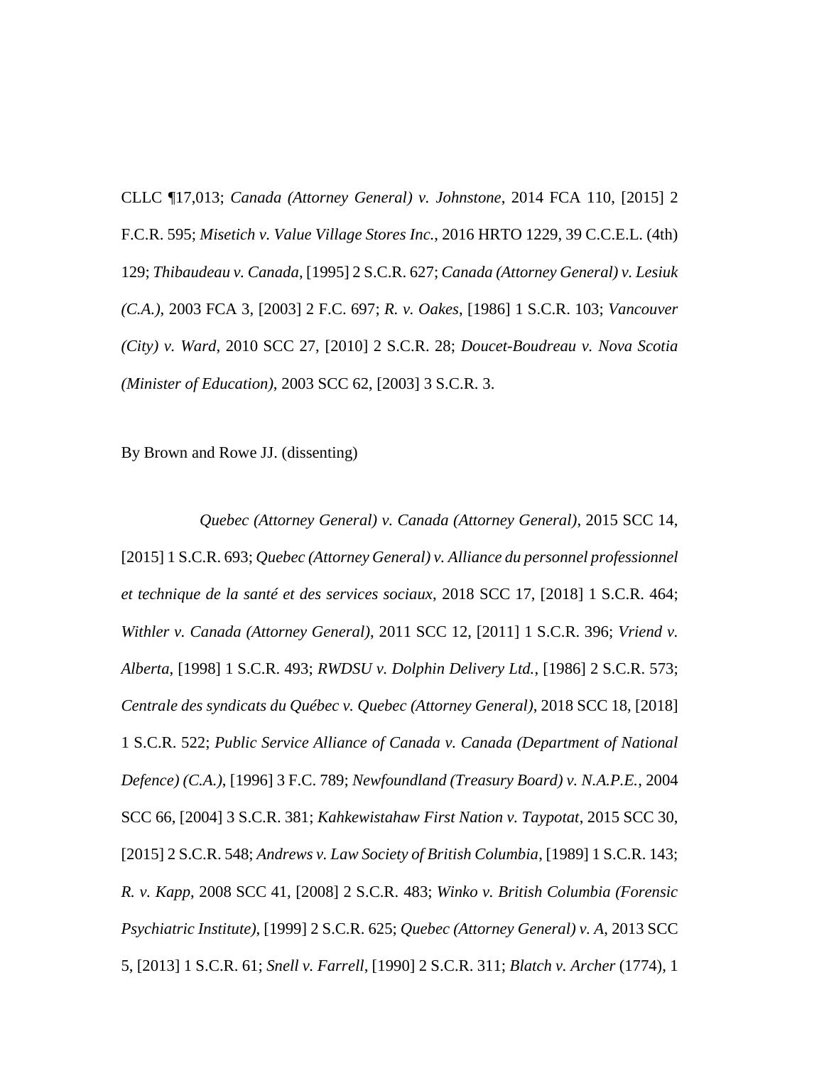CLLC ¶17,013; *Canada (Attorney General) v. Johnstone*, 2014 FCA 110, [2015] 2 F.C.R. 595; *Misetich v. Value Village Stores Inc.*, 2016 HRTO 1229, 39 C.C.E.L. (4th) 129; *Thibaudeau v. Canada*, [1995] 2 S.C.R. 627; *Canada (Attorney General) v. Lesiuk (C.A.)*, 2003 FCA 3, [2003] 2 F.C. 697; *R. v. Oakes*, [1986] 1 S.C.R. 103; *Vancouver (City) v. Ward*, 2010 SCC 27, [2010] 2 S.C.R. 28; *Doucet-Boudreau v. Nova Scotia (Minister of Education)*, 2003 SCC 62, [2003] 3 S.C.R. 3.

By Brown and Rowe JJ. (dissenting)

*Quebec (Attorney General) v. Canada (Attorney General)*, 2015 SCC 14, [2015] 1 S.C.R. 693; *Quebec (Attorney General) v. Alliance du personnel professionnel et technique de la santé et des services sociaux*, 2018 SCC 17, [2018] 1 S.C.R. 464; *Withler v. Canada (Attorney General)*, 2011 SCC 12, [2011] 1 S.C.R. 396; *Vriend v. Alberta*, [1998] 1 S.C.R. 493; *RWDSU v. Dolphin Delivery Ltd.*, [1986] 2 S.C.R. 573; *Centrale des syndicats du Québec v. Quebec (Attorney General)*, 2018 SCC 18, [2018] 1 S.C.R. 522; *Public Service Alliance of Canada v. Canada (Department of National Defence) (C.A.)*, [1996] 3 F.C. 789; *Newfoundland (Treasury Board) v. N.A.P.E.*, 2004 SCC 66, [2004] 3 S.C.R. 381; *Kahkewistahaw First Nation v. Taypotat*, 2015 SCC 30, [2015] 2 S.C.R. 548; *Andrews v. Law Society of British Columbia*, [1989] 1 S.C.R. 143; *R. v. Kapp*, 2008 SCC 41, [2008] 2 S.C.R. 483; *Winko v. British Columbia (Forensic Psychiatric Institute)*, [1999] 2 S.C.R. 625; *Quebec (Attorney General) v. A*, 2013 SCC 5, [2013] 1 S.C.R. 61; *Snell v. Farrell*, [1990] 2 S.C.R. 311; *Blatch v. Archer* (1774), 1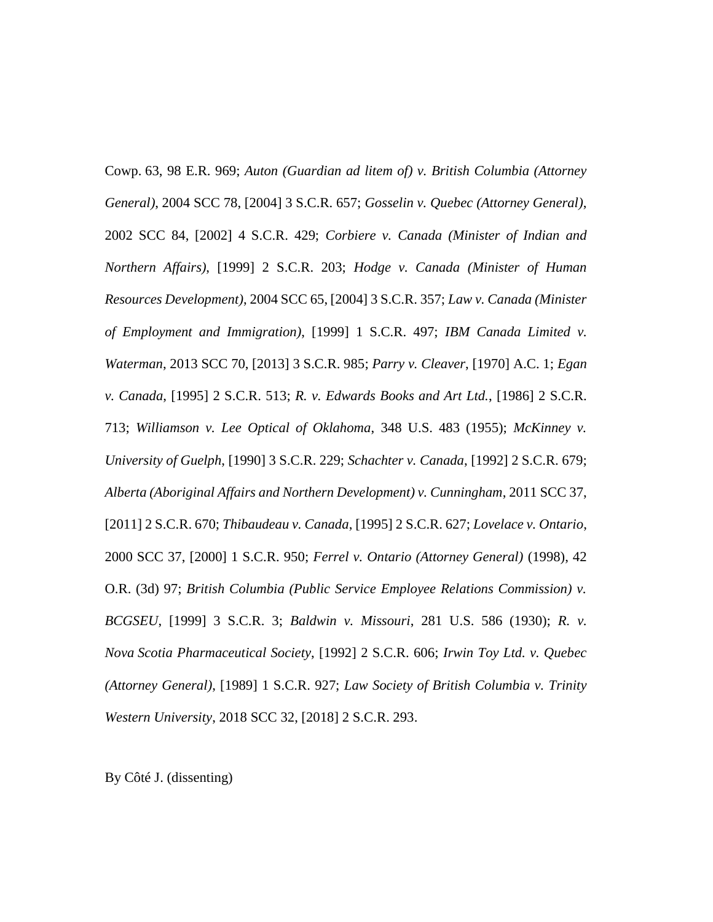Cowp. 63, 98 E.R. 969; *Auton (Guardian ad litem of) v. British Columbia (Attorney General)*, 2004 SCC 78, [2004] 3 S.C.R. 657; *Gosselin v. Quebec (Attorney General)*, 2002 SCC 84, [2002] 4 S.C.R. 429; *Corbiere v. Canada (Minister of Indian and Northern Affairs)*, [1999] 2 S.C.R. 203; *Hodge v. Canada (Minister of Human Resources Development)*, 2004 SCC 65, [2004] 3 S.C.R. 357; *Law v. Canada (Minister of Employment and Immigration)*, [1999] 1 S.C.R. 497; *IBM Canada Limited v. Waterman*, 2013 SCC 70, [2013] 3 S.C.R. 985; *Parry v. Cleaver*, [1970] A.C. 1; *Egan v. Canada*, [1995] 2 S.C.R. 513; *R. v. Edwards Books and Art Ltd.*, [1986] 2 S.C.R. 713; *Williamson v. Lee Optical of Oklahoma*, 348 U.S. 483 (1955); *McKinney v. University of Guelph*, [1990] 3 S.C.R. 229; *Schachter v. Canada*, [1992] 2 S.C.R. 679; *Alberta (Aboriginal Affairs and Northern Development) v. Cunningham*, 2011 SCC 37, [2011] 2 S.C.R. 670; *Thibaudeau v. Canada*, [1995] 2 S.C.R. 627; *Lovelace v. Ontario*, 2000 SCC 37, [2000] 1 S.C.R. 950; *Ferrel v. Ontario (Attorney General)* (1998), 42 O.R. (3d) 97; *British Columbia (Public Service Employee Relations Commission) v. BCGSEU*, [1999] 3 S.C.R. 3; *Baldwin v. Missouri*, 281 U.S. 586 (1930); *R. v. Nova Scotia Pharmaceutical Society*, [1992] 2 S.C.R. 606; *Irwin Toy Ltd. v. Quebec (Attorney General)*, [1989] 1 S.C.R. 927; *Law Society of British Columbia v. Trinity Western University*, 2018 SCC 32, [2018] 2 S.C.R. 293.

By Côté J. (dissenting)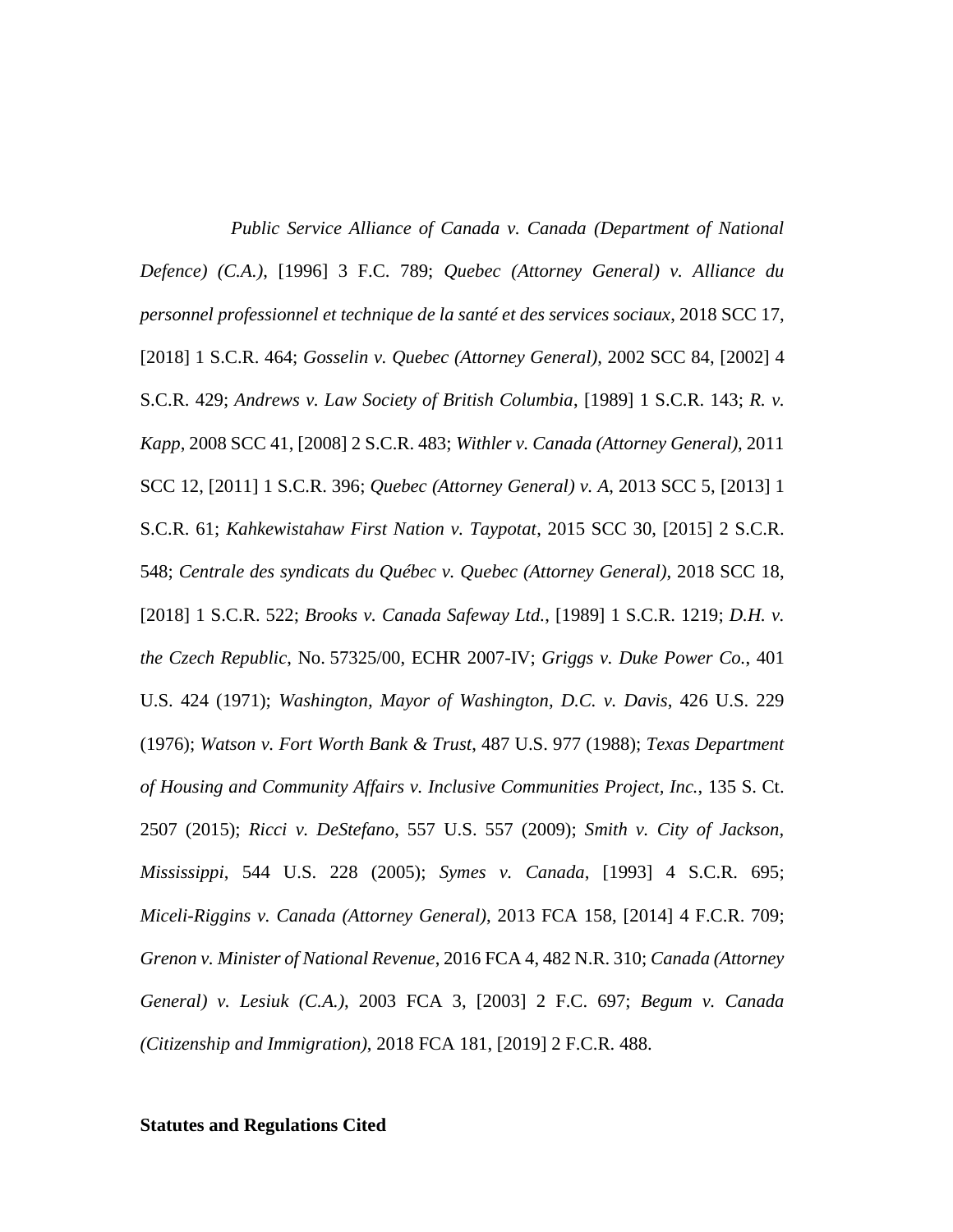*Public Service Alliance of Canada v. Canada (Department of National Defence) (C.A.)*, [1996] 3 F.C. 789; *Quebec (Attorney General) v. Alliance du personnel professionnel et technique de la santé et des services sociaux*, 2018 SCC 17, [2018] 1 S.C.R. 464; *Gosselin v. Quebec (Attorney General)*, 2002 SCC 84, [2002] 4 S.C.R. 429; *Andrews v. Law Society of British Columbia*, [1989] 1 S.C.R. 143; *R. v. Kapp*, 2008 SCC 41, [2008] 2 S.C.R. 483; *Withler v. Canada (Attorney General)*, 2011 SCC 12, [2011] 1 S.C.R. 396; *Quebec (Attorney General) v. A*, 2013 SCC 5, [2013] 1 S.C.R. 61; *Kahkewistahaw First Nation v. Taypotat*, 2015 SCC 30, [2015] 2 S.C.R. 548; *Centrale des syndicats du Québec v. Quebec (Attorney General)*, 2018 SCC 18, [2018] 1 S.C.R. 522; *Brooks v. Canada Safeway Ltd.*, [1989] 1 S.C.R. 1219; *D.H. v. the Czech Republic*, No. 57325/00, ECHR 2007-IV; *Griggs v. Duke Power Co.*, 401 U.S. 424 (1971); *Washington, Mayor of Washington, D.C. v. Davis*, 426 U.S. 229 (1976); *Watson v. Fort Worth Bank & Trust*, 487 U.S. 977 (1988); *Texas Department of Housing and Community Affairs v. Inclusive Communities Project, Inc.*, 135 S. Ct. 2507 (2015); *Ricci v. DeStefano*, 557 U.S. 557 (2009); *Smith v. City of Jackson, Mississippi*, 544 U.S. 228 (2005); *Symes v. Canada*, [1993] 4 S.C.R. 695; *Miceli-Riggins v. Canada (Attorney General)*, 2013 FCA 158, [2014] 4 F.C.R. 709; *Grenon v. Minister of National Revenue*, 2016 FCA 4, 482 N.R. 310; *Canada (Attorney General) v. Lesiuk (C.A.)*, 2003 FCA 3, [2003] 2 F.C. 697; *Begum v. Canada (Citizenship and Immigration)*, 2018 FCA 181, [2019] 2 F.C.R. 488.

**Statutes and Regulations Cited**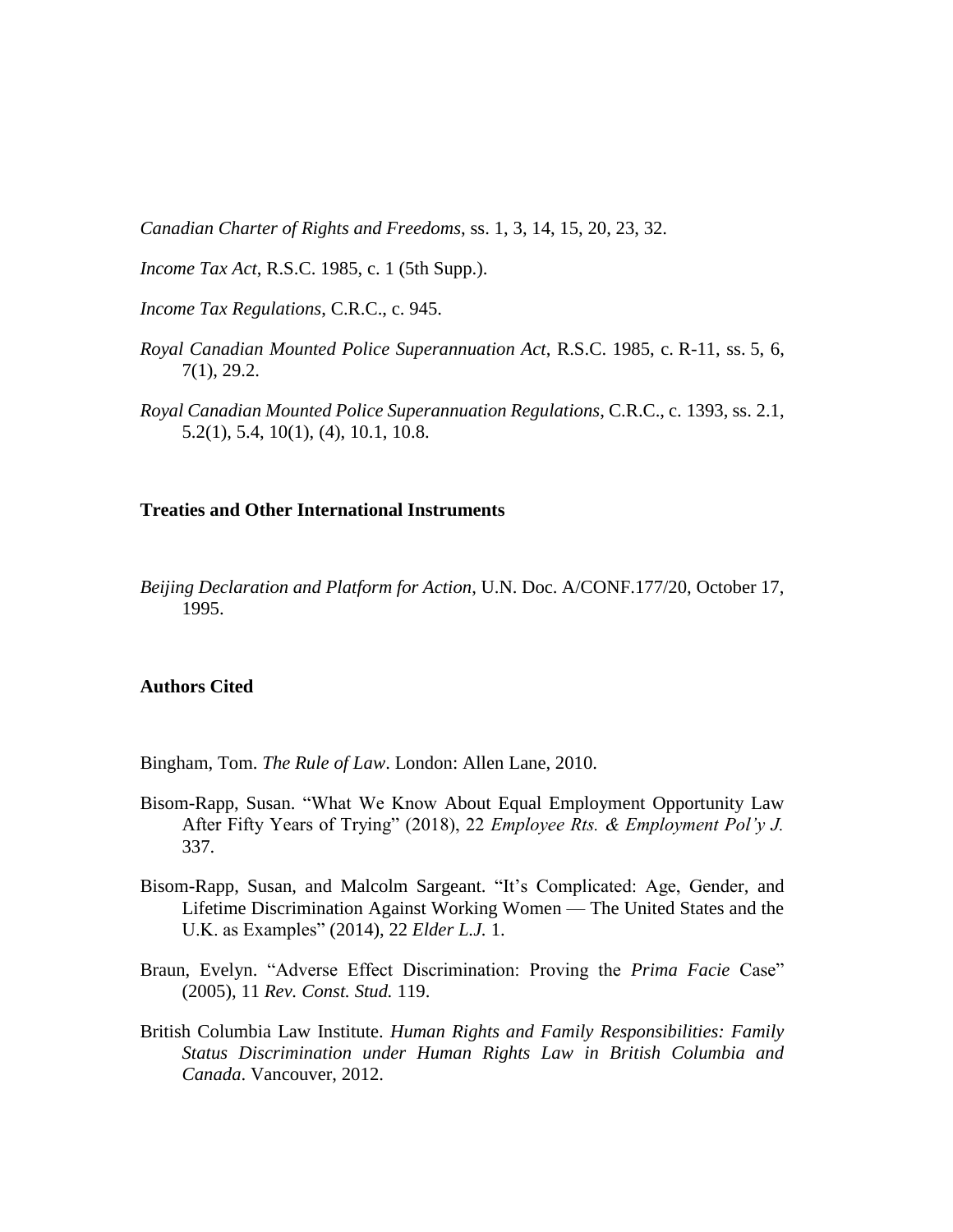*Canadian Charter of Rights and Freedoms*, ss. 1, 3, 14, 15, 20, 23, 32.

*Income Tax Act*, R.S.C. 1985, c. 1 (5th Supp.).

*Income Tax Regulations*, C.R.C., c. 945.

*Royal Canadian Mounted Police Superannuation Act*, R.S.C. 1985, c. R-11, ss. 5, 6, 7(1), 29.2.

*Royal Canadian Mounted Police Superannuation Regulations*, C.R.C., c. 1393, ss. 2.1, 5.2(1), 5.4, 10(1), (4), 10.1, 10.8.

**Treaties and Other International Instruments**

*Beijing Declaration and Platform for Action*, U.N. Doc. A/CONF.177/20, October 17, 1995.

**Authors Cited**

Bingham, Tom. *The Rule of Law*. London: Allen Lane, 2010.

Bisom-Rapp, Susan. "What We Know About Equal Employment Opportunity Law After Fifty Years of Trying" (2018), 22 *Employee Rts. & Employment Pol'y J.* 337.

Bisom-Rapp, Susan, and Malcolm Sargeant. "It's Complicated: Age, Gender, and Lifetime Discrimination Against Working Women — The United States and the U.K. as Examples" (2014), 22 *Elder L.J.* 1.

Braun, Evelyn. "Adverse Effect Discrimination: Proving the *Prima Facie* Case" (2005), 11 *Rev. Const. Stud.* 119.

British Columbia Law Institute. *Human Rights and Family Responsibilities: Family Status Discrimination under Human Rights Law in British Columbia and Canada*. Vancouver, 2012.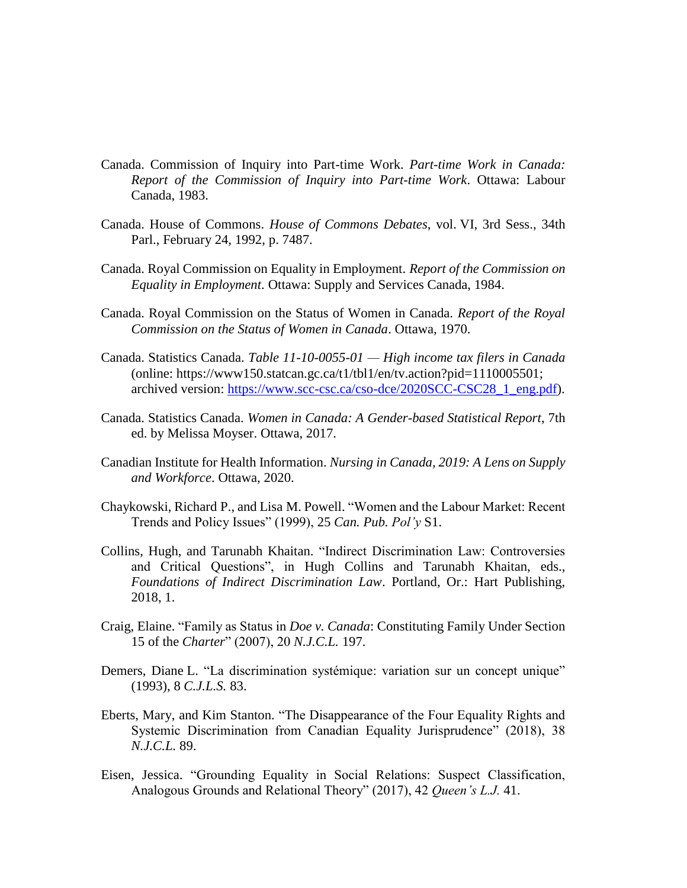Canada. Commission of Inquiry into Part-time Work. *Part-time Work in Canada: Report of the Commission of Inquiry into Part-time Work*. Ottawa: Labour Canada, 1983.

Canada. House of Commons. *House of Commons Debates*, vol. VI, 3rd Sess., 34th Parl., February 24, 1992, p. 7487.

Canada. Royal Commission on Equality in Employment. *Report of the Commission on Equality in Employment*. Ottawa: Supply and Services Canada, 1984.

Canada. Royal Commission on the Status of Women in Canada. *Report of the Royal Commission on the Status of Women in Canada*. Ottawa, 1970.

Canada. Statistics Canada. *Table 11-10-0055-01 — High income tax filers in Canada* (online: https://www150.statcan.gc.ca/t1/tbl1/en/tv.action?pid=1110005501; archived version: [https://www.scc-csc.ca/cso-dce/2020SCC-CSC28_1_eng.pdf](https://www.scc-csc.ca/cso-dce/2020SCC-CSC28_1_eng.pdf)).

Canada. Statistics Canada. *Women in Canada: A Gender-based Statistical Report*, 7th ed. by Melissa Moyser. Ottawa, 2017.

Canadian Institute for Health Information. *Nursing in Canada, 2019: A Lens on Supply and Workforce*. Ottawa, 2020.

Chaykowski, Richard P., and Lisa M. Powell. "Women and the Labour Market: Recent Trends and Policy Issues" (1999), 25 *Can. Pub. Pol'y* S1.

Collins, Hugh, and Tarunabh Khaitan. "Indirect Discrimination Law: Controversies and Critical Questions", in Hugh Collins and Tarunabh Khaitan, eds., *Foundations of Indirect Discrimination Law*. Portland, Or.: Hart Publishing, 2018, 1.

Craig, Elaine. "Family as Status in *Doe v. Canada*: Constituting Family Under Section 15 of the *Charter*" (2007), 20 *N.J.C.L.* 197.

Demers, Diane L. "La discrimination systémique: variation sur un concept unique" (1993), 8 *C.J.L.S.* 83.

Eberts, Mary, and Kim Stanton. "The Disappearance of the Four Equality Rights and Systemic Discrimination from Canadian Equality Jurisprudence" (2018), 38 *N.J.C.L.* 89.

Eisen, Jessica. "Grounding Equality in Social Relations: Suspect Classification, Analogous Grounds and Relational Theory" (2017), 42 *Queen's L.J.* 41.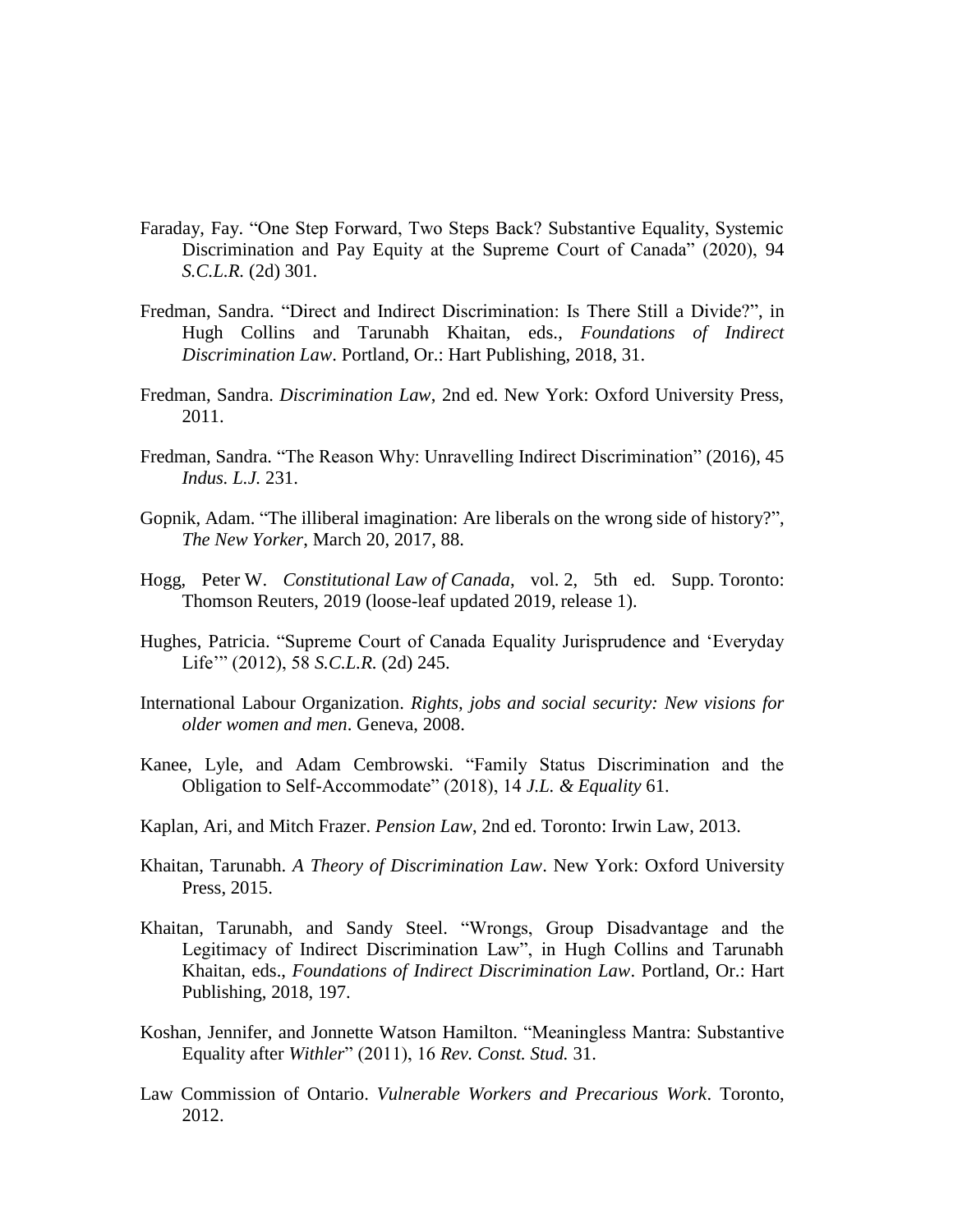Faraday, Fay. "One Step Forward, Two Steps Back? Substantive Equality, Systemic Discrimination and Pay Equity at the Supreme Court of Canada" (2020), 94 *S.C.L.R.* (2d) 301.

Fredman, Sandra. "Direct and Indirect Discrimination: Is There Still a Divide?", in Hugh Collins and Tarunabh Khaitan, eds., *Foundations of Indirect Discrimination Law*. Portland, Or.: Hart Publishing, 2018, 31.

Fredman, Sandra. *Discrimination Law*, 2nd ed. New York: Oxford University Press, 2011.

Fredman, Sandra. "The Reason Why: Unravelling Indirect Discrimination" (2016), 45 *Indus. L.J.* 231.

Gopnik, Adam. "The illiberal imagination: Are liberals on the wrong side of history?", *The New Yorker*, March 20, 2017, 88.

Hogg, Peter W. *Constitutional Law of Canada*, vol. 2, 5th ed. Supp. Toronto: Thomson Reuters, 2019 (loose-leaf updated 2019, release 1).

Hughes, Patricia. "Supreme Court of Canada Equality Jurisprudence and 'Everyday Life'" (2012), 58 *S.C.L.R.* (2d) 245.

International Labour Organization. *Rights, jobs and social security: New visions for older women and men*. Geneva, 2008.

Kanee, Lyle, and Adam Cembrowski. "Family Status Discrimination and the Obligation to Self-Accommodate" (2018), 14 *J.L. & Equality* 61.

Kaplan, Ari, and Mitch Frazer. *Pension Law*, 2nd ed. Toronto: Irwin Law, 2013.

Khaitan, Tarunabh. *A Theory of Discrimination Law*. New York: Oxford University Press, 2015.

Khaitan, Tarunabh, and Sandy Steel. "Wrongs, Group Disadvantage and the Legitimacy of Indirect Discrimination Law", in Hugh Collins and Tarunabh Khaitan, eds., *Foundations of Indirect Discrimination Law*. Portland, Or.: Hart Publishing, 2018, 197.

Koshan, Jennifer, and Jonnette Watson Hamilton. "Meaningless Mantra: Substantive Equality after *Withler*" (2011), 16 *Rev. Const. Stud.* 31.

Law Commission of Ontario. *Vulnerable Workers and Precarious Work*. Toronto, 2012.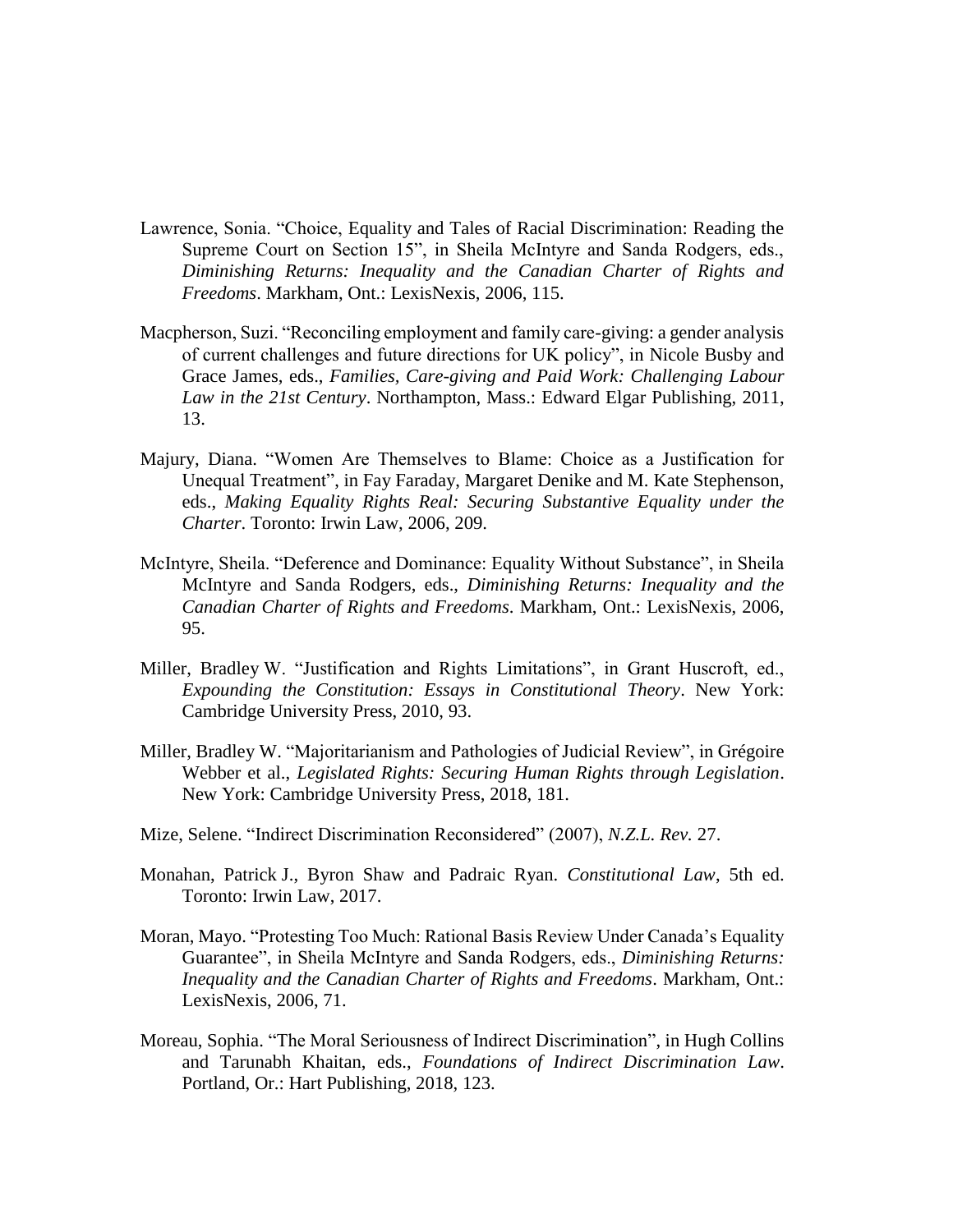Lawrence, Sonia. "Choice, Equality and Tales of Racial Discrimination: Reading the Supreme Court on Section 15", in Sheila McIntyre and Sanda Rodgers, eds., *Diminishing Returns: Inequality and the Canadian Charter of Rights and Freedoms*. Markham, Ont.: LexisNexis, 2006, 115.

Macpherson, Suzi. "Reconciling employment and family care-giving: a gender analysis of current challenges and future directions for UK policy", in Nicole Busby and Grace James, eds., *Families, Care-giving and Paid Work: Challenging Labour Law in the 21st Century*. Northampton, Mass.: Edward Elgar Publishing, 2011, 13.

Majury, Diana. "Women Are Themselves to Blame: Choice as a Justification for Unequal Treatment", in Fay Faraday, Margaret Denike and M. Kate Stephenson, eds., *Making Equality Rights Real: Securing Substantive Equality under the Charter*. Toronto: Irwin Law, 2006, 209.

McIntyre, Sheila. "Deference and Dominance: Equality Without Substance", in Sheila McIntyre and Sanda Rodgers, eds., *Diminishing Returns: Inequality and the Canadian Charter of Rights and Freedoms*. Markham, Ont.: LexisNexis, 2006, 95.

Miller, Bradley W. "Justification and Rights Limitations", in Grant Huscroft, ed., *Expounding the Constitution: Essays in Constitutional Theory*. New York: Cambridge University Press, 2010, 93.

Miller, Bradley W. "Majoritarianism and Pathologies of Judicial Review", in Grégoire Webber et al., *Legislated Rights: Securing Human Rights through Legislation*. New York: Cambridge University Press, 2018, 181.

Mize, Selene. "Indirect Discrimination Reconsidered" (2007), *N.Z.L. Rev.* 27.

Monahan, Patrick J., Byron Shaw and Padraic Ryan. *Constitutional Law*, 5th ed. Toronto: Irwin Law, 2017.

Moran, Mayo. "Protesting Too Much: Rational Basis Review Under Canada's Equality Guarantee", in Sheila McIntyre and Sanda Rodgers, eds., *Diminishing Returns: Inequality and the Canadian Charter of Rights and Freedoms*. Markham, Ont.: LexisNexis, 2006, 71.

Moreau, Sophia. "The Moral Seriousness of Indirect Discrimination", in Hugh Collins and Tarunabh Khaitan, eds., *Foundations of Indirect Discrimination Law*. Portland, Or.: Hart Publishing, 2018, 123.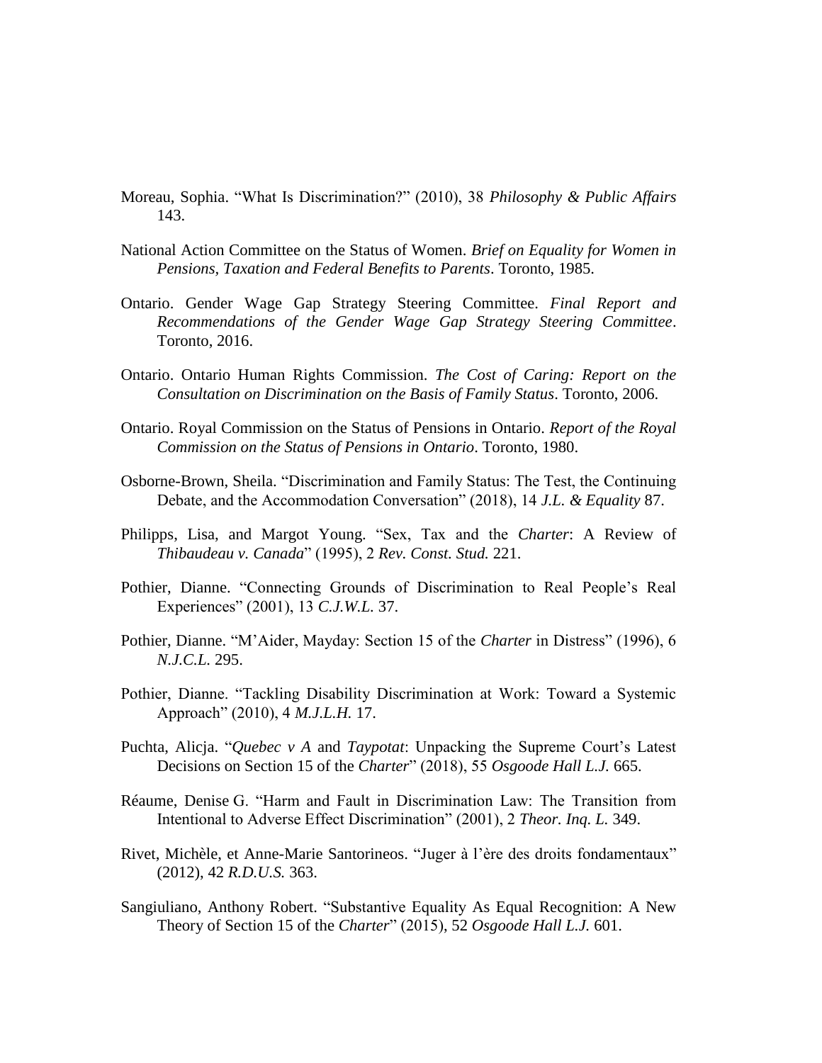Moreau, Sophia. “What Is Discrimination?” (2010), 38 *Philosophy & Public Affairs* 143.

National Action Committee on the Status of Women. *Brief on Equality for Women in Pensions, Taxation and Federal Benefits to Parents*. Toronto, 1985.

Ontario. Gender Wage Gap Strategy Steering Committee. *Final Report and Recommendations of the Gender Wage Gap Strategy Steering Committee*. Toronto, 2016.

Ontario. Ontario Human Rights Commission. *The Cost of Caring: Report on the Consultation on Discrimination on the Basis of Family Status*. Toronto, 2006.

Ontario. Royal Commission on the Status of Pensions in Ontario. *Report of the Royal Commission on the Status of Pensions in Ontario*. Toronto, 1980.

Osborne-Brown, Sheila. “Discrimination and Family Status: The Test, the Continuing Debate, and the Accommodation Conversation” (2018), 14 *J.L. & Equality* 87.

Philipps, Lisa, and Margot Young. “Sex, Tax and the *Charter*: A Review of *Thibaudeau v. Canada*” (1995), 2 *Rev. Const. Stud.* 221.

Pothier, Dianne. “Connecting Grounds of Discrimination to Real People’s Real Experiences” (2001), 13 *C.J.W.L.* 37.

Pothier, Dianne. “M’Aider, Mayday: Section 15 of the *Charter* in Distress” (1996), 6 *N.J.C.L.* 295.

Pothier, Dianne. “Tackling Disability Discrimination at Work: Toward a Systemic Approach” (2010), 4 *M.J.L.H.* 17.

Puchta, Alicja. “*Quebec v A* and *Taypotat*: Unpacking the Supreme Court’s Latest Decisions on Section 15 of the *Charter*” (2018), 55 *Osgoode Hall L.J.* 665.

Réaume, Denise G. “Harm and Fault in Discrimination Law: The Transition from Intentional to Adverse Effect Discrimination” (2001), 2 *Theor. Inq. L.* 349.

Rivet, Michèle, et Anne-Marie Santorineos. “Juger à l’ère des droits fondamentaux” (2012), 42 *R.D.U.S.* 363.

Sangiuliano, Anthony Robert. “Substantive Equality As Equal Recognition: A New Theory of Section 15 of the *Charter*” (2015), 52 *Osgoode Hall L.J.* 601.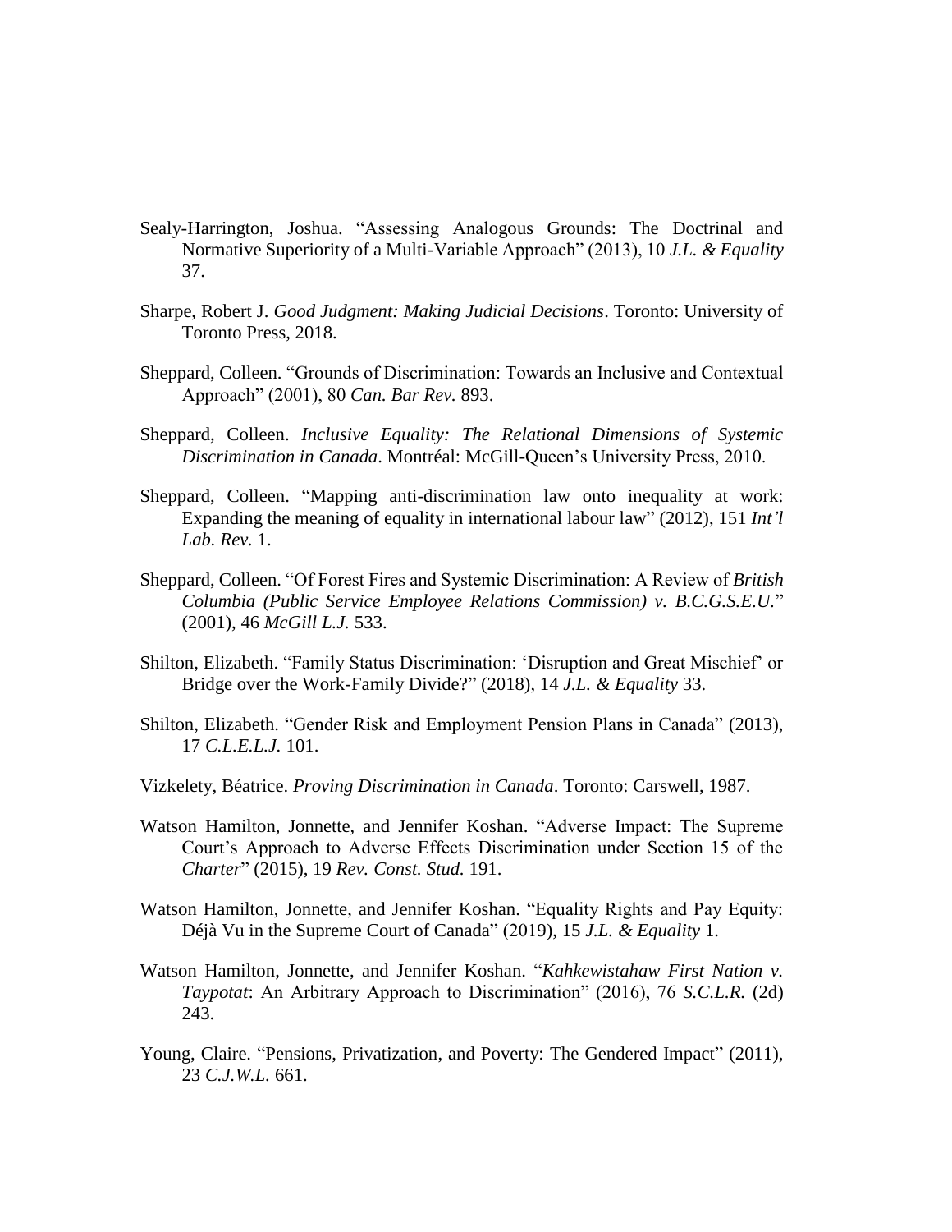Sealy-Harrington, Joshua. "Assessing Analogous Grounds: The Doctrinal and Normative Superiority of a Multi-Variable Approach" (2013), 10 *J.L. & Equality* 37.

Sharpe, Robert J. *Good Judgment: Making Judicial Decisions*. Toronto: University of Toronto Press, 2018.

Sheppard, Colleen. "Grounds of Discrimination: Towards an Inclusive and Contextual Approach" (2001), 80 *Can. Bar Rev.* 893.

Sheppard, Colleen. *Inclusive Equality: The Relational Dimensions of Systemic Discrimination in Canada*. Montréal: McGill-Queen's University Press, 2010.

Sheppard, Colleen. "Mapping anti-discrimination law onto inequality at work: Expanding the meaning of equality in international labour law" (2012), 151 *Int'l Lab. Rev.* 1.

Sheppard, Colleen. "Of Forest Fires and Systemic Discrimination: A Review of *British Columbia (Public Service Employee Relations Commission) v. B.C.G.S.E.U.*" (2001), 46 *McGill L.J.* 533.

Shilton, Elizabeth. "Family Status Discrimination: 'Disruption and Great Mischief' or Bridge over the Work-Family Divide?" (2018), 14 *J.L. & Equality* 33.

Shilton, Elizabeth. "Gender Risk and Employment Pension Plans in Canada" (2013), 17 *C.L.E.L.J.* 101.

Vizkelety, Béatrice. *Proving Discrimination in Canada*. Toronto: Carswell, 1987.

Watson Hamilton, Jonnette, and Jennifer Koshan. "Adverse Impact: The Supreme Court's Approach to Adverse Effects Discrimination under Section 15 of the *Charter*" (2015), 19 *Rev. Const. Stud.* 191.

Watson Hamilton, Jonnette, and Jennifer Koshan. "Equality Rights and Pay Equity: Déjà Vu in the Supreme Court of Canada" (2019), 15 *J.L. & Equality* 1.

Watson Hamilton, Jonnette, and Jennifer Koshan. "*Kahkewistahaw First Nation v. Taypotat*: An Arbitrary Approach to Discrimination" (2016), 76 *S.C.L.R.* (2d) 243.

Young, Claire. "Pensions, Privatization, and Poverty: The Gendered Impact" (2011), 23 *C.J.W.L.* 661.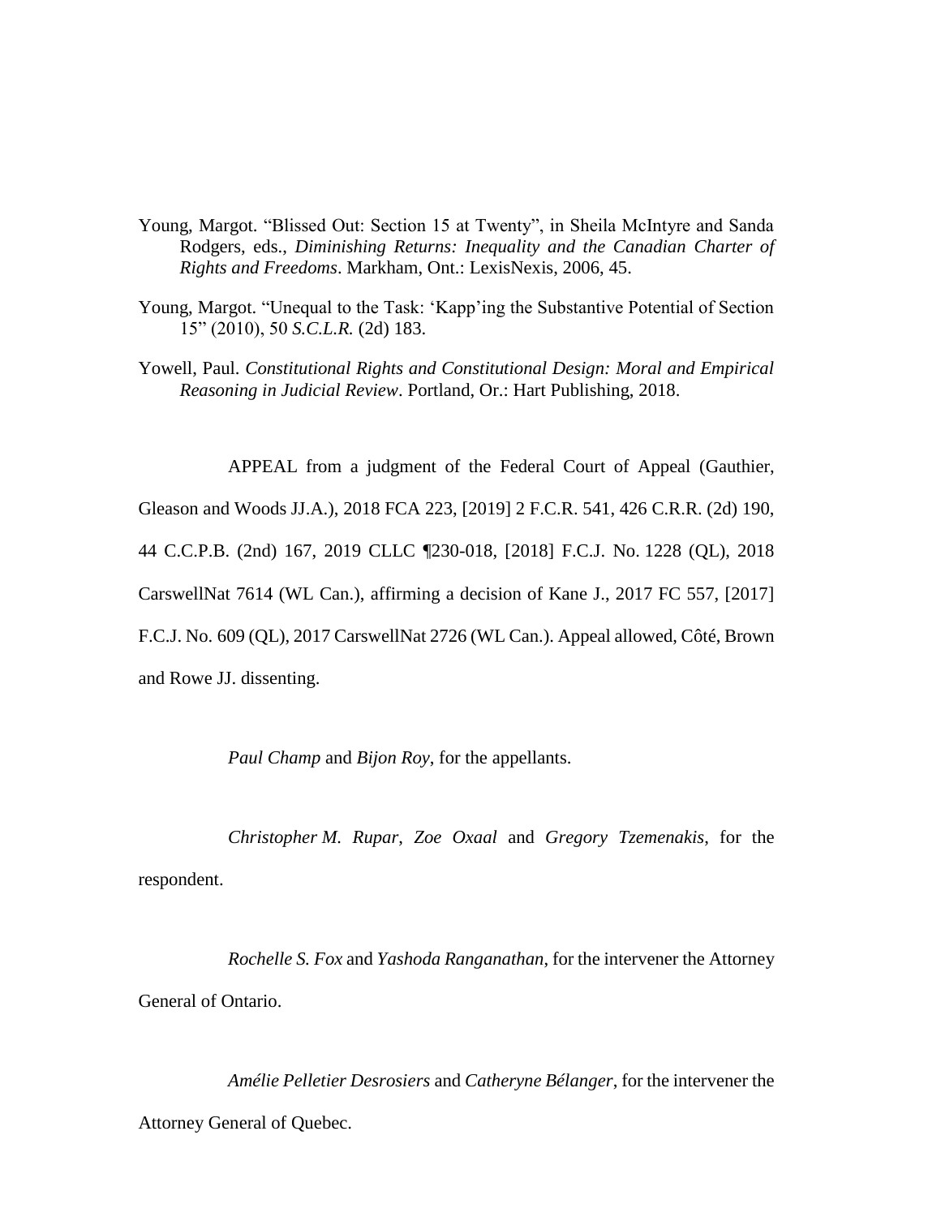Young, Margot. "Blissed Out: Section 15 at Twenty", in Sheila McIntyre and Sanda Rodgers, eds., *Diminishing Returns: Inequality and the Canadian Charter of Rights and Freedoms*. Markham, Ont.: LexisNexis, 2006, 45.

Young, Margot. "Unequal to the Task: 'Kapp'ing the Substantive Potential of Section 15" (2010), 50 *S.C.L.R.* (2d) 183.

Yowell, Paul. *Constitutional Rights and Constitutional Design: Moral and Empirical Reasoning in Judicial Review*. Portland, Or.: Hart Publishing, 2018.

APPEAL from a judgment of the Federal Court of Appeal (Gauthier, Gleason and Woods JJ.A.), 2018 FCA 223, [2019] 2 F.C.R. 541, 426 C.R.R. (2d) 190, 44 C.C.P.B. (2nd) 167, 2019 CLLC ¶230-018, [2018] F.C.J. No. 1228 (QL), 2018 CarswellNat 7614 (WL Can.), affirming a decision of Kane J., 2017 FC 557, [2017] F.C.J. No. 609 (QL), 2017 CarswellNat 2726 (WL Can.). Appeal allowed, Côté, Brown and Rowe JJ. dissenting.

*Paul Champ* and *Bijon Roy*, for the appellants.

*Christopher M. Rupar*, *Zoe Oxaal* and *Gregory Tzemenakis*, for the respondent.

*Rochelle S. Fox* and *Yashoda Ranganathan*, for the intervener the Attorney General of Ontario.

*Amélie Pelletier Desrosiers* and *Catheryne Bélanger*, for the intervener the Attorney General of Quebec.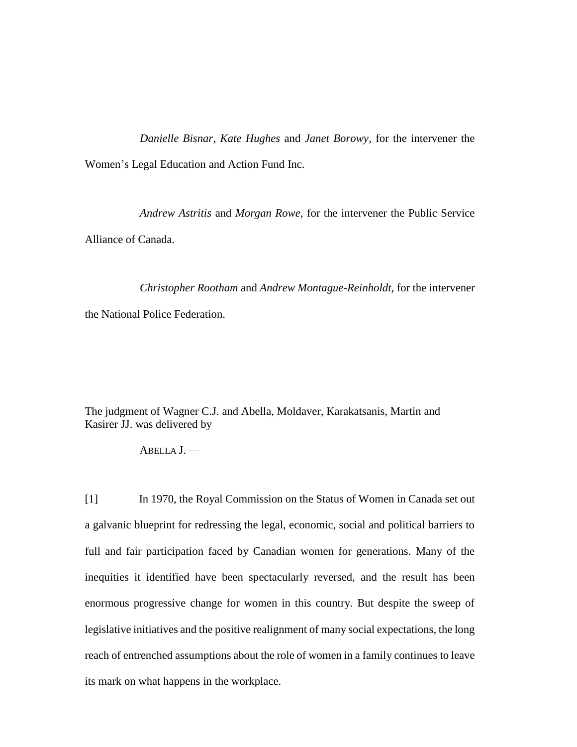*Danielle Bisnar*, *Kate Hughes* and *Janet Borowy*, for the intervener the Women's Legal Education and Action Fund Inc.

*Andrew Astritis* and *Morgan Rowe*, for the intervener the Public Service Alliance of Canada.

*Christopher Rootham* and *Andrew Montague-Reinholdt*, for the intervener the National Police Federation.

The judgment of Wagner C.J. and Abella, Moldaver, Karakatsanis, Martin and Kasirer JJ. was delivered by

ABELLA J. —

[1] In 1970, the Royal Commission on the Status of Women in Canada set out a galvanic blueprint for redressing the legal, economic, social and political barriers to full and fair participation faced by Canadian women for generations. Many of the inequities it identified have been spectacularly reversed, and the result has been enormous progressive change for women in this country. But despite the sweep of legislative initiatives and the positive realignment of many social expectations, the long reach of entrenched assumptions about the role of women in a family continues to leave its mark on what happens in the workplace.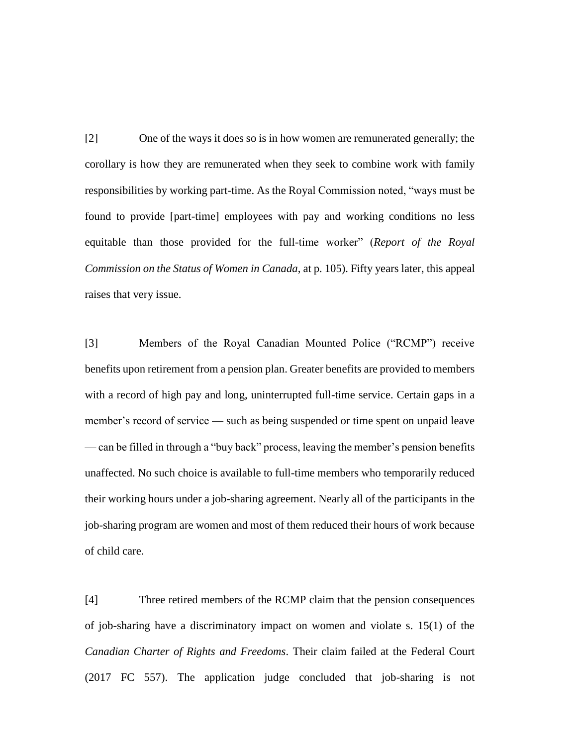[2] One of the ways it does so is in how women are remunerated generally; the corollary is how they are remunerated when they seek to combine work with family responsibilities by working part-time. As the Royal Commission noted, "ways must be found to provide [part-time] employees with pay and working conditions no less equitable than those provided for the full-time worker" (*Report of the Royal Commission on the Status of Women in Canada*, at p. 105). Fifty years later, this appeal raises that very issue.

[3] Members of the Royal Canadian Mounted Police ("RCMP") receive benefits upon retirement from a pension plan. Greater benefits are provided to members with a record of high pay and long, uninterrupted full-time service. Certain gaps in a member's record of service — such as being suspended or time spent on unpaid leave — can be filled in through a "buy back" process, leaving the member's pension benefits unaffected. No such choice is available to full-time members who temporarily reduced their working hours under a job-sharing agreement. Nearly all of the participants in the job-sharing program are women and most of them reduced their hours of work because of child care.

[4] Three retired members of the RCMP claim that the pension consequences of job-sharing have a discriminatory impact on women and violate s. 15(1) of the *Canadian Charter of Rights and Freedoms*. Their claim failed at the Federal Court (2017 FC 557). The application judge concluded that job-sharing is not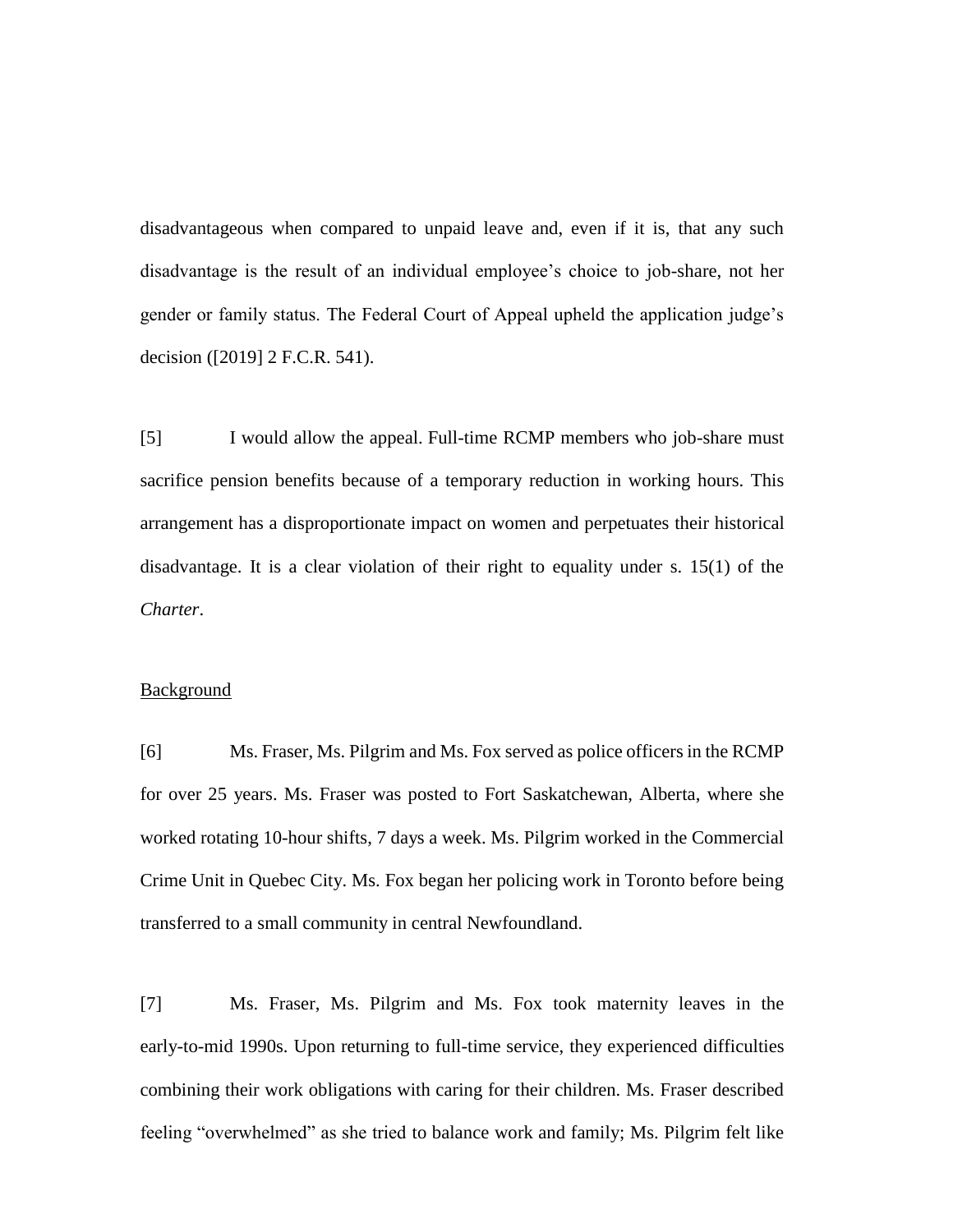disadvantageous when compared to unpaid leave and, even if it is, that any such disadvantage is the result of an individual employee's choice to job-share, not her gender or family status. The Federal Court of Appeal upheld the application judge's decision ([2019] 2 F.C.R. 541).

[5] I would allow the appeal. Full-time RCMP members who job-share must sacrifice pension benefits because of a temporary reduction in working hours. This arrangement has a disproportionate impact on women and perpetuates their historical disadvantage. It is a clear violation of their right to equality under s. 15(1) of the *Charter*.

Background

[6] Ms. Fraser, Ms. Pilgrim and Ms. Fox served as police officers in the RCMP for over 25 years. Ms. Fraser was posted to Fort Saskatchewan, Alberta, where she worked rotating 10-hour shifts, 7 days a week. Ms. Pilgrim worked in the Commercial Crime Unit in Quebec City. Ms. Fox began her policing work in Toronto before being transferred to a small community in central Newfoundland.

[7] Ms. Fraser, Ms. Pilgrim and Ms. Fox took maternity leaves in the early-to-mid 1990s. Upon returning to full-time service, they experienced difficulties combining their work obligations with caring for their children. Ms. Fraser described feeling "overwhelmed" as she tried to balance work and family; Ms. Pilgrim felt like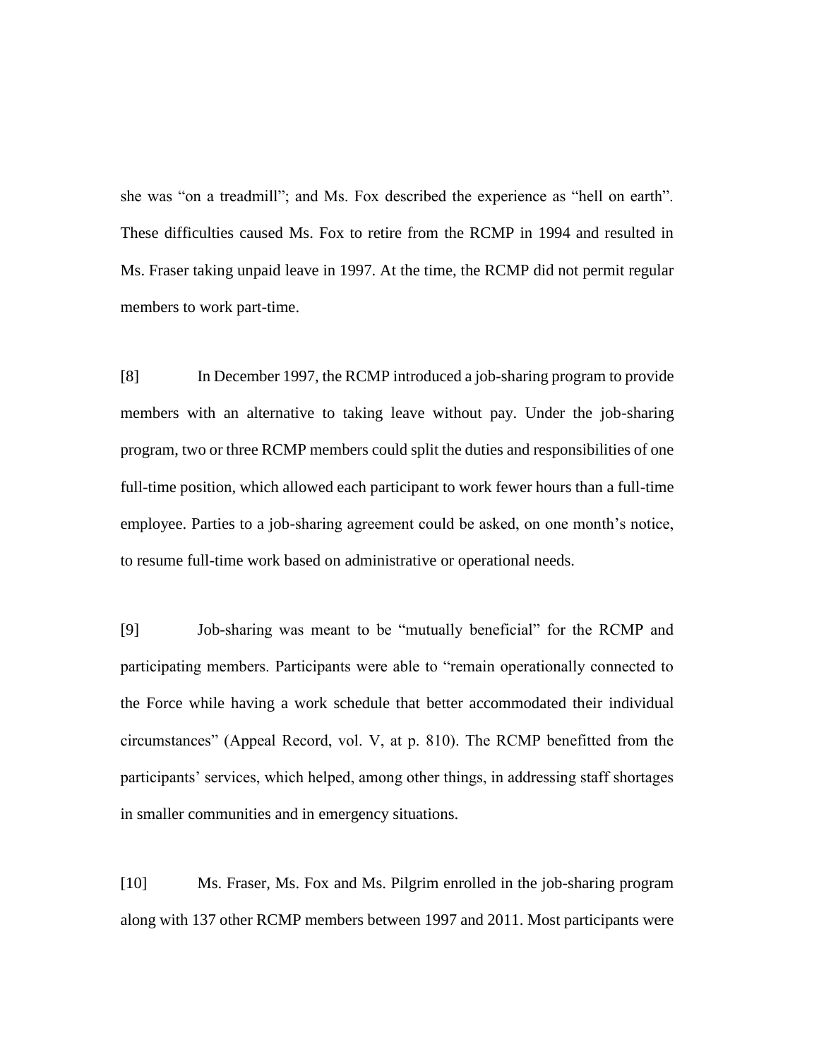she was “on a treadmill”; and Ms. Fox described the experience as “hell on earth”. These difficulties caused Ms. Fox to retire from the RCMP in 1994 and resulted in Ms. Fraser taking unpaid leave in 1997. At the time, the RCMP did not permit regular members to work part-time.

[8] In December 1997, the RCMP introduced a job-sharing program to provide members with an alternative to taking leave without pay. Under the job-sharing program, two or three RCMP members could split the duties and responsibilities of one full-time position, which allowed each participant to work fewer hours than a full-time employee. Parties to a job-sharing agreement could be asked, on one month’s notice, to resume full-time work based on administrative or operational needs.

[9] Job-sharing was meant to be “mutually beneficial” for the RCMP and participating members. Participants were able to “remain operationally connected to the Force while having a work schedule that better accommodated their individual circumstances” (Appeal Record, vol. V, at p. 810). The RCMP benefitted from the participants’ services, which helped, among other things, in addressing staff shortages in smaller communities and in emergency situations.

[10] Ms. Fraser, Ms. Fox and Ms. Pilgrim enrolled in the job-sharing program along with 137 other RCMP members between 1997 and 2011. Most participants were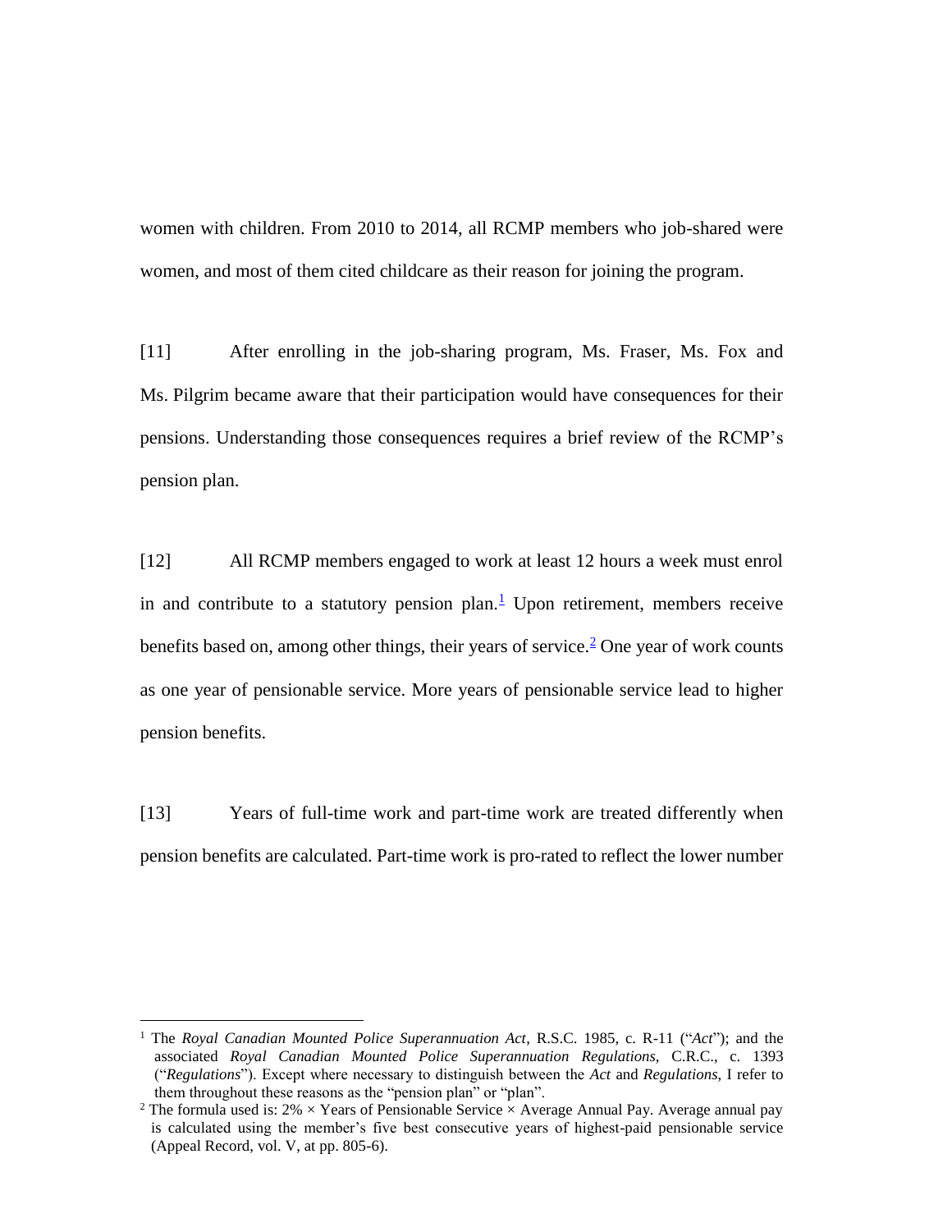women with children. From 2010 to 2014, all RCMP members who job-shared were women, and most of them cited childcare as their reason for joining the program.

[11] After enrolling in the job-sharing program, Ms. Fraser, Ms. Fox and Ms. Pilgrim became aware that their participation would have consequences for their pensions. Understanding those consequences requires a brief review of the RCMP's pension plan.

[12] All RCMP members engaged to work at least 12 hours a week must enrol in and contribute to a statutory pension plan.[1] Upon retirement, members receive benefits based on, among other things, their years of service.[2] One year of work counts as one year of pensionable service. More years of pensionable service lead to higher pension benefits.

[13] Years of full-time work and part-time work are treated differently when pension benefits are calculated. Part-time work is pro-rated to reflect the lower number

---

[1] The *Royal Canadian Mounted Police Superannuation Act*, R.S.C. 1985, c. R-11 ("*Act*"); and the associated *Royal Canadian Mounted Police Superannuation Regulations*, C.R.C., c. 1393 ("*Regulations*"). Except where necessary to distinguish between the *Act* and *Regulations*, I refer to them throughout these reasons as the "pension plan" or "plan".

[2] The formula used is: 2% × Years of Pensionable Service × Average Annual Pay. Average annual pay is calculated using the member's five best consecutive years of highest-paid pensionable service (Appeal Record, vol. V, at pp. 805-6).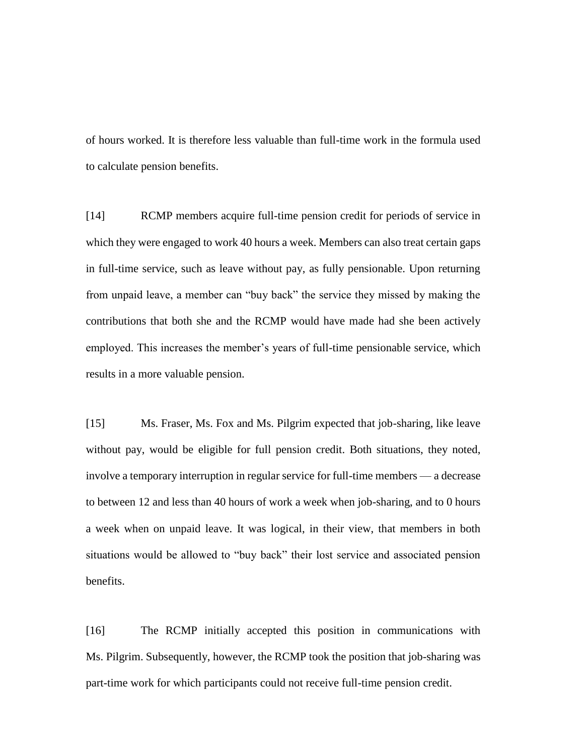of hours worked. It is therefore less valuable than full-time work in the formula used to calculate pension benefits.

[14] RCMP members acquire full-time pension credit for periods of service in which they were engaged to work 40 hours a week. Members can also treat certain gaps in full-time service, such as leave without pay, as fully pensionable. Upon returning from unpaid leave, a member can "buy back" the service they missed by making the contributions that both she and the RCMP would have made had she been actively employed. This increases the member's years of full-time pensionable service, which results in a more valuable pension.

[15] Ms. Fraser, Ms. Fox and Ms. Pilgrim expected that job-sharing, like leave without pay, would be eligible for full pension credit. Both situations, they noted, involve a temporary interruption in regular service for full-time members — a decrease to between 12 and less than 40 hours of work a week when job-sharing, and to 0 hours a week when on unpaid leave. It was logical, in their view, that members in both situations would be allowed to "buy back" their lost service and associated pension benefits.

[16] The RCMP initially accepted this position in communications with Ms. Pilgrim. Subsequently, however, the RCMP took the position that job-sharing was part-time work for which participants could not receive full-time pension credit.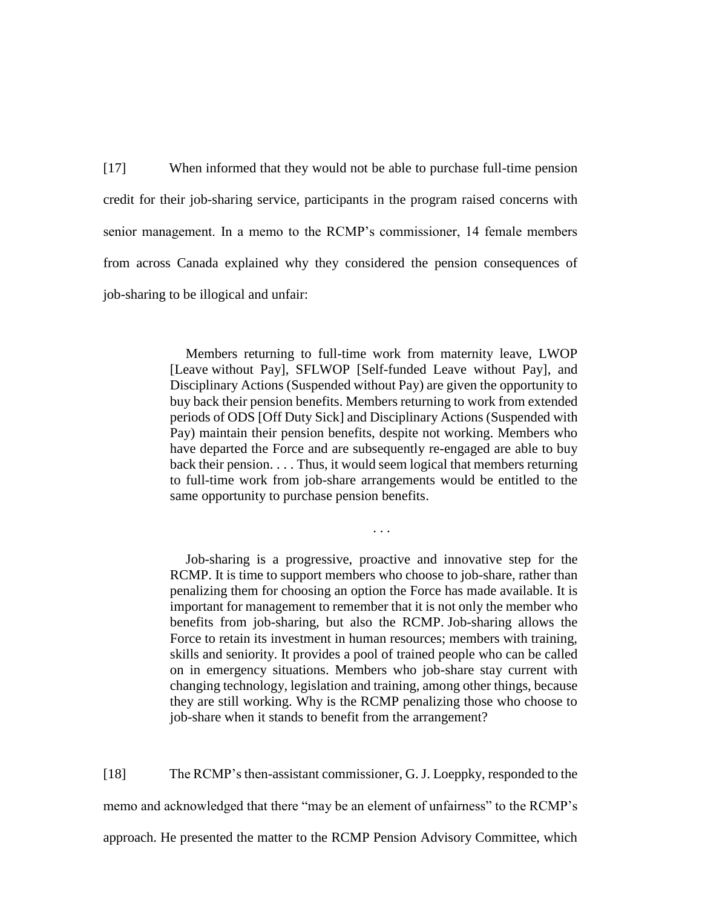[17] When informed that they would not be able to purchase full-time pension credit for their job-sharing service, participants in the program raised concerns with senior management. In a memo to the RCMP's commissioner, 14 female members from across Canada explained why they considered the pension consequences of job-sharing to be illogical and unfair:

> Members returning to full-time work from maternity leave, LWOP [Leave without Pay], SFLWOP [Self-funded Leave without Pay], and Disciplinary Actions (Suspended without Pay) are given the opportunity to buy back their pension benefits. Members returning to work from extended periods of ODS [Off Duty Sick] and Disciplinary Actions (Suspended with Pay) maintain their pension benefits, despite not working. Members who have departed the Force and are subsequently re-engaged are able to buy back their pension. . . . Thus, it would seem logical that members returning to full-time work from job-share arrangements would be entitled to the same opportunity to purchase pension benefits.
>
> . . .
>
> Job-sharing is a progressive, proactive and innovative step for the RCMP. It is time to support members who choose to job-share, rather than penalizing them for choosing an option the Force has made available. It is important for management to remember that it is not only the member who benefits from job-sharing, but also the RCMP. Job-sharing allows the Force to retain its investment in human resources; members with training, skills and seniority. It provides a pool of trained people who can be called on in emergency situations. Members who job-share stay current with changing technology, legislation and training, among other things, because they are still working. Why is the RCMP penalizing those who choose to job-share when it stands to benefit from the arrangement?

[18] The RCMP's then-assistant commissioner, G. J. Loeppky, responded to the memo and acknowledged that there "may be an element of unfairness" to the RCMP's approach. He presented the matter to the RCMP Pension Advisory Committee, which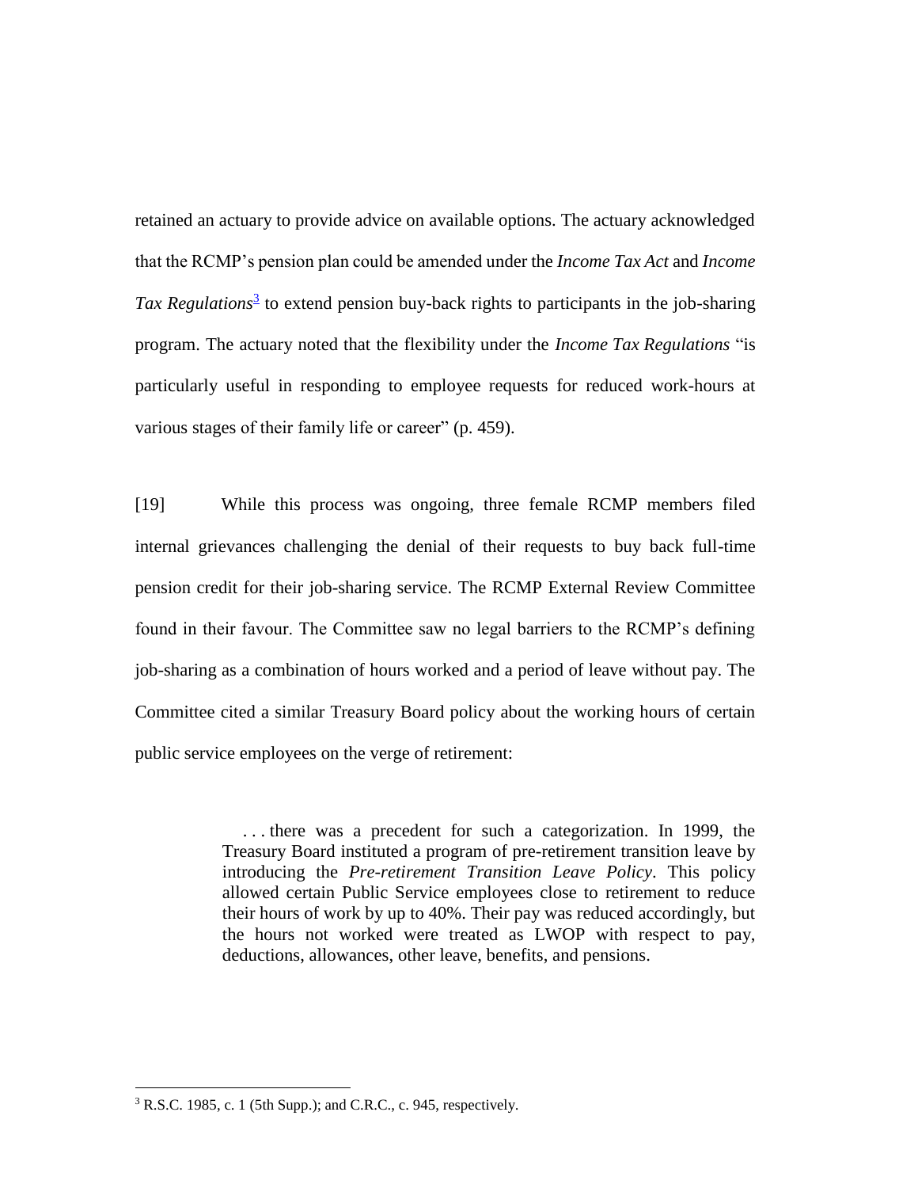retained an actuary to provide advice on available options. The actuary acknowledged that the RCMP's pension plan could be amended under the *Income Tax Act* and *Income Tax Regulations*[3] to extend pension buy-back rights to participants in the job-sharing program. The actuary noted that the flexibility under the *Income Tax Regulations* "is particularly useful in responding to employee requests for reduced work-hours at various stages of their family life or career" (p. 459).

[19] While this process was ongoing, three female RCMP members filed internal grievances challenging the denial of their requests to buy back full-time pension credit for their job-sharing service. The RCMP External Review Committee found in their favour. The Committee saw no legal barriers to the RCMP's defining job-sharing as a combination of hours worked and a period of leave without pay. The Committee cited a similar Treasury Board policy about the working hours of certain public service employees on the verge of retirement:

> . . . there was a precedent for such a categorization. In 1999, the Treasury Board instituted a program of pre-retirement transition leave by introducing the *Pre-retirement Transition Leave Policy*. This policy allowed certain Public Service employees close to retirement to reduce their hours of work by up to 40%. Their pay was reduced accordingly, but the hours not worked were treated as LWOP with respect to pay, deductions, allowances, other leave, benefits, and pensions.

[3] R.S.C. 1985, c. 1 (5th Supp.); and C.R.C., c. 945, respectively.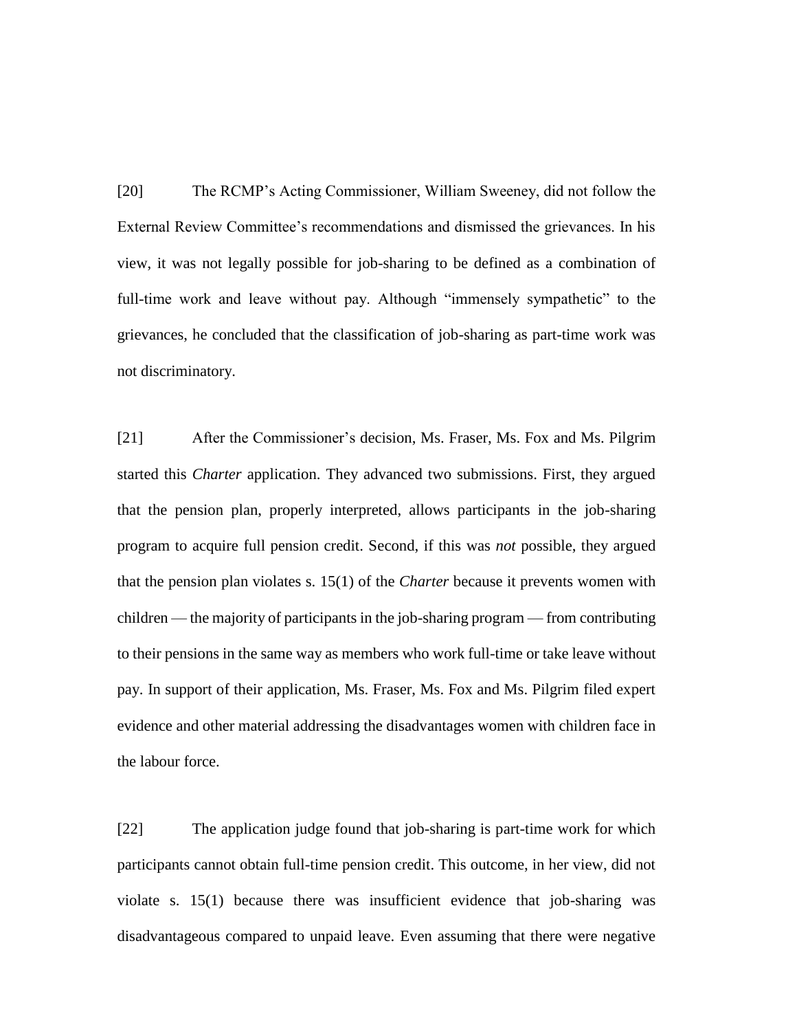[20] The RCMP's Acting Commissioner, William Sweeney, did not follow the External Review Committee's recommendations and dismissed the grievances. In his view, it was not legally possible for job-sharing to be defined as a combination of full-time work and leave without pay. Although "immensely sympathetic" to the grievances, he concluded that the classification of job-sharing as part-time work was not discriminatory.

[21] After the Commissioner's decision, Ms. Fraser, Ms. Fox and Ms. Pilgrim started this *Charter* application. They advanced two submissions. First, they argued that the pension plan, properly interpreted, allows participants in the job-sharing program to acquire full pension credit. Second, if this was *not* possible, they argued that the pension plan violates s. 15(1) of the *Charter* because it prevents women with children — the majority of participants in the job-sharing program — from contributing to their pensions in the same way as members who work full-time or take leave without pay. In support of their application, Ms. Fraser, Ms. Fox and Ms. Pilgrim filed expert evidence and other material addressing the disadvantages women with children face in the labour force.

[22] The application judge found that job-sharing is part-time work for which participants cannot obtain full-time pension credit. This outcome, in her view, did not violate s. 15(1) because there was insufficient evidence that job-sharing was disadvantageous compared to unpaid leave. Even assuming that there were negative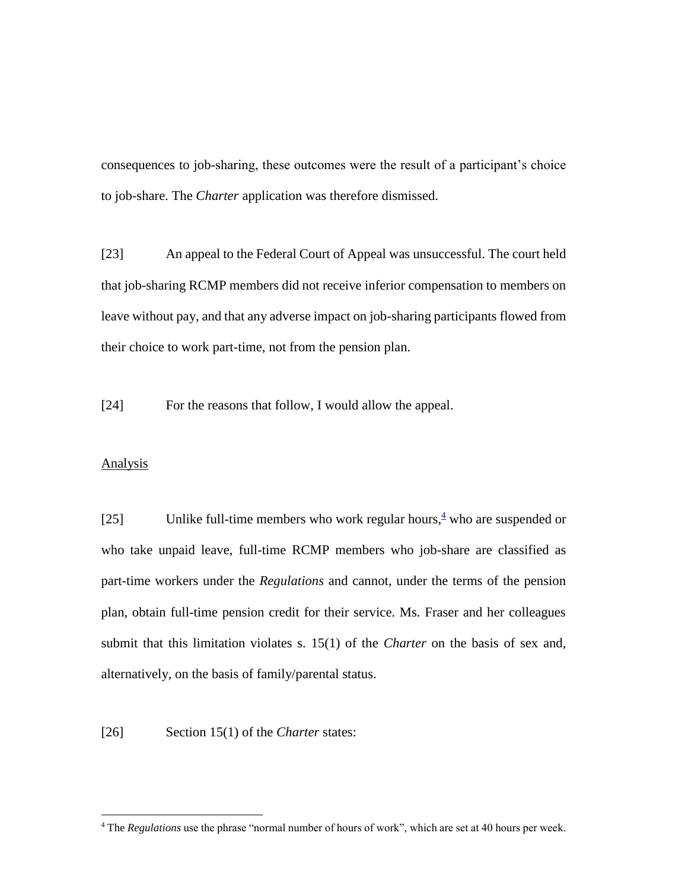consequences to job-sharing, these outcomes were the result of a participant's choice to job-share. The *Charter* application was therefore dismissed.

[23] An appeal to the Federal Court of Appeal was unsuccessful. The court held that job-sharing RCMP members did not receive inferior compensation to members on leave without pay, and that any adverse impact on job-sharing participants flowed from their choice to work part-time, not from the pension plan.

[24] For the reasons that follow, I would allow the appeal.

## Analysis

[25] Unlike full-time members who work regular hours,[4] who are suspended or who take unpaid leave, full-time RCMP members who job-share are classified as part-time workers under the *Regulations* and cannot, under the terms of the pension plan, obtain full-time pension credit for their service. Ms. Fraser and her colleagues submit that this limitation violates s. 15(1) of the *Charter* on the basis of sex and, alternatively, on the basis of family/parental status.

[26] Section 15(1) of the *Charter* states:

---

[4] The *Regulations* use the phrase "normal number of hours of work", which are set at 40 hours per week.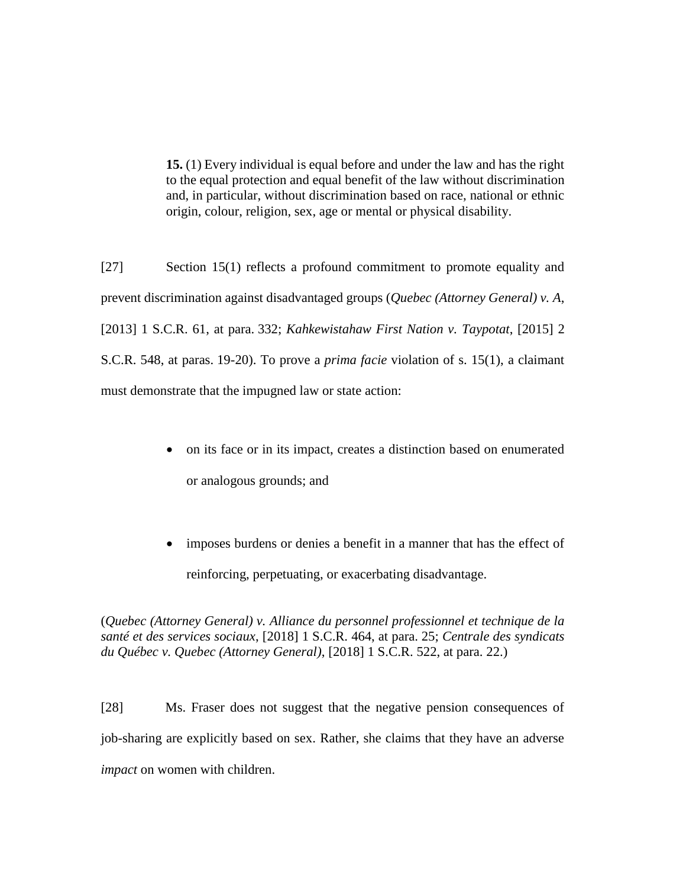> **15.** (1) Every individual is equal before and under the law and has the right to the equal protection and equal benefit of the law without discrimination and, in particular, without discrimination based on race, national or ethnic origin, colour, religion, sex, age or mental or physical disability.

[27] Section 15(1) reflects a profound commitment to promote equality and prevent discrimination against disadvantaged groups (*Quebec (Attorney General) v. A*, [2013] 1 S.C.R. 61, at para. 332; *Kahkewistahaw First Nation v. Taypotat*, [2015] 2 S.C.R. 548, at paras. 19-20). To prove a *prima facie* violation of s. 15(1), a claimant must demonstrate that the impugned law or state action:

- on its face or in its impact, creates a distinction based on enumerated or analogous grounds; and
- imposes burdens or denies a benefit in a manner that has the effect of reinforcing, perpetuating, or exacerbating disadvantage.

(*Quebec (Attorney General) v. Alliance du personnel professionnel et technique de la santé et des services sociaux*, [2018] 1 S.C.R. 464, at para. 25; *Centrale des syndicats du Québec v. Quebec (Attorney General)*, [2018] 1 S.C.R. 522, at para. 22.)

[28] Ms. Fraser does not suggest that the negative pension consequences of job-sharing are explicitly based on sex. Rather, she claims that they have an adverse *impact* on women with children.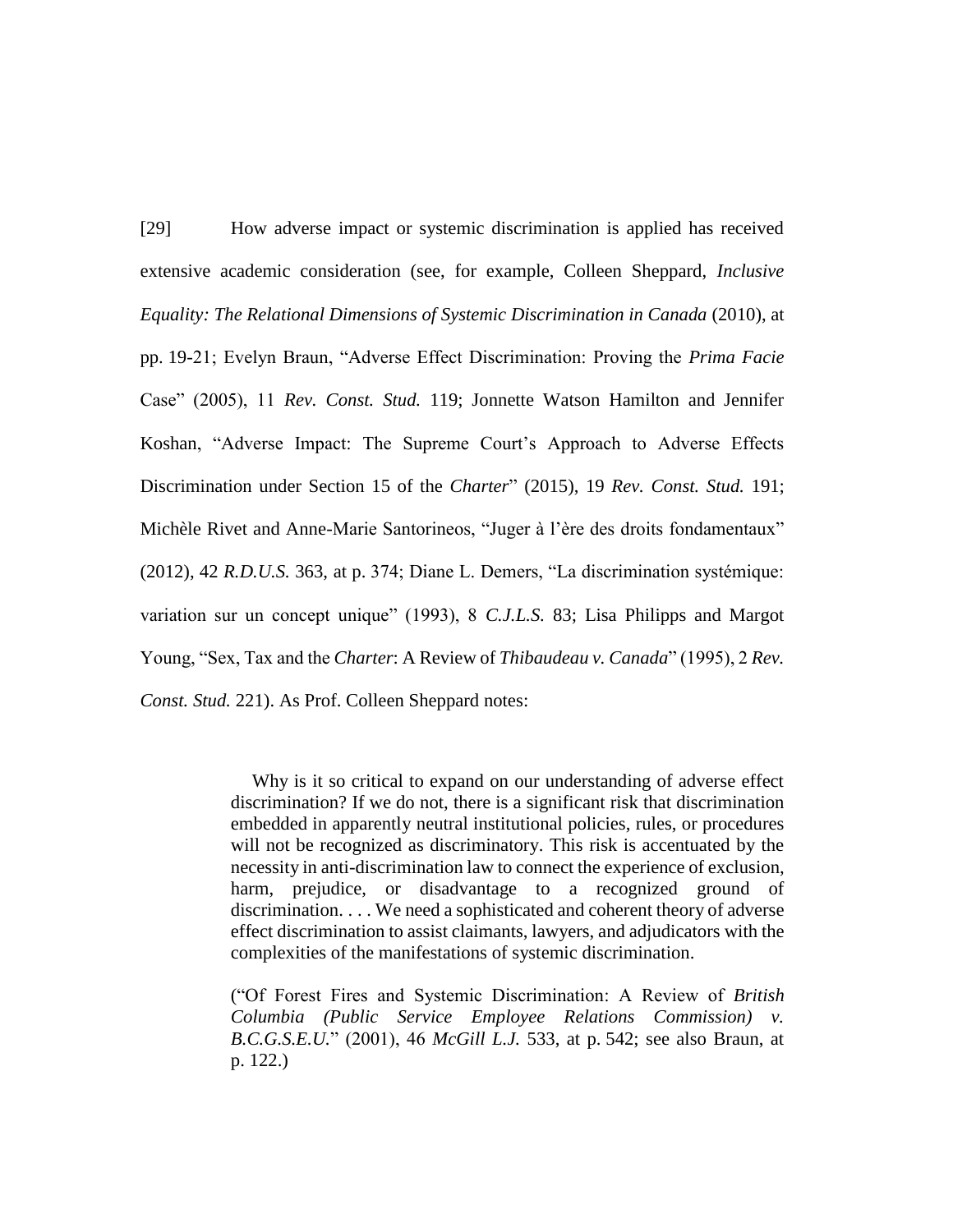[29] How adverse impact or systemic discrimination is applied has received extensive academic consideration (see, for example, Colleen Sheppard, *Inclusive Equality: The Relational Dimensions of Systemic Discrimination in Canada* (2010), at pp. 19-21; Evelyn Braun, "Adverse Effect Discrimination: Proving the *Prima Facie* Case" (2005), 11 *Rev. Const. Stud.* 119; Jonnette Watson Hamilton and Jennifer Koshan, "Adverse Impact: The Supreme Court's Approach to Adverse Effects Discrimination under Section 15 of the *Charter*" (2015), 19 *Rev. Const. Stud.* 191; Michèle Rivet and Anne-Marie Santorineos, "Juger à l'ère des droits fondamentaux" (2012), 42 *R.D.U.S.* 363, at p. 374; Diane L. Demers, "La discrimination systémique: variation sur un concept unique" (1993), 8 *C.J.L.S.* 83; Lisa Philipps and Margot Young, "Sex, Tax and the *Charter*: A Review of *Thibaudeau v. Canada*" (1995), 2 *Rev. Const. Stud.* 221). As Prof. Colleen Sheppard notes:

> Why is it so critical to expand on our understanding of adverse effect discrimination? If we do not, there is a significant risk that discrimination embedded in apparently neutral institutional policies, rules, or procedures will not be recognized as discriminatory. This risk is accentuated by the necessity in anti-discrimination law to connect the experience of exclusion, harm, prejudice, or disadvantage to a recognized ground of discrimination. . . . We need a sophisticated and coherent theory of adverse effect discrimination to assist claimants, lawyers, and adjudicators with the complexities of the manifestations of systemic discrimination.
>
> ("Of Forest Fires and Systemic Discrimination: A Review of *British Columbia (Public Service Employee Relations Commission) v. B.C.G.S.E.U.*" (2001), 46 *McGill L.J.* 533, at p. 542; see also Braun, at p. 122.)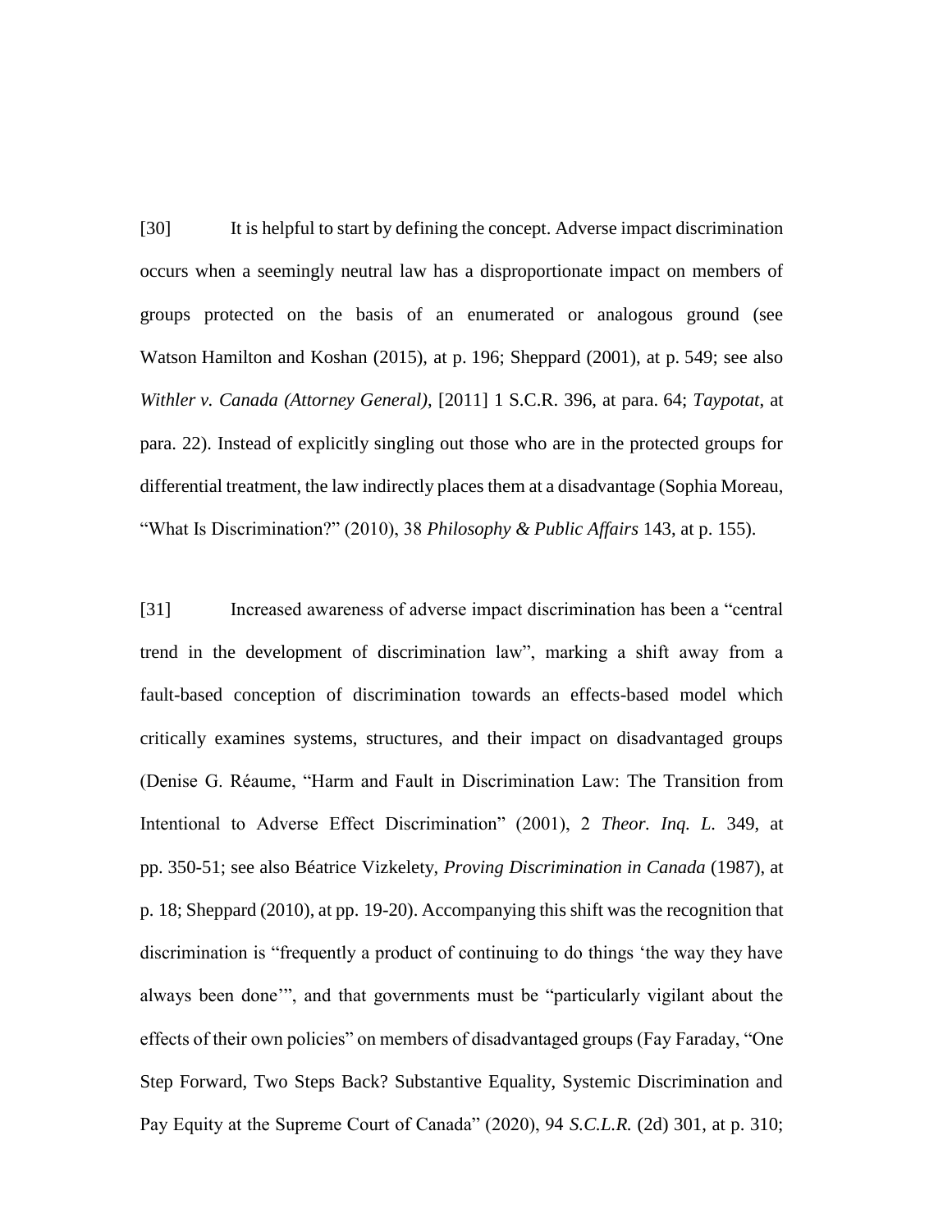[30] It is helpful to start by defining the concept. Adverse impact discrimination occurs when a seemingly neutral law has a disproportionate impact on members of groups protected on the basis of an enumerated or analogous ground (see Watson Hamilton and Koshan (2015), at p. 196; Sheppard (2001), at p. 549; see also *Withler v. Canada (Attorney General)*, [2011] 1 S.C.R. 396, at para. 64; *Taypotat*, at para. 22). Instead of explicitly singling out those who are in the protected groups for differential treatment, the law indirectly places them at a disadvantage (Sophia Moreau, "What Is Discrimination?" (2010), 38 *Philosophy & Public Affairs* 143, at p. 155).

[31] Increased awareness of adverse impact discrimination has been a "central trend in the development of discrimination law", marking a shift away from a fault-based conception of discrimination towards an effects-based model which critically examines systems, structures, and their impact on disadvantaged groups (Denise G. Réaume, "Harm and Fault in Discrimination Law: The Transition from Intentional to Adverse Effect Discrimination" (2001), 2 *Theor. Inq. L.* 349, at pp. 350-51; see also Béatrice Vizkelety, *Proving Discrimination in Canada* (1987), at p. 18; Sheppard (2010), at pp. 19-20). Accompanying this shift was the recognition that discrimination is "frequently a product of continuing to do things 'the way they have always been done'", and that governments must be "particularly vigilant about the effects of their own policies" on members of disadvantaged groups (Fay Faraday, "One Step Forward, Two Steps Back? Substantive Equality, Systemic Discrimination and Pay Equity at the Supreme Court of Canada" (2020), 94 *S.C.L.R.* (2d) 301, at p. 310;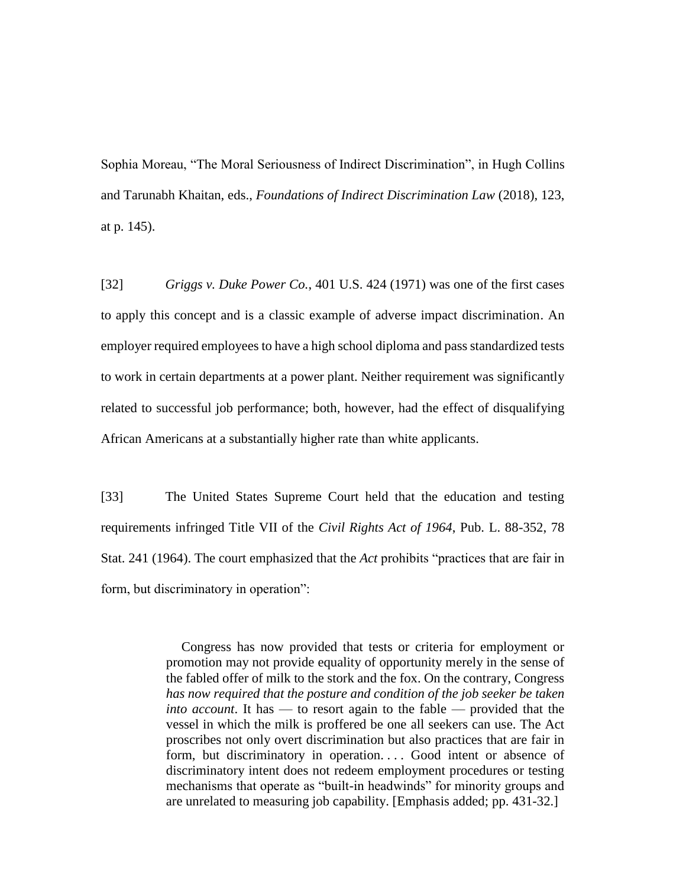Sophia Moreau, "The Moral Seriousness of Indirect Discrimination", in Hugh Collins and Tarunabh Khaitan, eds., *Foundations of Indirect Discrimination Law* (2018), 123, at p. 145).

[32] *Griggs v. Duke Power Co.*, 401 U.S. 424 (1971) was one of the first cases to apply this concept and is a classic example of adverse impact discrimination. An employer required employees to have a high school diploma and pass standardized tests to work in certain departments at a power plant. Neither requirement was significantly related to successful job performance; both, however, had the effect of disqualifying African Americans at a substantially higher rate than white applicants.

[33] The United States Supreme Court held that the education and testing requirements infringed Title VII of the *Civil Rights Act of 1964*, Pub. L. 88-352, 78 Stat. 241 (1964). The court emphasized that the *Act* prohibits "practices that are fair in form, but discriminatory in operation":

> Congress has now provided that tests or criteria for employment or promotion may not provide equality of opportunity merely in the sense of the fabled offer of milk to the stork and the fox. On the contrary, Congress *has now required that the posture and condition of the job seeker be taken into account*. It has — to resort again to the fable — provided that the vessel in which the milk is proffered be one all seekers can use. The Act proscribes not only overt discrimination but also practices that are fair in form, but discriminatory in operation. . . . Good intent or absence of discriminatory intent does not redeem employment procedures or testing mechanisms that operate as "built-in headwinds" for minority groups and are unrelated to measuring job capability. [Emphasis added; pp. 431-32.]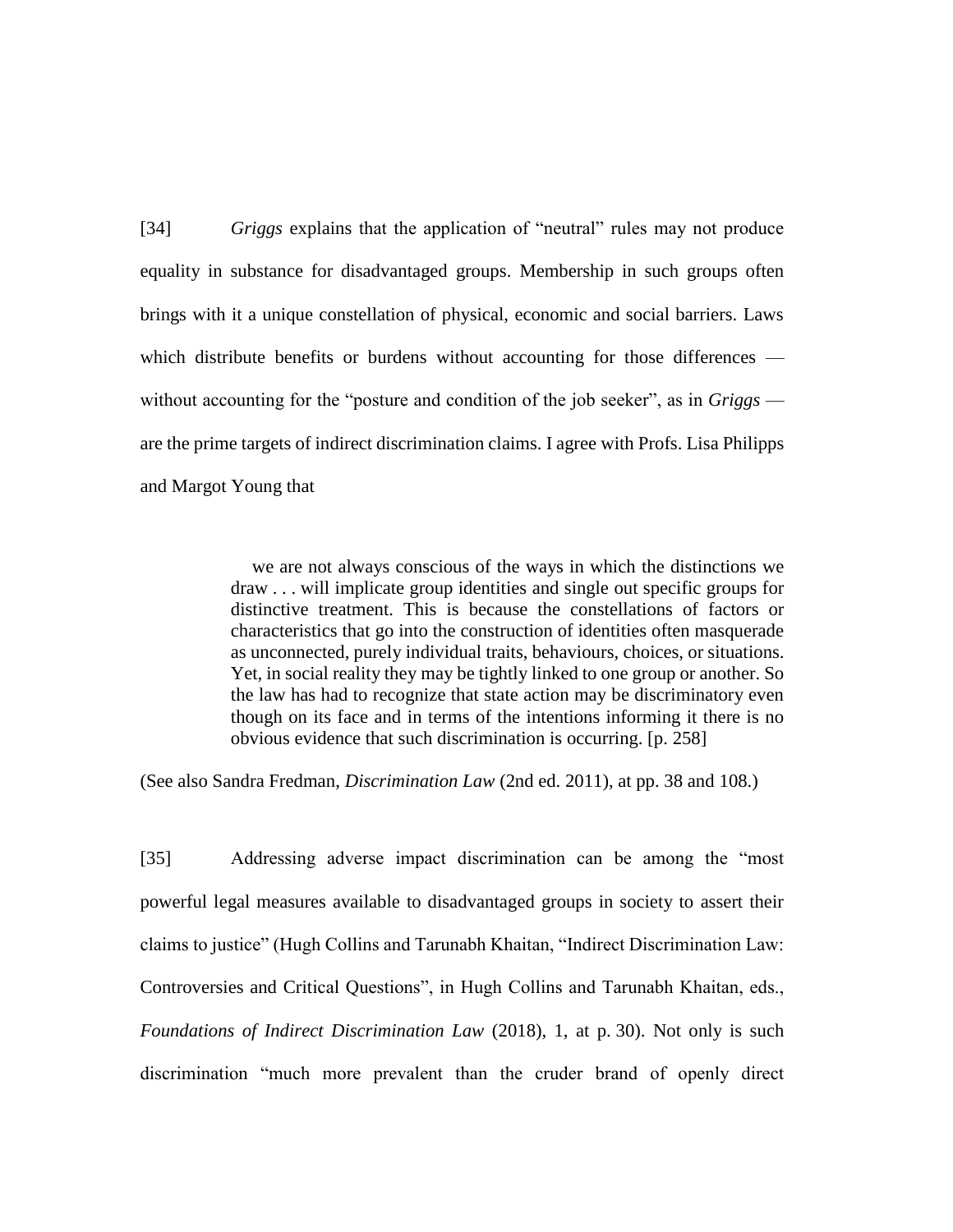[34] *Griggs* explains that the application of "neutral" rules may not produce equality in substance for disadvantaged groups. Membership in such groups often brings with it a unique constellation of physical, economic and social barriers. Laws which distribute benefits or burdens without accounting for those differences — without accounting for the "posture and condition of the job seeker", as in *Griggs* — are the prime targets of indirect discrimination claims. I agree with Profs. Lisa Philipps and Margot Young that

> we are not always conscious of the ways in which the distinctions we draw . . . will implicate group identities and single out specific groups for distinctive treatment. This is because the constellations of factors or characteristics that go into the construction of identities often masquerade as unconnected, purely individual traits, behaviours, choices, or situations. Yet, in social reality they may be tightly linked to one group or another. So the law has had to recognize that state action may be discriminatory even though on its face and in terms of the intentions informing it there is no obvious evidence that such discrimination is occurring. [p. 258]

(See also Sandra Fredman, *Discrimination Law* (2nd ed. 2011), at pp. 38 and 108.)

[35] Addressing adverse impact discrimination can be among the "most powerful legal measures available to disadvantaged groups in society to assert their claims to justice" (Hugh Collins and Tarunabh Khaitan, "Indirect Discrimination Law: Controversies and Critical Questions", in Hugh Collins and Tarunabh Khaitan, eds., *Foundations of Indirect Discrimination Law* (2018), 1, at p. 30). Not only is such discrimination "much more prevalent than the cruder brand of openly direct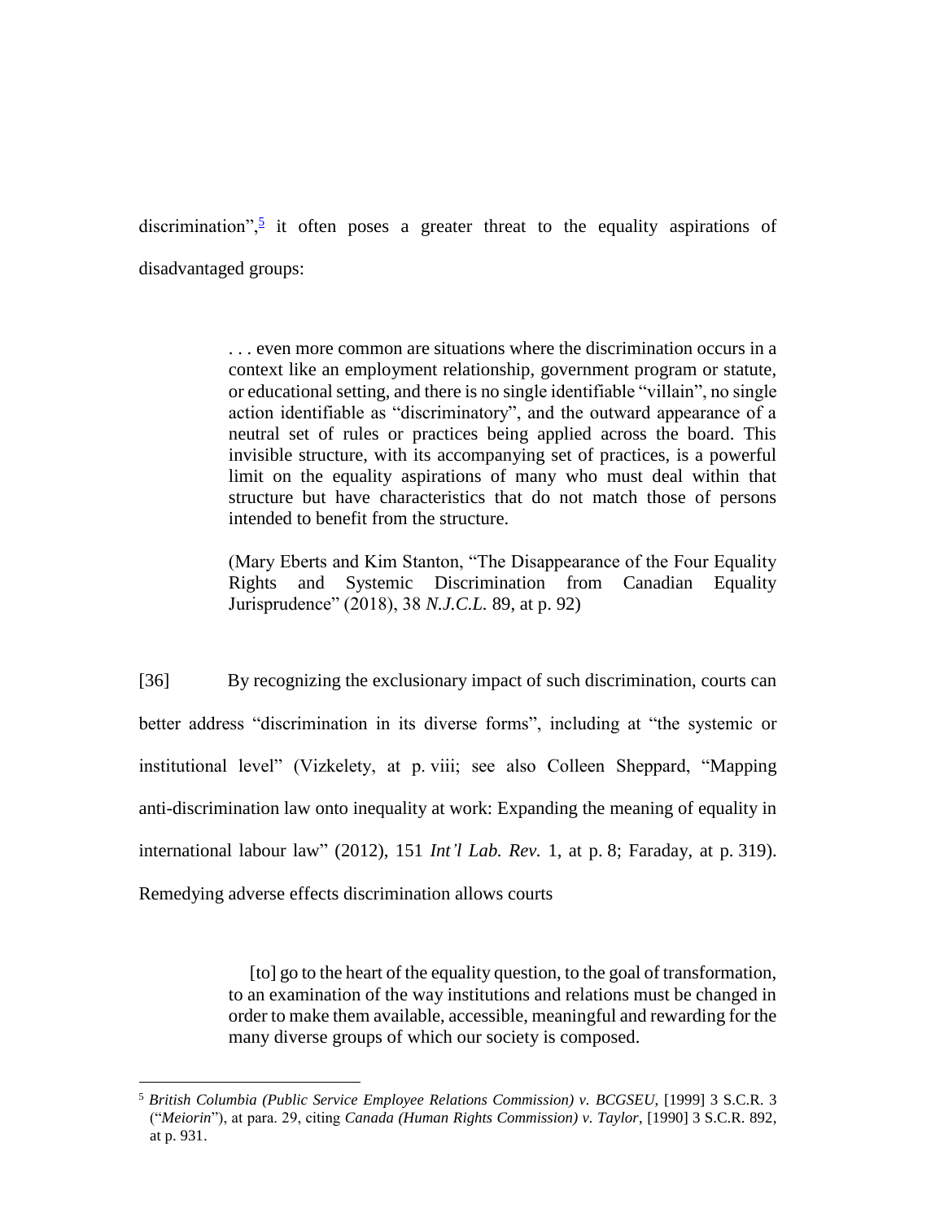discrimination”,[5] it often poses a greater threat to the equality aspirations of disadvantaged groups:

> . . . even more common are situations where the discrimination occurs in a context like an employment relationship, government program or statute, or educational setting, and there is no single identifiable “villain”, no single action identifiable as “discriminatory”, and the outward appearance of a neutral set of rules or practices being applied across the board. This invisible structure, with its accompanying set of practices, is a powerful limit on the equality aspirations of many who must deal within that structure but have characteristics that do not match those of persons intended to benefit from the structure.
>
> (Mary Eberts and Kim Stanton, “The Disappearance of the Four Equality Rights and Systemic Discrimination from Canadian Equality Jurisprudence” (2018), 38 *N.J.C.L.* 89, at p. 92)

[36] By recognizing the exclusionary impact of such discrimination, courts can better address “discrimination in its diverse forms”, including at “the systemic or institutional level” (Vizkelety, at p. viii; see also Colleen Sheppard, “Mapping anti-discrimination law onto inequality at work: Expanding the meaning of equality in international labour law” (2012), 151 *Int’l Lab. Rev.* 1, at p. 8; Faraday, at p. 319). Remedying adverse effects discrimination allows courts

> [to] go to the heart of the equality question, to the goal of transformation, to an examination of the way institutions and relations must be changed in order to make them available, accessible, meaningful and rewarding for the many diverse groups of which our society is composed.

---

[5] *British Columbia (Public Service Employee Relations Commission) v. BCGSEU*, [1999] 3 S.C.R. 3 (“*Meiorin*”), at para. 29, citing *Canada (Human Rights Commission) v. Taylor*, [1990] 3 S.C.R. 892, at p. 931.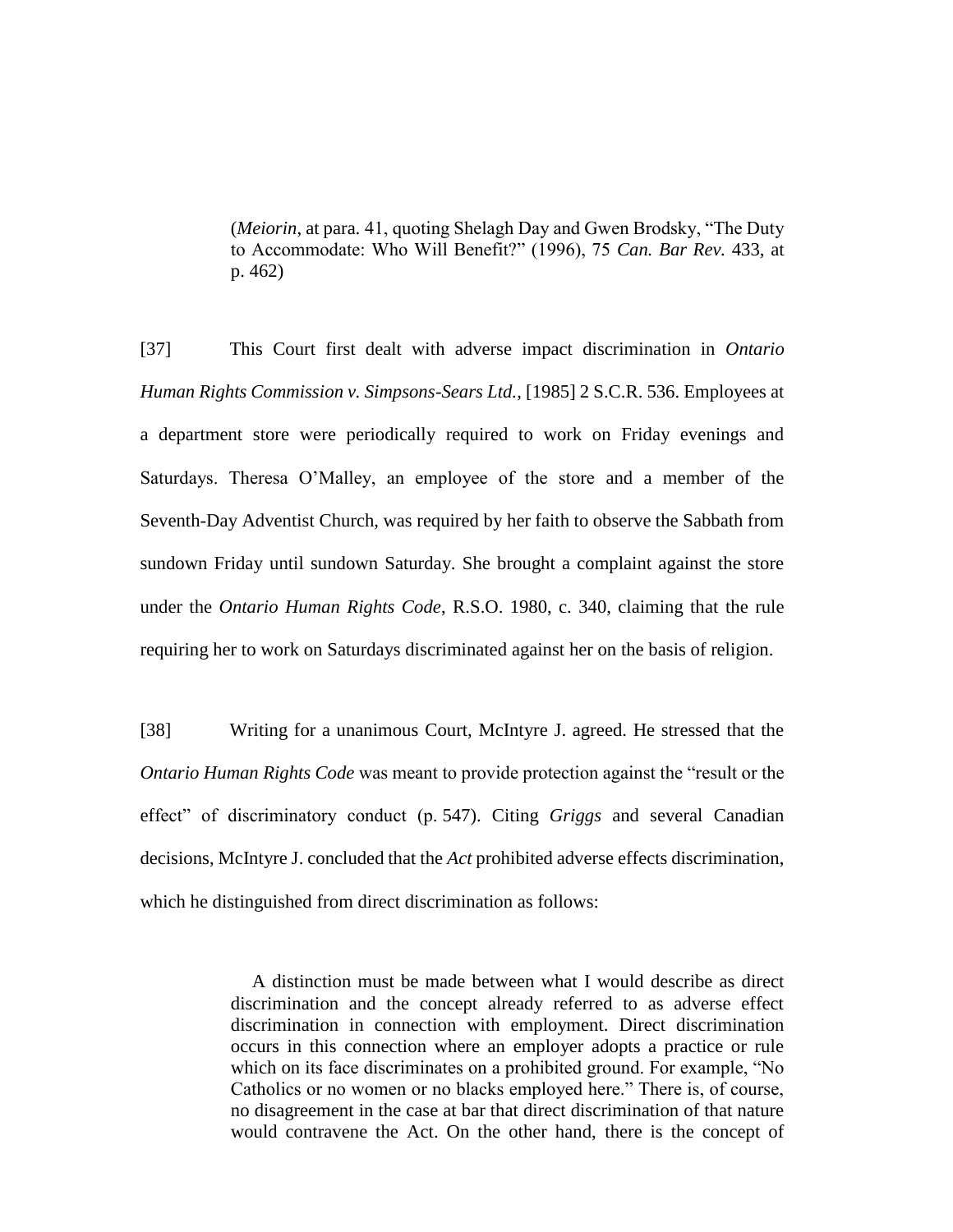> (*Meiorin*, at para. 41, quoting Shelagh Day and Gwen Brodsky, "The Duty to Accommodate: Who Will Benefit?" (1996), 75 *Can. Bar Rev.* 433, at p. 462)

[37] This Court first dealt with adverse impact discrimination in *Ontario Human Rights Commission v. Simpsons-Sears Ltd.*, [1985] 2 S.C.R. 536. Employees at a department store were periodically required to work on Friday evenings and Saturdays. Theresa O'Malley, an employee of the store and a member of the Seventh-Day Adventist Church, was required by her faith to observe the Sabbath from sundown Friday until sundown Saturday. She brought a complaint against the store under the *Ontario Human Rights Code*, R.S.O. 1980, c. 340, claiming that the rule requiring her to work on Saturdays discriminated against her on the basis of religion.

[38] Writing for a unanimous Court, McIntyre J. agreed. He stressed that the *Ontario Human Rights Code* was meant to provide protection against the "result or the effect" of discriminatory conduct (p. 547). Citing *Griggs* and several Canadian decisions, McIntyre J. concluded that the *Act* prohibited adverse effects discrimination, which he distinguished from direct discrimination as follows:

> A distinction must be made between what I would describe as direct discrimination and the concept already referred to as adverse effect discrimination in connection with employment. Direct discrimination occurs in this connection where an employer adopts a practice or rule which on its face discriminates on a prohibited ground. For example, "No Catholics or no women or no blacks employed here." There is, of course, no disagreement in the case at bar that direct discrimination of that nature would contravene the Act. On the other hand, there is the concept of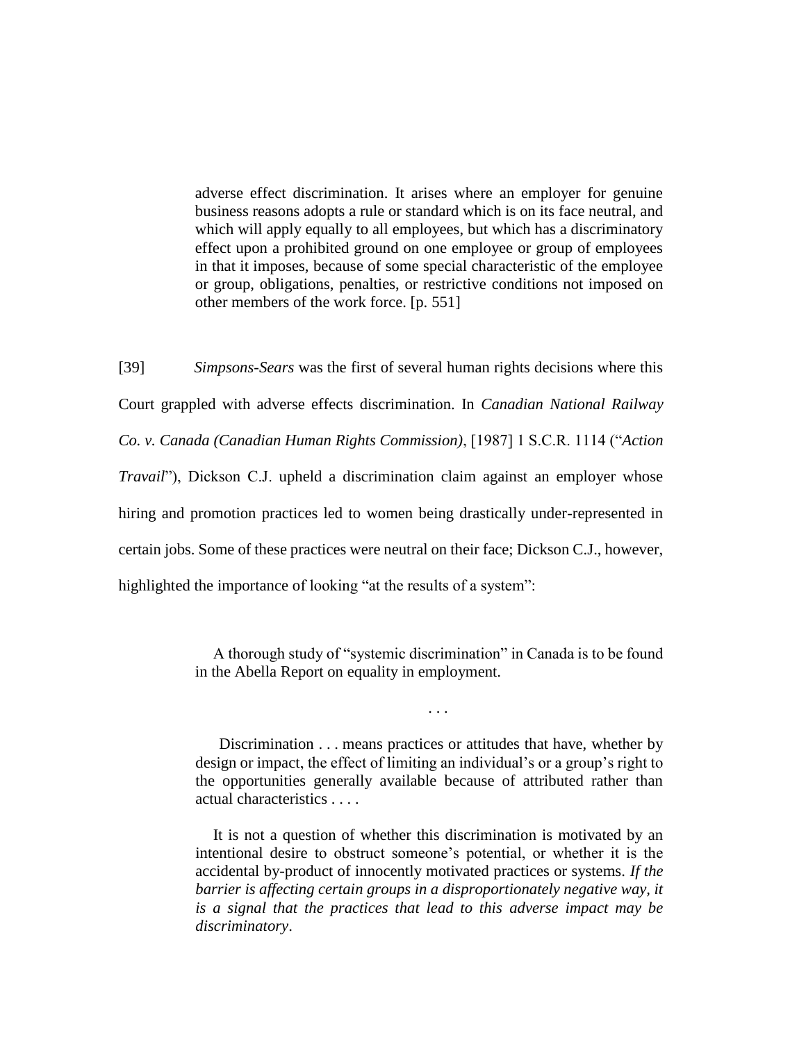> adverse effect discrimination. It arises where an employer for genuine business reasons adopts a rule or standard which is on its face neutral, and which will apply equally to all employees, but which has a discriminatory effect upon a prohibited ground on one employee or group of employees in that it imposes, because of some special characteristic of the employee or group, obligations, penalties, or restrictive conditions not imposed on other members of the work force. [p. 551]

[39] *Simpsons-Sears* was the first of several human rights decisions where this Court grappled with adverse effects discrimination. In *Canadian National Railway Co. v. Canada (Canadian Human Rights Commission)*, [1987] 1 S.C.R. 1114 ("*Action Travail*"), Dickson C.J. upheld a discrimination claim against an employer whose hiring and promotion practices led to women being drastically under-represented in certain jobs. Some of these practices were neutral on their face; Dickson C.J., however, highlighted the importance of looking "at the results of a system":

> A thorough study of "systemic discrimination" in Canada is to be found in the Abella Report on equality in employment.
>
> . . .
>
> Discrimination . . . means practices or attitudes that have, whether by design or impact, the effect of limiting an individual's or a group's right to the opportunities generally available because of attributed rather than actual characteristics . . . .
>
> It is not a question of whether this discrimination is motivated by an intentional desire to obstruct someone's potential, or whether it is the accidental by-product of innocently motivated practices or systems. *If the barrier is affecting certain groups in a disproportionately negative way, it is a signal that the practices that lead to this adverse impact may be discriminatory*.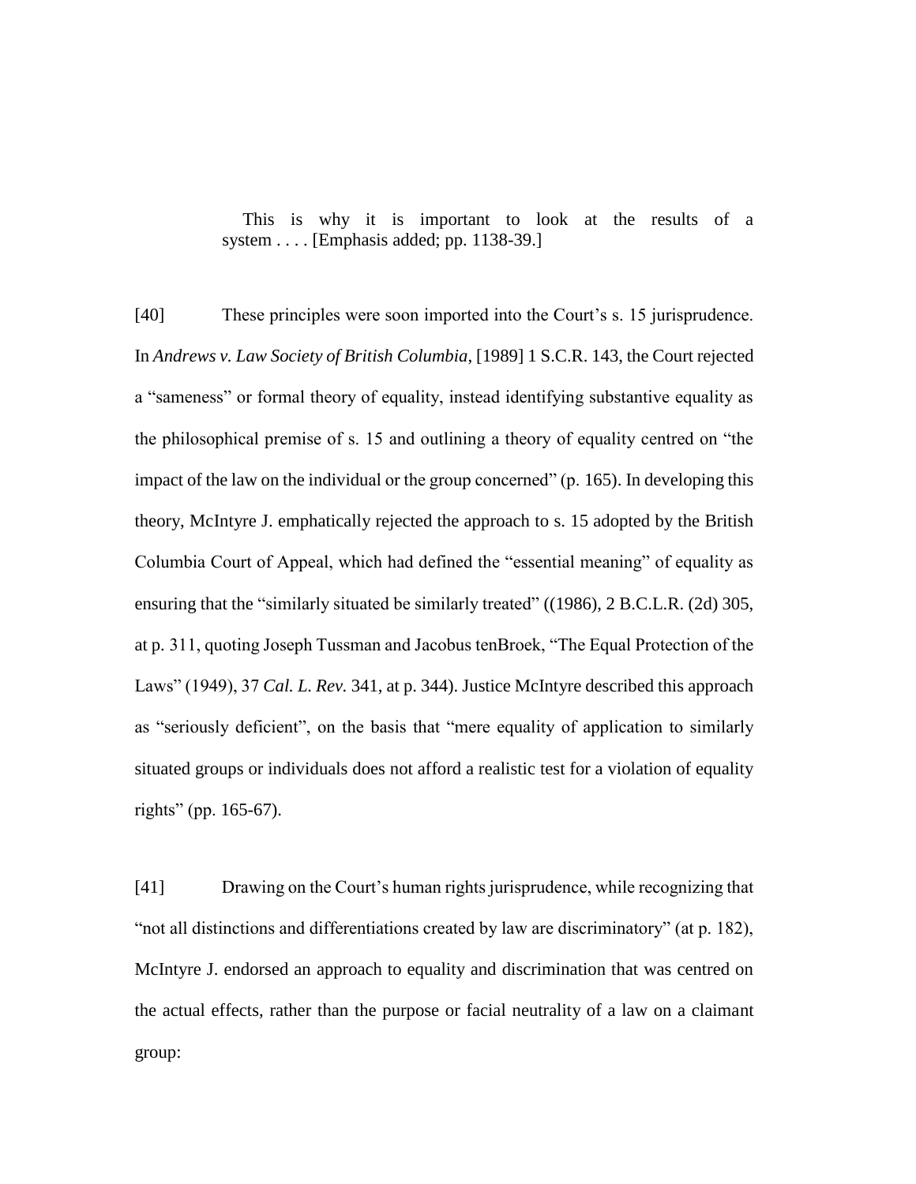> This is why it is important to look at the results of a system . . . . [Emphasis added; pp. 1138-39.]

[40] These principles were soon imported into the Court's s. 15 jurisprudence. In *Andrews v. Law Society of British Columbia*, [1989] 1 S.C.R. 143, the Court rejected a "sameness" or formal theory of equality, instead identifying substantive equality as the philosophical premise of s. 15 and outlining a theory of equality centred on "the impact of the law on the individual or the group concerned" (p. 165). In developing this theory, McIntyre J. emphatically rejected the approach to s. 15 adopted by the British Columbia Court of Appeal, which had defined the "essential meaning" of equality as ensuring that the "similarly situated be similarly treated" ((1986), 2 B.C.L.R. (2d) 305, at p. 311, quoting Joseph Tussman and Jacobus tenBroek, "The Equal Protection of the Laws" (1949), 37 *Cal. L. Rev.* 341, at p. 344). Justice McIntyre described this approach as "seriously deficient", on the basis that "mere equality of application to similarly situated groups or individuals does not afford a realistic test for a violation of equality rights" (pp. 165-67).

[41] Drawing on the Court's human rights jurisprudence, while recognizing that "not all distinctions and differentiations created by law are discriminatory" (at p. 182), McIntyre J. endorsed an approach to equality and discrimination that was centred on the actual effects, rather than the purpose or facial neutrality of a law on a claimant group: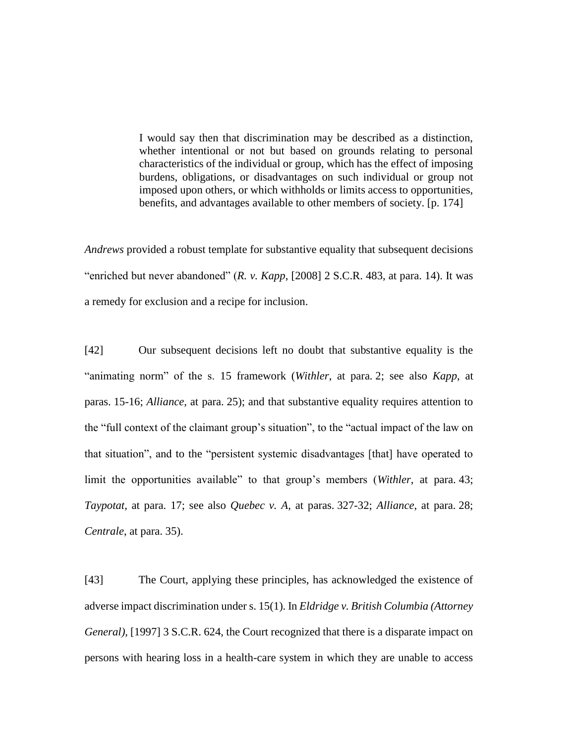> I would say then that discrimination may be described as a distinction, whether intentional or not but based on grounds relating to personal characteristics of the individual or group, which has the effect of imposing burdens, obligations, or disadvantages on such individual or group not imposed upon others, or which withholds or limits access to opportunities, benefits, and advantages available to other members of society. [p. 174]

*Andrews* provided a robust template for substantive equality that subsequent decisions "enriched but never abandoned" (*R. v. Kapp*, [2008] 2 S.C.R. 483, at para. 14). It was a remedy for exclusion and a recipe for inclusion.

[42] Our subsequent decisions left no doubt that substantive equality is the "animating norm" of the s. 15 framework (*Withler*, at para. 2; see also *Kapp*, at paras. 15-16; *Alliance*, at para. 25); and that substantive equality requires attention to the "full context of the claimant group's situation", to the "actual impact of the law on that situation", and to the "persistent systemic disadvantages [that] have operated to limit the opportunities available" to that group's members (*Withler*, at para. 43; *Taypotat*, at para. 17; see also *Quebec v. A*, at paras. 327-32; *Alliance*, at para. 28; *Centrale*, at para. 35).

[43] The Court, applying these principles, has acknowledged the existence of adverse impact discrimination under s. 15(1). In *Eldridge v. British Columbia (Attorney General)*, [1997] 3 S.C.R. 624, the Court recognized that there is a disparate impact on persons with hearing loss in a health-care system in which they are unable to access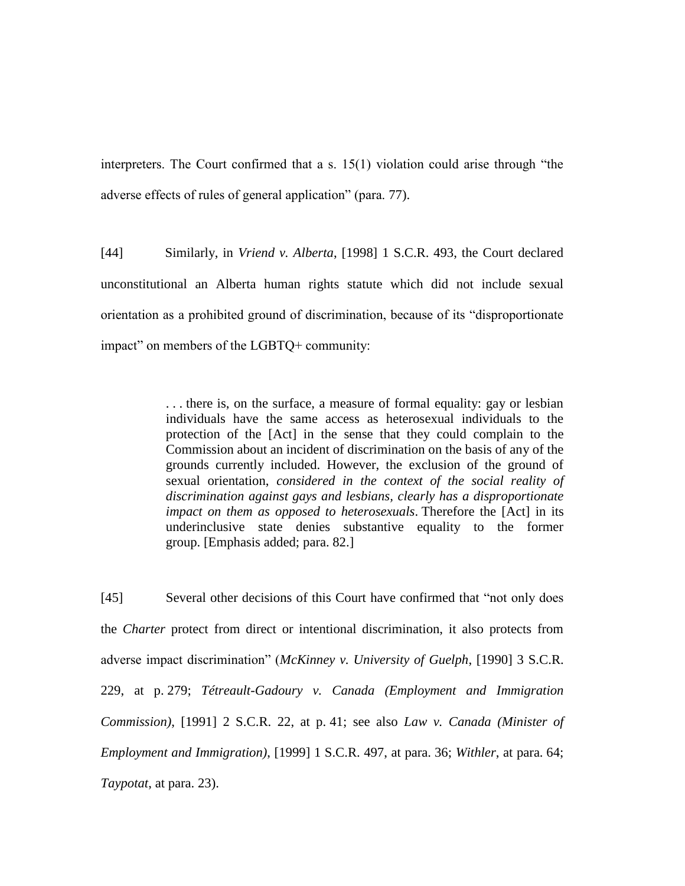interpreters. The Court confirmed that a s. 15(1) violation could arise through "the adverse effects of rules of general application" (para. 77).

[44] Similarly, in *Vriend v. Alberta*, [1998] 1 S.C.R. 493, the Court declared unconstitutional an Alberta human rights statute which did not include sexual orientation as a prohibited ground of discrimination, because of its "disproportionate impact" on members of the LGBTQ+ community:

> . . . there is, on the surface, a measure of formal equality: gay or lesbian individuals have the same access as heterosexual individuals to the protection of the [Act] in the sense that they could complain to the Commission about an incident of discrimination on the basis of any of the grounds currently included. However, the exclusion of the ground of sexual orientation, *considered in the context of the social reality of discrimination against gays and lesbians, clearly has a disproportionate impact on them as opposed to heterosexuals*. Therefore the [Act] in its underinclusive state denies substantive equality to the former group. [Emphasis added; para. 82.]

[45] Several other decisions of this Court have confirmed that "not only does the *Charter* protect from direct or intentional discrimination, it also protects from adverse impact discrimination" (*McKinney v. University of Guelph*, [1990] 3 S.C.R. 229, at p. 279; *Tétreault-Gadoury v. Canada (Employment and Immigration Commission)*, [1991] 2 S.C.R. 22, at p. 41; see also *Law v. Canada (Minister of Employment and Immigration)*, [1999] 1 S.C.R. 497, at para. 36; *Withler*, at para. 64; *Taypotat*, at para. 23).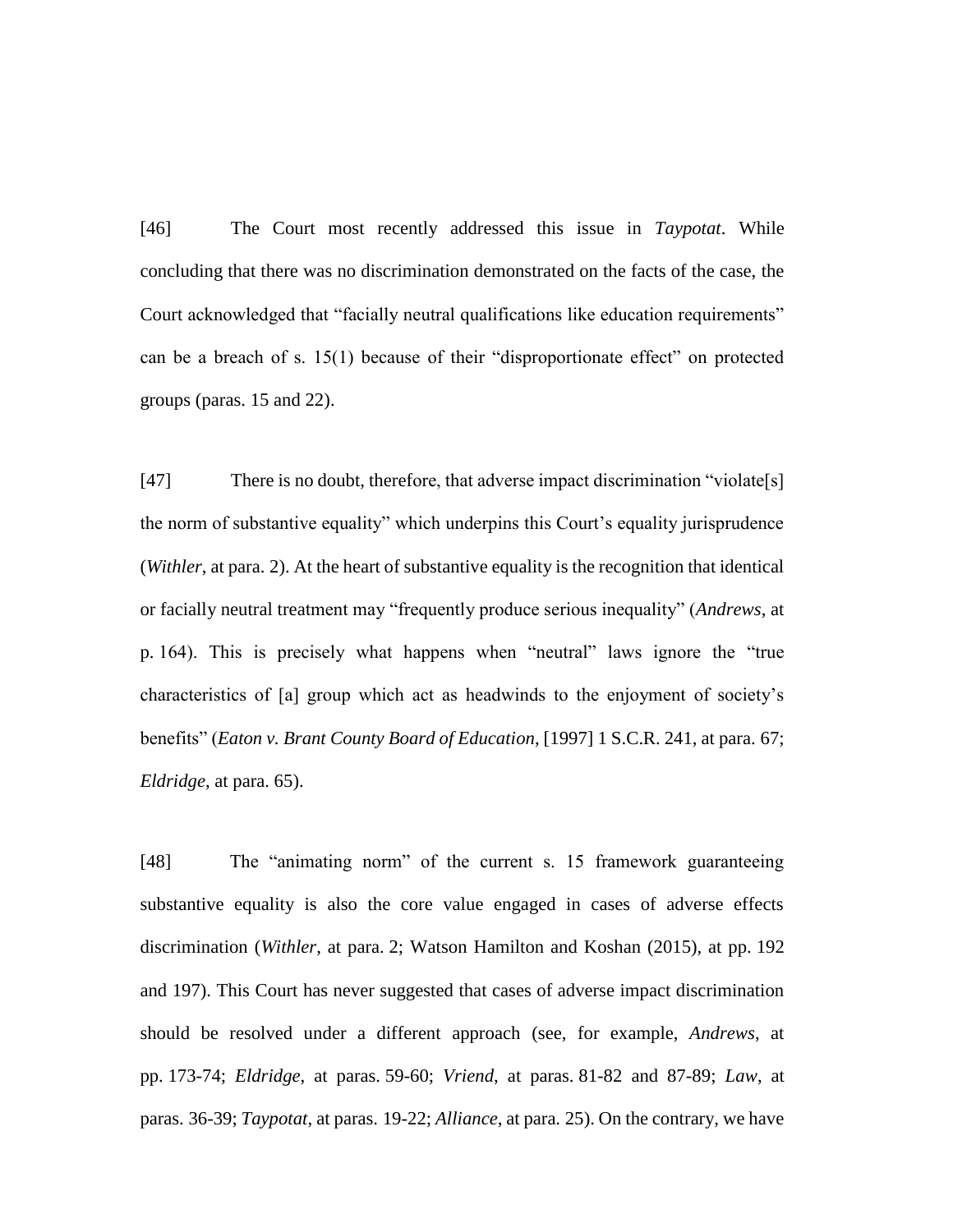[46] The Court most recently addressed this issue in *Taypotat*. While concluding that there was no discrimination demonstrated on the facts of the case, the Court acknowledged that "facially neutral qualifications like education requirements" can be a breach of s. 15(1) because of their "disproportionate effect" on protected groups (paras. 15 and 22).

[47] There is no doubt, therefore, that adverse impact discrimination "violate[s] the norm of substantive equality" which underpins this Court's equality jurisprudence (*Withler*, at para. 2). At the heart of substantive equality is the recognition that identical or facially neutral treatment may "frequently produce serious inequality" (*Andrews*, at p. 164). This is precisely what happens when "neutral" laws ignore the "true characteristics of [a] group which act as headwinds to the enjoyment of society's benefits" (*Eaton v. Brant County Board of Education*, [1997] 1 S.C.R. 241, at para. 67; *Eldridge*, at para. 65).

[48] The "animating norm" of the current s. 15 framework guaranteeing substantive equality is also the core value engaged in cases of adverse effects discrimination (*Withler*, at para. 2; Watson Hamilton and Koshan (2015), at pp. 192 and 197). This Court has never suggested that cases of adverse impact discrimination should be resolved under a different approach (see, for example, *Andrews*, at pp. 173-74; *Eldridge*, at paras. 59-60; *Vriend*, at paras. 81-82 and 87-89; *Law*, at paras. 36-39; *Taypotat*, at paras. 19-22; *Alliance*, at para. 25). On the contrary, we have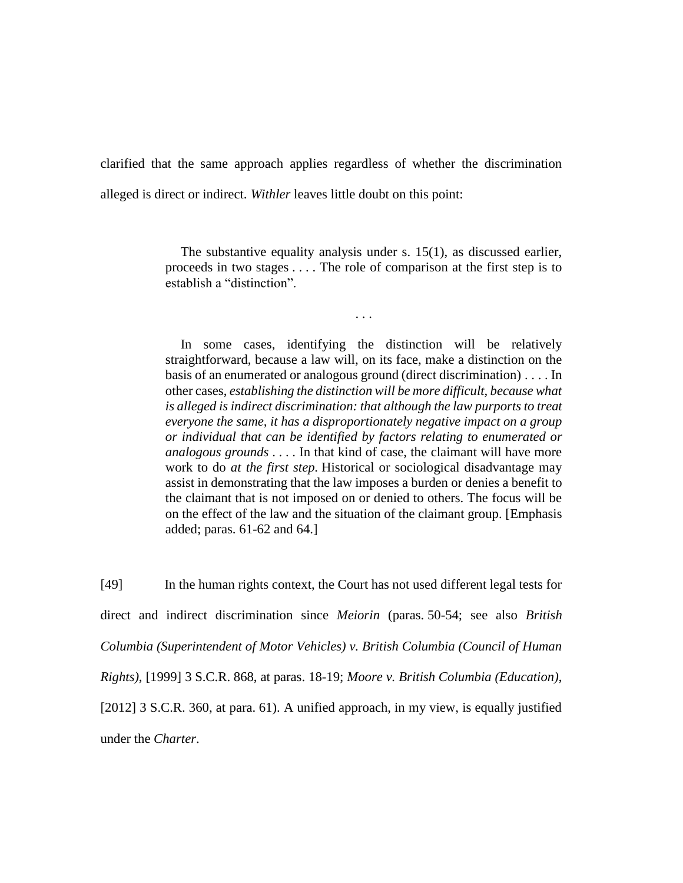clarified that the same approach applies regardless of whether the discrimination alleged is direct or indirect. *Withler* leaves little doubt on this point:

> The substantive equality analysis under s. 15(1), as discussed earlier, proceeds in two stages . . . . The role of comparison at the first step is to establish a "distinction".
>
> . . .
>
> In some cases, identifying the distinction will be relatively straightforward, because a law will, on its face, make a distinction on the basis of an enumerated or analogous ground (direct discrimination) . . . . In other cases, *establishing the distinction will be more difficult, because what is alleged is indirect discrimination: that although the law purports to treat everyone the same, it has a disproportionately negative impact on a group or individual that can be identified by factors relating to enumerated or analogous grounds* . . . . In that kind of case, the claimant will have more work to do *at the first step*. Historical or sociological disadvantage may assist in demonstrating that the law imposes a burden or denies a benefit to the claimant that is not imposed on or denied to others. The focus will be on the effect of the law and the situation of the claimant group. [Emphasis added; paras. 61-62 and 64.]

[49] In the human rights context, the Court has not used different legal tests for direct and indirect discrimination since *Meiorin* (paras. 50-54; see also *British Columbia (Superintendent of Motor Vehicles) v. British Columbia (Council of Human Rights)*, [1999] 3 S.C.R. 868, at paras. 18-19; *Moore v. British Columbia (Education)*, [2012] 3 S.C.R. 360, at para. 61). A unified approach, in my view, is equally justified under the *Charter*.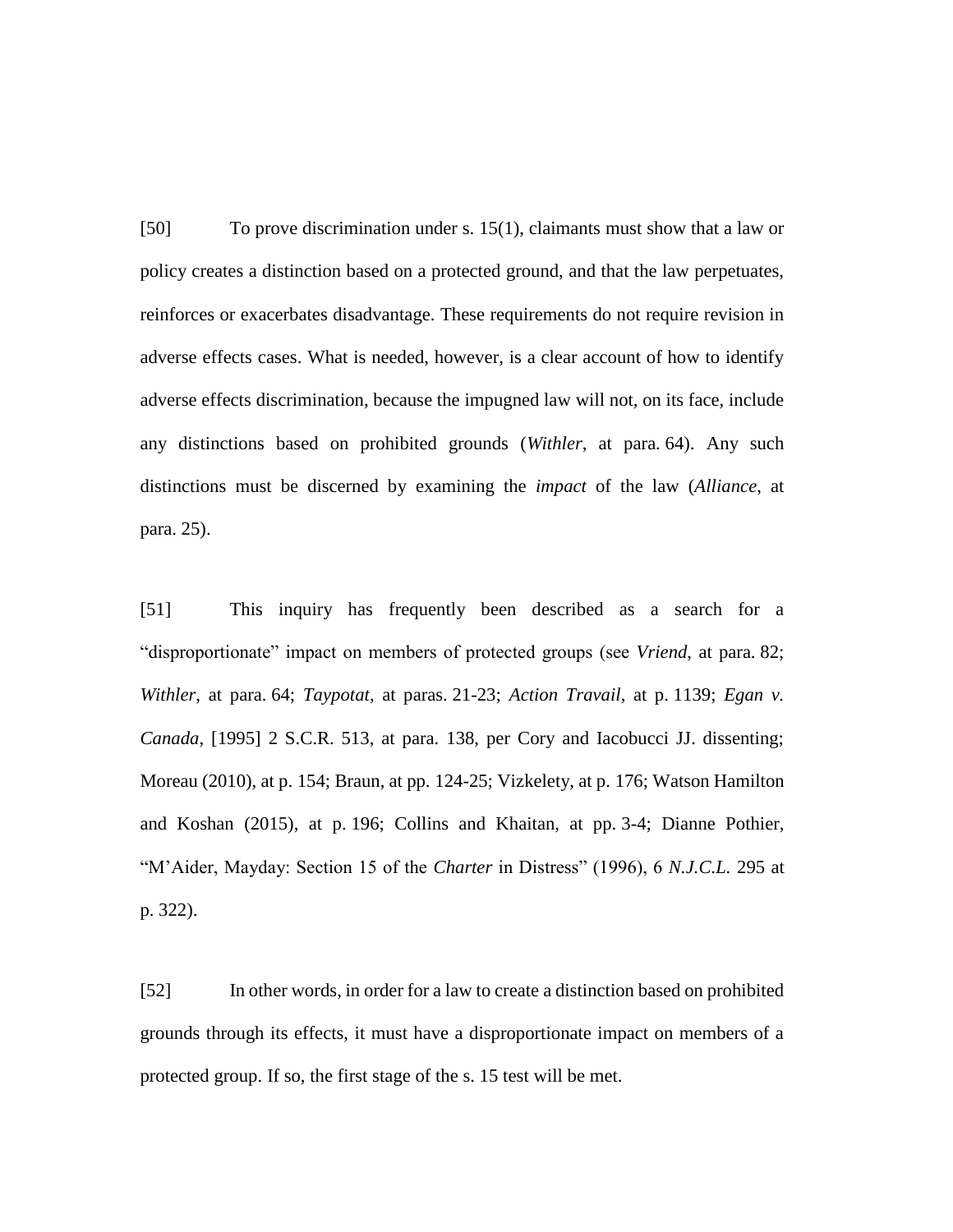[50] To prove discrimination under s. 15(1), claimants must show that a law or policy creates a distinction based on a protected ground, and that the law perpetuates, reinforces or exacerbates disadvantage. These requirements do not require revision in adverse effects cases. What is needed, however, is a clear account of how to identify adverse effects discrimination, because the impugned law will not, on its face, include any distinctions based on prohibited grounds (*Withler*, at para. 64). Any such distinctions must be discerned by examining the *impact* of the law (*Alliance*, at para. 25).

[51] This inquiry has frequently been described as a search for a "disproportionate" impact on members of protected groups (see *Vriend*, at para. 82; *Withler*, at para. 64; *Taypotat*, at paras. 21-23; *Action Travail*, at p. 1139; *Egan v. Canada*, [1995] 2 S.C.R. 513, at para. 138, per Cory and Iacobucci JJ. dissenting; Moreau (2010), at p. 154; Braun, at pp. 124-25; Vizkelety, at p. 176; Watson Hamilton and Koshan (2015), at p. 196; Collins and Khaitan, at pp. 3-4; Dianne Pothier, "M'Aider, Mayday: Section 15 of the *Charter* in Distress" (1996), 6 *N.J.C.L.* 295 at p. 322).

[52] In other words, in order for a law to create a distinction based on prohibited grounds through its effects, it must have a disproportionate impact on members of a protected group. If so, the first stage of the s. 15 test will be met.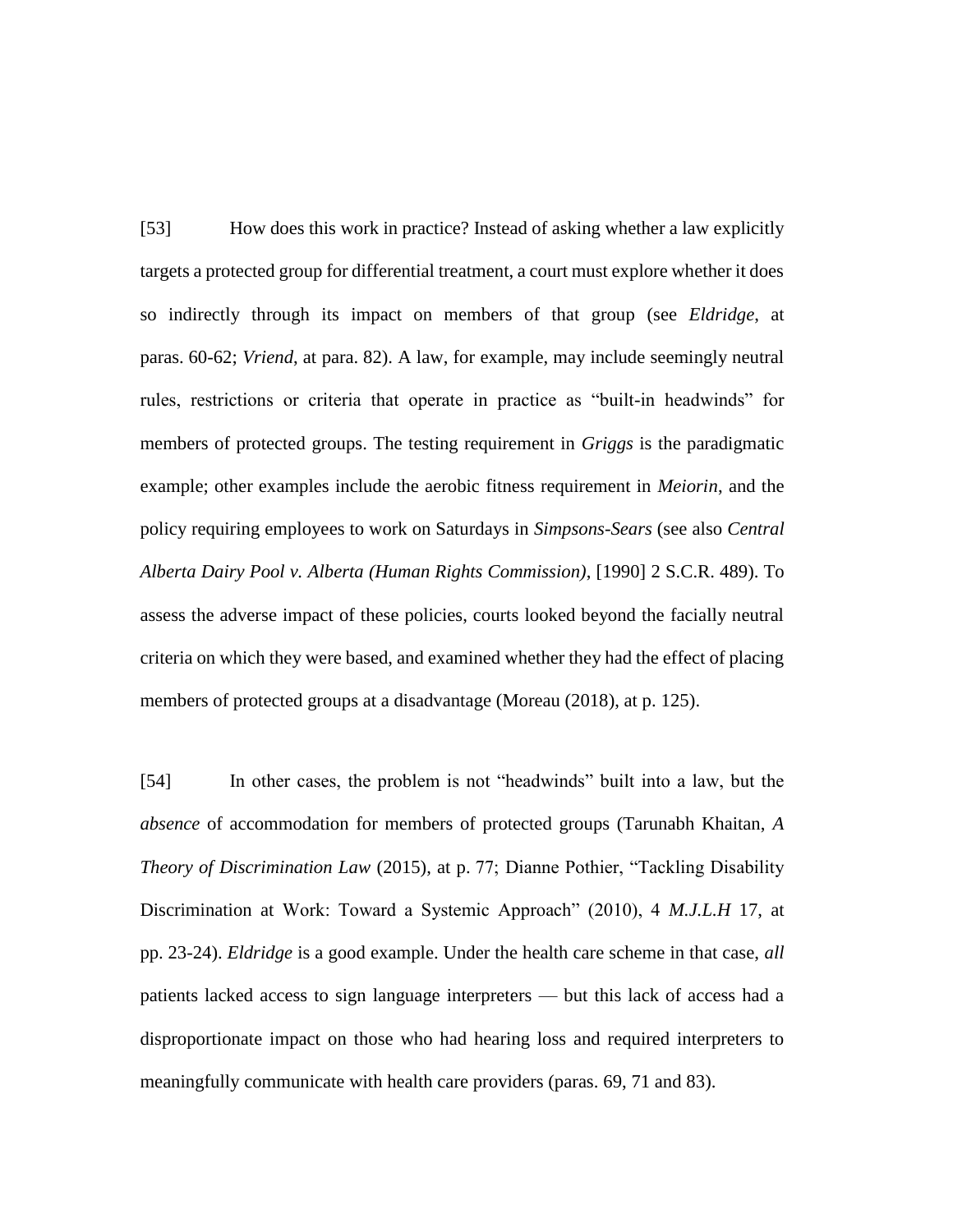[53] How does this work in practice? Instead of asking whether a law explicitly targets a protected group for differential treatment, a court must explore whether it does so indirectly through its impact on members of that group (see *Eldridge*, at paras. 60-62; *Vriend*, at para. 82). A law, for example, may include seemingly neutral rules, restrictions or criteria that operate in practice as "built-in headwinds" for members of protected groups. The testing requirement in *Griggs* is the paradigmatic example; other examples include the aerobic fitness requirement in *Meiorin*, and the policy requiring employees to work on Saturdays in *Simpsons-Sears* (see also *Central Alberta Dairy Pool v. Alberta (Human Rights Commission)*, [1990] 2 S.C.R. 489). To assess the adverse impact of these policies, courts looked beyond the facially neutral criteria on which they were based, and examined whether they had the effect of placing members of protected groups at a disadvantage (Moreau (2018), at p. 125).

[54] In other cases, the problem is not "headwinds" built into a law, but the *absence* of accommodation for members of protected groups (Tarunabh Khaitan, *A Theory of Discrimination Law* (2015), at p. 77; Dianne Pothier, "Tackling Disability Discrimination at Work: Toward a Systemic Approach" (2010), 4 *M.J.L.H* 17, at pp. 23-24). *Eldridge* is a good example. Under the health care scheme in that case, *all* patients lacked access to sign language interpreters — but this lack of access had a disproportionate impact on those who had hearing loss and required interpreters to meaningfully communicate with health care providers (paras. 69, 71 and 83).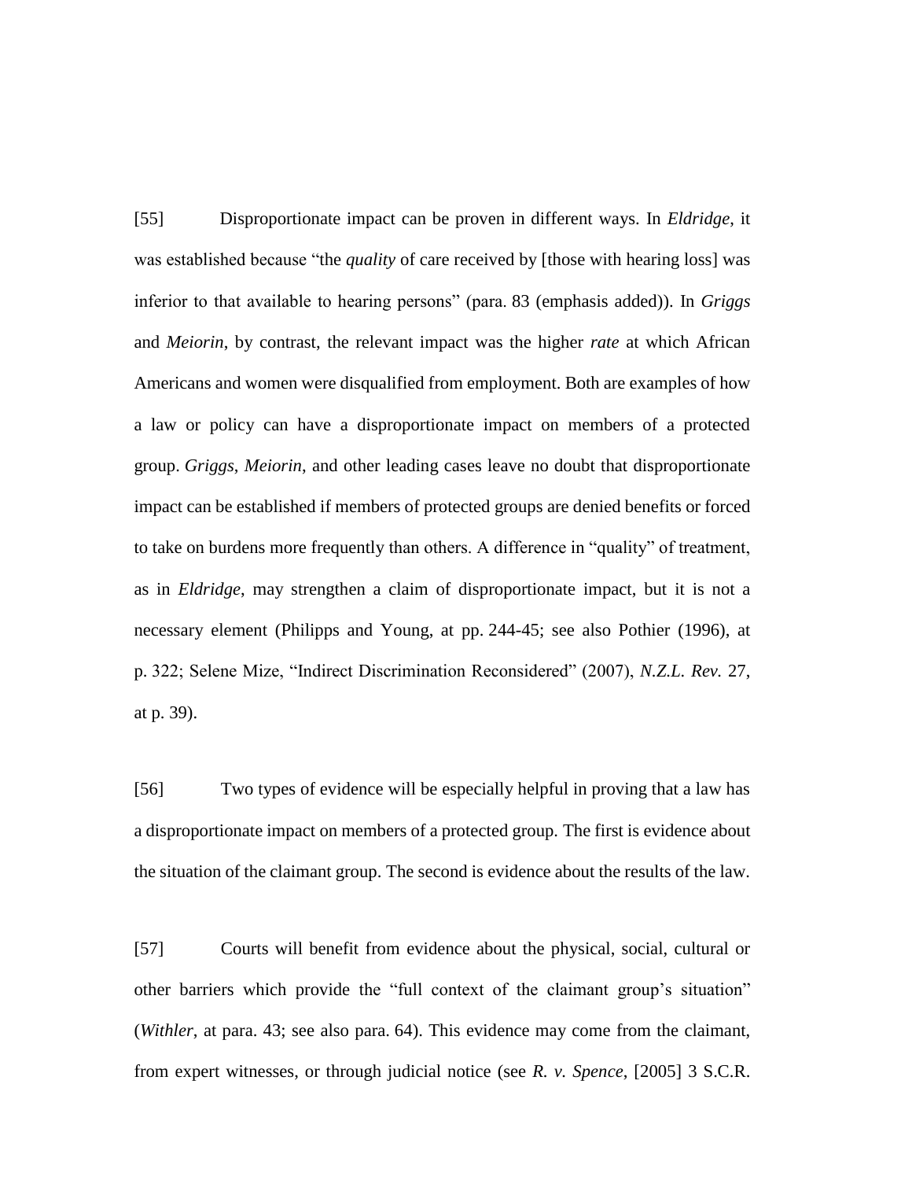[55] Disproportionate impact can be proven in different ways. In *Eldridge*, it was established because "the *quality* of care received by [those with hearing loss] was inferior to that available to hearing persons" (para. 83 (emphasis added)). In *Griggs* and *Meiorin*, by contrast, the relevant impact was the higher *rate* at which African Americans and women were disqualified from employment. Both are examples of how a law or policy can have a disproportionate impact on members of a protected group. *Griggs*, *Meiorin*, and other leading cases leave no doubt that disproportionate impact can be established if members of protected groups are denied benefits or forced to take on burdens more frequently than others. A difference in "quality" of treatment, as in *Eldridge*, may strengthen a claim of disproportionate impact, but it is not a necessary element (Philipps and Young, at pp. 244-45; see also Pothier (1996), at p. 322; Selene Mize, "Indirect Discrimination Reconsidered" (2007), *N.Z.L. Rev.* 27, at p. 39).

[56] Two types of evidence will be especially helpful in proving that a law has a disproportionate impact on members of a protected group. The first is evidence about the situation of the claimant group. The second is evidence about the results of the law.

[57] Courts will benefit from evidence about the physical, social, cultural or other barriers which provide the "full context of the claimant group's situation" (*Withler*, at para. 43; see also para. 64). This evidence may come from the claimant, from expert witnesses, or through judicial notice (see *R. v. Spence*, [2005] 3 S.C.R.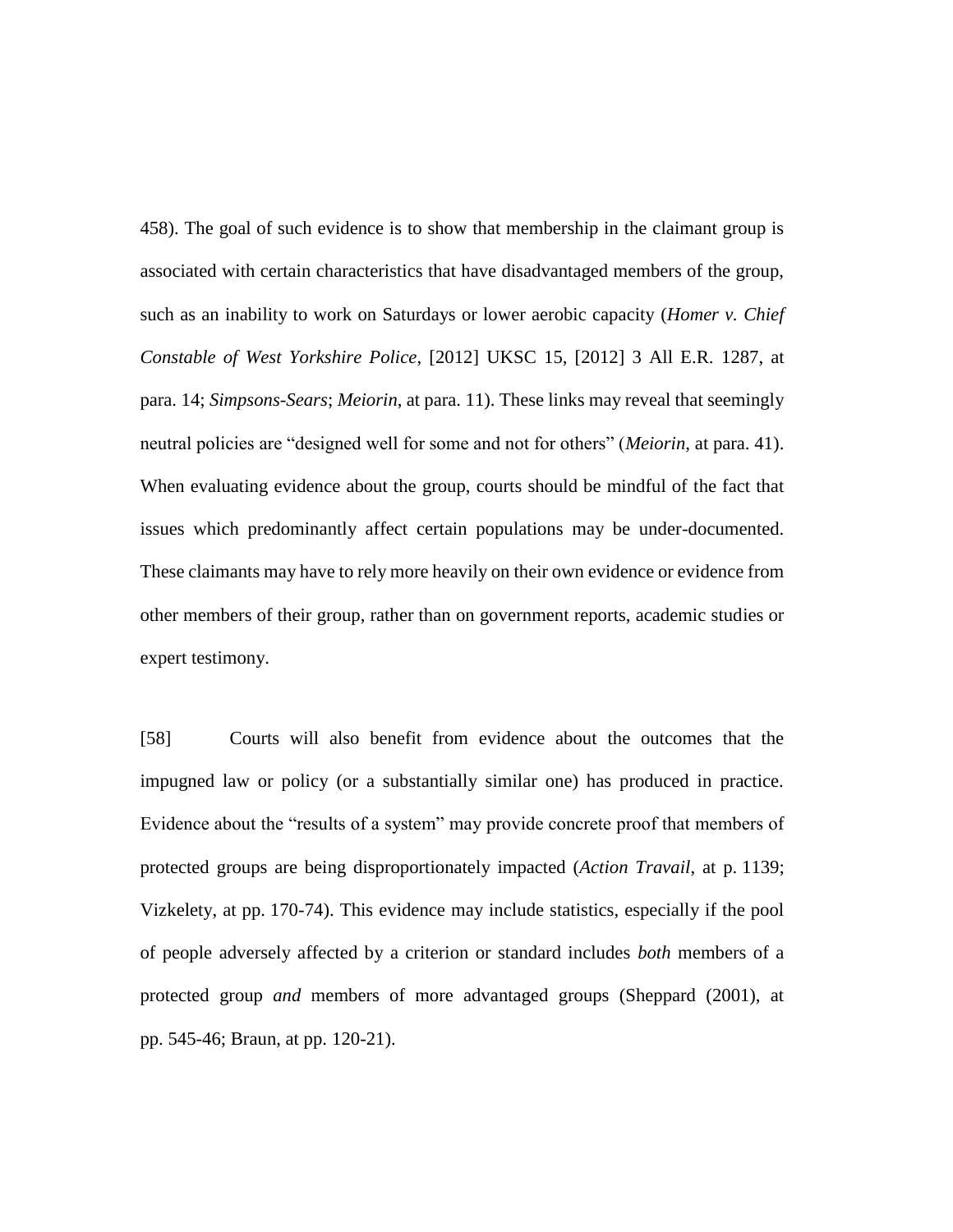458). The goal of such evidence is to show that membership in the claimant group is associated with certain characteristics that have disadvantaged members of the group, such as an inability to work on Saturdays or lower aerobic capacity (*Homer v. Chief Constable of West Yorkshire Police*, [2012] UKSC 15, [2012] 3 All E.R. 1287, at para. 14; *Simpsons-Sears*; *Meiorin*, at para. 11). These links may reveal that seemingly neutral policies are "designed well for some and not for others" (*Meiorin*, at para. 41). When evaluating evidence about the group, courts should be mindful of the fact that issues which predominantly affect certain populations may be under-documented. These claimants may have to rely more heavily on their own evidence or evidence from other members of their group, rather than on government reports, academic studies or expert testimony.

[58] Courts will also benefit from evidence about the outcomes that the impugned law or policy (or a substantially similar one) has produced in practice. Evidence about the "results of a system" may provide concrete proof that members of protected groups are being disproportionately impacted (*Action Travail*, at p. 1139; Vizkelety, at pp. 170-74). This evidence may include statistics, especially if the pool of people adversely affected by a criterion or standard includes *both* members of a protected group *and* members of more advantaged groups (Sheppard (2001), at pp. 545-46; Braun, at pp. 120-21).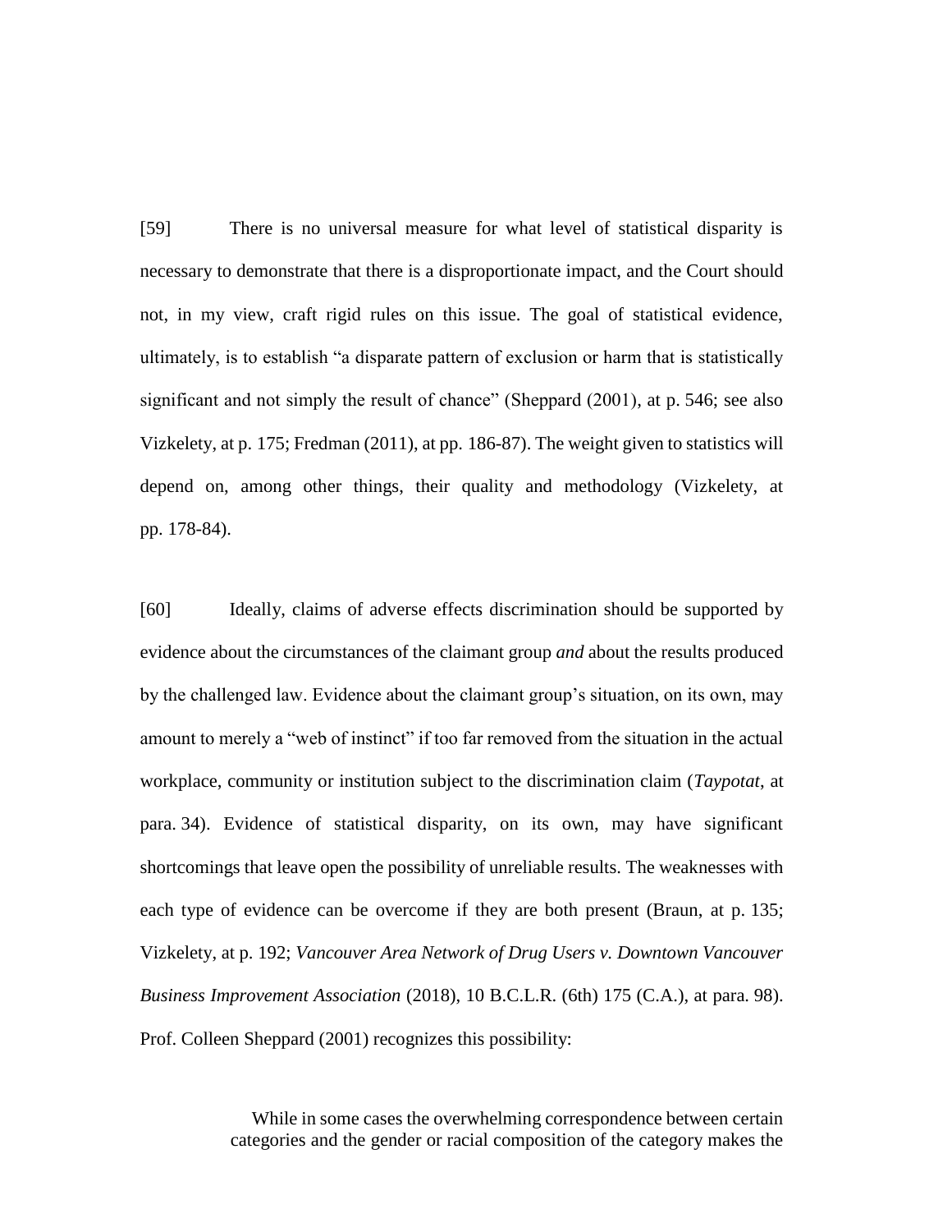[59] There is no universal measure for what level of statistical disparity is necessary to demonstrate that there is a disproportionate impact, and the Court should not, in my view, craft rigid rules on this issue. The goal of statistical evidence, ultimately, is to establish "a disparate pattern of exclusion or harm that is statistically significant and not simply the result of chance" (Sheppard (2001), at p. 546; see also Vizkelety, at p. 175; Fredman (2011), at pp. 186-87). The weight given to statistics will depend on, among other things, their quality and methodology (Vizkelety, at pp. 178-84).

[60] Ideally, claims of adverse effects discrimination should be supported by evidence about the circumstances of the claimant group *and* about the results produced by the challenged law. Evidence about the claimant group's situation, on its own, may amount to merely a "web of instinct" if too far removed from the situation in the actual workplace, community or institution subject to the discrimination claim (*Taypotat*, at para. 34). Evidence of statistical disparity, on its own, may have significant shortcomings that leave open the possibility of unreliable results. The weaknesses with each type of evidence can be overcome if they are both present (Braun, at p. 135; Vizkelety, at p. 192; *Vancouver Area Network of Drug Users v. Downtown Vancouver Business Improvement Association* (2018), 10 B.C.L.R. (6th) 175 (C.A.), at para. 98). Prof. Colleen Sheppard (2001) recognizes this possibility:

> While in some cases the overwhelming correspondence between certain categories and the gender or racial composition of the category makes the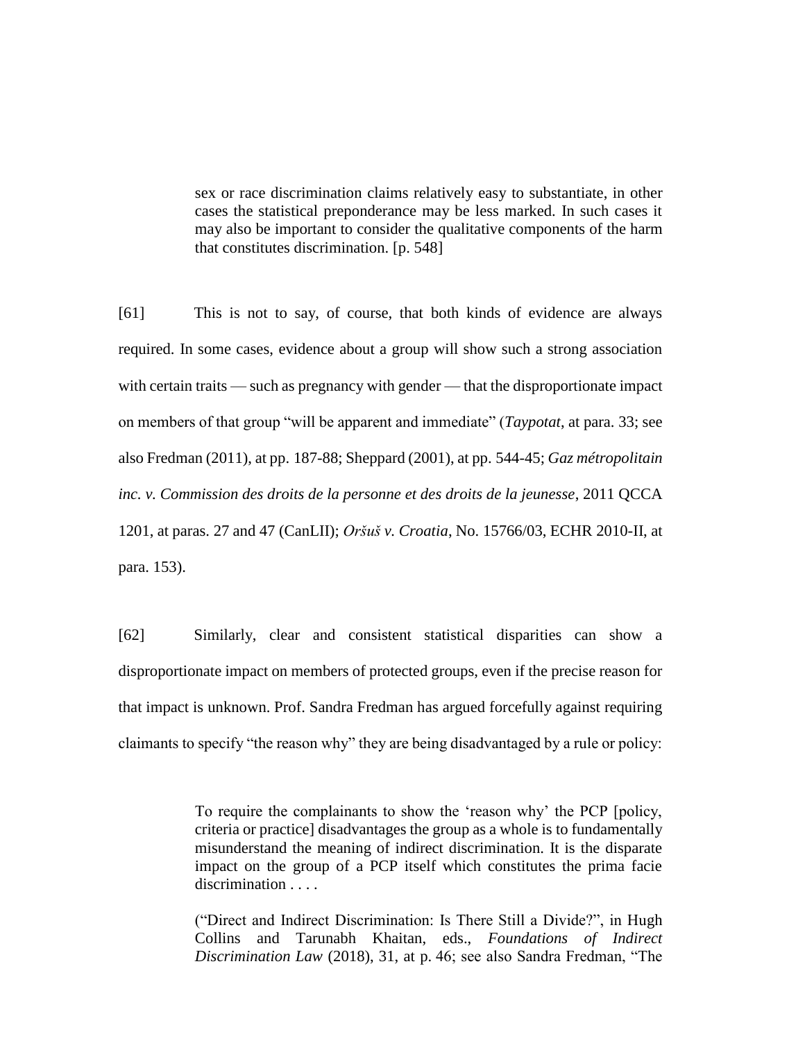> sex or race discrimination claims relatively easy to substantiate, in other cases the statistical preponderance may be less marked. In such cases it may also be important to consider the qualitative components of the harm that constitutes discrimination. [p. 548]

[61] This is not to say, of course, that both kinds of evidence are always required. In some cases, evidence about a group will show such a strong association with certain traits — such as pregnancy with gender — that the disproportionate impact on members of that group "will be apparent and immediate" (*Taypotat*, at para. 33; see also Fredman (2011), at pp. 187-88; Sheppard (2001), at pp. 544-45; *Gaz métropolitain inc. v. Commission des droits de la personne et des droits de la jeunesse*, 2011 QCCA 1201, at paras. 27 and 47 (CanLII); *Oršuš v. Croatia*, No. 15766/03, ECHR 2010-II, at para. 153).

[62] Similarly, clear and consistent statistical disparities can show a disproportionate impact on members of protected groups, even if the precise reason for that impact is unknown. Prof. Sandra Fredman has argued forcefully against requiring claimants to specify "the reason why" they are being disadvantaged by a rule or policy:

> To require the complainants to show the 'reason why' the PCP [policy, criteria or practice] disadvantages the group as a whole is to fundamentally misunderstand the meaning of indirect discrimination. It is the disparate impact on the group of a PCP itself which constitutes the prima facie discrimination . . . .
>
> ("Direct and Indirect Discrimination: Is There Still a Divide?", in Hugh Collins and Tarunabh Khaitan, eds., *Foundations of Indirect Discrimination Law* (2018), 31, at p. 46; see also Sandra Fredman, "The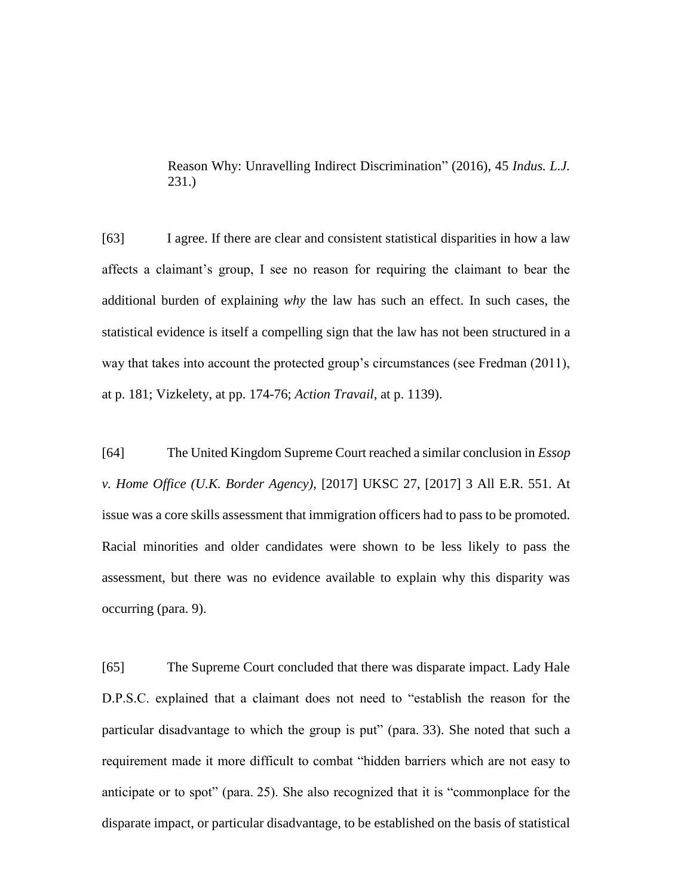Reason Why: Unravelling Indirect Discrimination" (2016), 45 *Indus. L.J.* 231.)

[63] I agree. If there are clear and consistent statistical disparities in how a law affects a claimant's group, I see no reason for requiring the claimant to bear the additional burden of explaining *why* the law has such an effect. In such cases, the statistical evidence is itself a compelling sign that the law has not been structured in a way that takes into account the protected group's circumstances (see Fredman (2011), at p. 181; Vizkelety, at pp. 174-76; *Action Travail*, at p. 1139).

[64] The United Kingdom Supreme Court reached a similar conclusion in *Essop v. Home Office (U.K. Border Agency)*, [2017] UKSC 27, [2017] 3 All E.R. 551. At issue was a core skills assessment that immigration officers had to pass to be promoted. Racial minorities and older candidates were shown to be less likely to pass the assessment, but there was no evidence available to explain why this disparity was occurring (para. 9).

[65] The Supreme Court concluded that there was disparate impact. Lady Hale D.P.S.C. explained that a claimant does not need to "establish the reason for the particular disadvantage to which the group is put" (para. 33). She noted that such a requirement made it more difficult to combat "hidden barriers which are not easy to anticipate or to spot" (para. 25). She also recognized that it is "commonplace for the disparate impact, or particular disadvantage, to be established on the basis of statistical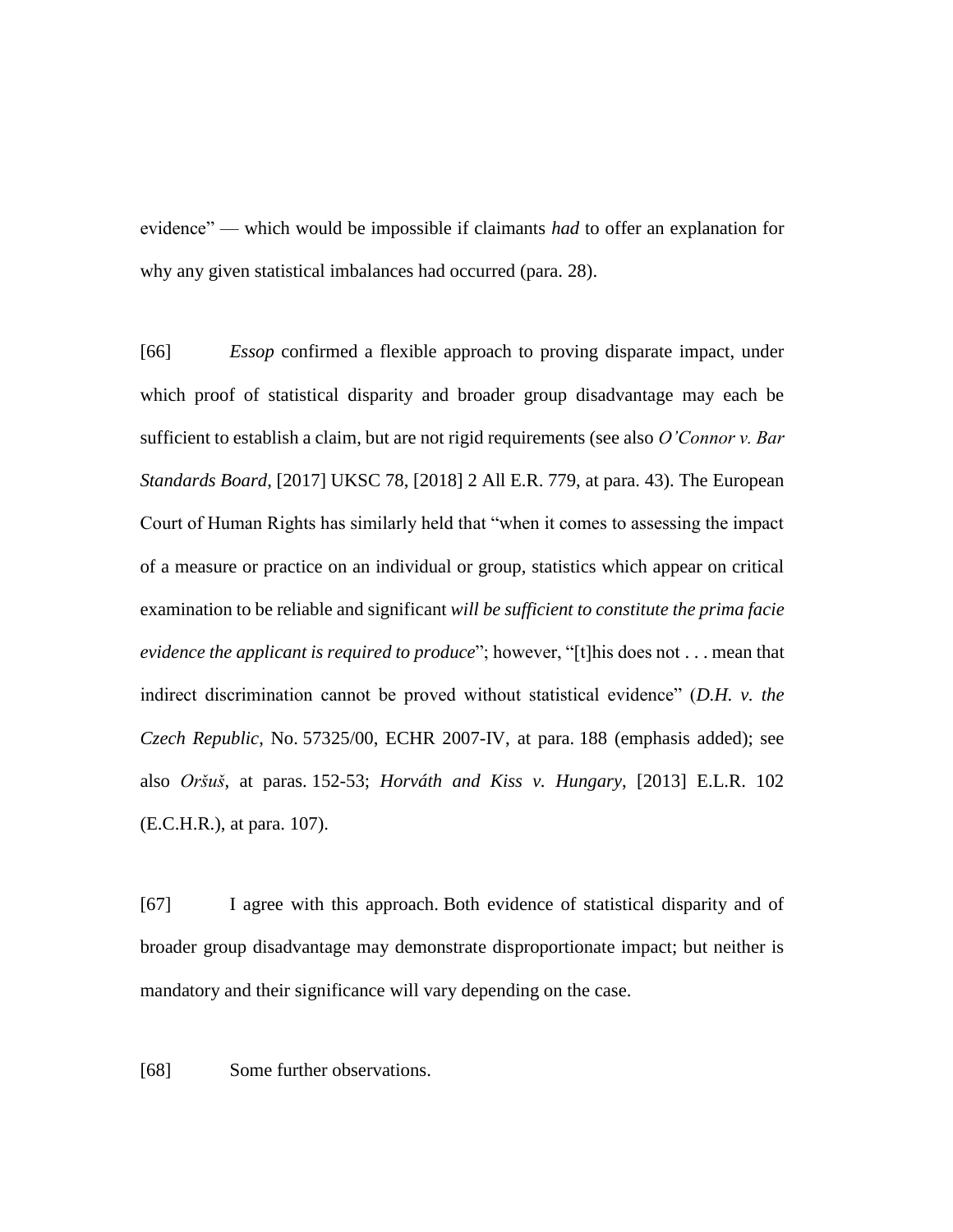evidence" — which would be impossible if claimants *had* to offer an explanation for why any given statistical imbalances had occurred (para. 28).

[66] *Essop* confirmed a flexible approach to proving disparate impact, under which proof of statistical disparity and broader group disadvantage may each be sufficient to establish a claim, but are not rigid requirements (see also *O'Connor v. Bar Standards Board*, [2017] UKSC 78, [2018] 2 All E.R. 779, at para. 43). The European Court of Human Rights has similarly held that "when it comes to assessing the impact of a measure or practice on an individual or group, statistics which appear on critical examination to be reliable and significant *will be sufficient to constitute the prima facie evidence the applicant is required to produce*"; however, "[t]his does not . . . mean that indirect discrimination cannot be proved without statistical evidence" (*D.H. v. the Czech Republic*, No. 57325/00, ECHR 2007-IV, at para. 188 (emphasis added); see also *Oršuš*, at paras. 152-53; *Horváth and Kiss v. Hungary*, [2013] E.L.R. 102 (E.C.H.R.), at para. 107).

[67] I agree with this approach. Both evidence of statistical disparity and of broader group disadvantage may demonstrate disproportionate impact; but neither is mandatory and their significance will vary depending on the case.

[68] Some further observations.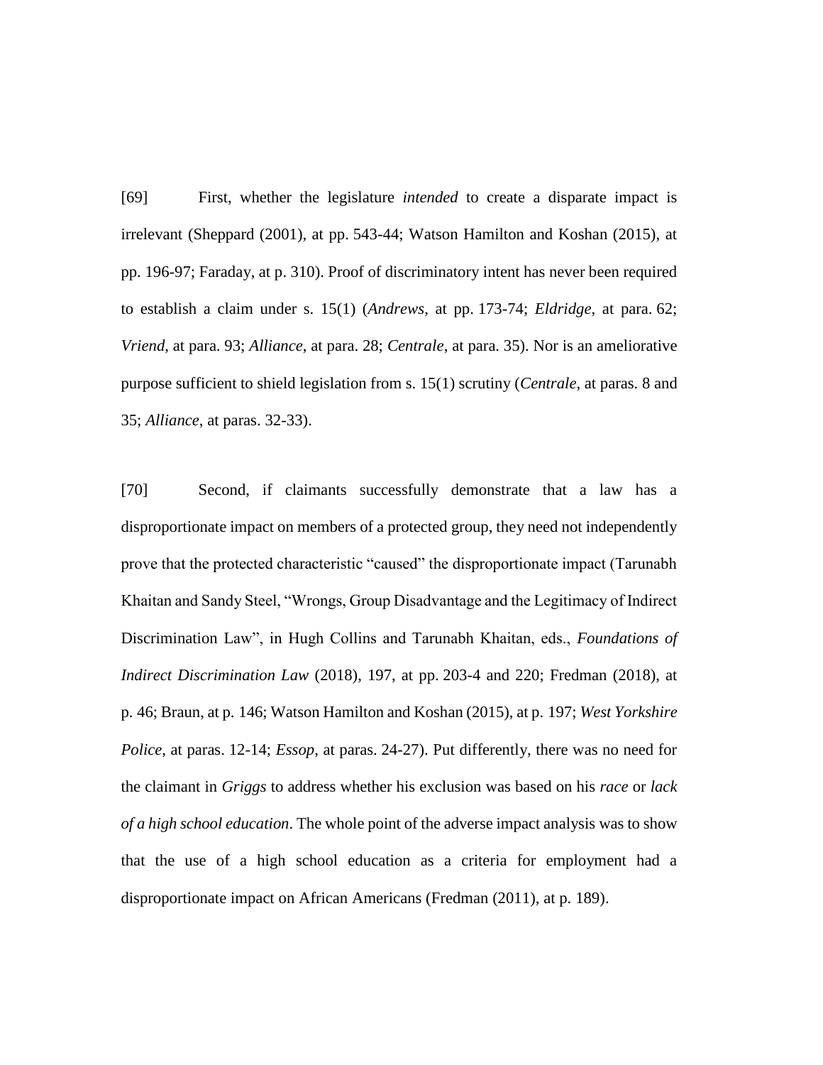[69] First, whether the legislature *intended* to create a disparate impact is irrelevant (Sheppard (2001), at pp. 543-44; Watson Hamilton and Koshan (2015), at pp. 196-97; Faraday, at p. 310). Proof of discriminatory intent has never been required to establish a claim under s. 15(1) (*Andrews*, at pp. 173-74; *Eldridge*, at para. 62; *Vriend*, at para. 93; *Alliance*, at para. 28; *Centrale*, at para. 35). Nor is an ameliorative purpose sufficient to shield legislation from s. 15(1) scrutiny (*Centrale*, at paras. 8 and 35; *Alliance*, at paras. 32-33).

[70] Second, if claimants successfully demonstrate that a law has a disproportionate impact on members of a protected group, they need not independently prove that the protected characteristic "caused" the disproportionate impact (Tarunabh Khaitan and Sandy Steel, "Wrongs, Group Disadvantage and the Legitimacy of Indirect Discrimination Law", in Hugh Collins and Tarunabh Khaitan, eds., *Foundations of Indirect Discrimination Law* (2018), 197, at pp. 203-4 and 220; Fredman (2018), at p. 46; Braun, at p. 146; Watson Hamilton and Koshan (2015), at p. 197; *West Yorkshire Police*, at paras. 12-14; *Essop*, at paras. 24-27). Put differently, there was no need for the claimant in *Griggs* to address whether his exclusion was based on his *race* or *lack of a high school education*. The whole point of the adverse impact analysis was to show that the use of a high school education as a criteria for employment had a disproportionate impact on African Americans (Fredman (2011), at p. 189).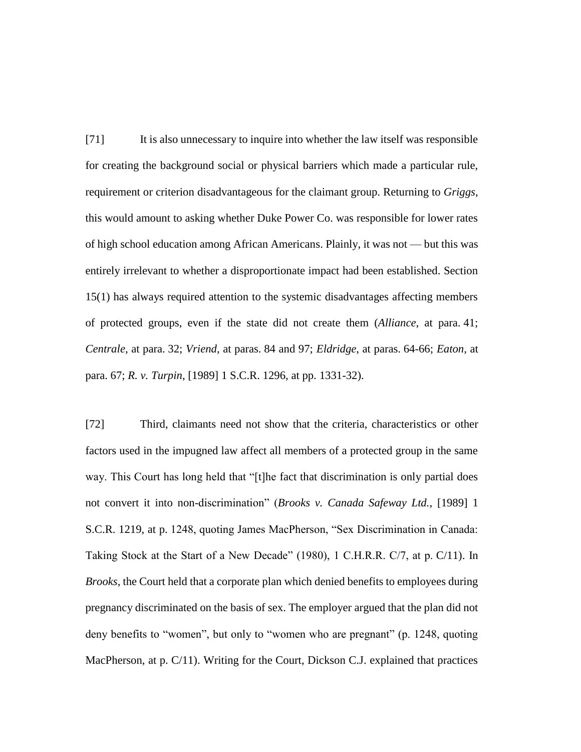[71] It is also unnecessary to inquire into whether the law itself was responsible for creating the background social or physical barriers which made a particular rule, requirement or criterion disadvantageous for the claimant group. Returning to *Griggs*, this would amount to asking whether Duke Power Co. was responsible for lower rates of high school education among African Americans. Plainly, it was not — but this was entirely irrelevant to whether a disproportionate impact had been established. Section 15(1) has always required attention to the systemic disadvantages affecting members of protected groups, even if the state did not create them (*Alliance*, at para. 41; *Centrale*, at para. 32; *Vriend*, at paras. 84 and 97; *Eldridge*, at paras. 64-66; *Eaton*, at para. 67; *R. v. Turpin*, [1989] 1 S.C.R. 1296, at pp. 1331-32).

[72] Third, claimants need not show that the criteria, characteristics or other factors used in the impugned law affect all members of a protected group in the same way. This Court has long held that "[t]he fact that discrimination is only partial does not convert it into non-discrimination" (*Brooks v. Canada Safeway Ltd.*, [1989] 1 S.C.R. 1219, at p. 1248, quoting James MacPherson, "Sex Discrimination in Canada: Taking Stock at the Start of a New Decade" (1980), 1 C.H.R.R. C/7, at p. C/11). In *Brooks*, the Court held that a corporate plan which denied benefits to employees during pregnancy discriminated on the basis of sex. The employer argued that the plan did not deny benefits to "women", but only to "women who are pregnant" (p. 1248, quoting MacPherson, at p. C/11). Writing for the Court, Dickson C.J. explained that practices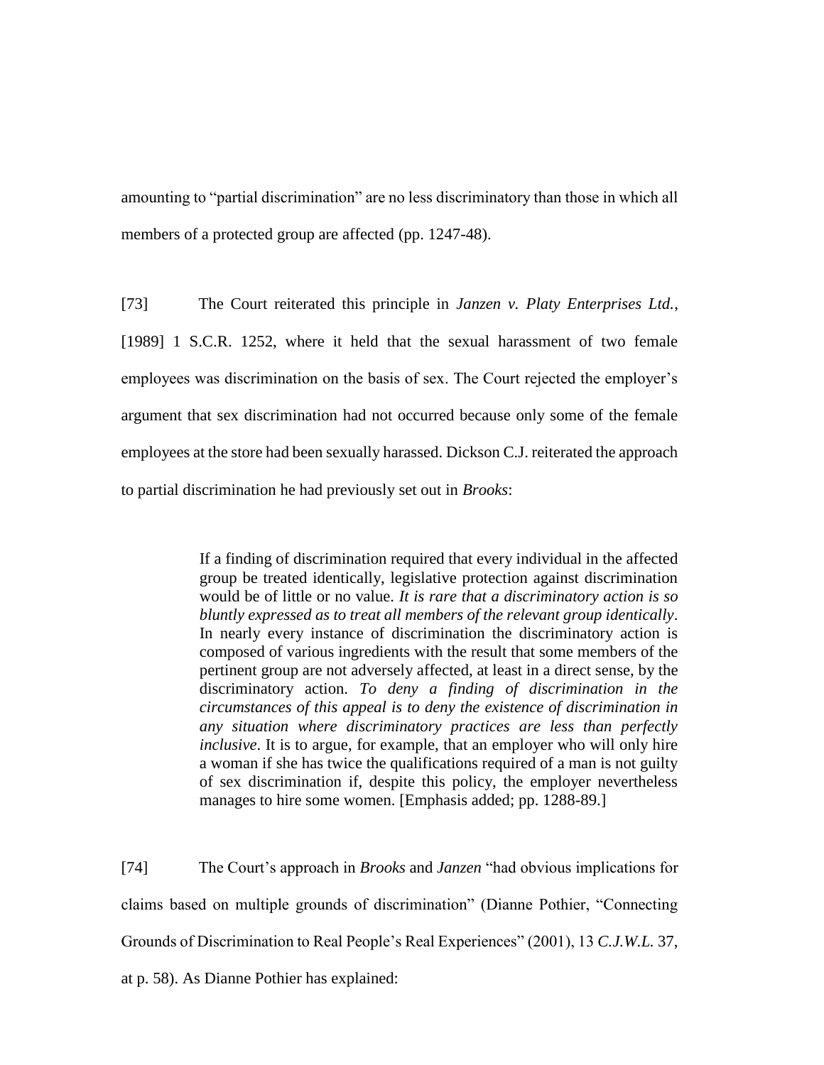amounting to "partial discrimination" are no less discriminatory than those in which all members of a protected group are affected (pp. 1247-48).

[73] The Court reiterated this principle in *Janzen v. Platy Enterprises Ltd.*, [1989] 1 S.C.R. 1252, where it held that the sexual harassment of two female employees was discrimination on the basis of sex. The Court rejected the employer's argument that sex discrimination had not occurred because only some of the female employees at the store had been sexually harassed. Dickson C.J. reiterated the approach to partial discrimination he had previously set out in *Brooks*:

> If a finding of discrimination required that every individual in the affected group be treated identically, legislative protection against discrimination would be of little or no value. *It is rare that a discriminatory action is so bluntly expressed as to treat all members of the relevant group identically*. In nearly every instance of discrimination the discriminatory action is composed of various ingredients with the result that some members of the pertinent group are not adversely affected, at least in a direct sense, by the discriminatory action. *To deny a finding of discrimination in the circumstances of this appeal is to deny the existence of discrimination in any situation where discriminatory practices are less than perfectly inclusive*. It is to argue, for example, that an employer who will only hire a woman if she has twice the qualifications required of a man is not guilty of sex discrimination if, despite this policy, the employer nevertheless manages to hire some women. [Emphasis added; pp. 1288-89.]

[74] The Court's approach in *Brooks* and *Janzen* "had obvious implications for claims based on multiple grounds of discrimination" (Dianne Pothier, "Connecting Grounds of Discrimination to Real People's Real Experiences" (2001), 13 *C.J.W.L.* 37, at p. 58). As Dianne Pothier has explained: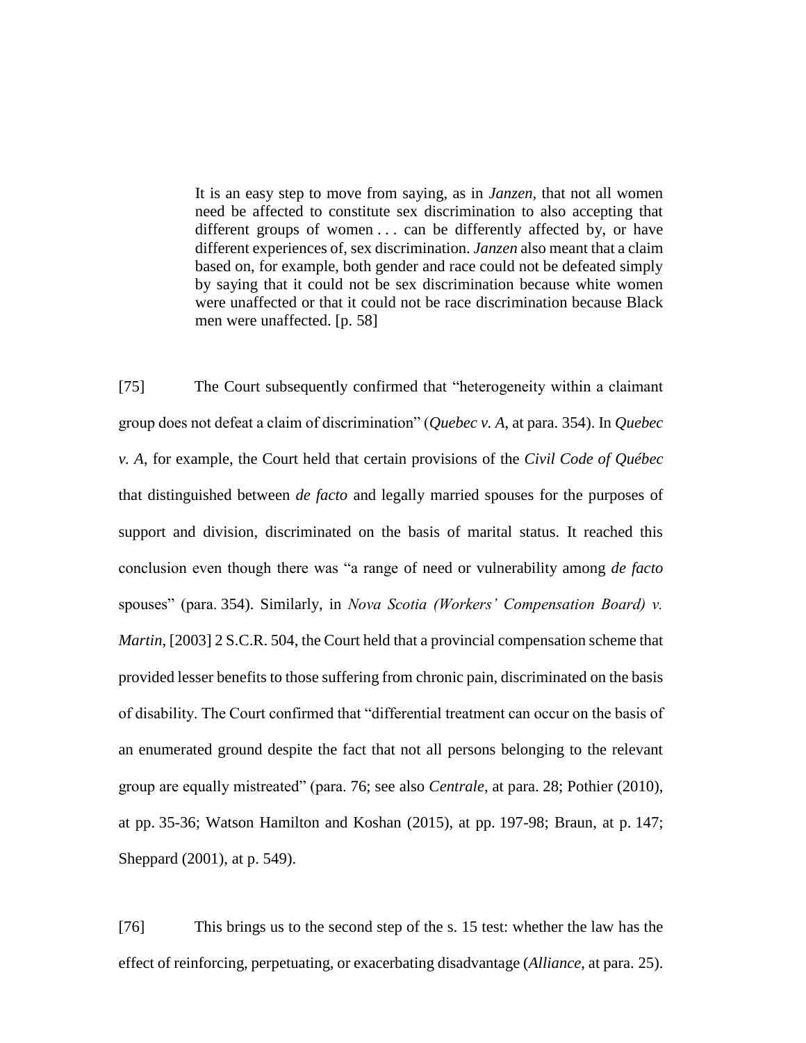> It is an easy step to move from saying, as in *Janzen*, that not all women need be affected to constitute sex discrimination to also accepting that different groups of women . . . can be differently affected by, or have different experiences of, sex discrimination. *Janzen* also meant that a claim based on, for example, both gender and race could not be defeated simply by saying that it could not be sex discrimination because white women were unaffected or that it could not be race discrimination because Black men were unaffected. [p. 58]

[75] The Court subsequently confirmed that "heterogeneity within a claimant group does not defeat a claim of discrimination" (*Quebec v. A*, at para. 354). In *Quebec v. A*, for example, the Court held that certain provisions of the *Civil Code of Québec* that distinguished between *de facto* and legally married spouses for the purposes of support and division, discriminated on the basis of marital status. It reached this conclusion even though there was "a range of need or vulnerability among *de facto* spouses" (para. 354). Similarly, in *Nova Scotia (Workers' Compensation Board) v. Martin*, [2003] 2 S.C.R. 504, the Court held that a provincial compensation scheme that provided lesser benefits to those suffering from chronic pain, discriminated on the basis of disability. The Court confirmed that "differential treatment can occur on the basis of an enumerated ground despite the fact that not all persons belonging to the relevant group are equally mistreated" (para. 76; see also *Centrale*, at para. 28; Pothier (2010), at pp. 35-36; Watson Hamilton and Koshan (2015), at pp. 197-98; Braun, at p. 147; Sheppard (2001), at p. 549).

[76] This brings us to the second step of the s. 15 test: whether the law has the effect of reinforcing, perpetuating, or exacerbating disadvantage (*Alliance*, at para. 25).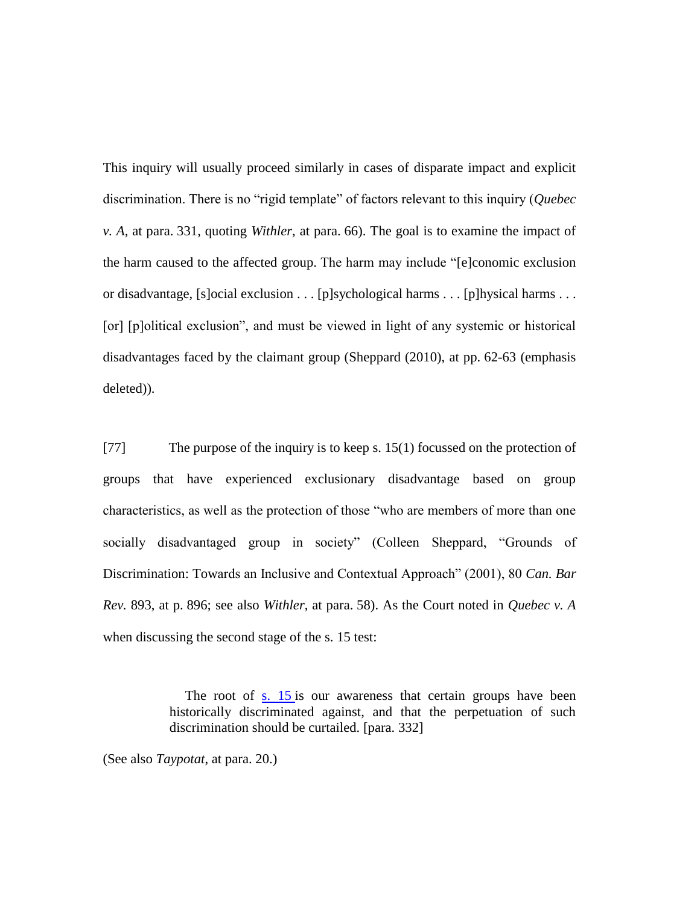This inquiry will usually proceed similarly in cases of disparate impact and explicit discrimination. There is no "rigid template" of factors relevant to this inquiry (*Quebec v. A*, at para. 331, quoting *Withler*, at para. 66). The goal is to examine the impact of the harm caused to the affected group. The harm may include "[e]conomic exclusion or disadvantage, [s]ocial exclusion . . . [p]sychological harms . . . [p]hysical harms . . . [or] [p]olitical exclusion", and must be viewed in light of any systemic or historical disadvantages faced by the claimant group (Sheppard (2010), at pp. 62-63 (emphasis deleted)).

[77] The purpose of the inquiry is to keep s. 15(1) focussed on the protection of groups that have experienced exclusionary disadvantage based on group characteristics, as well as the protection of those "who are members of more than one socially disadvantaged group in society" (Colleen Sheppard, "Grounds of Discrimination: Towards an Inclusive and Contextual Approach" (2001), 80 *Can. Bar Rev.* 893, at p. 896; see also *Withler*, at para. 58). As the Court noted in *Quebec v. A* when discussing the second stage of the s. 15 test:

> The root of s. 15 is our awareness that certain groups have been historically discriminated against, and that the perpetuation of such discrimination should be curtailed. [para. 332]

(See also *Taypotat*, at para. 20.)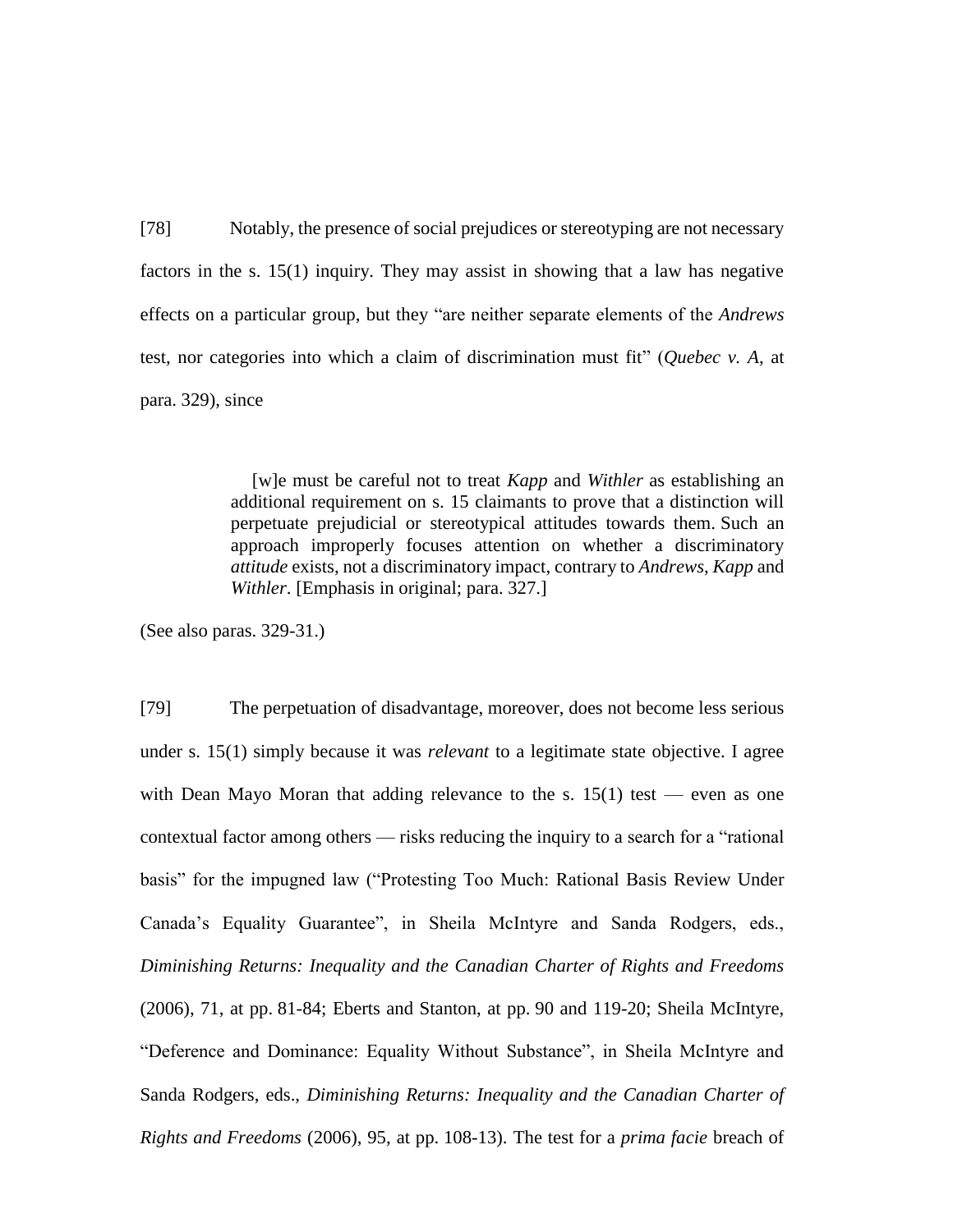[78] Notably, the presence of social prejudices or stereotyping are not necessary factors in the s. 15(1) inquiry. They may assist in showing that a law has negative effects on a particular group, but they "are neither separate elements of the *Andrews* test, nor categories into which a claim of discrimination must fit" (*Quebec v. A*, at para. 329), since

> [w]e must be careful not to treat *Kapp* and *Withler* as establishing an additional requirement on s. 15 claimants to prove that a distinction will perpetuate prejudicial or stereotypical attitudes towards them. Such an approach improperly focuses attention on whether a discriminatory *attitude* exists, not a discriminatory impact, contrary to *Andrews*, *Kapp* and *Withler*. [Emphasis in original; para. 327.]

(See also paras. 329-31.)

[79] The perpetuation of disadvantage, moreover, does not become less serious under s. 15(1) simply because it was *relevant* to a legitimate state objective. I agree with Dean Mayo Moran that adding relevance to the s. 15(1) test — even as one contextual factor among others — risks reducing the inquiry to a search for a "rational basis" for the impugned law ("Protesting Too Much: Rational Basis Review Under Canada's Equality Guarantee", in Sheila McIntyre and Sanda Rodgers, eds., *Diminishing Returns: Inequality and the Canadian Charter of Rights and Freedoms* (2006), 71, at pp. 81-84; Eberts and Stanton, at pp. 90 and 119-20; Sheila McIntyre, "Deference and Dominance: Equality Without Substance", in Sheila McIntyre and Sanda Rodgers, eds., *Diminishing Returns: Inequality and the Canadian Charter of Rights and Freedoms* (2006), 95, at pp. 108-13). The test for a *prima facie* breach of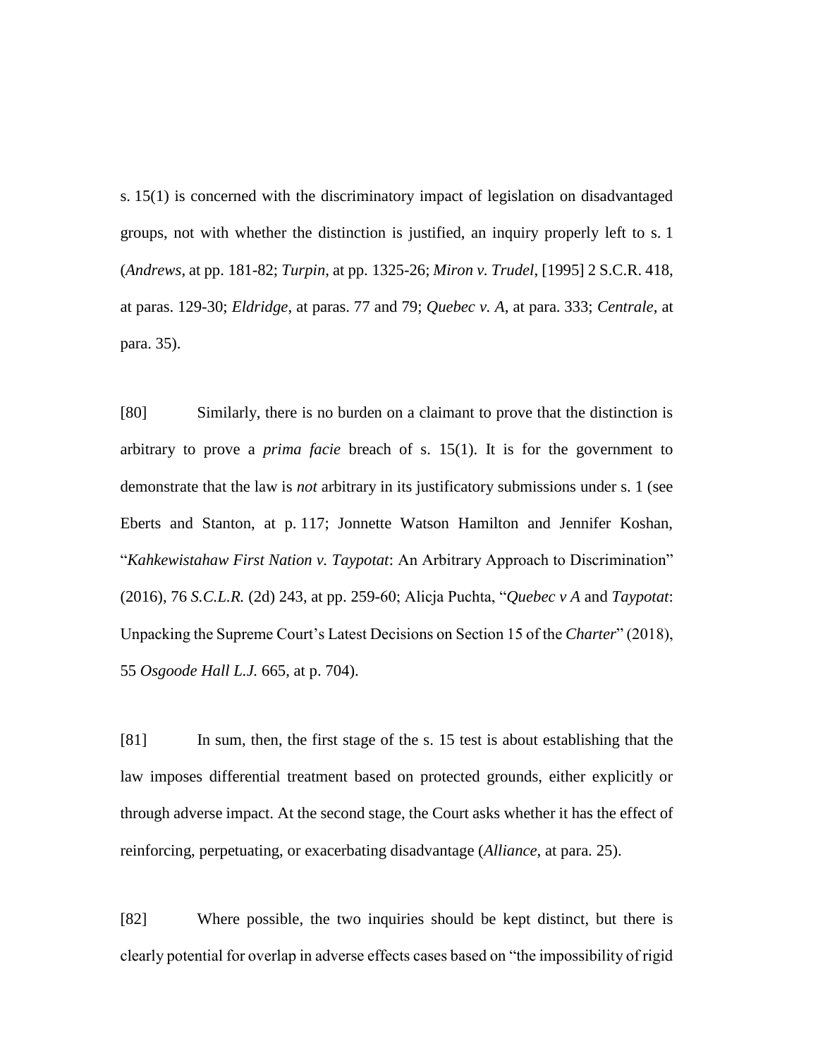s. 15(1) is concerned with the discriminatory impact of legislation on disadvantaged groups, not with whether the distinction is justified, an inquiry properly left to s. 1 (*Andrews*, at pp. 181-82; *Turpin*, at pp. 1325-26; *Miron v. Trudel*, [1995] 2 S.C.R. 418, at paras. 129-30; *Eldridge*, at paras. 77 and 79; *Quebec v. A*, at para. 333; *Centrale*, at para. 35).

[80] Similarly, there is no burden on a claimant to prove that the distinction is arbitrary to prove a *prima facie* breach of s. 15(1). It is for the government to demonstrate that the law is *not* arbitrary in its justificatory submissions under s. 1 (see Eberts and Stanton, at p. 117; Jonnette Watson Hamilton and Jennifer Koshan, "*Kahkewistahaw First Nation v. Taypotat*: An Arbitrary Approach to Discrimination" (2016), 76 *S.C.L.R.* (2d) 243, at pp. 259-60; Alicja Puchta, "*Quebec v A* and *Taypotat*: Unpacking the Supreme Court's Latest Decisions on Section 15 of the *Charter*" (2018), 55 *Osgoode Hall L.J.* 665, at p. 704).

[81] In sum, then, the first stage of the s. 15 test is about establishing that the law imposes differential treatment based on protected grounds, either explicitly or through adverse impact. At the second stage, the Court asks whether it has the effect of reinforcing, perpetuating, or exacerbating disadvantage (*Alliance*, at para. 25).

[82] Where possible, the two inquiries should be kept distinct, but there is clearly potential for overlap in adverse effects cases based on "the impossibility of rigid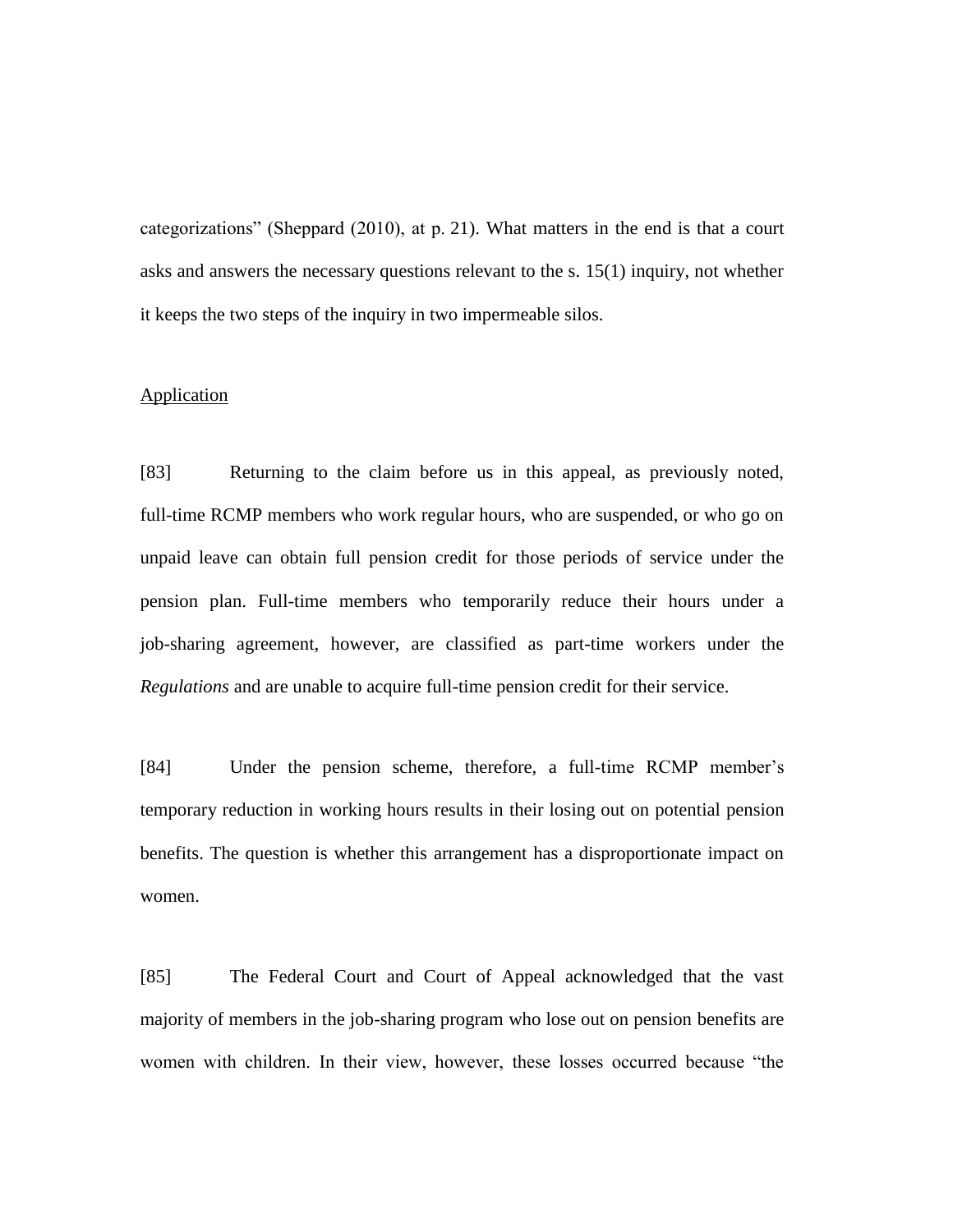categorizations" (Sheppard (2010), at p. 21). What matters in the end is that a court asks and answers the necessary questions relevant to the s. 15(1) inquiry, not whether it keeps the two steps of the inquiry in two impermeable silos.

Application

[83] Returning to the claim before us in this appeal, as previously noted, full-time RCMP members who work regular hours, who are suspended, or who go on unpaid leave can obtain full pension credit for those periods of service under the pension plan. Full-time members who temporarily reduce their hours under a job-sharing agreement, however, are classified as part-time workers under the *Regulations* and are unable to acquire full-time pension credit for their service.

[84] Under the pension scheme, therefore, a full-time RCMP member's temporary reduction in working hours results in their losing out on potential pension benefits. The question is whether this arrangement has a disproportionate impact on women.

[85] The Federal Court and Court of Appeal acknowledged that the vast majority of members in the job-sharing program who lose out on pension benefits are women with children. In their view, however, these losses occurred because "the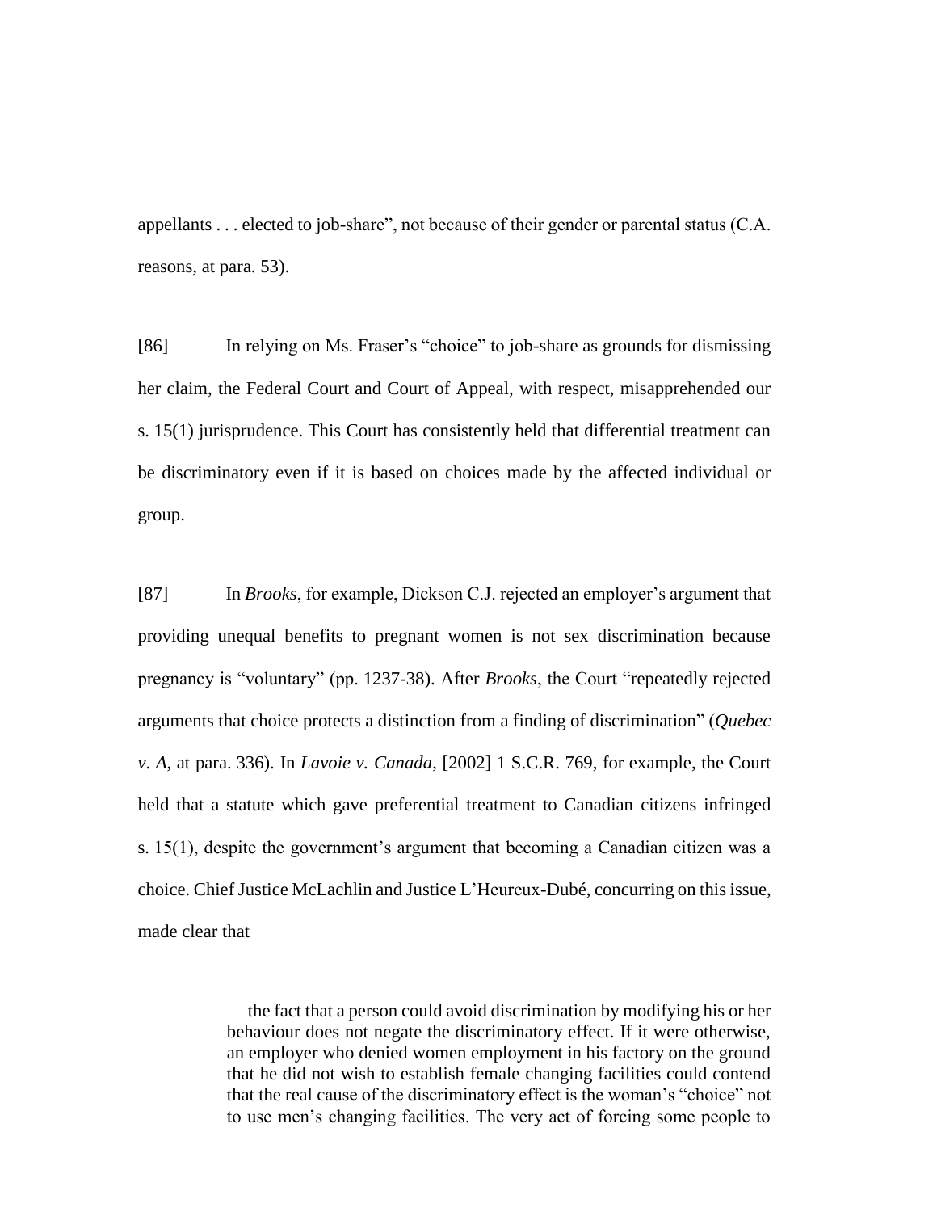appellants . . . elected to job-share", not because of their gender or parental status (C.A. reasons, at para. 53).

[86] In relying on Ms. Fraser's "choice" to job-share as grounds for dismissing her claim, the Federal Court and Court of Appeal, with respect, misapprehended our s. 15(1) jurisprudence. This Court has consistently held that differential treatment can be discriminatory even if it is based on choices made by the affected individual or group.

[87] In *Brooks*, for example, Dickson C.J. rejected an employer's argument that providing unequal benefits to pregnant women is not sex discrimination because pregnancy is "voluntary" (pp. 1237-38). After *Brooks*, the Court "repeatedly rejected arguments that choice protects a distinction from a finding of discrimination" (*Quebec v. A*, at para. 336). In *Lavoie v. Canada*, [2002] 1 S.C.R. 769, for example, the Court held that a statute which gave preferential treatment to Canadian citizens infringed s. 15(1), despite the government's argument that becoming a Canadian citizen was a choice. Chief Justice McLachlin and Justice L'Heureux-Dubé, concurring on this issue, made clear that

> the fact that a person could avoid discrimination by modifying his or her behaviour does not negate the discriminatory effect. If it were otherwise, an employer who denied women employment in his factory on the ground that he did not wish to establish female changing facilities could contend that the real cause of the discriminatory effect is the woman's "choice" not to use men's changing facilities. The very act of forcing some people to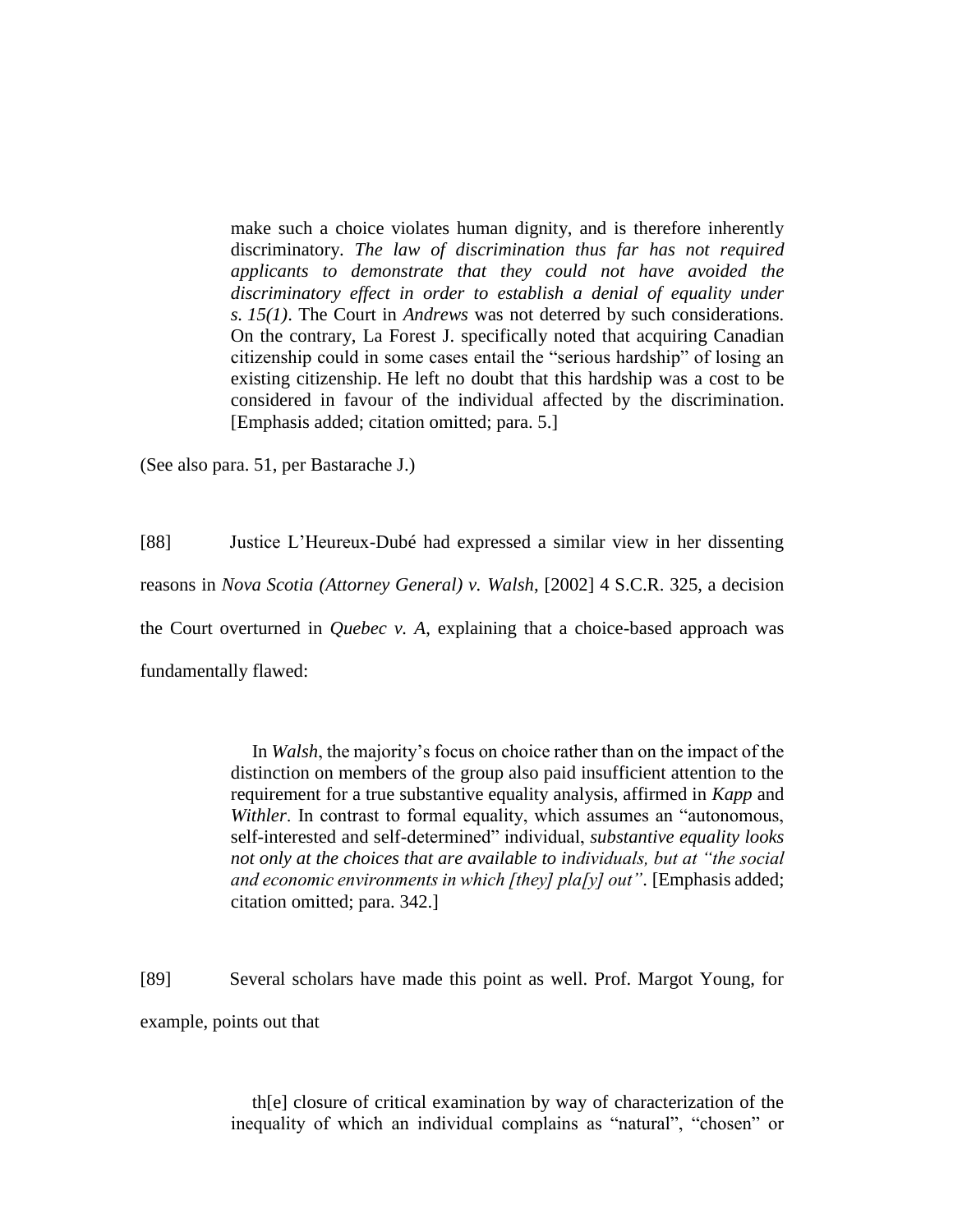> make such a choice violates human dignity, and is therefore inherently discriminatory. *The law of discrimination thus far has not required applicants to demonstrate that they could not have avoided the discriminatory effect in order to establish a denial of equality under s. 15(1)*. The Court in *Andrews* was not deterred by such considerations. On the contrary, La Forest J. specifically noted that acquiring Canadian citizenship could in some cases entail the "serious hardship" of losing an existing citizenship. He left no doubt that this hardship was a cost to be considered in favour of the individual affected by the discrimination. [Emphasis added; citation omitted; para. 5.]

(See also para. 51, per Bastarache J.)

[88] Justice L'Heureux-Dubé had expressed a similar view in her dissenting reasons in *Nova Scotia (Attorney General) v. Walsh*, [2002] 4 S.C.R. 325, a decision the Court overturned in *Quebec v. A*, explaining that a choice-based approach was fundamentally flawed:

> In *Walsh*, the majority's focus on choice rather than on the impact of the distinction on members of the group also paid insufficient attention to the requirement for a true substantive equality analysis, affirmed in *Kapp* and *Withler*. In contrast to formal equality, which assumes an "autonomous, self-interested and self-determined" individual, *substantive equality looks not only at the choices that are available to individuals, but at "the social and economic environments in which [they] pla[y] out"*. [Emphasis added; citation omitted; para. 342.]

[89] Several scholars have made this point as well. Prof. Margot Young, for example, points out that

> th[e] closure of critical examination by way of characterization of the inequality of which an individual complains as "natural", "chosen" or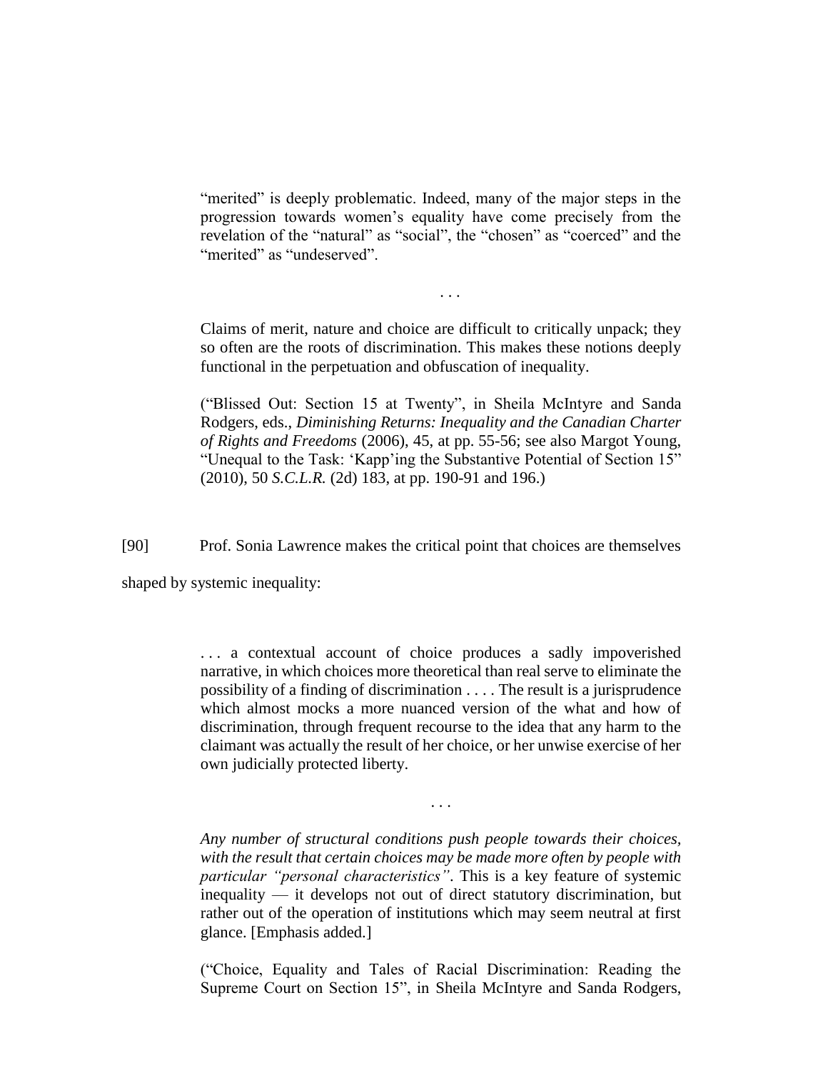> "merited" is deeply problematic. Indeed, many of the major steps in the progression towards women's equality have come precisely from the revelation of the "natural" as "social", the "chosen" as "coerced" and the "merited" as "undeserved".
>
> . . .
>
> Claims of merit, nature and choice are difficult to critically unpack; they so often are the roots of discrimination. This makes these notions deeply functional in the perpetuation and obfuscation of inequality.
>
> ("Blissed Out: Section 15 at Twenty", in Sheila McIntyre and Sanda Rodgers, eds., *Diminishing Returns: Inequality and the Canadian Charter of Rights and Freedoms* (2006), 45, at pp. 55-56; see also Margot Young, "Unequal to the Task: 'Kapp'ing the Substantive Potential of Section 15" (2010), 50 *S.C.L.R.* (2d) 183, at pp. 190-91 and 196.)

[90] Prof. Sonia Lawrence makes the critical point that choices are themselves shaped by systemic inequality:

> . . . a contextual account of choice produces a sadly impoverished narrative, in which choices more theoretical than real serve to eliminate the possibility of a finding of discrimination . . . . The result is a jurisprudence which almost mocks a more nuanced version of the what and how of discrimination, through frequent recourse to the idea that any harm to the claimant was actually the result of her choice, or her unwise exercise of her own judicially protected liberty.
>
> . . .
>
> *Any number of structural conditions push people towards their choices, with the result that certain choices may be made more often by people with particular "personal characteristics"*. This is a key feature of systemic inequality — it develops not out of direct statutory discrimination, but rather out of the operation of institutions which may seem neutral at first glance. [Emphasis added.]
>
> ("Choice, Equality and Tales of Racial Discrimination: Reading the Supreme Court on Section 15", in Sheila McIntyre and Sanda Rodgers,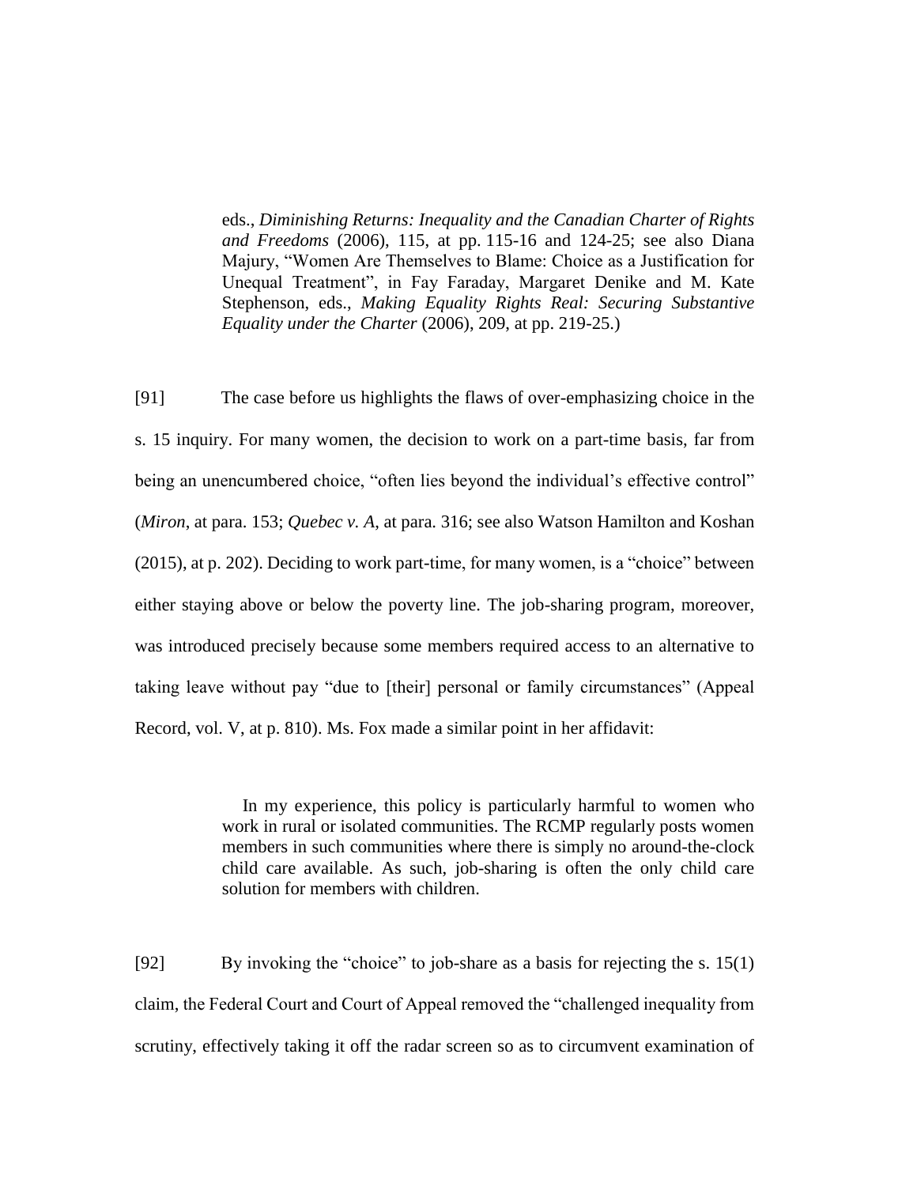> eds., *Diminishing Returns: Inequality and the Canadian Charter of Rights and Freedoms* (2006), 115, at pp. 115-16 and 124-25; see also Diana Majury, "Women Are Themselves to Blame: Choice as a Justification for Unequal Treatment", in Fay Faraday, Margaret Denike and M. Kate Stephenson, eds., *Making Equality Rights Real: Securing Substantive Equality under the Charter* (2006), 209, at pp. 219-25.)

[91] The case before us highlights the flaws of over-emphasizing choice in the s. 15 inquiry. For many women, the decision to work on a part-time basis, far from being an unencumbered choice, "often lies beyond the individual's effective control" (*Miron*, at para. 153; *Quebec v. A*, at para. 316; see also Watson Hamilton and Koshan (2015), at p. 202). Deciding to work part-time, for many women, is a "choice" between either staying above or below the poverty line. The job-sharing program, moreover, was introduced precisely because some members required access to an alternative to taking leave without pay "due to [their] personal or family circumstances" (Appeal Record, vol. V, at p. 810). Ms. Fox made a similar point in her affidavit:

> In my experience, this policy is particularly harmful to women who work in rural or isolated communities. The RCMP regularly posts women members in such communities where there is simply no around-the-clock child care available. As such, job-sharing is often the only child care solution for members with children.

[92] By invoking the "choice" to job-share as a basis for rejecting the s. 15(1) claim, the Federal Court and Court of Appeal removed the "challenged inequality from scrutiny, effectively taking it off the radar screen so as to circumvent examination of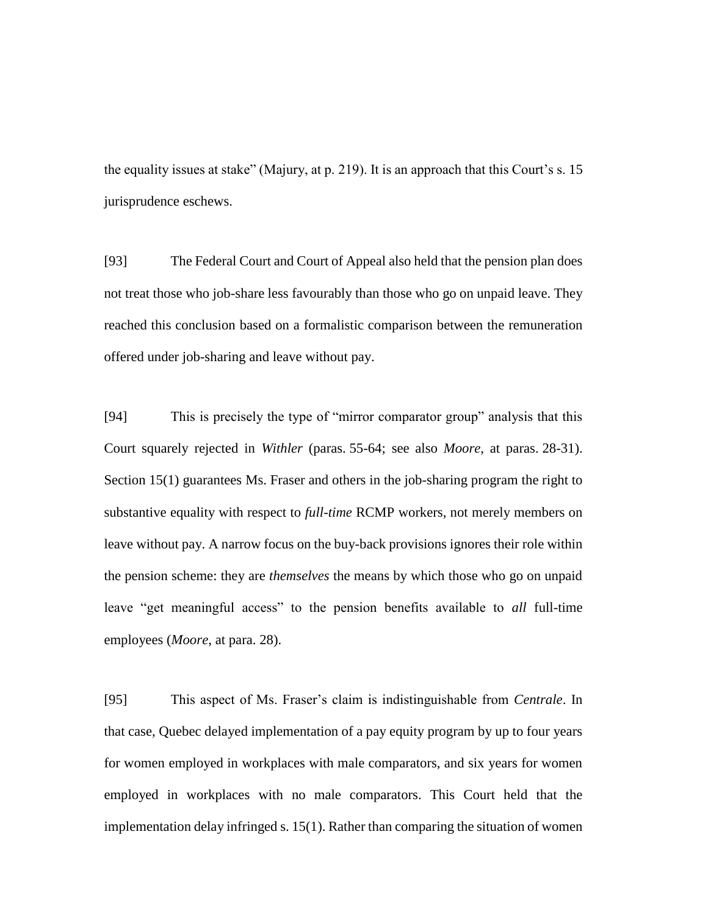the equality issues at stake" (Majury, at p. 219). It is an approach that this Court's s. 15 jurisprudence eschews.

[93] The Federal Court and Court of Appeal also held that the pension plan does not treat those who job-share less favourably than those who go on unpaid leave. They reached this conclusion based on a formalistic comparison between the remuneration offered under job-sharing and leave without pay.

[94] This is precisely the type of "mirror comparator group" analysis that this Court squarely rejected in *Withler* (paras. 55-64; see also *Moore*, at paras. 28-31). Section 15(1) guarantees Ms. Fraser and others in the job-sharing program the right to substantive equality with respect to *full-time* RCMP workers, not merely members on leave without pay. A narrow focus on the buy-back provisions ignores their role within the pension scheme: they are *themselves* the means by which those who go on unpaid leave "get meaningful access" to the pension benefits available to *all* full-time employees (*Moore*, at para. 28).

[95] This aspect of Ms. Fraser's claim is indistinguishable from *Centrale*. In that case, Quebec delayed implementation of a pay equity program by up to four years for women employed in workplaces with male comparators, and six years for women employed in workplaces with no male comparators. This Court held that the implementation delay infringed s. 15(1). Rather than comparing the situation of women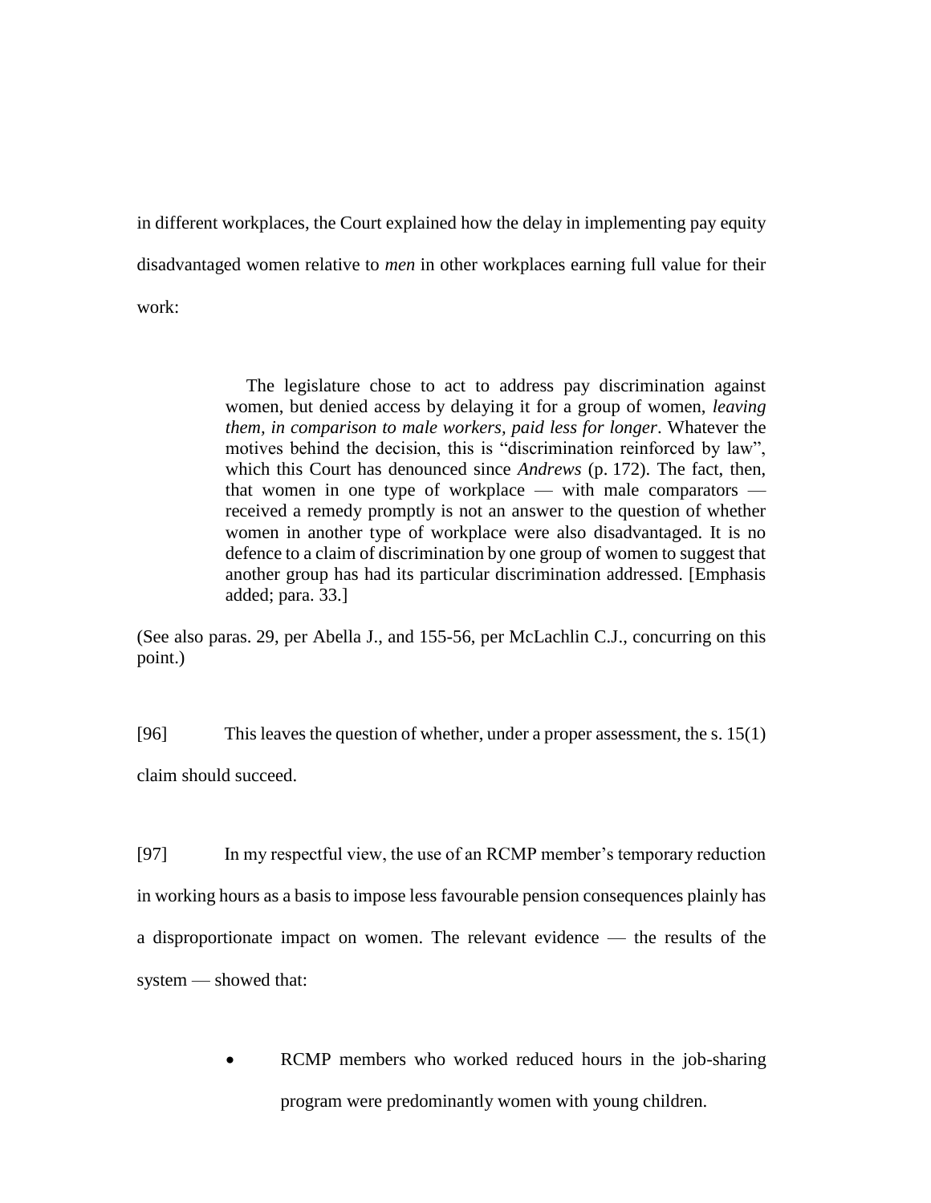in different workplaces, the Court explained how the delay in implementing pay equity disadvantaged women relative to *men* in other workplaces earning full value for their work:

> The legislature chose to act to address pay discrimination against women, but denied access by delaying it for a group of women, *leaving them, in comparison to male workers, paid less for longer*. Whatever the motives behind the decision, this is "discrimination reinforced by law", which this Court has denounced since *Andrews* (p. 172). The fact, then, that women in one type of workplace — with male comparators — received a remedy promptly is not an answer to the question of whether women in another type of workplace were also disadvantaged. It is no defence to a claim of discrimination by one group of women to suggest that another group has had its particular discrimination addressed. [Emphasis added; para. 33.]

(See also paras. 29, per Abella J., and 155-56, per McLachlin C.J., concurring on this point.)

[96] This leaves the question of whether, under a proper assessment, the s. 15(1) claim should succeed.

[97] In my respectful view, the use of an RCMP member's temporary reduction in working hours as a basis to impose less favourable pension consequences plainly has a disproportionate impact on women. The relevant evidence — the results of the system — showed that:

- RCMP members who worked reduced hours in the job-sharing program were predominantly women with young children.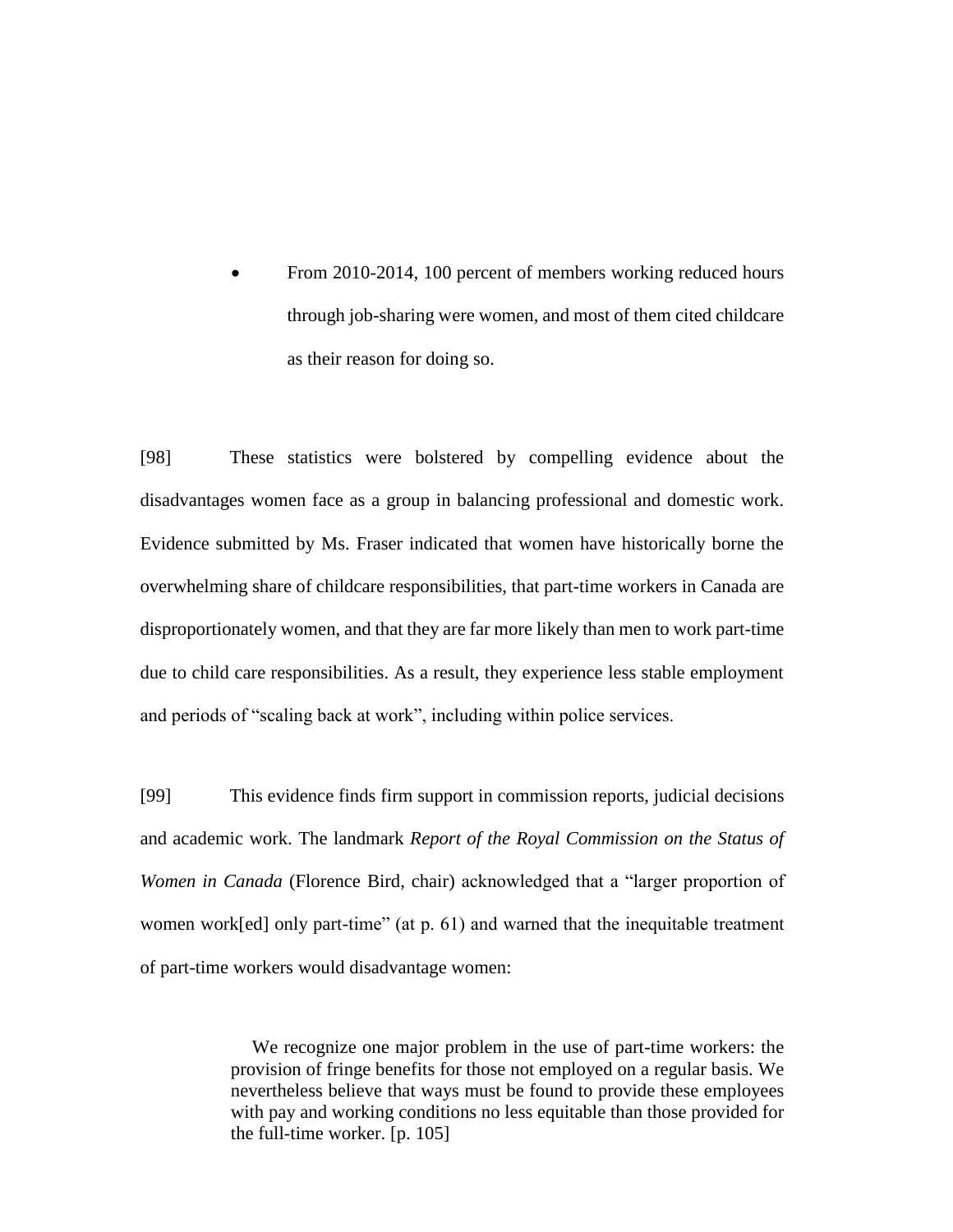- From 2010-2014, 100 percent of members working reduced hours through job-sharing were women, and most of them cited childcare as their reason for doing so.

[98] These statistics were bolstered by compelling evidence about the disadvantages women face as a group in balancing professional and domestic work. Evidence submitted by Ms. Fraser indicated that women have historically borne the overwhelming share of childcare responsibilities, that part-time workers in Canada are disproportionately women, and that they are far more likely than men to work part-time due to child care responsibilities. As a result, they experience less stable employment and periods of "scaling back at work", including within police services.

[99] This evidence finds firm support in commission reports, judicial decisions and academic work. The landmark *Report of the Royal Commission on the Status of Women in Canada* (Florence Bird, chair) acknowledged that a "larger proportion of women work[ed] only part-time" (at p. 61) and warned that the inequitable treatment of part-time workers would disadvantage women:

> We recognize one major problem in the use of part-time workers: the provision of fringe benefits for those not employed on a regular basis. We nevertheless believe that ways must be found to provide these employees with pay and working conditions no less equitable than those provided for the full-time worker. [p. 105]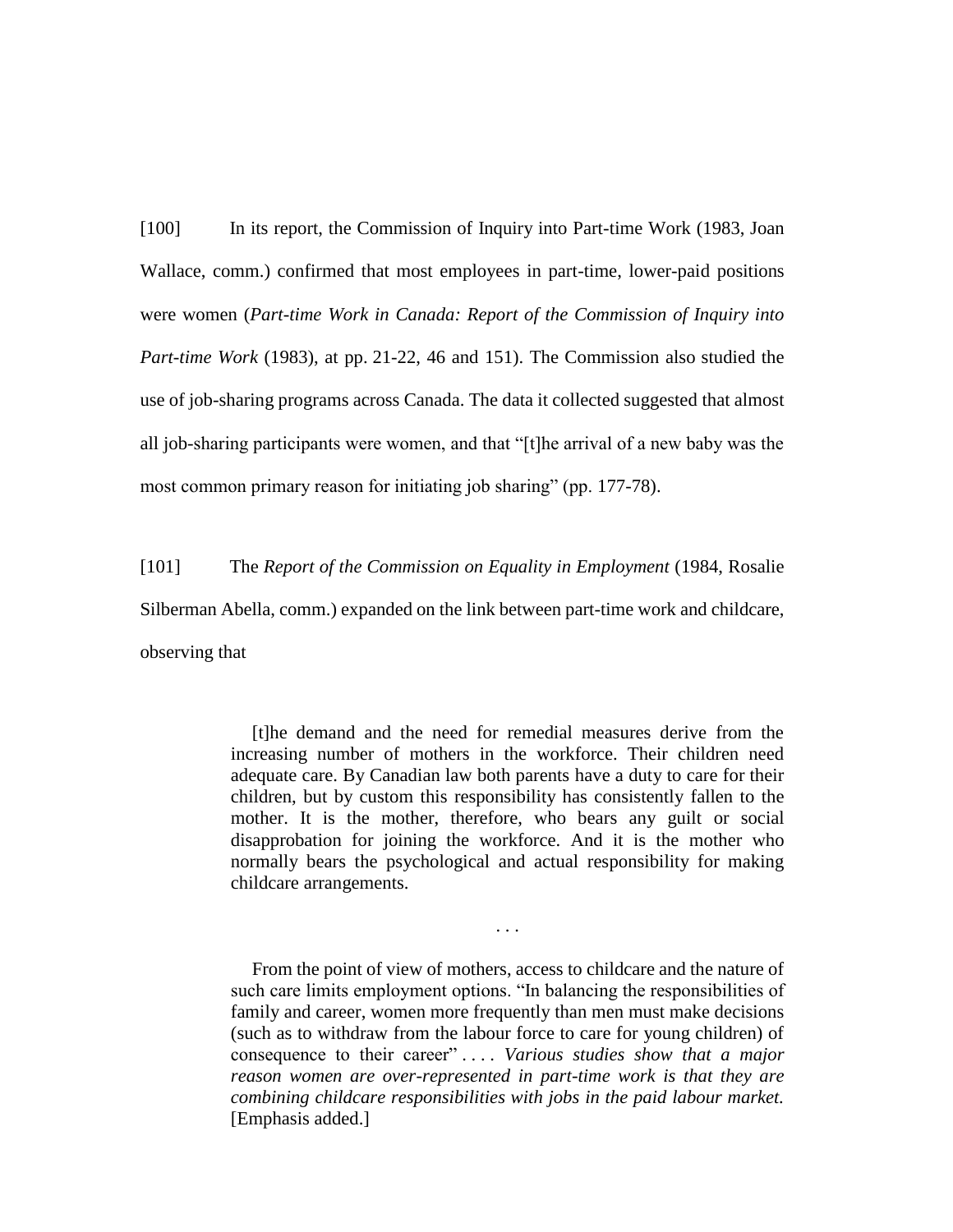[100] In its report, the Commission of Inquiry into Part-time Work (1983, Joan Wallace, comm.) confirmed that most employees in part-time, lower-paid positions were women (*Part-time Work in Canada: Report of the Commission of Inquiry into Part-time Work* (1983), at pp. 21-22, 46 and 151). The Commission also studied the use of job-sharing programs across Canada. The data it collected suggested that almost all job-sharing participants were women, and that "[t]he arrival of a new baby was the most common primary reason for initiating job sharing" (pp. 177-78).

[101] The *Report of the Commission on Equality in Employment* (1984, Rosalie Silberman Abella, comm.) expanded on the link between part-time work and childcare, observing that

> [t]he demand and the need for remedial measures derive from the increasing number of mothers in the workforce. Their children need adequate care. By Canadian law both parents have a duty to care for their children, but by custom this responsibility has consistently fallen to the mother. It is the mother, therefore, who bears any guilt or social disapprobation for joining the workforce. And it is the mother who normally bears the psychological and actual responsibility for making childcare arrangements.
>
> . . .
>
> From the point of view of mothers, access to childcare and the nature of such care limits employment options. "In balancing the responsibilities of family and career, women more frequently than men must make decisions (such as to withdraw from the labour force to care for young children) of consequence to their career" . . . . *Various studies show that a major reason women are over-represented in part-time work is that they are combining childcare responsibilities with jobs in the paid labour market.* [Emphasis added.]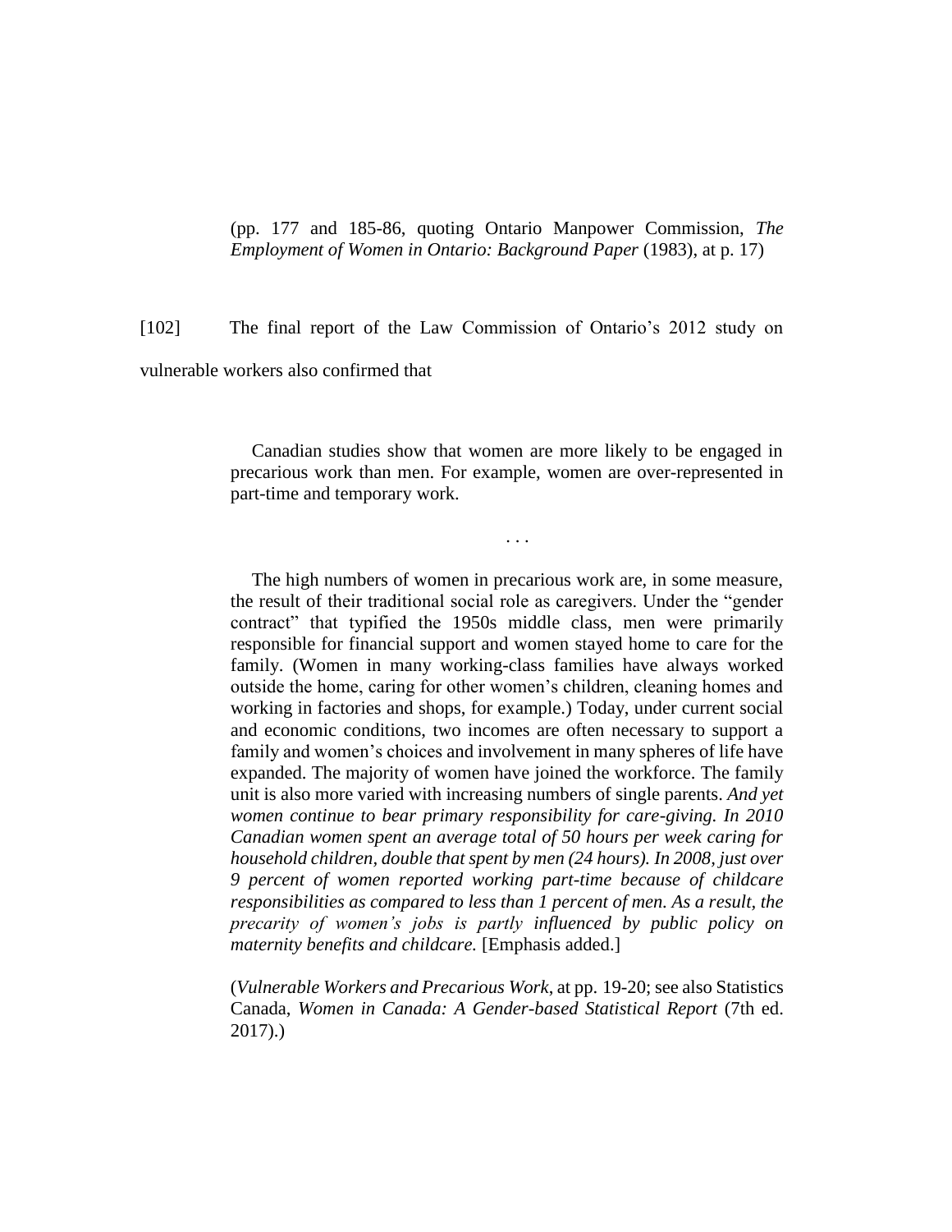(pp. 177 and 185-86, quoting Ontario Manpower Commission, *The Employment of Women in Ontario: Background Paper* (1983), at p. 17)

[102] The final report of the Law Commission of Ontario's 2012 study on vulnerable workers also confirmed that

> Canadian studies show that women are more likely to be engaged in precarious work than men. For example, women are over-represented in part-time and temporary work.
>
> . . .
>
> The high numbers of women in precarious work are, in some measure, the result of their traditional social role as caregivers. Under the "gender contract" that typified the 1950s middle class, men were primarily responsible for financial support and women stayed home to care for the family. (Women in many working-class families have always worked outside the home, caring for other women's children, cleaning homes and working in factories and shops, for example.) Today, under current social and economic conditions, two incomes are often necessary to support a family and women's choices and involvement in many spheres of life have expanded. The majority of women have joined the workforce. The family unit is also more varied with increasing numbers of single parents. *And yet women continue to bear primary responsibility for care-giving. In 2010 Canadian women spent an average total of 50 hours per week caring for household children, double that spent by men (24 hours). In 2008, just over 9 percent of women reported working part-time because of childcare responsibilities as compared to less than 1 percent of men. As a result, the precarity of women's jobs is partly influenced by public policy on maternity benefits and childcare.* [Emphasis added.]
>
> (*Vulnerable Workers and Precarious Work*, at pp. 19-20; see also Statistics Canada, *Women in Canada: A Gender-based Statistical Report* (7th ed. 2017).)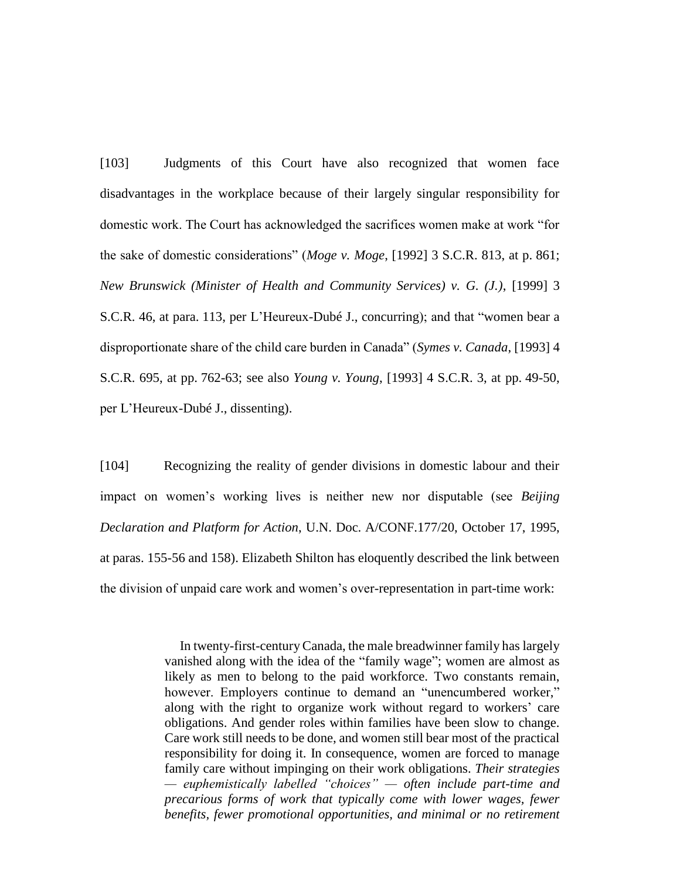[103] Judgments of this Court have also recognized that women face disadvantages in the workplace because of their largely singular responsibility for domestic work. The Court has acknowledged the sacrifices women make at work "for the sake of domestic considerations" (*Moge v. Moge*, [1992] 3 S.C.R. 813, at p. 861; *New Brunswick (Minister of Health and Community Services) v. G. (J.)*, [1999] 3 S.C.R. 46, at para. 113, per L'Heureux-Dubé J., concurring); and that "women bear a disproportionate share of the child care burden in Canada" (*Symes v. Canada*, [1993] 4 S.C.R. 695, at pp. 762-63; see also *Young v. Young*, [1993] 4 S.C.R. 3, at pp. 49-50, per L'Heureux-Dubé J., dissenting).

[104] Recognizing the reality of gender divisions in domestic labour and their impact on women's working lives is neither new nor disputable (see *Beijing Declaration and Platform for Action*, U.N. Doc. A/CONF.177/20, October 17, 1995, at paras. 155-56 and 158). Elizabeth Shilton has eloquently described the link between the division of unpaid care work and women's over-representation in part-time work:

> In twenty-first-century Canada, the male breadwinner family has largely vanished along with the idea of the "family wage"; women are almost as likely as men to belong to the paid workforce. Two constants remain, however. Employers continue to demand an "unencumbered worker," along with the right to organize work without regard to workers' care obligations. And gender roles within families have been slow to change. Care work still needs to be done, and women still bear most of the practical responsibility for doing it. In consequence, women are forced to manage family care without impinging on their work obligations. *Their strategies — euphemistically labelled "choices" — often include part-time and precarious forms of work that typically come with lower wages, fewer benefits, fewer promotional opportunities, and minimal or no retirement*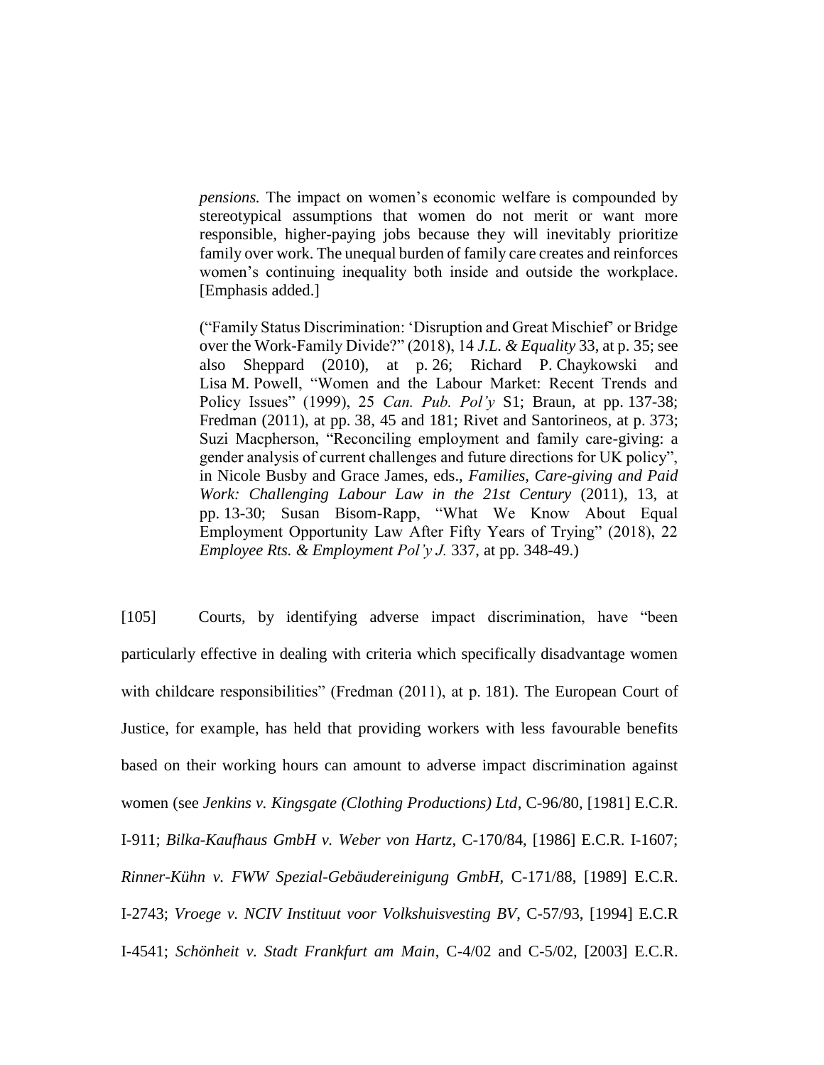> *pensions.* The impact on women's economic welfare is compounded by stereotypical assumptions that women do not merit or want more responsible, higher-paying jobs because they will inevitably prioritize family over work. The unequal burden of family care creates and reinforces women's continuing inequality both inside and outside the workplace. [Emphasis added.]
>
> ("Family Status Discrimination: 'Disruption and Great Mischief' or Bridge over the Work-Family Divide?" (2018), 14 *J.L. & Equality* 33, at p. 35; see also Sheppard (2010), at p. 26; Richard P. Chaykowski and Lisa M. Powell, "Women and the Labour Market: Recent Trends and Policy Issues" (1999), 25 *Can. Pub. Pol'y* S1; Braun, at pp. 137-38; Fredman (2011), at pp. 38, 45 and 181; Rivet and Santorineos, at p. 373; Suzi Macpherson, "Reconciling employment and family care-giving: a gender analysis of current challenges and future directions for UK policy", in Nicole Busby and Grace James, eds., *Families, Care-giving and Paid Work: Challenging Labour Law in the 21st Century* (2011), 13, at pp. 13-30; Susan Bisom-Rapp, "What We Know About Equal Employment Opportunity Law After Fifty Years of Trying" (2018), 22 *Employee Rts. & Employment Pol'y J.* 337, at pp. 348-49.)

[105] Courts, by identifying adverse impact discrimination, have "been particularly effective in dealing with criteria which specifically disadvantage women with childcare responsibilities" (Fredman (2011), at p. 181). The European Court of Justice, for example, has held that providing workers with less favourable benefits based on their working hours can amount to adverse impact discrimination against women (see *Jenkins v. Kingsgate (Clothing Productions) Ltd*, C-96/80, [1981] E.C.R. I-911; *Bilka-Kaufhaus GmbH v. Weber von Hartz*, C-170/84, [1986] E.C.R. I-1607; *Rinner-Kühn v. FWW Spezial-Gebäudereinigung GmbH*, C-171/88, [1989] E.C.R. I-2743; *Vroege v. NCIV Instituut voor Volkshuisvesting BV*, C-57/93, [1994] E.C.R I-4541; *Schönheit v. Stadt Frankfurt am Main*, C-4/02 and C-5/02, [2003] E.C.R.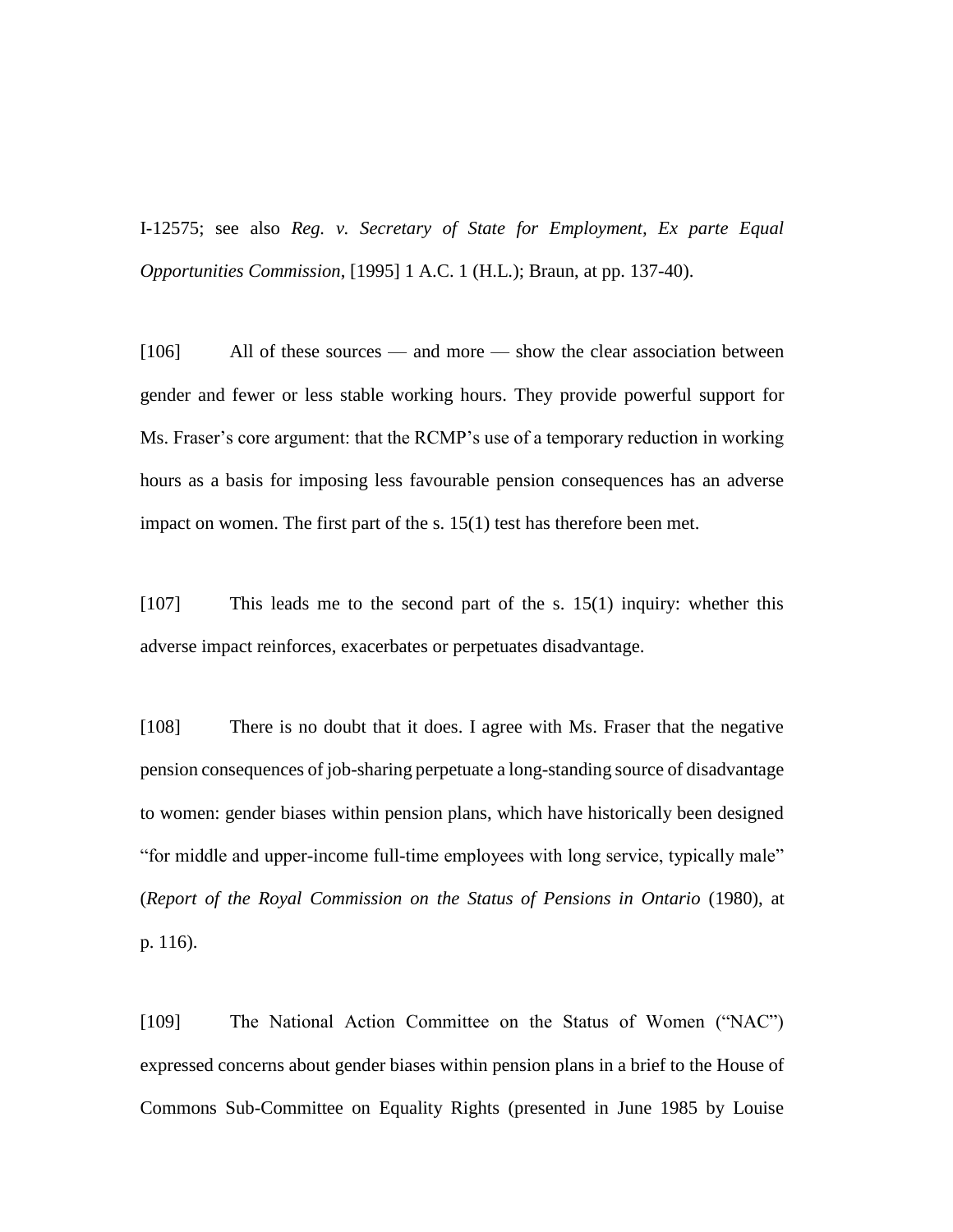I-12575; see also *Reg. v. Secretary of State for Employment, Ex parte Equal Opportunities Commission*, [1995] 1 A.C. 1 (H.L.); Braun, at pp. 137-40).

[106] All of these sources — and more — show the clear association between gender and fewer or less stable working hours. They provide powerful support for Ms. Fraser's core argument: that the RCMP's use of a temporary reduction in working hours as a basis for imposing less favourable pension consequences has an adverse impact on women. The first part of the s. 15(1) test has therefore been met.

[107] This leads me to the second part of the s. 15(1) inquiry: whether this adverse impact reinforces, exacerbates or perpetuates disadvantage.

[108] There is no doubt that it does. I agree with Ms. Fraser that the negative pension consequences of job-sharing perpetuate a long-standing source of disadvantage to women: gender biases within pension plans, which have historically been designed "for middle and upper-income full-time employees with long service, typically male" (*Report of the Royal Commission on the Status of Pensions in Ontario* (1980), at p. 116).

[109] The National Action Committee on the Status of Women ("NAC") expressed concerns about gender biases within pension plans in a brief to the House of Commons Sub-Committee on Equality Rights (presented in June 1985 by Louise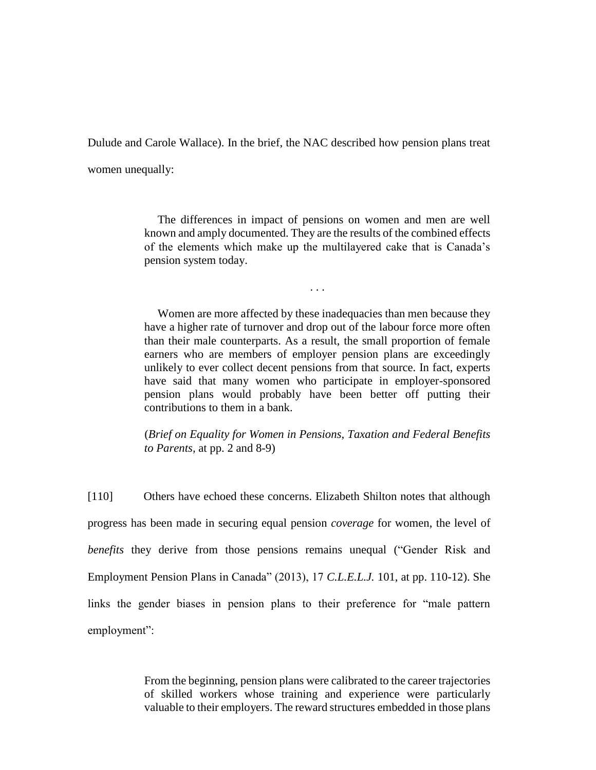Dulude and Carole Wallace). In the brief, the NAC described how pension plans treat women unequally:

> The differences in impact of pensions on women and men are well known and amply documented. They are the results of the combined effects of the elements which make up the multilayered cake that is Canada's pension system today.
>
> . . .
>
> Women are more affected by these inadequacies than men because they have a higher rate of turnover and drop out of the labour force more often than their male counterparts. As a result, the small proportion of female earners who are members of employer pension plans are exceedingly unlikely to ever collect decent pensions from that source. In fact, experts have said that many women who participate in employer-sponsored pension plans would probably have been better off putting their contributions to them in a bank.
>
> (*Brief on Equality for Women in Pensions, Taxation and Federal Benefits to Parents*, at pp. 2 and 8-9)

[110] Others have echoed these concerns. Elizabeth Shilton notes that although progress has been made in securing equal pension *coverage* for women, the level of *benefits* they derive from those pensions remains unequal ("Gender Risk and Employment Pension Plans in Canada" (2013), 17 *C.L.E.L.J.* 101, at pp. 110-12). She links the gender biases in pension plans to their preference for "male pattern employment":

> From the beginning, pension plans were calibrated to the career trajectories of skilled workers whose training and experience were particularly valuable to their employers. The reward structures embedded in those plans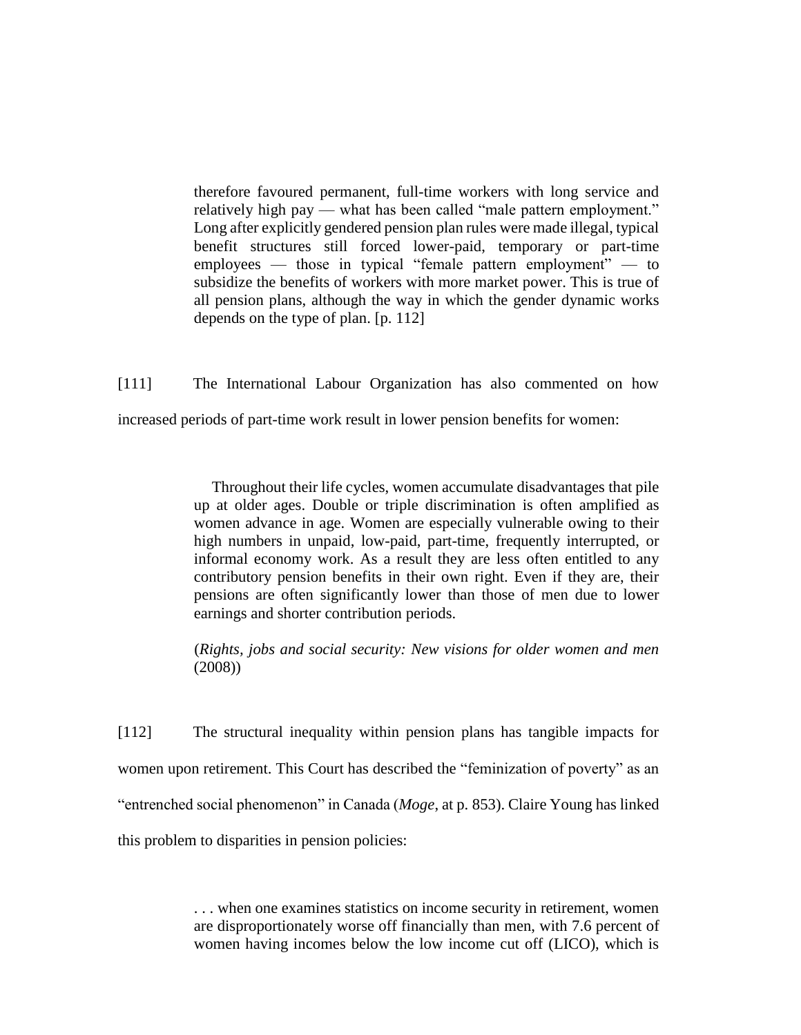> therefore favoured permanent, full-time workers with long service and relatively high pay — what has been called "male pattern employment." Long after explicitly gendered pension plan rules were made illegal, typical benefit structures still forced lower-paid, temporary or part-time employees — those in typical "female pattern employment" — to subsidize the benefits of workers with more market power. This is true of all pension plans, although the way in which the gender dynamic works depends on the type of plan. [p. 112]

[111] The International Labour Organization has also commented on how increased periods of part-time work result in lower pension benefits for women:

> Throughout their life cycles, women accumulate disadvantages that pile up at older ages. Double or triple discrimination is often amplified as women advance in age. Women are especially vulnerable owing to their high numbers in unpaid, low-paid, part-time, frequently interrupted, or informal economy work. As a result they are less often entitled to any contributory pension benefits in their own right. Even if they are, their pensions are often significantly lower than those of men due to lower earnings and shorter contribution periods.
>
> (*Rights, jobs and social security: New visions for older women and men* (2008))

[112] The structural inequality within pension plans has tangible impacts for women upon retirement. This Court has described the "feminization of poverty" as an "entrenched social phenomenon" in Canada (*Moge*, at p. 853). Claire Young has linked this problem to disparities in pension policies:

> . . . when one examines statistics on income security in retirement, women are disproportionately worse off financially than men, with 7.6 percent of women having incomes below the low income cut off (LICO), which is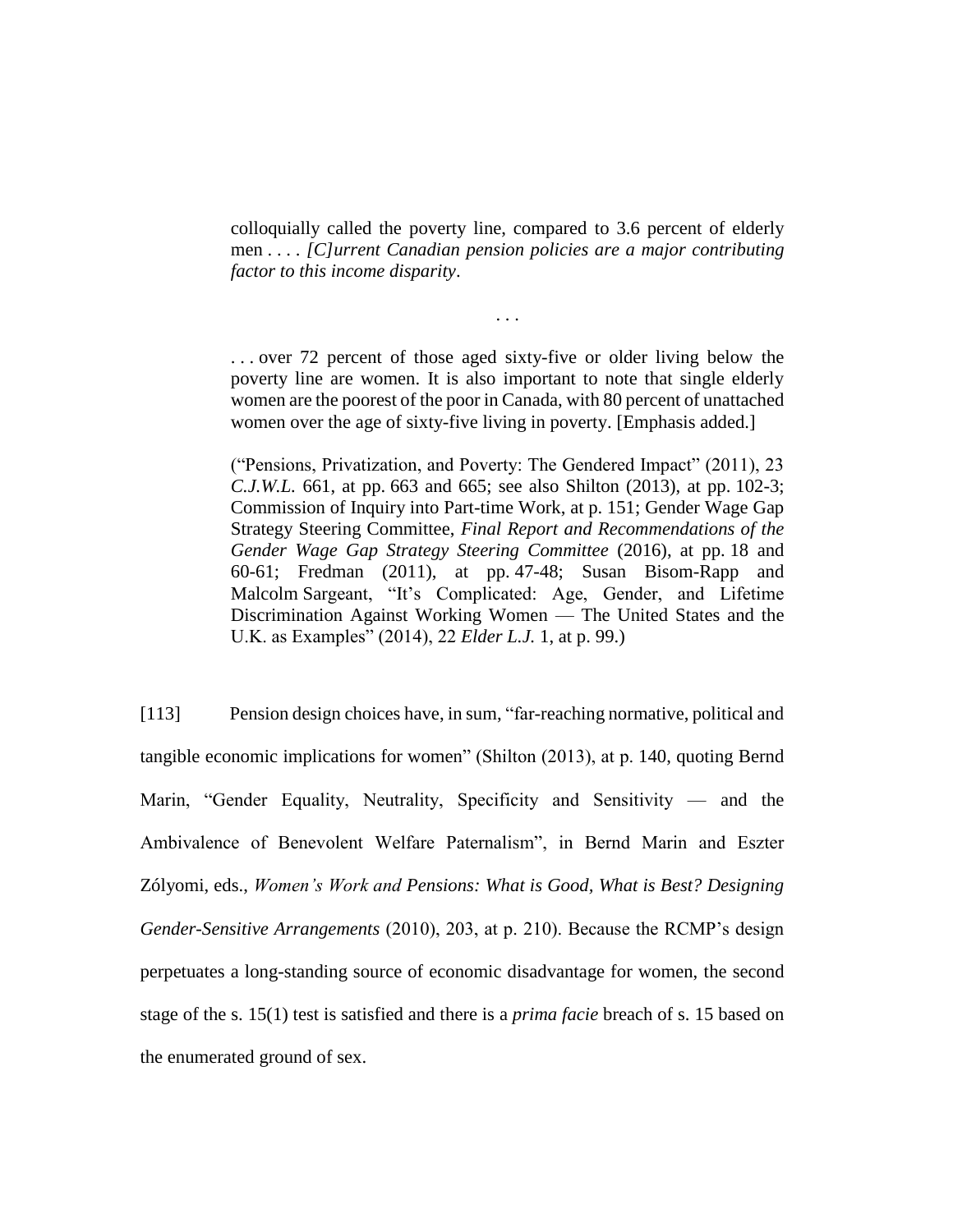> colloquially called the poverty line, compared to 3.6 percent of elderly men . . . . *[C]urrent Canadian pension policies are a major contributing factor to this income disparity*.
>
> . . .
>
> . . . over 72 percent of those aged sixty-five or older living below the poverty line are women. It is also important to note that single elderly women are the poorest of the poor in Canada, with 80 percent of unattached women over the age of sixty-five living in poverty. [Emphasis added.]
>
> ("Pensions, Privatization, and Poverty: The Gendered Impact" (2011), 23 *C.J.W.L.* 661, at pp. 663 and 665; see also Shilton (2013), at pp. 102-3; Commission of Inquiry into Part-time Work, at p. 151; Gender Wage Gap Strategy Steering Committee, *Final Report and Recommendations of the Gender Wage Gap Strategy Steering Committee* (2016), at pp. 18 and 60-61; Fredman (2011), at pp. 47-48; Susan Bisom-Rapp and Malcolm Sargeant, "It's Complicated: Age, Gender, and Lifetime Discrimination Against Working Women — The United States and the U.K. as Examples" (2014), 22 *Elder L.J.* 1, at p. 99.)

[113] Pension design choices have, in sum, "far-reaching normative, political and tangible economic implications for women" (Shilton (2013), at p. 140, quoting Bernd Marin, "Gender Equality, Neutrality, Specificity and Sensitivity — and the Ambivalence of Benevolent Welfare Paternalism", in Bernd Marin and Eszter Zólyomi, eds., *Women's Work and Pensions: What is Good, What is Best? Designing Gender-Sensitive Arrangements* (2010), 203, at p. 210). Because the RCMP's design perpetuates a long-standing source of economic disadvantage for women, the second stage of the s. 15(1) test is satisfied and there is a *prima facie* breach of s. 15 based on the enumerated ground of sex.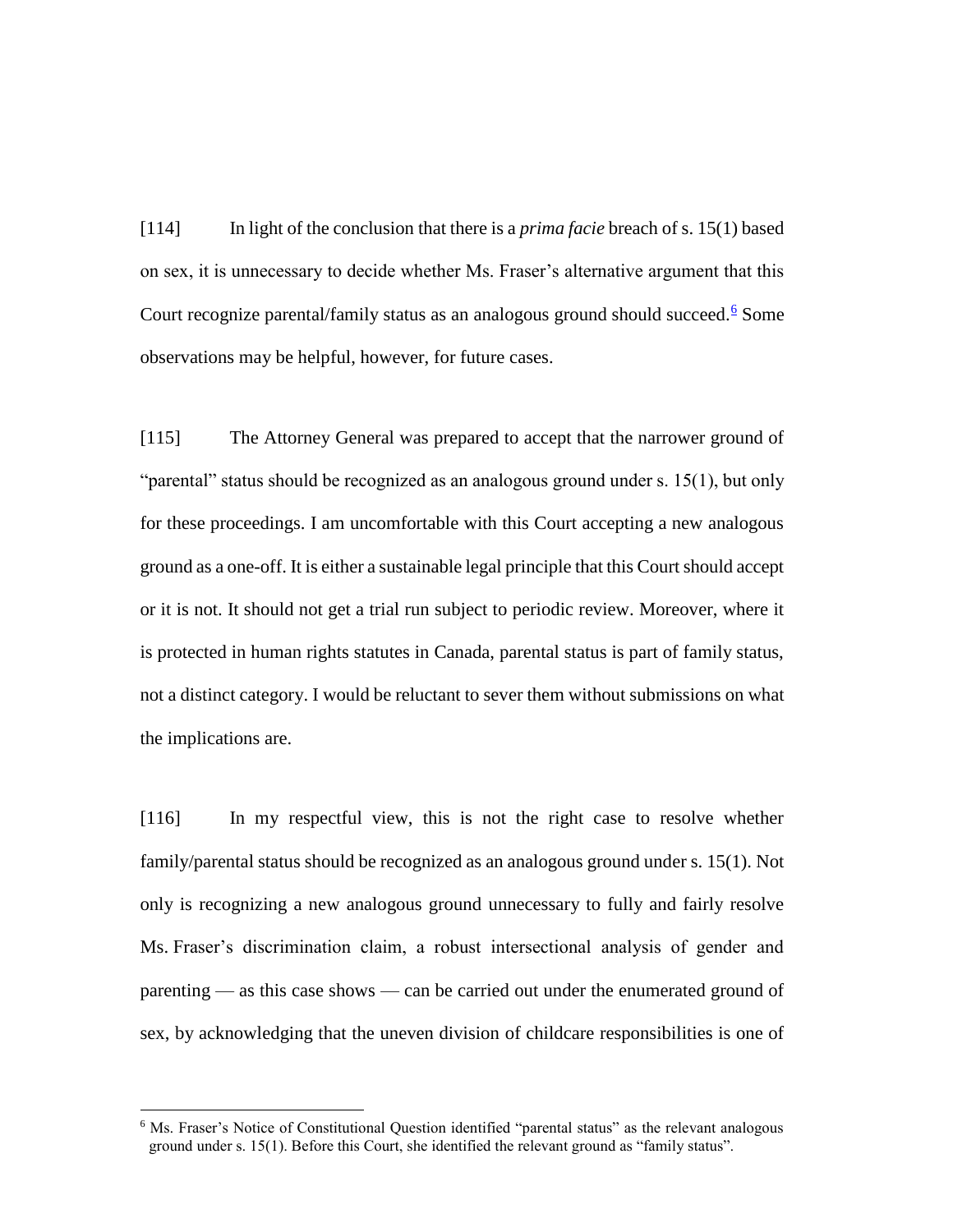[114] In light of the conclusion that there is a *prima facie* breach of s. 15(1) based on sex, it is unnecessary to decide whether Ms. Fraser's alternative argument that this Court recognize parental/family status as an analogous ground should succeed.[6] Some observations may be helpful, however, for future cases.

[115] The Attorney General was prepared to accept that the narrower ground of "parental" status should be recognized as an analogous ground under s. 15(1), but only for these proceedings. I am uncomfortable with this Court accepting a new analogous ground as a one-off. It is either a sustainable legal principle that this Court should accept or it is not. It should not get a trial run subject to periodic review. Moreover, where it is protected in human rights statutes in Canada, parental status is part of family status, not a distinct category. I would be reluctant to sever them without submissions on what the implications are.

[116] In my respectful view, this is not the right case to resolve whether family/parental status should be recognized as an analogous ground under s. 15(1). Not only is recognizing a new analogous ground unnecessary to fully and fairly resolve Ms. Fraser's discrimination claim, a robust intersectional analysis of gender and parenting — as this case shows — can be carried out under the enumerated ground of sex, by acknowledging that the uneven division of childcare responsibilities is one of

[6] Ms. Fraser's Notice of Constitutional Question identified "parental status" as the relevant analogous ground under s. 15(1). Before this Court, she identified the relevant ground as "family status".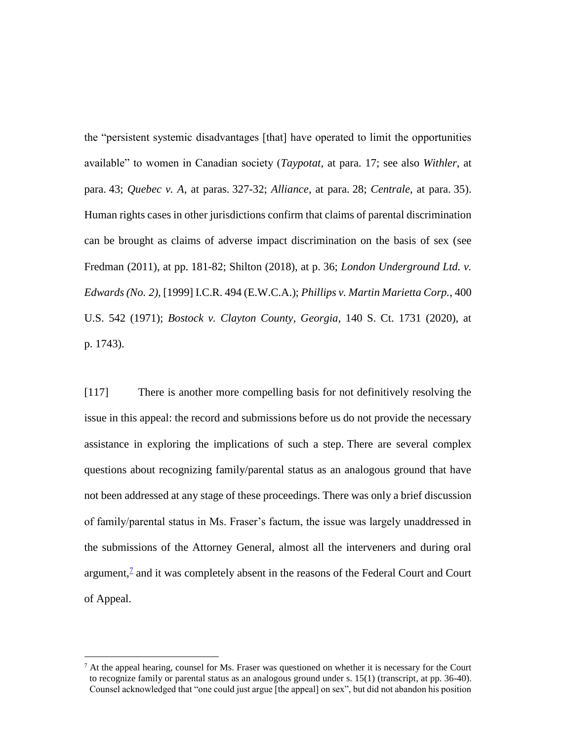the "persistent systemic disadvantages [that] have operated to limit the opportunities available" to women in Canadian society (*Taypotat*, at para. 17; see also *Withler*, at para. 43; *Quebec v. A*, at paras. 327-32; *Alliance*, at para. 28; *Centrale*, at para. 35). Human rights cases in other jurisdictions confirm that claims of parental discrimination can be brought as claims of adverse impact discrimination on the basis of sex (see Fredman (2011), at pp. 181-82; Shilton (2018), at p. 36; *London Underground Ltd. v. Edwards (No. 2)*, [1999] I.C.R. 494 (E.W.C.A.); *Phillips v. Martin Marietta Corp.*, 400 U.S. 542 (1971); *Bostock v. Clayton County, Georgia*, 140 S. Ct. 1731 (2020), at p. 1743).

[117] There is another more compelling basis for not definitively resolving the issue in this appeal: the record and submissions before us do not provide the necessary assistance in exploring the implications of such a step. There are several complex questions about recognizing family/parental status as an analogous ground that have not been addressed at any stage of these proceedings. There was only a brief discussion of family/parental status in Ms. Fraser's factum, the issue was largely unaddressed in the submissions of the Attorney General, almost all the interveners and during oral argument,[7] and it was completely absent in the reasons of the Federal Court and Court of Appeal.

[7] At the appeal hearing, counsel for Ms. Fraser was questioned on whether it is necessary for the Court to recognize family or parental status as an analogous ground under s. 15(1) (transcript, at pp. 36-40). Counsel acknowledged that "one could just argue [the appeal] on sex", but did not abandon his position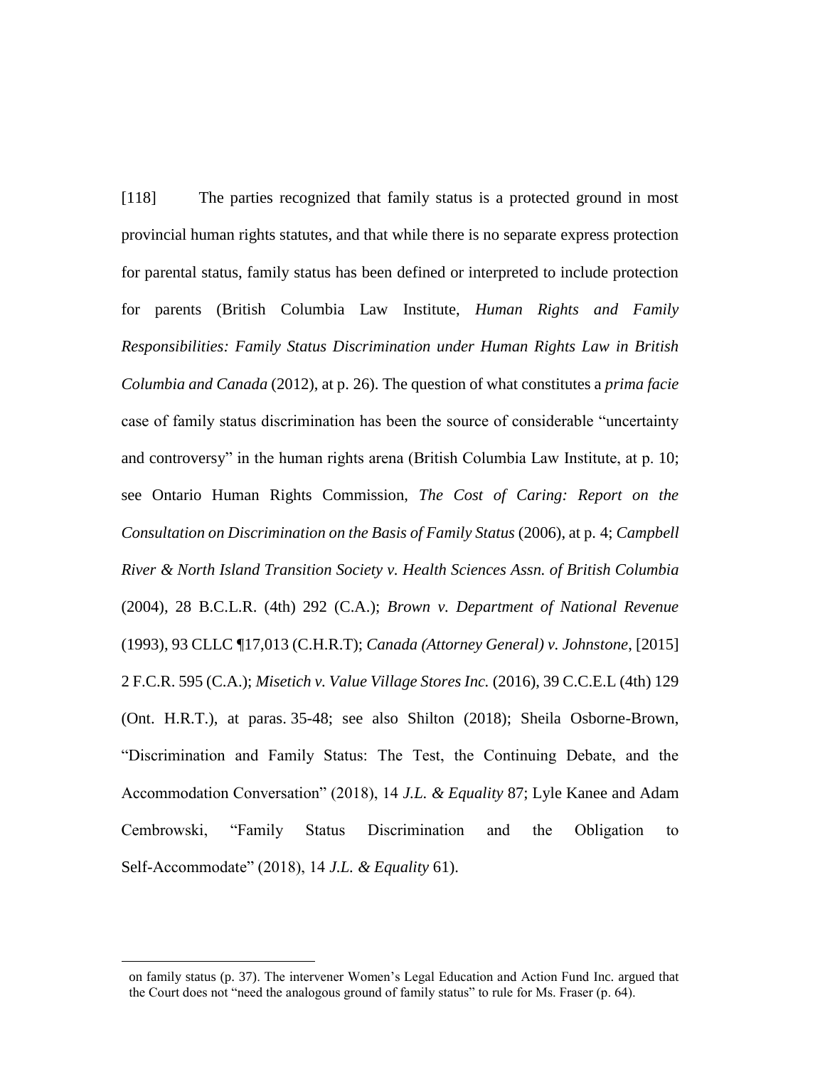[118] The parties recognized that family status is a protected ground in most provincial human rights statutes, and that while there is no separate express protection for parental status, family status has been defined or interpreted to include protection for parents (British Columbia Law Institute, *Human Rights and Family Responsibilities: Family Status Discrimination under Human Rights Law in British Columbia and Canada* (2012), at p. 26). The question of what constitutes a *prima facie* case of family status discrimination has been the source of considerable "uncertainty and controversy" in the human rights arena (British Columbia Law Institute, at p. 10; see Ontario Human Rights Commission, *The Cost of Caring: Report on the Consultation on Discrimination on the Basis of Family Status* (2006), at p. 4; *Campbell River & North Island Transition Society v. Health Sciences Assn. of British Columbia* (2004), 28 B.C.L.R. (4th) 292 (C.A.); *Brown v. Department of National Revenue* (1993), 93 CLLC ¶17,013 (C.H.R.T); *Canada (Attorney General) v. Johnstone*, [2015] 2 F.C.R. 595 (C.A.); *Misetich v. Value Village Stores Inc.* (2016), 39 C.C.E.L (4th) 129 (Ont. H.R.T.), at paras. 35-48; see also Shilton (2018); Sheila Osborne-Brown, "Discrimination and Family Status: The Test, the Continuing Debate, and the Accommodation Conversation" (2018), 14 *J.L. & Equality* 87; Lyle Kanee and Adam Cembrowski, "Family Status Discrimination and the Obligation to Self-Accommodate" (2018), 14 *J.L. & Equality* 61).

---

on family status (p. 37). The intervener Women's Legal Education and Action Fund Inc. argued that the Court does not "need the analogous ground of family status" to rule for Ms. Fraser (p. 64).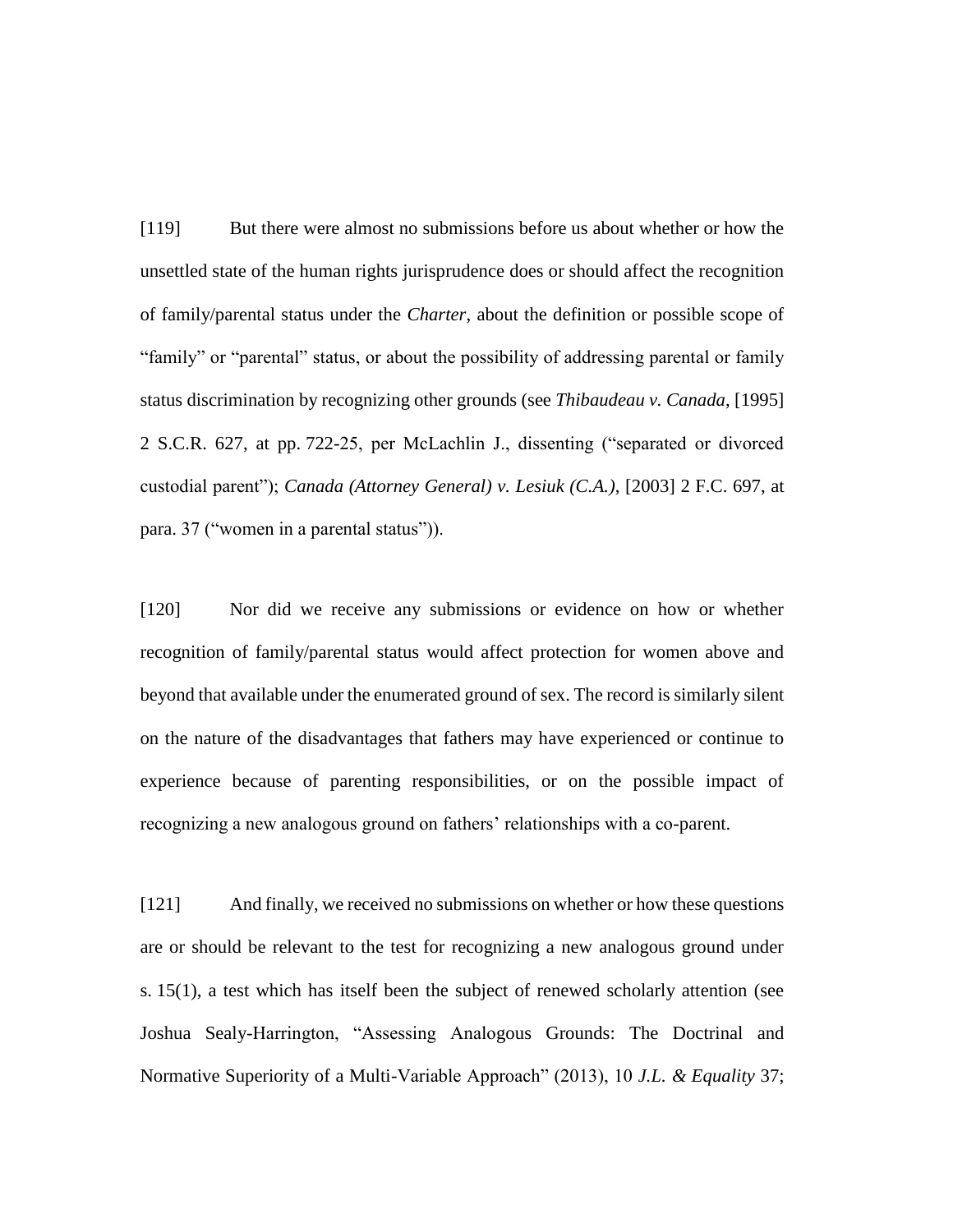[119] But there were almost no submissions before us about whether or how the unsettled state of the human rights jurisprudence does or should affect the recognition of family/parental status under the *Charter*, about the definition or possible scope of "family" or "parental" status, or about the possibility of addressing parental or family status discrimination by recognizing other grounds (see *Thibaudeau v. Canada*, [1995] 2 S.C.R. 627, at pp. 722-25, per McLachlin J., dissenting ("separated or divorced custodial parent"); *Canada (Attorney General) v. Lesiuk (C.A.)*, [2003] 2 F.C. 697, at para. 37 ("women in a parental status")).

[120] Nor did we receive any submissions or evidence on how or whether recognition of family/parental status would affect protection for women above and beyond that available under the enumerated ground of sex. The record is similarly silent on the nature of the disadvantages that fathers may have experienced or continue to experience because of parenting responsibilities, or on the possible impact of recognizing a new analogous ground on fathers' relationships with a co-parent.

[121] And finally, we received no submissions on whether or how these questions are or should be relevant to the test for recognizing a new analogous ground under s. 15(1), a test which has itself been the subject of renewed scholarly attention (see Joshua Sealy-Harrington, "Assessing Analogous Grounds: The Doctrinal and Normative Superiority of a Multi-Variable Approach" (2013), 10 *J.L. & Equality* 37;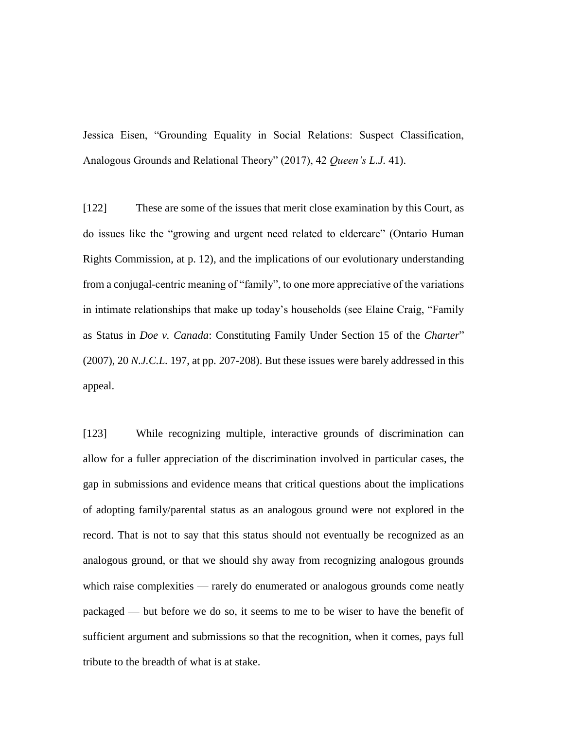Jessica Eisen, "Grounding Equality in Social Relations: Suspect Classification, Analogous Grounds and Relational Theory" (2017), 42 *Queen's L.J.* 41).

[122] These are some of the issues that merit close examination by this Court, as do issues like the "growing and urgent need related to eldercare" (Ontario Human Rights Commission, at p. 12), and the implications of our evolutionary understanding from a conjugal-centric meaning of "family", to one more appreciative of the variations in intimate relationships that make up today's households (see Elaine Craig, "Family as Status in *Doe v. Canada*: Constituting Family Under Section 15 of the *Charter*" (2007), 20 *N.J.C.L.* 197, at pp. 207-208). But these issues were barely addressed in this appeal.

[123] While recognizing multiple, interactive grounds of discrimination can allow for a fuller appreciation of the discrimination involved in particular cases, the gap in submissions and evidence means that critical questions about the implications of adopting family/parental status as an analogous ground were not explored in the record. That is not to say that this status should not eventually be recognized as an analogous ground, or that we should shy away from recognizing analogous grounds which raise complexities — rarely do enumerated or analogous grounds come neatly packaged — but before we do so, it seems to me to be wiser to have the benefit of sufficient argument and submissions so that the recognition, when it comes, pays full tribute to the breadth of what is at stake.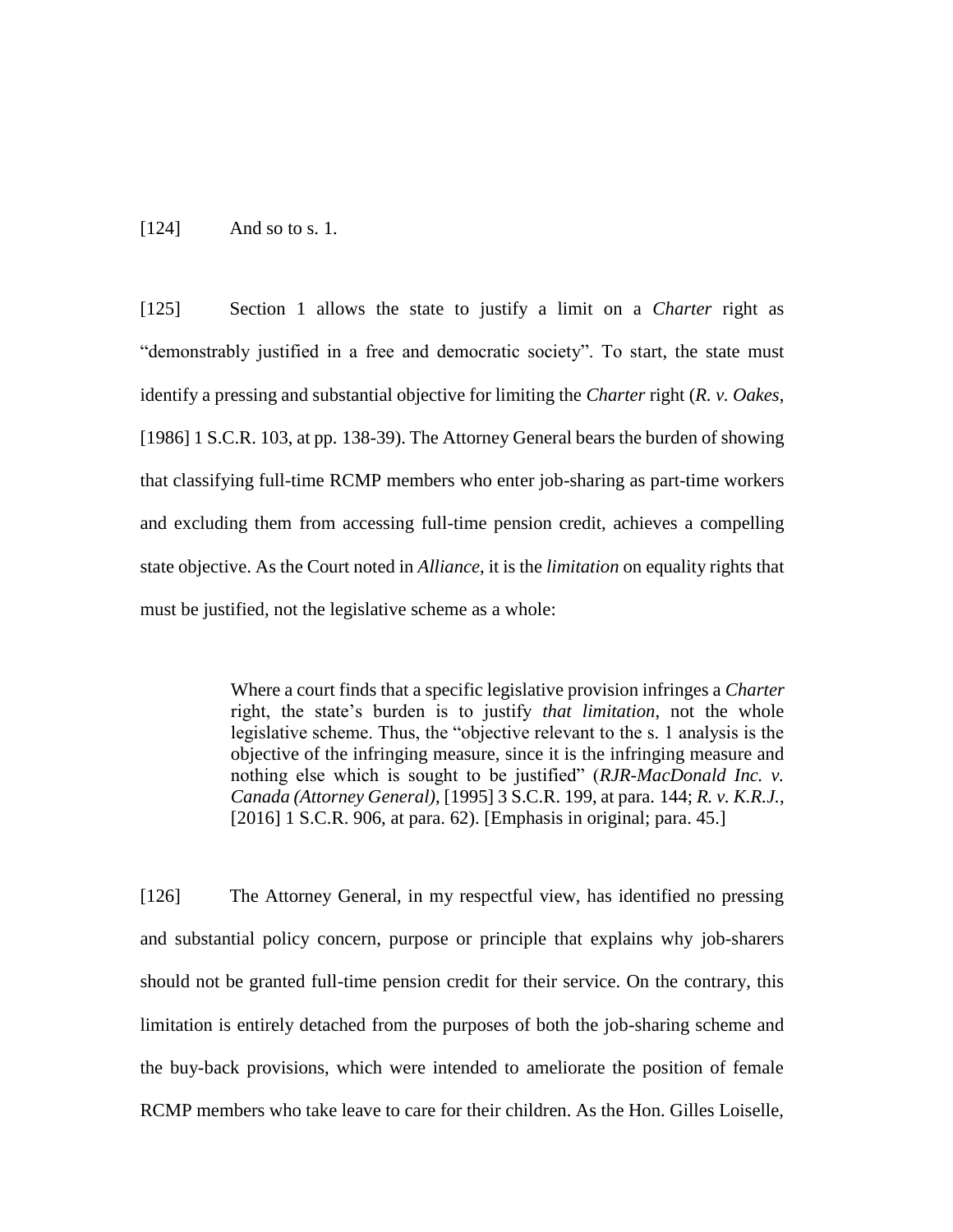[124] And so to s. 1.

[125] Section 1 allows the state to justify a limit on a *Charter* right as "demonstrably justified in a free and democratic society". To start, the state must identify a pressing and substantial objective for limiting the *Charter* right (*R. v. Oakes*, [1986] 1 S.C.R. 103, at pp. 138-39). The Attorney General bears the burden of showing that classifying full-time RCMP members who enter job-sharing as part-time workers and excluding them from accessing full-time pension credit, achieves a compelling state objective. As the Court noted in *Alliance*, it is the *limitation* on equality rights that must be justified, not the legislative scheme as a whole:

> Where a court finds that a specific legislative provision infringes a *Charter* right, the state's burden is to justify *that limitation*, not the whole legislative scheme. Thus, the "objective relevant to the s. 1 analysis is the objective of the infringing measure, since it is the infringing measure and nothing else which is sought to be justified" (*RJR-MacDonald Inc. v. Canada (Attorney General)*, [1995] 3 S.C.R. 199, at para. 144; *R. v. K.R.J.*, [2016] 1 S.C.R. 906, at para. 62). [Emphasis in original; para. 45.]

[126] The Attorney General, in my respectful view, has identified no pressing and substantial policy concern, purpose or principle that explains why job-sharers should not be granted full-time pension credit for their service. On the contrary, this limitation is entirely detached from the purposes of both the job-sharing scheme and the buy-back provisions, which were intended to ameliorate the position of female RCMP members who take leave to care for their children. As the Hon. Gilles Loiselle,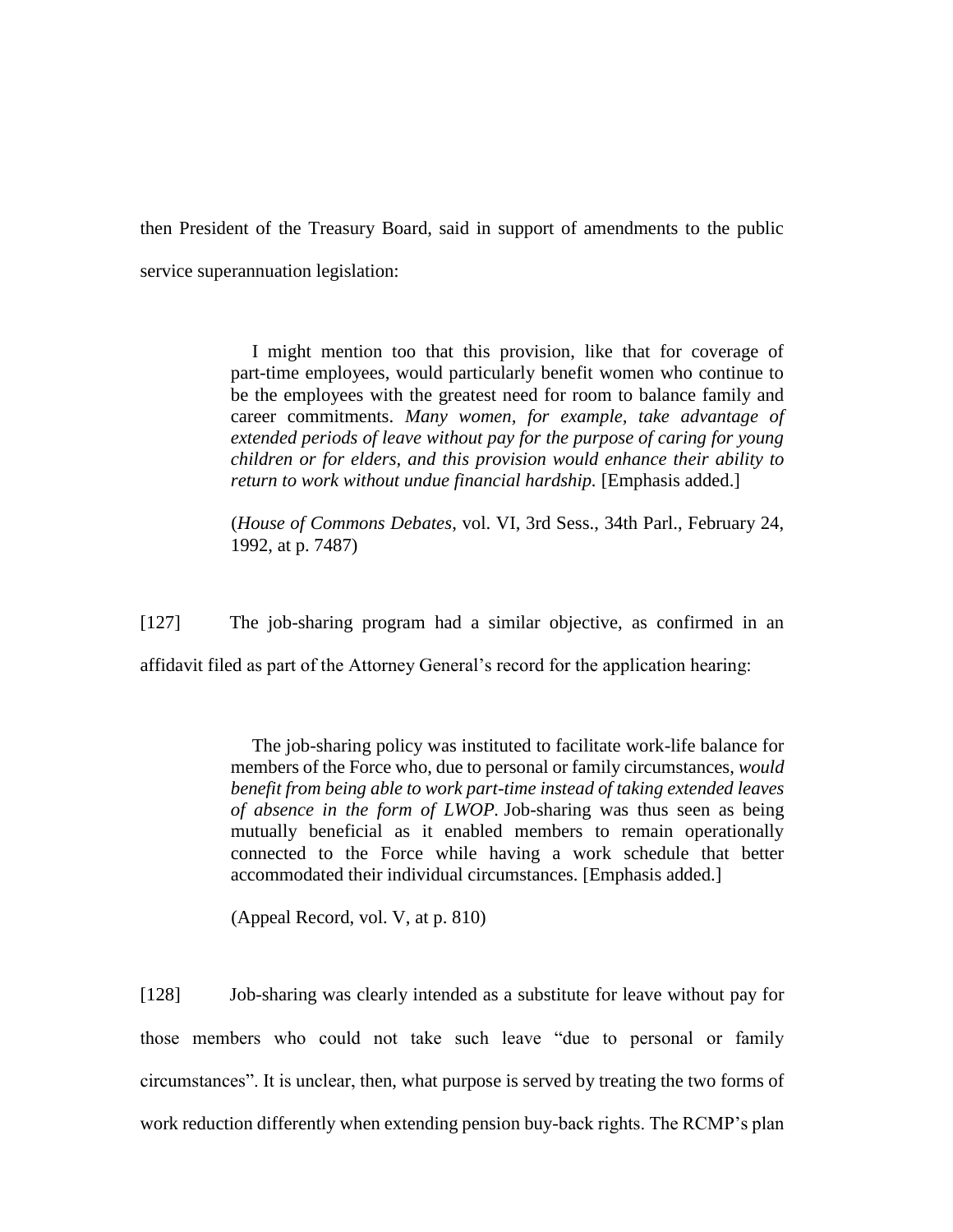then President of the Treasury Board, said in support of amendments to the public service superannuation legislation:

> I might mention too that this provision, like that for coverage of part-time employees, would particularly benefit women who continue to be the employees with the greatest need for room to balance family and career commitments. *Many women, for example, take advantage of extended periods of leave without pay for the purpose of caring for young children or for elders, and this provision would enhance their ability to return to work without undue financial hardship.* [Emphasis added.]
>
> (*House of Commons Debates*, vol. VI, 3rd Sess., 34th Parl., February 24, 1992, at p. 7487)

[127] The job-sharing program had a similar objective, as confirmed in an affidavit filed as part of the Attorney General's record for the application hearing:

> The job-sharing policy was instituted to facilitate work-life balance for members of the Force who, due to personal or family circumstances, *would benefit from being able to work part-time instead of taking extended leaves of absence in the form of LWOP*. Job-sharing was thus seen as being mutually beneficial as it enabled members to remain operationally connected to the Force while having a work schedule that better accommodated their individual circumstances. [Emphasis added.]
>
> (Appeal Record, vol. V, at p. 810)

[128] Job-sharing was clearly intended as a substitute for leave without pay for those members who could not take such leave "due to personal or family circumstances". It is unclear, then, what purpose is served by treating the two forms of work reduction differently when extending pension buy-back rights. The RCMP's plan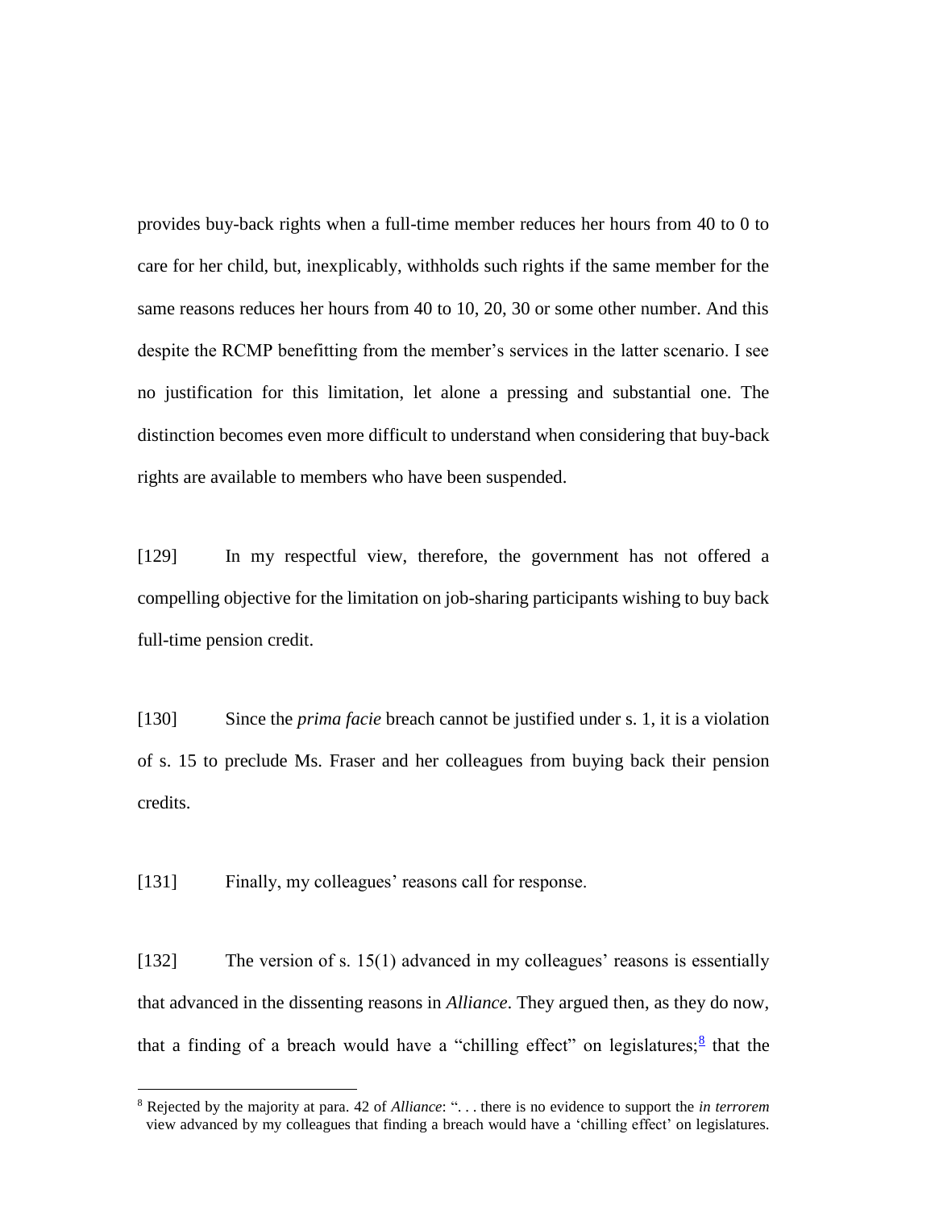provides buy-back rights when a full-time member reduces her hours from 40 to 0 to care for her child, but, inexplicably, withholds such rights if the same member for the same reasons reduces her hours from 40 to 10, 20, 30 or some other number. And this despite the RCMP benefitting from the member's services in the latter scenario. I see no justification for this limitation, let alone a pressing and substantial one. The distinction becomes even more difficult to understand when considering that buy-back rights are available to members who have been suspended.

[129] In my respectful view, therefore, the government has not offered a compelling objective for the limitation on job-sharing participants wishing to buy back full-time pension credit.

[130] Since the *prima facie* breach cannot be justified under s. 1, it is a violation of s. 15 to preclude Ms. Fraser and her colleagues from buying back their pension credits.

[131] Finally, my colleagues' reasons call for response.

[132] The version of s. 15(1) advanced in my colleagues' reasons is essentially that advanced in the dissenting reasons in *Alliance*. They argued then, as they do now, that a finding of a breach would have a "chilling effect" on legislatures;[8] that the

[8] Rejected by the majority at para. 42 of *Alliance*: ". . . there is no evidence to support the *in terrorem* view advanced by my colleagues that finding a breach would have a 'chilling effect' on legislatures.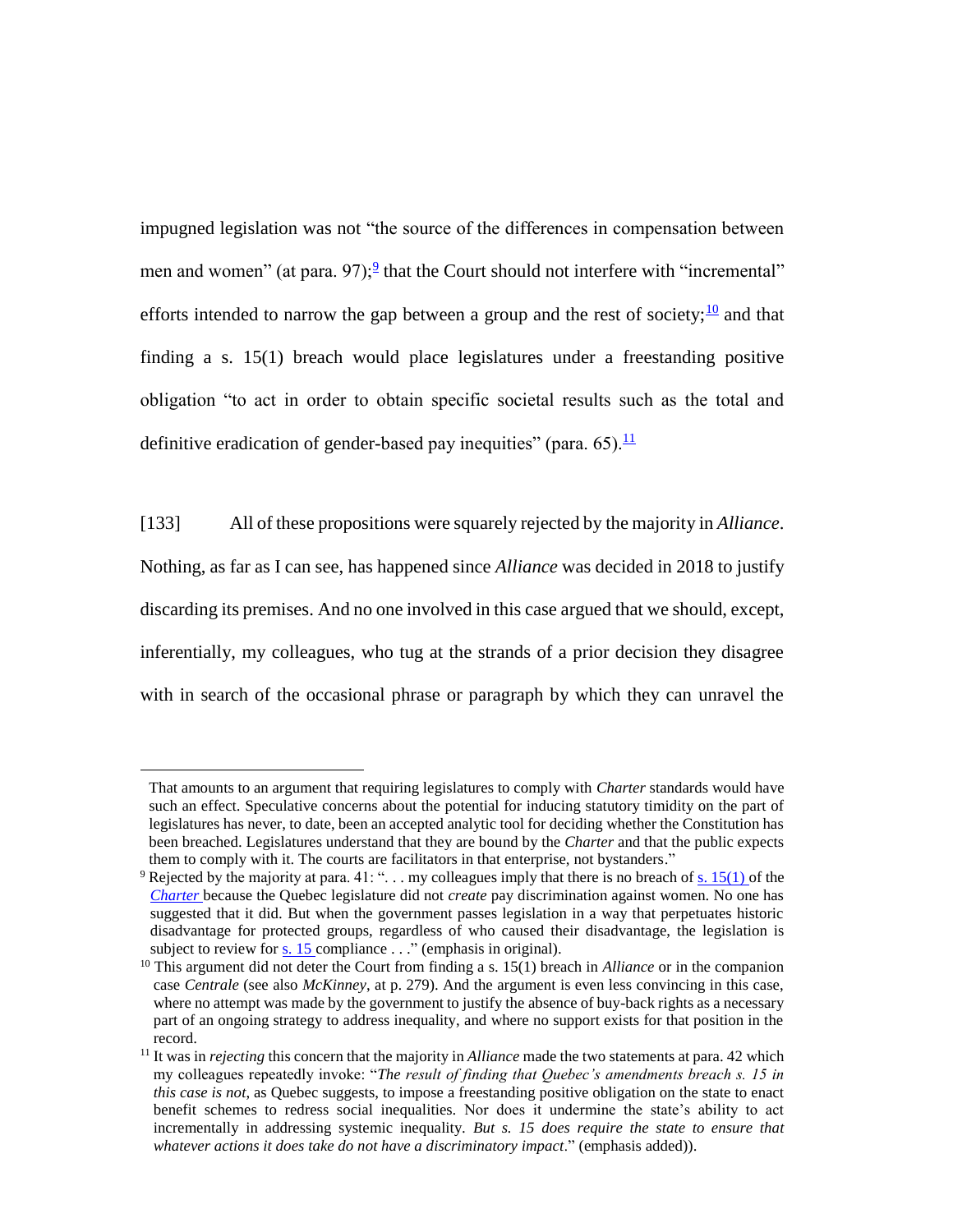impugned legislation was not "the source of the differences in compensation between men and women" (at para. 97);[9] that the Court should not interfere with "incremental" efforts intended to narrow the gap between a group and the rest of society;[10] and that finding a s. 15(1) breach would place legislatures under a freestanding positive obligation "to act in order to obtain specific societal results such as the total and definitive eradication of gender-based pay inequities" (para. 65).[11]

[133] All of these propositions were squarely rejected by the majority in *Alliance*. Nothing, as far as I can see, has happened since *Alliance* was decided in 2018 to justify discarding its premises. And no one involved in this case argued that we should, except, inferentially, my colleagues, who tug at the strands of a prior decision they disagree with in search of the occasional phrase or paragraph by which they can unravel the

---

That amounts to an argument that requiring legislatures to comply with *Charter* standards would have such an effect. Speculative concerns about the potential for inducing statutory timidity on the part of legislatures has never, to date, been an accepted analytic tool for deciding whether the Constitution has been breached. Legislatures understand that they are bound by the *Charter* and that the public expects them to comply with it. The courts are facilitators in that enterprise, not bystanders."

[9] Rejected by the majority at para. 41: ". . . my colleagues imply that there is no breach of s. 15(1) of the *Charter* because the Quebec legislature did not *create* pay discrimination against women. No one has suggested that it did. But when the government passes legislation in a way that perpetuates historic disadvantage for protected groups, regardless of who caused their disadvantage, the legislation is subject to review for s. 15 compliance . . ." (emphasis in original).

[10] This argument did not deter the Court from finding a s. 15(1) breach in *Alliance* or in the companion case *Centrale* (see also *McKinney*, at p. 279). And the argument is even less convincing in this case, where no attempt was made by the government to justify the absence of buy-back rights as a necessary part of an ongoing strategy to address inequality, and where no support exists for that position in the record.

[11] It was in *rejecting* this concern that the majority in *Alliance* made the two statements at para. 42 which my colleagues repeatedly invoke: "*The result of finding that Quebec's amendments breach s. 15 in this case is not*, as Quebec suggests, to impose a freestanding positive obligation on the state to enact benefit schemes to redress social inequalities. Nor does it undermine the state's ability to act incrementally in addressing systemic inequality. *But s. 15 does require the state to ensure that whatever actions it does take do not have a discriminatory impact*." (emphasis added)).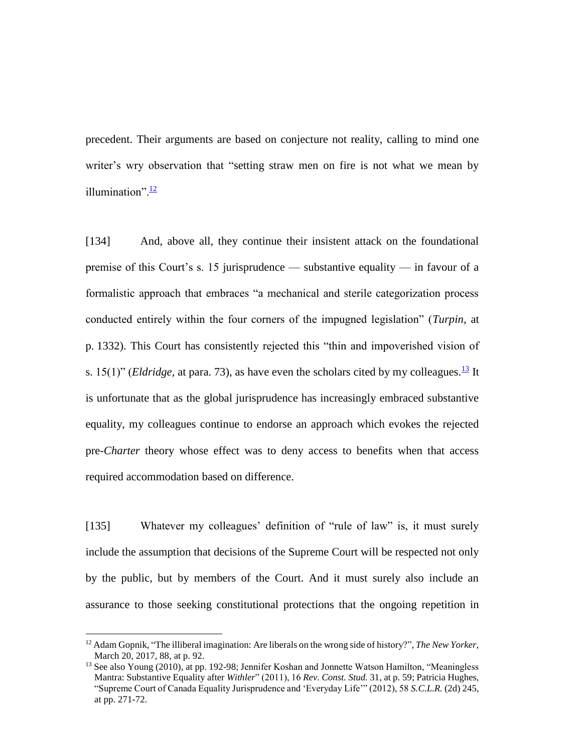precedent. Their arguments are based on conjecture not reality, calling to mind one writer's wry observation that "setting straw men on fire is not what we mean by illumination".[12]

[134] And, above all, they continue their insistent attack on the foundational premise of this Court's s. 15 jurisprudence — substantive equality — in favour of a formalistic approach that embraces "a mechanical and sterile categorization process conducted entirely within the four corners of the impugned legislation" (*Turpin*, at p. 1332). This Court has consistently rejected this "thin and impoverished vision of s. 15(1)" (*Eldridge*, at para. 73), as have even the scholars cited by my colleagues.[13] It is unfortunate that as the global jurisprudence has increasingly embraced substantive equality, my colleagues continue to endorse an approach which evokes the rejected pre-*Charter* theory whose effect was to deny access to benefits when that access required accommodation based on difference.

[135] Whatever my colleagues' definition of "rule of law" is, it must surely include the assumption that decisions of the Supreme Court will be respected not only by the public, but by members of the Court. And it must surely also include an assurance to those seeking constitutional protections that the ongoing repetition in

---

[12] Adam Gopnik, "The illiberal imagination: Are liberals on the wrong side of history?", *The New Yorker*, March 20, 2017, 88, at p. 92.

[13] See also Young (2010), at pp. 192-98; Jennifer Koshan and Jonnette Watson Hamilton, "Meaningless Mantra: Substantive Equality after *Withler*" (2011), 16 *Rev. Const. Stud.* 31, at p. 59; Patricia Hughes, "Supreme Court of Canada Equality Jurisprudence and 'Everyday Life'" (2012), 58 *S.C.L.R.* (2d) 245, at pp. 271-72.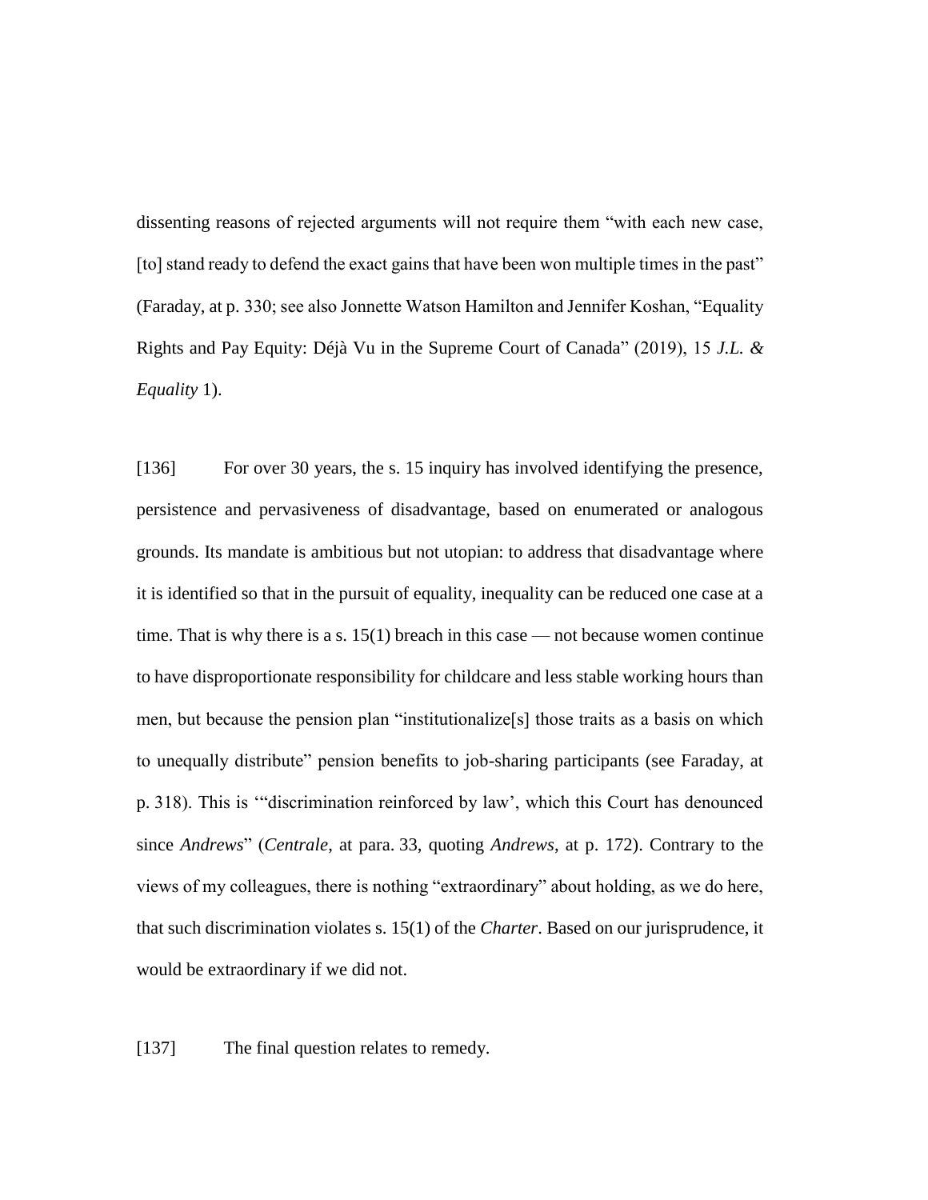dissenting reasons of rejected arguments will not require them "with each new case, [to] stand ready to defend the exact gains that have been won multiple times in the past" (Faraday, at p. 330; see also Jonnette Watson Hamilton and Jennifer Koshan, "Equality Rights and Pay Equity: Déjà Vu in the Supreme Court of Canada" (2019), 15 *J.L. & Equality* 1).

[136] For over 30 years, the s. 15 inquiry has involved identifying the presence, persistence and pervasiveness of disadvantage, based on enumerated or analogous grounds. Its mandate is ambitious but not utopian: to address that disadvantage where it is identified so that in the pursuit of equality, inequality can be reduced one case at a time. That is why there is a s. 15(1) breach in this case — not because women continue to have disproportionate responsibility for childcare and less stable working hours than men, but because the pension plan "institutionalize[s] those traits as a basis on which to unequally distribute" pension benefits to job-sharing participants (see Faraday, at p. 318). This is '"discrimination reinforced by law', which this Court has denounced since *Andrews*" (*Centrale*, at para. 33, quoting *Andrews*, at p. 172). Contrary to the views of my colleagues, there is nothing "extraordinary" about holding, as we do here, that such discrimination violates s. 15(1) of the *Charter*. Based on our jurisprudence, it would be extraordinary if we did not.

[137] The final question relates to remedy.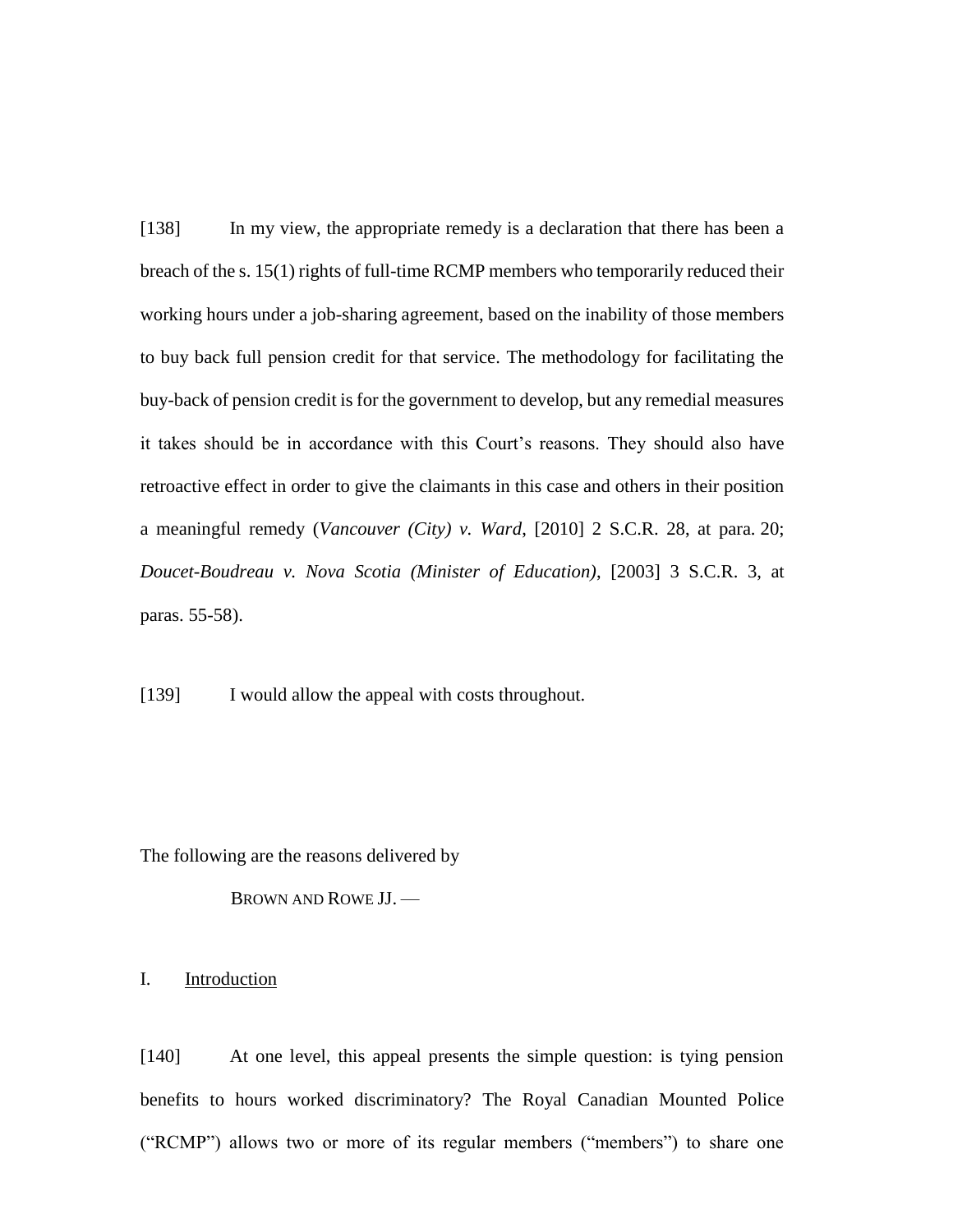[138] In my view, the appropriate remedy is a declaration that there has been a breach of the s. 15(1) rights of full-time RCMP members who temporarily reduced their working hours under a job-sharing agreement, based on the inability of those members to buy back full pension credit for that service. The methodology for facilitating the buy-back of pension credit is for the government to develop, but any remedial measures it takes should be in accordance with this Court's reasons. They should also have retroactive effect in order to give the claimants in this case and others in their position a meaningful remedy (*Vancouver (City) v. Ward*, [2010] 2 S.C.R. 28, at para. 20; *Doucet-Boudreau v. Nova Scotia (Minister of Education)*, [2003] 3 S.C.R. 3, at paras. 55-58).

[139] I would allow the appeal with costs throughout.

The following are the reasons delivered by

BROWN AND ROWE JJ. —

## I. Introduction

[140] At one level, this appeal presents the simple question: is tying pension benefits to hours worked discriminatory? The Royal Canadian Mounted Police ("RCMP") allows two or more of its regular members ("members") to share one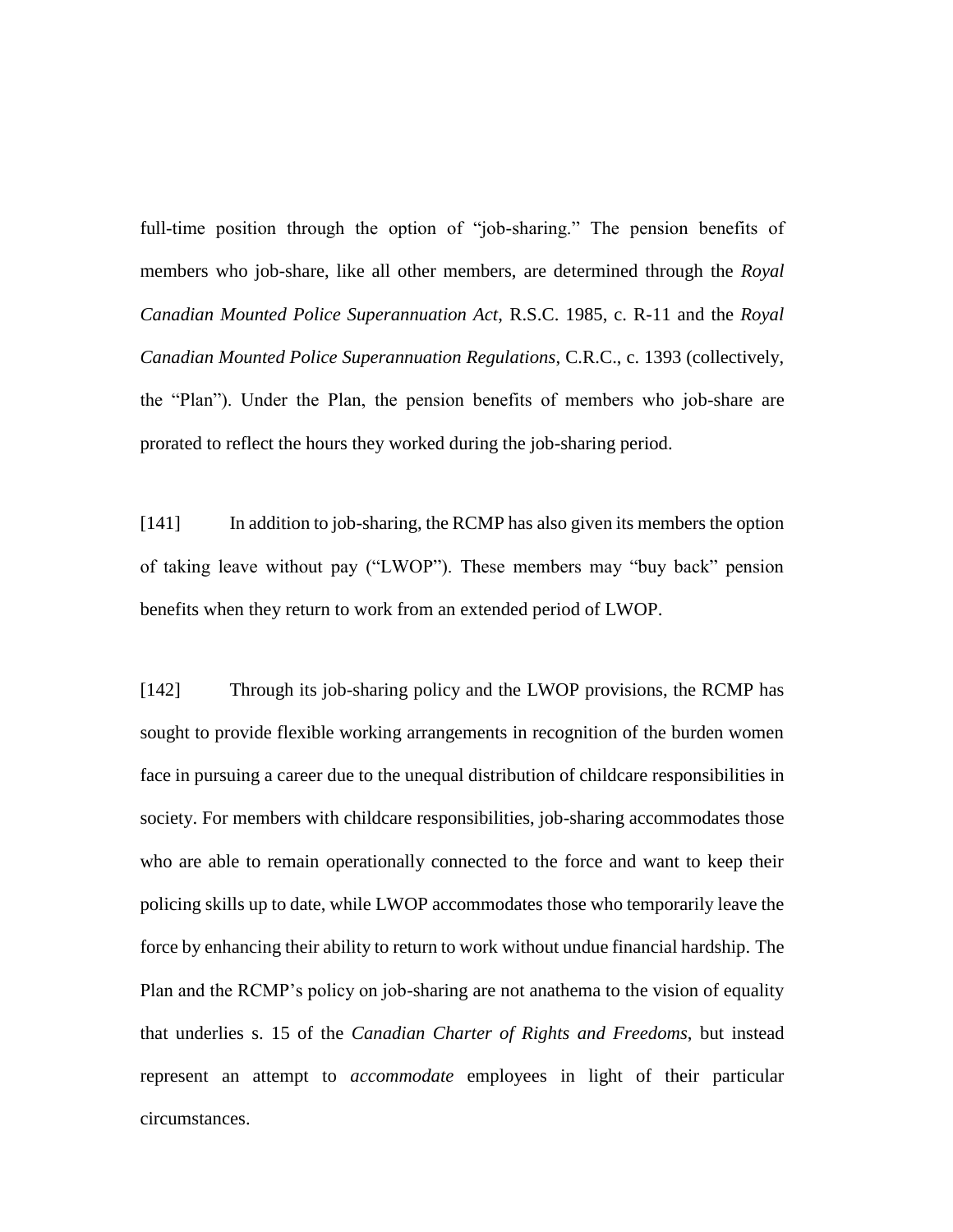full-time position through the option of "job-sharing." The pension benefits of members who job-share, like all other members, are determined through the *Royal Canadian Mounted Police Superannuation Act*, R.S.C. 1985, c. R-11 and the *Royal Canadian Mounted Police Superannuation Regulations*, C.R.C., c. 1393 (collectively, the "Plan"). Under the Plan, the pension benefits of members who job-share are prorated to reflect the hours they worked during the job-sharing period.

[141] In addition to job-sharing, the RCMP has also given its members the option of taking leave without pay ("LWOP"). These members may "buy back" pension benefits when they return to work from an extended period of LWOP.

[142] Through its job-sharing policy and the LWOP provisions, the RCMP has sought to provide flexible working arrangements in recognition of the burden women face in pursuing a career due to the unequal distribution of childcare responsibilities in society. For members with childcare responsibilities, job-sharing accommodates those who are able to remain operationally connected to the force and want to keep their policing skills up to date, while LWOP accommodates those who temporarily leave the force by enhancing their ability to return to work without undue financial hardship. The Plan and the RCMP's policy on job-sharing are not anathema to the vision of equality that underlies s. 15 of the *Canadian Charter of Rights and Freedoms*, but instead represent an attempt to *accommodate* employees in light of their particular circumstances.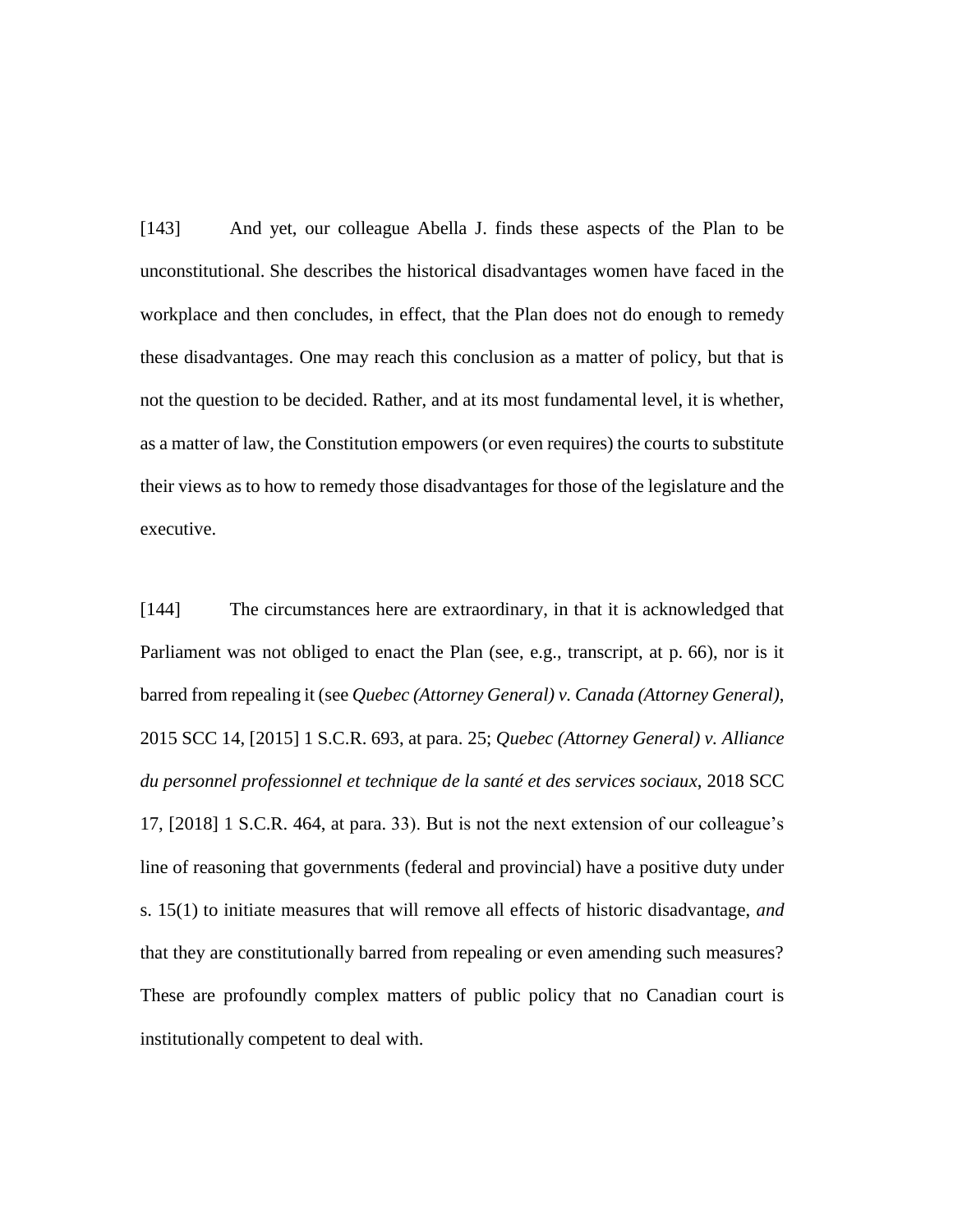[143] And yet, our colleague Abella J. finds these aspects of the Plan to be unconstitutional. She describes the historical disadvantages women have faced in the workplace and then concludes, in effect, that the Plan does not do enough to remedy these disadvantages. One may reach this conclusion as a matter of policy, but that is not the question to be decided. Rather, and at its most fundamental level, it is whether, as a matter of law, the Constitution empowers (or even requires) the courts to substitute their views as to how to remedy those disadvantages for those of the legislature and the executive.

[144] The circumstances here are extraordinary, in that it is acknowledged that Parliament was not obliged to enact the Plan (see, e.g., transcript, at p. 66), nor is it barred from repealing it (see *Quebec (Attorney General) v. Canada (Attorney General)*, 2015 SCC 14, [2015] 1 S.C.R. 693, at para. 25; *Quebec (Attorney General) v. Alliance du personnel professionnel et technique de la santé et des services sociaux*, 2018 SCC 17, [2018] 1 S.C.R. 464, at para. 33). But is not the next extension of our colleague's line of reasoning that governments (federal and provincial) have a positive duty under s. 15(1) to initiate measures that will remove all effects of historic disadvantage, *and* that they are constitutionally barred from repealing or even amending such measures? These are profoundly complex matters of public policy that no Canadian court is institutionally competent to deal with.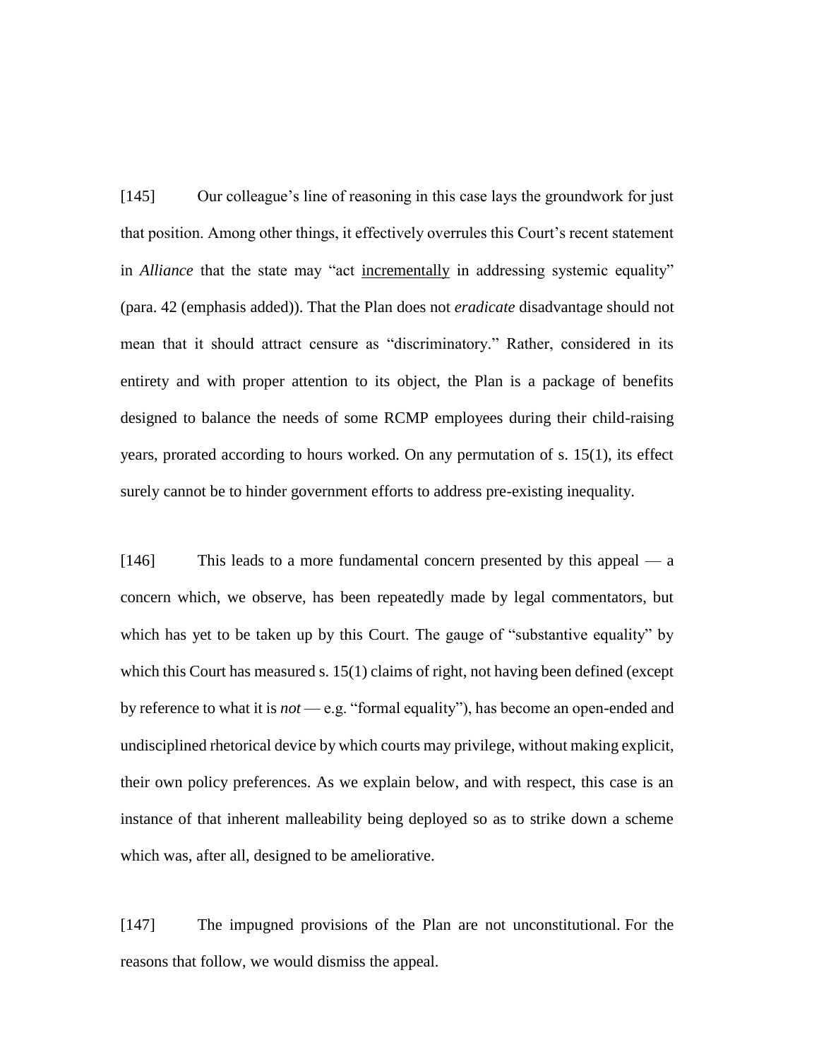[145] Our colleague's line of reasoning in this case lays the groundwork for just that position. Among other things, it effectively overrules this Court's recent statement in *Alliance* that the state may "act <u>incrementally</u> in addressing systemic equality" (para. 42 (emphasis added)). That the Plan does not *eradicate* disadvantage should not mean that it should attract censure as "discriminatory." Rather, considered in its entirety and with proper attention to its object, the Plan is a package of benefits designed to balance the needs of some RCMP employees during their child-raising years, prorated according to hours worked. On any permutation of s. 15(1), its effect surely cannot be to hinder government efforts to address pre-existing inequality.

[146] This leads to a more fundamental concern presented by this appeal — a concern which, we observe, has been repeatedly made by legal commentators, but which has yet to be taken up by this Court. The gauge of "substantive equality" by which this Court has measured s. 15(1) claims of right, not having been defined (except by reference to what it is *not* — e.g. "formal equality"), has become an open-ended and undisciplined rhetorical device by which courts may privilege, without making explicit, their own policy preferences. As we explain below, and with respect, this case is an instance of that inherent malleability being deployed so as to strike down a scheme which was, after all, designed to be ameliorative.

[147] The impugned provisions of the Plan are not unconstitutional. For the reasons that follow, we would dismiss the appeal.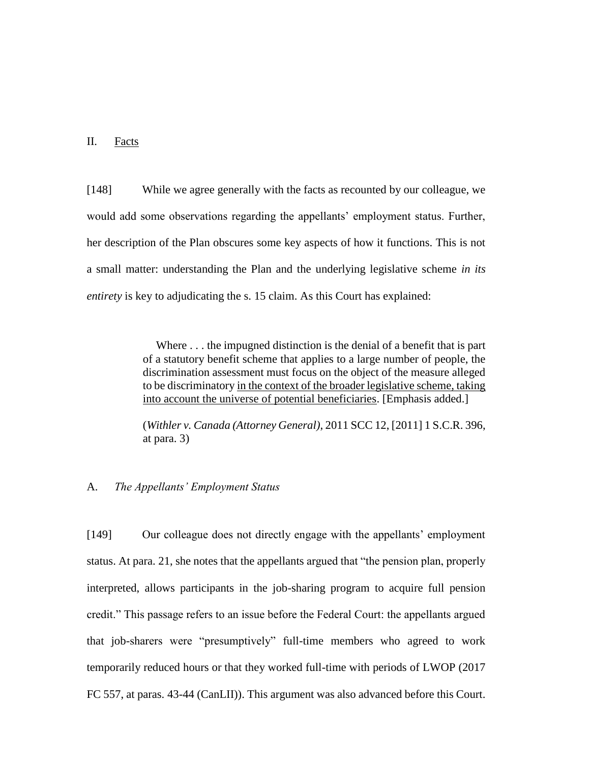## II. Facts

[148] While we agree generally with the facts as recounted by our colleague, we would add some observations regarding the appellants' employment status. Further, her description of the Plan obscures some key aspects of how it functions. This is not a small matter: understanding the Plan and the underlying legislative scheme *in its entirety* is key to adjudicating the s. 15 claim. As this Court has explained:

> Where . . . the impugned distinction is the denial of a benefit that is part of a statutory benefit scheme that applies to a large number of people, the discrimination assessment must focus on the object of the measure alleged to be discriminatory in the context of the broader legislative scheme, taking into account the universe of potential beneficiaries. [Emphasis added.]
>
> (*Withler v. Canada (Attorney General)*, 2011 SCC 12, [2011] 1 S.C.R. 396, at para. 3)

### A. *The Appellants' Employment Status*

[149] Our colleague does not directly engage with the appellants' employment status. At para. 21, she notes that the appellants argued that "the pension plan, properly interpreted, allows participants in the job-sharing program to acquire full pension credit." This passage refers to an issue before the Federal Court: the appellants argued that job-sharers were "presumptively" full-time members who agreed to work temporarily reduced hours or that they worked full-time with periods of LWOP (2017 FC 557, at paras. 43-44 (CanLII)). This argument was also advanced before this Court.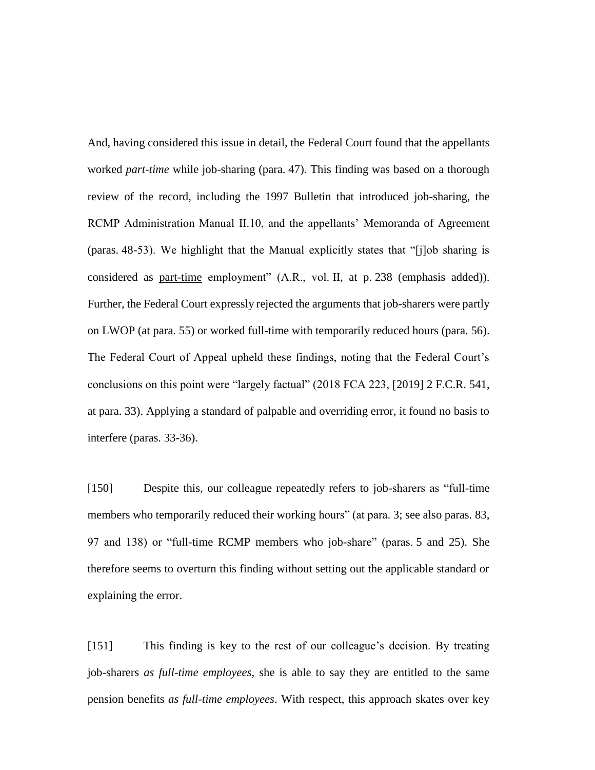And, having considered this issue in detail, the Federal Court found that the appellants worked *part-time* while job-sharing (para. 47). This finding was based on a thorough review of the record, including the 1997 Bulletin that introduced job-sharing, the RCMP Administration Manual II.10, and the appellants' Memoranda of Agreement (paras. 48-53). We highlight that the Manual explicitly states that "[j]ob sharing is considered as <u>part-time</u> employment" (A.R., vol. II, at p. 238 (emphasis added)). Further, the Federal Court expressly rejected the arguments that job-sharers were partly on LWOP (at para. 55) or worked full-time with temporarily reduced hours (para. 56). The Federal Court of Appeal upheld these findings, noting that the Federal Court's conclusions on this point were "largely factual" (2018 FCA 223, [2019] 2 F.C.R. 541, at para. 33). Applying a standard of palpable and overriding error, it found no basis to interfere (paras. 33-36).

[150] Despite this, our colleague repeatedly refers to job-sharers as "full-time members who temporarily reduced their working hours" (at para. 3; see also paras. 83, 97 and 138) or "full-time RCMP members who job-share" (paras. 5 and 25). She therefore seems to overturn this finding without setting out the applicable standard or explaining the error.

[151] This finding is key to the rest of our colleague's decision. By treating job-sharers *as full-time employees*, she is able to say they are entitled to the same pension benefits *as full-time employees*. With respect, this approach skates over key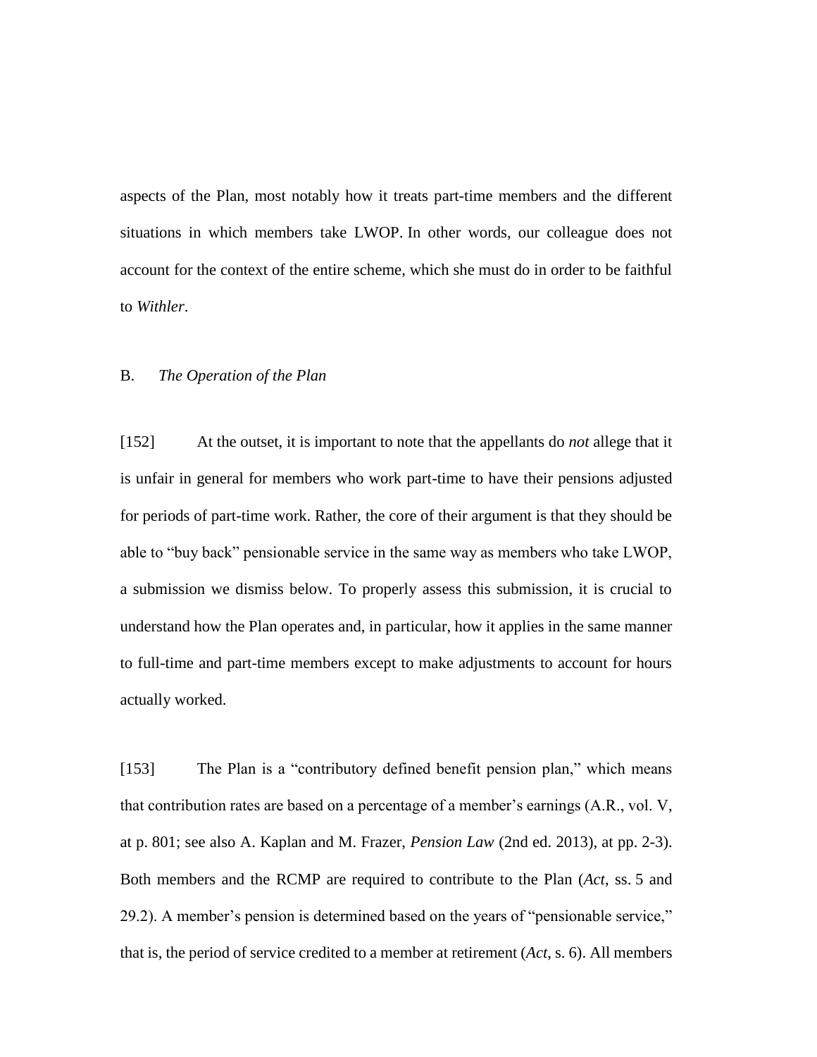aspects of the Plan, most notably how it treats part-time members and the different situations in which members take LWOP. In other words, our colleague does not account for the context of the entire scheme, which she must do in order to be faithful to *Withler*.

B. *The Operation of the Plan*

[152] At the outset, it is important to note that the appellants do *not* allege that it is unfair in general for members who work part-time to have their pensions adjusted for periods of part-time work. Rather, the core of their argument is that they should be able to "buy back" pensionable service in the same way as members who take LWOP, a submission we dismiss below. To properly assess this submission, it is crucial to understand how the Plan operates and, in particular, how it applies in the same manner to full-time and part-time members except to make adjustments to account for hours actually worked.

[153] The Plan is a "contributory defined benefit pension plan," which means that contribution rates are based on a percentage of a member's earnings (A.R., vol. V, at p. 801; see also A. Kaplan and M. Frazer, *Pension Law* (2nd ed. 2013), at pp. 2-3). Both members and the RCMP are required to contribute to the Plan (*Act*, ss. 5 and 29.2). A member's pension is determined based on the years of "pensionable service," that is, the period of service credited to a member at retirement (*Act*, s. 6). All members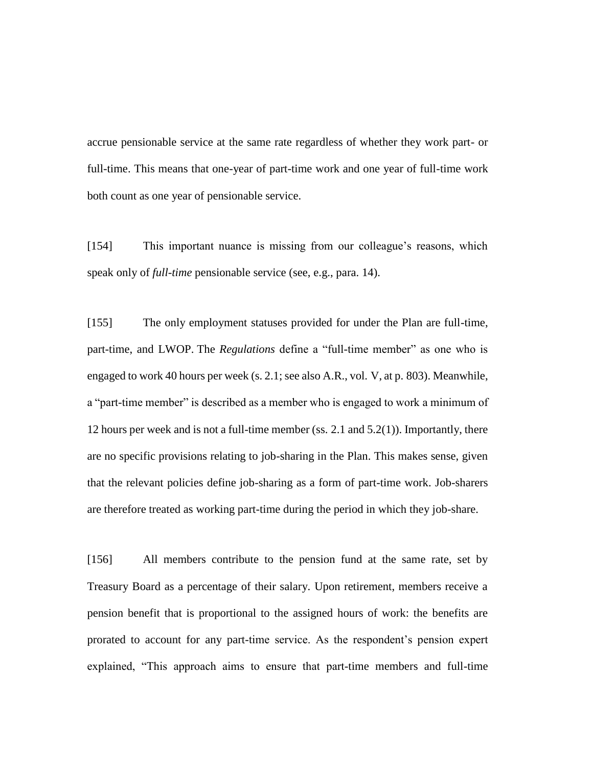accrue pensionable service at the same rate regardless of whether they work part- or full-time. This means that one-year of part-time work and one year of full-time work both count as one year of pensionable service.

[154] This important nuance is missing from our colleague's reasons, which speak only of *full-time* pensionable service (see, e.g., para. 14).

[155] The only employment statuses provided for under the Plan are full-time, part-time, and LWOP. The *Regulations* define a "full-time member" as one who is engaged to work 40 hours per week (s. 2.1; see also A.R., vol. V, at p. 803). Meanwhile, a "part-time member" is described as a member who is engaged to work a minimum of 12 hours per week and is not a full-time member (ss. 2.1 and 5.2(1)). Importantly, there are no specific provisions relating to job-sharing in the Plan. This makes sense, given that the relevant policies define job-sharing as a form of part-time work. Job-sharers are therefore treated as working part-time during the period in which they job-share.

[156] All members contribute to the pension fund at the same rate, set by Treasury Board as a percentage of their salary. Upon retirement, members receive a pension benefit that is proportional to the assigned hours of work: the benefits are prorated to account for any part-time service. As the respondent's pension expert explained, "This approach aims to ensure that part-time members and full-time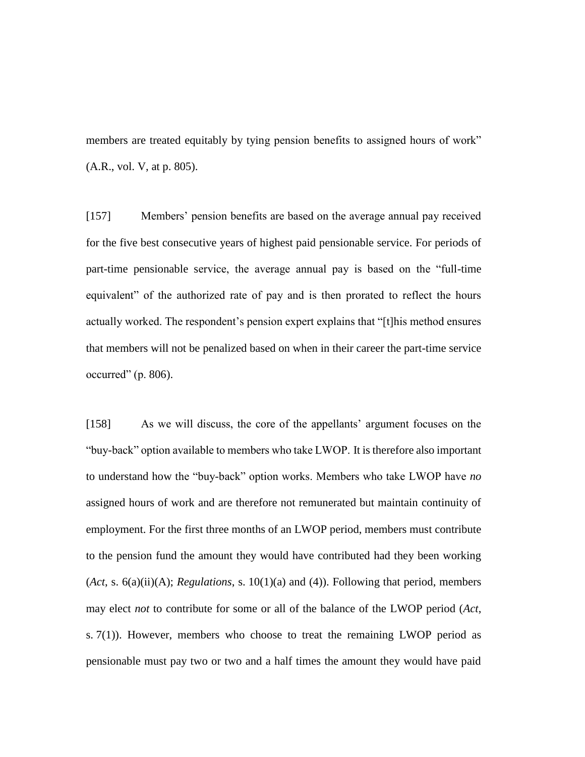members are treated equitably by tying pension benefits to assigned hours of work" (A.R., vol. V, at p. 805).

[157] Members' pension benefits are based on the average annual pay received for the five best consecutive years of highest paid pensionable service. For periods of part-time pensionable service, the average annual pay is based on the "full-time equivalent" of the authorized rate of pay and is then prorated to reflect the hours actually worked. The respondent's pension expert explains that "[t]his method ensures that members will not be penalized based on when in their career the part-time service occurred" (p. 806).

[158] As we will discuss, the core of the appellants' argument focuses on the "buy-back" option available to members who take LWOP. It is therefore also important to understand how the "buy-back" option works. Members who take LWOP have *no* assigned hours of work and are therefore not remunerated but maintain continuity of employment. For the first three months of an LWOP period, members must contribute to the pension fund the amount they would have contributed had they been working (*Act*, s. 6(a)(ii)(A); *Regulations*, s. 10(1)(a) and (4)). Following that period, members may elect *not* to contribute for some or all of the balance of the LWOP period (*Act*, s. 7(1)). However, members who choose to treat the remaining LWOP period as pensionable must pay two or two and a half times the amount they would have paid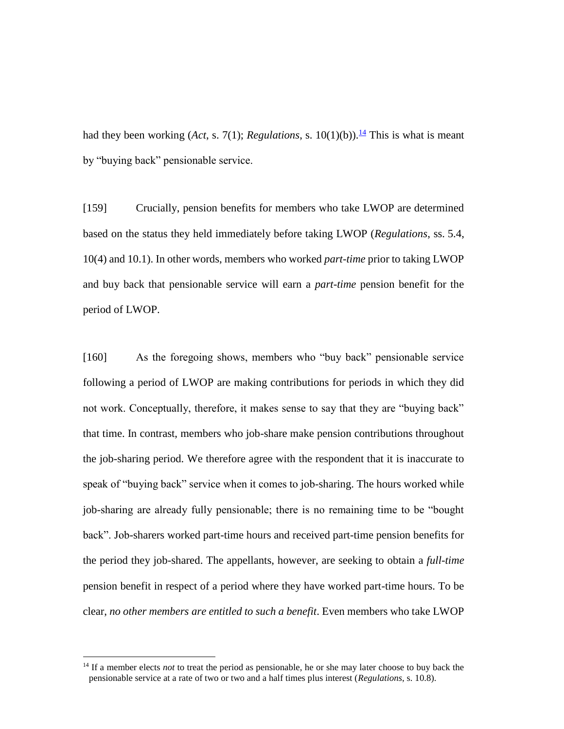had they been working (*Act*, s. 7(1); *Regulations*, s. 10(1)(b)).[14] This is what is meant by "buying back" pensionable service.

[159] Crucially, pension benefits for members who take LWOP are determined based on the status they held immediately before taking LWOP (*Regulations*, ss. 5.4, 10(4) and 10.1). In other words, members who worked *part-time* prior to taking LWOP and buy back that pensionable service will earn a *part-time* pension benefit for the period of LWOP.

[160] As the foregoing shows, members who "buy back" pensionable service following a period of LWOP are making contributions for periods in which they did not work. Conceptually, therefore, it makes sense to say that they are "buying back" that time. In contrast, members who job-share make pension contributions throughout the job-sharing period. We therefore agree with the respondent that it is inaccurate to speak of "buying back" service when it comes to job-sharing. The hours worked while job-sharing are already fully pensionable; there is no remaining time to be "bought back". Job-sharers worked part-time hours and received part-time pension benefits for the period they job-shared. The appellants, however, are seeking to obtain a *full-time* pension benefit in respect of a period where they have worked part-time hours. To be clear, *no other members are entitled to such a benefit*. Even members who take LWOP

[14] If a member elects *not* to treat the period as pensionable, he or she may later choose to buy back the pensionable service at a rate of two or two and a half times plus interest (*Regulations*, s. 10.8).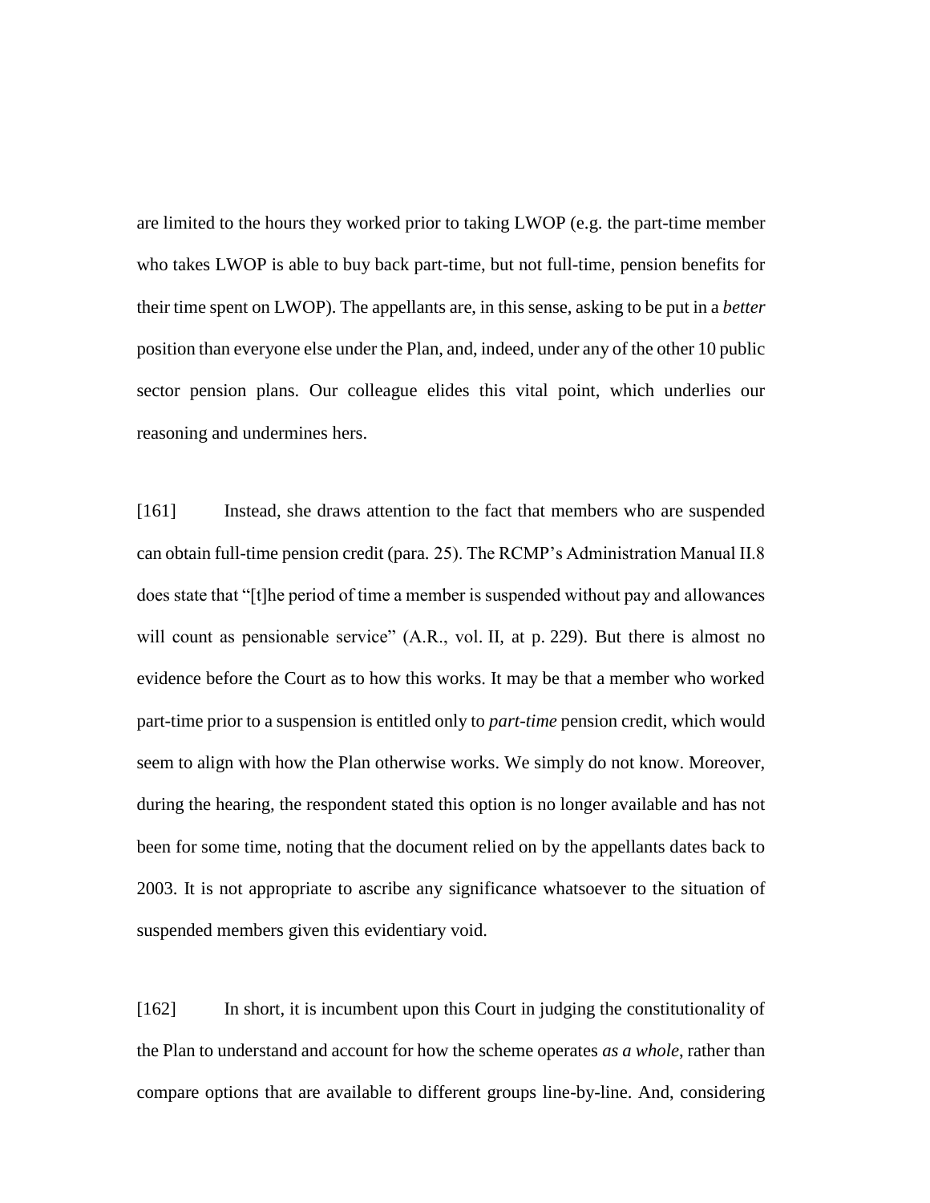are limited to the hours they worked prior to taking LWOP (e.g. the part-time member who takes LWOP is able to buy back part-time, but not full-time, pension benefits for their time spent on LWOP). The appellants are, in this sense, asking to be put in a *better* position than everyone else under the Plan, and, indeed, under any of the other 10 public sector pension plans. Our colleague elides this vital point, which underlies our reasoning and undermines hers.

[161] Instead, she draws attention to the fact that members who are suspended can obtain full-time pension credit (para. 25). The RCMP's Administration Manual II.8 does state that "[t]he period of time a member is suspended without pay and allowances will count as pensionable service" (A.R., vol. II, at p. 229). But there is almost no evidence before the Court as to how this works. It may be that a member who worked part-time prior to a suspension is entitled only to *part-time* pension credit, which would seem to align with how the Plan otherwise works. We simply do not know. Moreover, during the hearing, the respondent stated this option is no longer available and has not been for some time, noting that the document relied on by the appellants dates back to 2003. It is not appropriate to ascribe any significance whatsoever to the situation of suspended members given this evidentiary void.

[162] In short, it is incumbent upon this Court in judging the constitutionality of the Plan to understand and account for how the scheme operates *as a whole*, rather than compare options that are available to different groups line-by-line. And, considering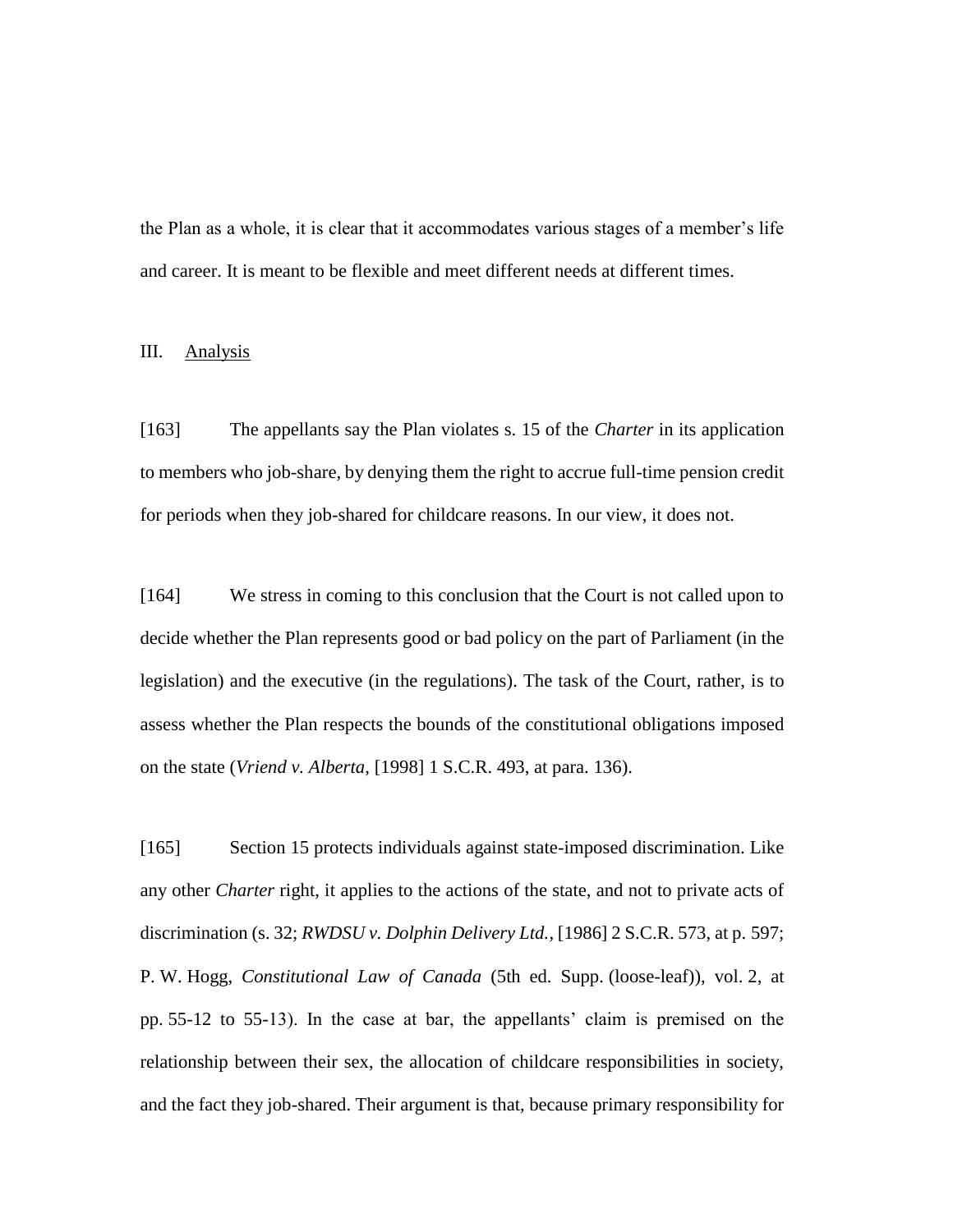the Plan as a whole, it is clear that it accommodates various stages of a member's life and career. It is meant to be flexible and meet different needs at different times.

## III. Analysis

[163] The appellants say the Plan violates s. 15 of the *Charter* in its application to members who job-share, by denying them the right to accrue full-time pension credit for periods when they job-shared for childcare reasons. In our view, it does not.

[164] We stress in coming to this conclusion that the Court is not called upon to decide whether the Plan represents good or bad policy on the part of Parliament (in the legislation) and the executive (in the regulations). The task of the Court, rather, is to assess whether the Plan respects the bounds of the constitutional obligations imposed on the state (*Vriend v. Alberta*, [1998] 1 S.C.R. 493, at para. 136).

[165] Section 15 protects individuals against state-imposed discrimination. Like any other *Charter* right, it applies to the actions of the state, and not to private acts of discrimination (s. 32; *RWDSU v. Dolphin Delivery Ltd.*, [1986] 2 S.C.R. 573, at p. 597; P. W. Hogg, *Constitutional Law of Canada* (5th ed. Supp. (loose-leaf)), vol. 2, at pp. 55-12 to 55-13). In the case at bar, the appellants' claim is premised on the relationship between their sex, the allocation of childcare responsibilities in society, and the fact they job-shared. Their argument is that, because primary responsibility for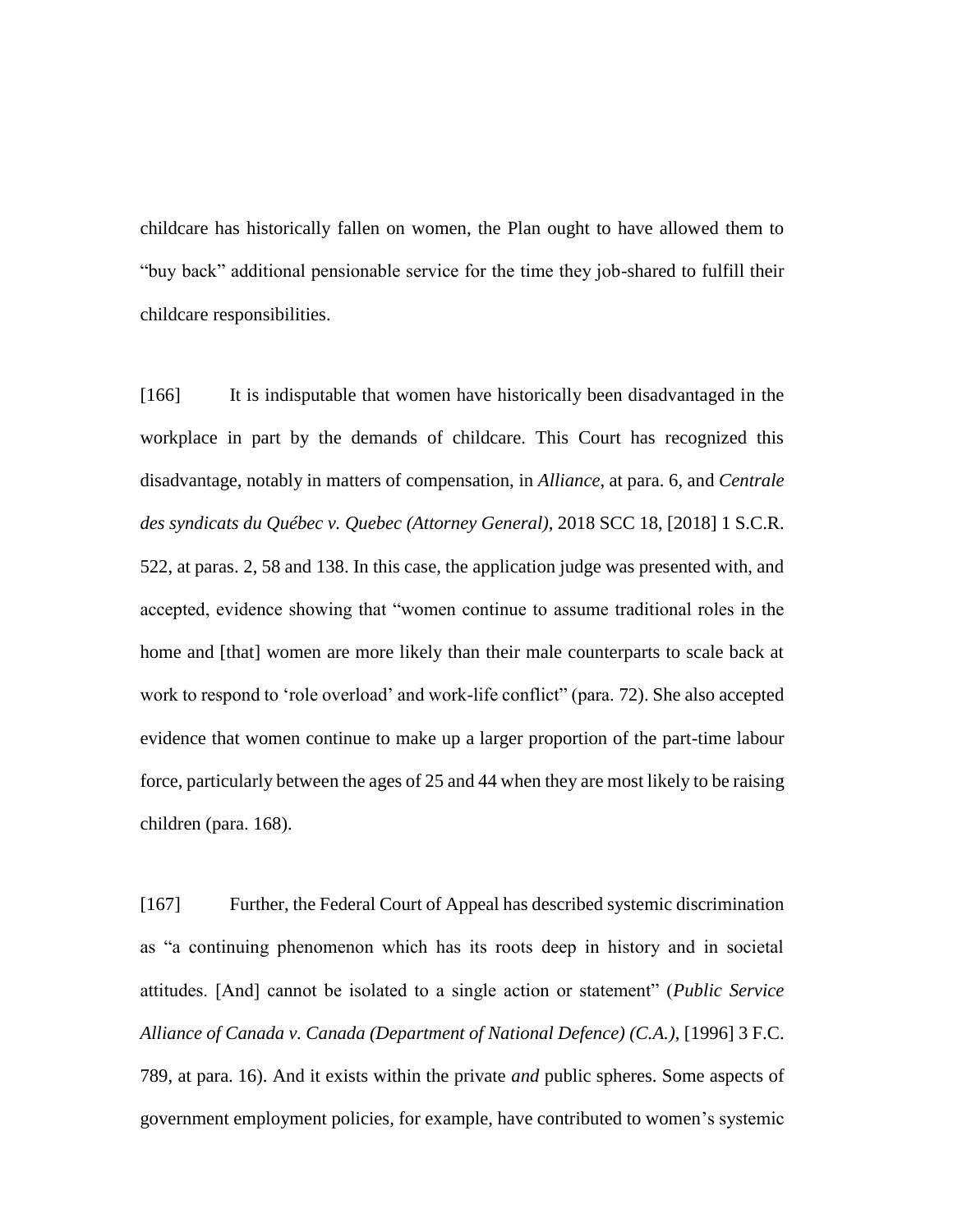childcare has historically fallen on women, the Plan ought to have allowed them to "buy back" additional pensionable service for the time they job-shared to fulfill their childcare responsibilities.

[166] It is indisputable that women have historically been disadvantaged in the workplace in part by the demands of childcare. This Court has recognized this disadvantage, notably in matters of compensation, in *Alliance*, at para. 6, and *Centrale des syndicats du Québec v. Quebec (Attorney General)*, 2018 SCC 18, [2018] 1 S.C.R. 522, at paras. 2, 58 and 138. In this case, the application judge was presented with, and accepted, evidence showing that "women continue to assume traditional roles in the home and [that] women are more likely than their male counterparts to scale back at work to respond to 'role overload' and work-life conflict" (para. 72). She also accepted evidence that women continue to make up a larger proportion of the part-time labour force, particularly between the ages of 25 and 44 when they are most likely to be raising children (para. 168).

[167] Further, the Federal Court of Appeal has described systemic discrimination as "a continuing phenomenon which has its roots deep in history and in societal attitudes. [And] cannot be isolated to a single action or statement" (*Public Service Alliance of Canada v. Canada (Department of National Defence) (C.A.)*, [1996] 3 F.C. 789, at para. 16). And it exists within the private *and* public spheres. Some aspects of government employment policies, for example, have contributed to women's systemic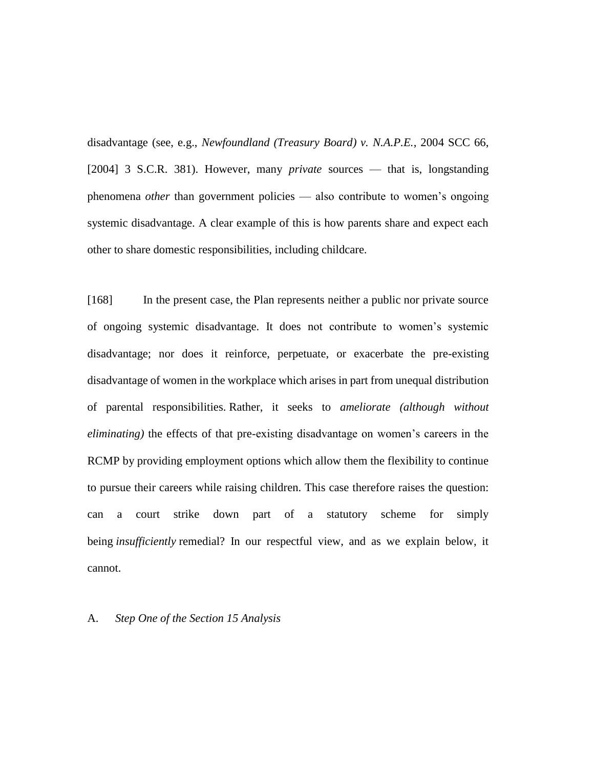disadvantage (see, e.g., *Newfoundland (Treasury Board) v. N.A.P.E.*, 2004 SCC 66, [2004] 3 S.C.R. 381). However, many *private* sources — that is, longstanding phenomena *other* than government policies — also contribute to women's ongoing systemic disadvantage. A clear example of this is how parents share and expect each other to share domestic responsibilities, including childcare.

[168] In the present case, the Plan represents neither a public nor private source of ongoing systemic disadvantage. It does not contribute to women's systemic disadvantage; nor does it reinforce, perpetuate, or exacerbate the pre-existing disadvantage of women in the workplace which arises in part from unequal distribution of parental responsibilities. Rather, it seeks to *ameliorate (although without eliminating)* the effects of that pre-existing disadvantage on women's careers in the RCMP by providing employment options which allow them the flexibility to continue to pursue their careers while raising children. This case therefore raises the question: can a court strike down part of a statutory scheme for simply being *insufficiently* remedial? In our respectful view, and as we explain below, it cannot.

### A. *Step One of the Section 15 Analysis*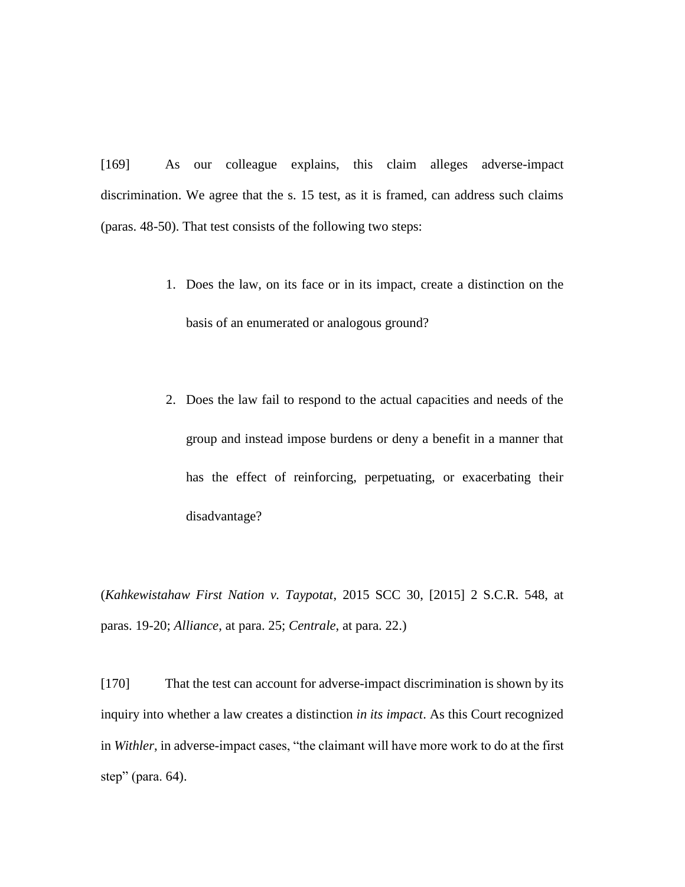[169] As our colleague explains, this claim alleges adverse-impact discrimination. We agree that the s. 15 test, as it is framed, can address such claims (paras. 48-50). That test consists of the following two steps:

1. Does the law, on its face or in its impact, create a distinction on the basis of an enumerated or analogous ground?

2. Does the law fail to respond to the actual capacities and needs of the group and instead impose burdens or deny a benefit in a manner that has the effect of reinforcing, perpetuating, or exacerbating their disadvantage?

(*Kahkewistahaw First Nation v. Taypotat*, 2015 SCC 30, [2015] 2 S.C.R. 548, at paras. 19-20; *Alliance*, at para. 25; *Centrale*, at para. 22.)

[170] That the test can account for adverse-impact discrimination is shown by its inquiry into whether a law creates a distinction *in its impact*. As this Court recognized in *Withler*, in adverse-impact cases, "the claimant will have more work to do at the first step" (para. 64).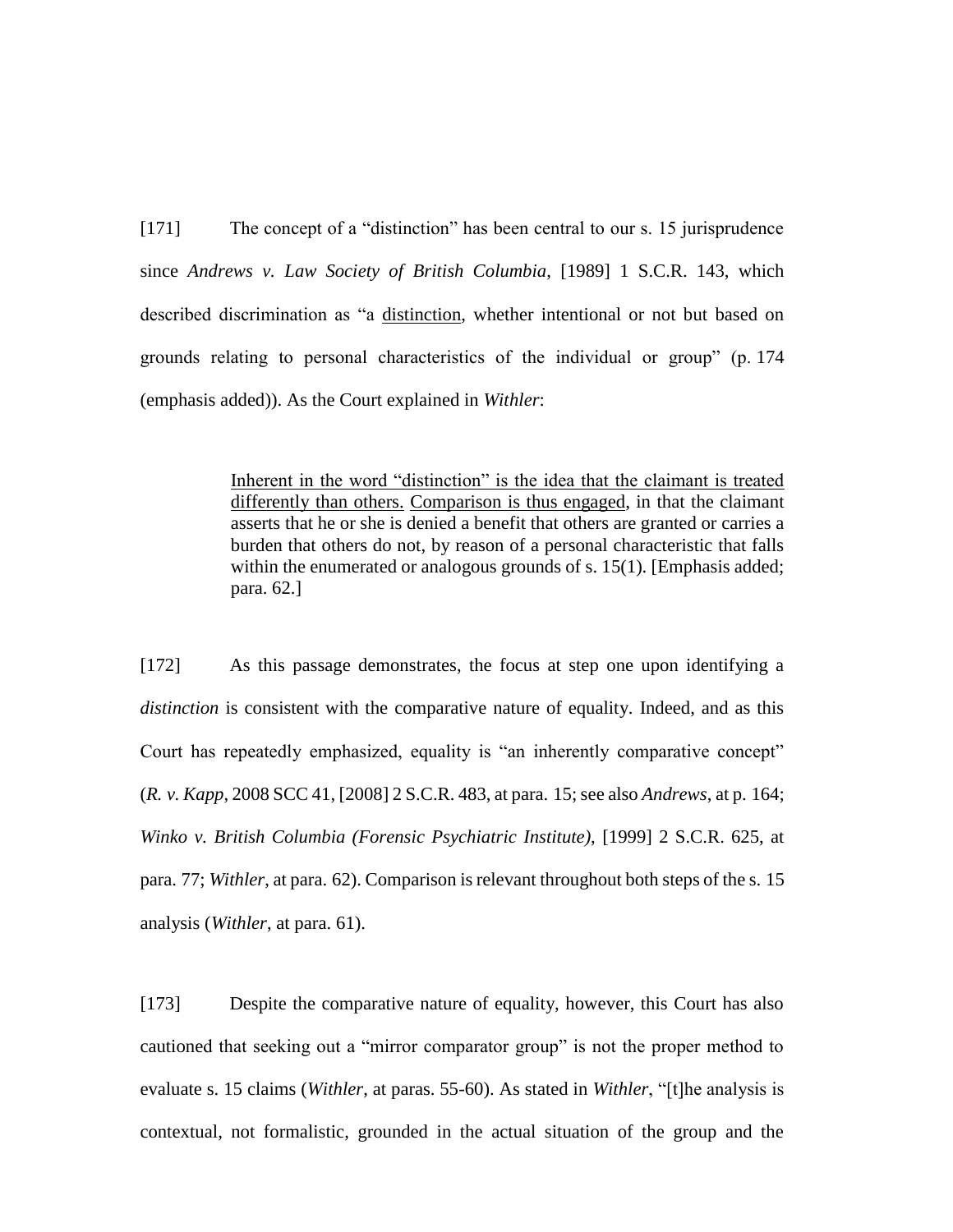[171] The concept of a "distinction" has been central to our s. 15 jurisprudence since *Andrews v. Law Society of British Columbia*, [1989] 1 S.C.R. 143, which described discrimination as "a <u>distinction</u>, whether intentional or not but based on grounds relating to personal characteristics of the individual or group" (p. 174 (emphasis added)). As the Court explained in *Withler*:

> <u>Inherent in the word "distinction" is the idea that the claimant is treated differently than others.</u> <u>Comparison is thus engaged</u>, in that the claimant asserts that he or she is denied a benefit that others are granted or carries a burden that others do not, by reason of a personal characteristic that falls within the enumerated or analogous grounds of s. 15(1). [Emphasis added; para. 62.]

[172] As this passage demonstrates, the focus at step one upon identifying a *distinction* is consistent with the comparative nature of equality. Indeed, and as this Court has repeatedly emphasized, equality is "an inherently comparative concept" (*R. v. Kapp*, 2008 SCC 41, [2008] 2 S.C.R. 483, at para. 15; see also *Andrews*, at p. 164; *Winko v. British Columbia (Forensic Psychiatric Institute)*, [1999] 2 S.C.R. 625, at para. 77; *Withler*, at para. 62). Comparison is relevant throughout both steps of the s. 15 analysis (*Withler*, at para. 61).

[173] Despite the comparative nature of equality, however, this Court has also cautioned that seeking out a "mirror comparator group" is not the proper method to evaluate s. 15 claims (*Withler*, at paras. 55-60). As stated in *Withler*, "[t]he analysis is contextual, not formalistic, grounded in the actual situation of the group and the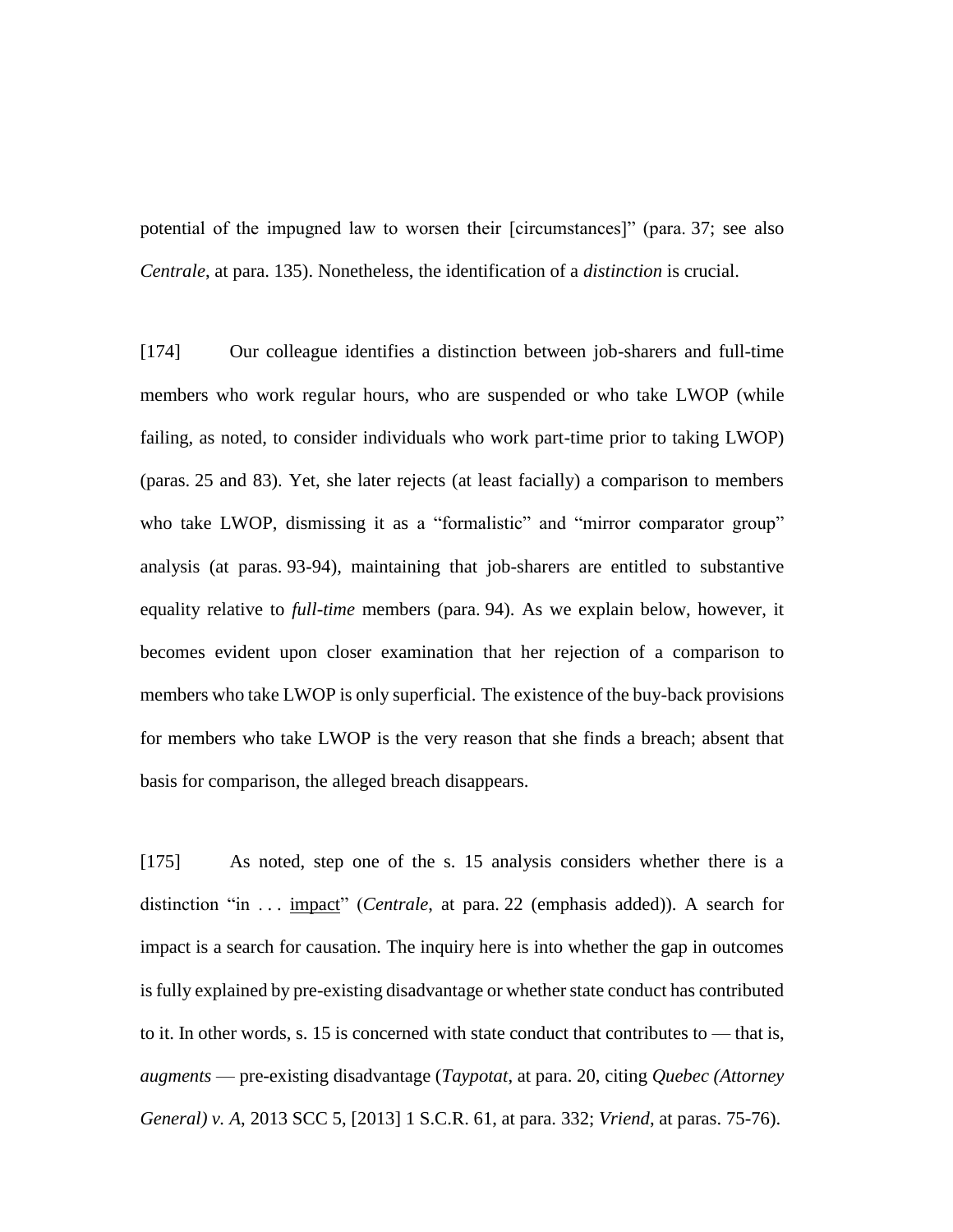potential of the impugned law to worsen their [circumstances]" (para. 37; see also *Centrale*, at para. 135). Nonetheless, the identification of a *distinction* is crucial.

[174] Our colleague identifies a distinction between job-sharers and full-time members who work regular hours, who are suspended or who take LWOP (while failing, as noted, to consider individuals who work part-time prior to taking LWOP) (paras. 25 and 83). Yet, she later rejects (at least facially) a comparison to members who take LWOP, dismissing it as a "formalistic" and "mirror comparator group" analysis (at paras. 93-94), maintaining that job-sharers are entitled to substantive equality relative to *full-time* members (para. 94). As we explain below, however, it becomes evident upon closer examination that her rejection of a comparison to members who take LWOP is only superficial. The existence of the buy-back provisions for members who take LWOP is the very reason that she finds a breach; absent that basis for comparison, the alleged breach disappears.

[175] As noted, step one of the s. 15 analysis considers whether there is a distinction "in . . . <u>impact</u>" (*Centrale*, at para. 22 (emphasis added)). A search for impact is a search for causation. The inquiry here is into whether the gap in outcomes is fully explained by pre-existing disadvantage or whether state conduct has contributed to it. In other words, s. 15 is concerned with state conduct that contributes to — that is, *augments* — pre-existing disadvantage (*Taypotat*, at para. 20, citing *Quebec (Attorney General) v. A*, 2013 SCC 5, [2013] 1 S.C.R. 61, at para. 332; *Vriend*, at paras. 75-76).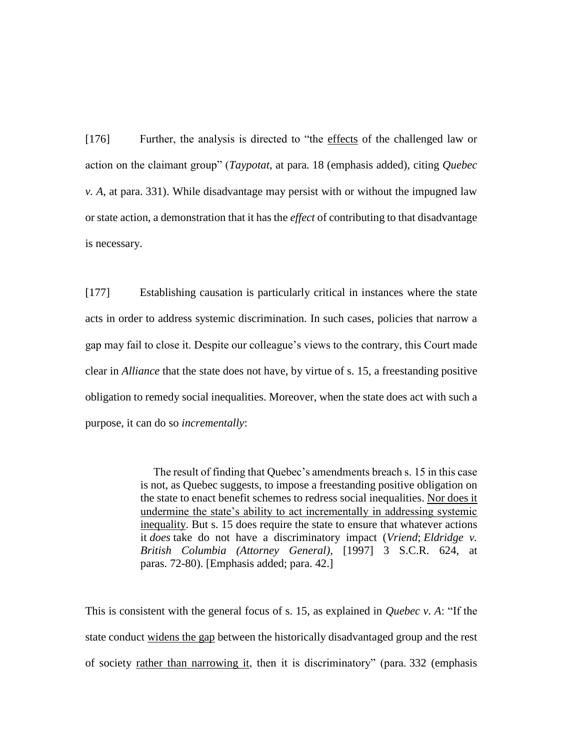[176] Further, the analysis is directed to "the <u>effects</u> of the challenged law or action on the claimant group" (*Taypotat*, at para. 18 (emphasis added), citing *Quebec v. A*, at para. 331). While disadvantage may persist with or without the impugned law or state action, a demonstration that it has the *effect* of contributing to that disadvantage is necessary.

[177] Establishing causation is particularly critical in instances where the state acts in order to address systemic discrimination. In such cases, policies that narrow a gap may fail to close it. Despite our colleague's views to the contrary, this Court made clear in *Alliance* that the state does not have, by virtue of s. 15, a freestanding positive obligation to remedy social inequalities. Moreover, when the state does act with such a purpose, it can do so *incrementally*:

> The result of finding that Quebec's amendments breach s. 15 in this case is not, as Quebec suggests, to impose a freestanding positive obligation on the state to enact benefit schemes to redress social inequalities. <u>Nor does it undermine the state's ability to act incrementally in addressing systemic inequality</u>. But s. 15 does require the state to ensure that whatever actions it *does* take do not have a discriminatory impact (*Vriend*; *Eldridge v. British Columbia (Attorney General)*, [1997] 3 S.C.R. 624, at paras. 72-80). [Emphasis added; para. 42.]

This is consistent with the general focus of s. 15, as explained in *Quebec v. A*: "If the state conduct <u>widens the gap</u> between the historically disadvantaged group and the rest of society <u>rather than narrowing it</u>, then it is discriminatory" (para. 332 (emphasis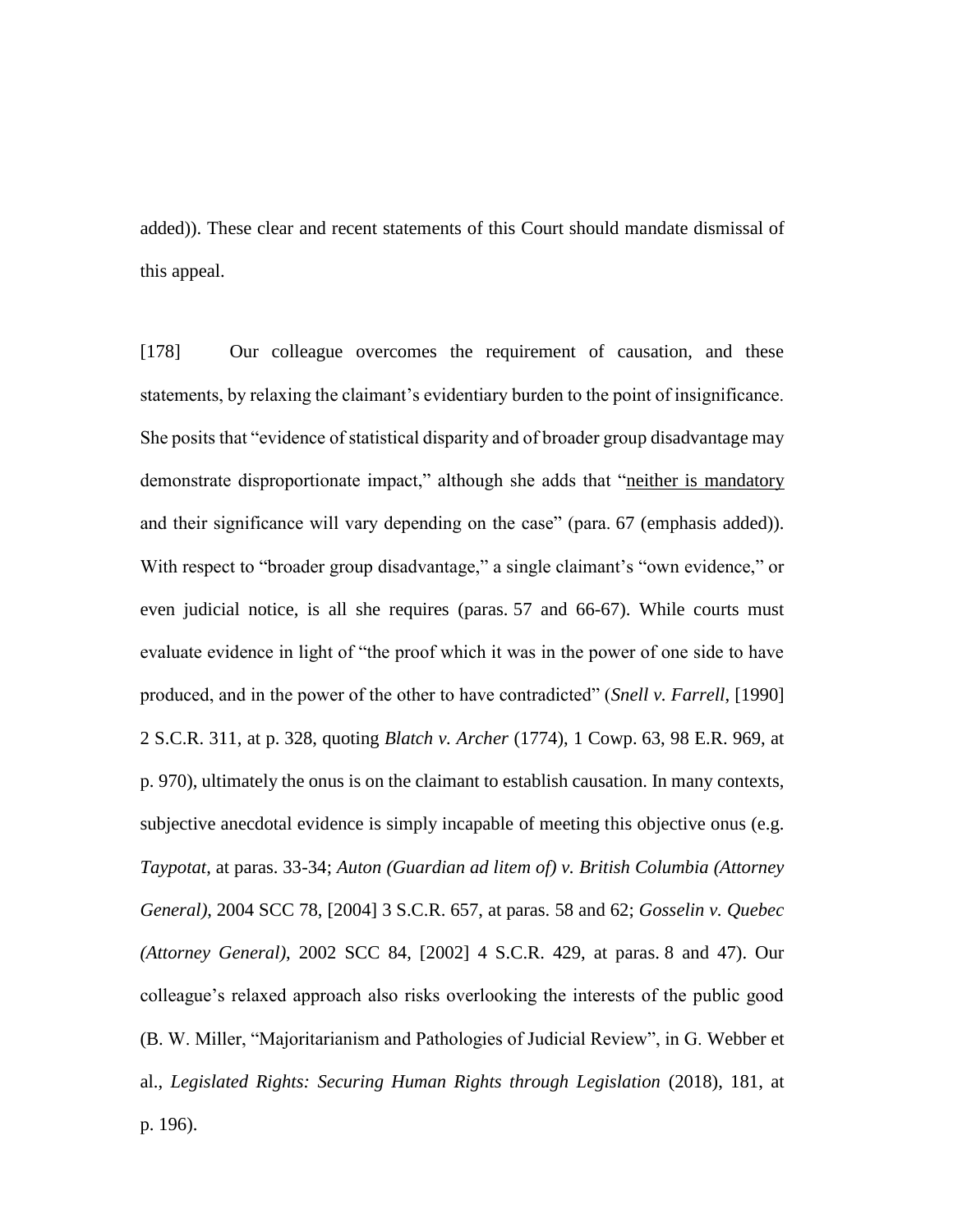added)). These clear and recent statements of this Court should mandate dismissal of this appeal.

[178] Our colleague overcomes the requirement of causation, and these statements, by relaxing the claimant's evidentiary burden to the point of insignificance. She posits that "evidence of statistical disparity and of broader group disadvantage may demonstrate disproportionate impact," although she adds that "<u>neither is mandatory</u> and their significance will vary depending on the case" (para. 67 (emphasis added)). With respect to "broader group disadvantage," a single claimant's "own evidence," or even judicial notice, is all she requires (paras. 57 and 66-67). While courts must evaluate evidence in light of "the proof which it was in the power of one side to have produced, and in the power of the other to have contradicted" (*Snell v. Farrell*, [1990] 2 S.C.R. 311, at p. 328, quoting *Blatch v. Archer* (1774), 1 Cowp. 63, 98 E.R. 969, at p. 970), ultimately the onus is on the claimant to establish causation. In many contexts, subjective anecdotal evidence is simply incapable of meeting this objective onus (e.g. *Taypotat*, at paras. 33-34; *Auton (Guardian ad litem of) v. British Columbia (Attorney General)*, 2004 SCC 78, [2004] 3 S.C.R. 657, at paras. 58 and 62; *Gosselin v. Quebec (Attorney General)*, 2002 SCC 84, [2002] 4 S.C.R. 429, at paras. 8 and 47). Our colleague's relaxed approach also risks overlooking the interests of the public good (B. W. Miller, "Majoritarianism and Pathologies of Judicial Review", in G. Webber et al., *Legislated Rights: Securing Human Rights through Legislation* (2018), 181, at p. 196).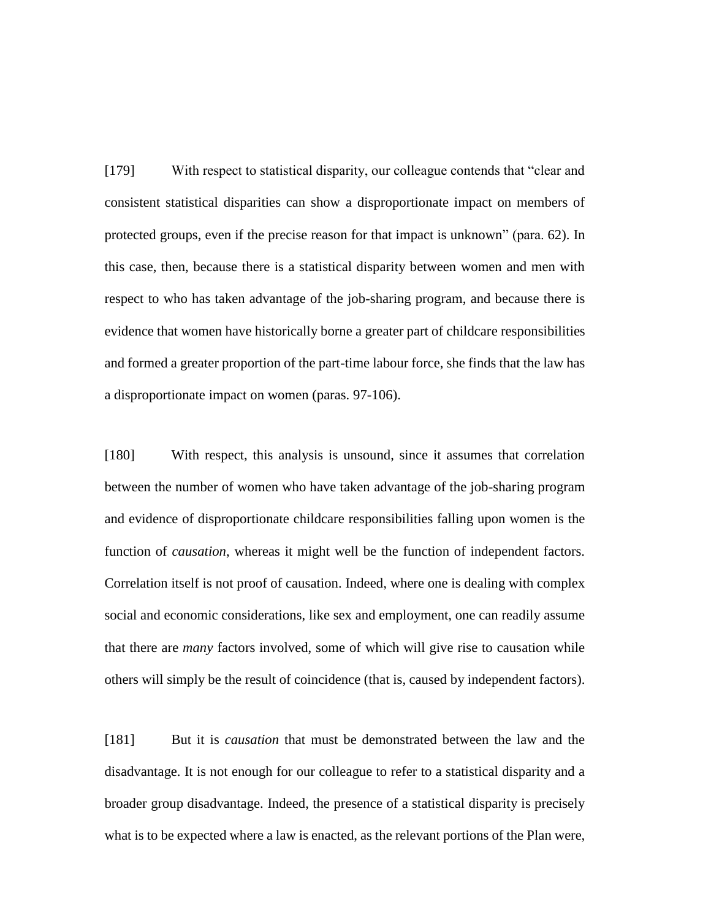[179] With respect to statistical disparity, our colleague contends that "clear and consistent statistical disparities can show a disproportionate impact on members of protected groups, even if the precise reason for that impact is unknown" (para. 62). In this case, then, because there is a statistical disparity between women and men with respect to who has taken advantage of the job-sharing program, and because there is evidence that women have historically borne a greater part of childcare responsibilities and formed a greater proportion of the part-time labour force, she finds that the law has a disproportionate impact on women (paras. 97-106).

[180] With respect, this analysis is unsound, since it assumes that correlation between the number of women who have taken advantage of the job-sharing program and evidence of disproportionate childcare responsibilities falling upon women is the function of *causation*, whereas it might well be the function of independent factors. Correlation itself is not proof of causation. Indeed, where one is dealing with complex social and economic considerations, like sex and employment, one can readily assume that there are *many* factors involved, some of which will give rise to causation while others will simply be the result of coincidence (that is, caused by independent factors).

[181] But it is *causation* that must be demonstrated between the law and the disadvantage. It is not enough for our colleague to refer to a statistical disparity and a broader group disadvantage. Indeed, the presence of a statistical disparity is precisely what is to be expected where a law is enacted, as the relevant portions of the Plan were,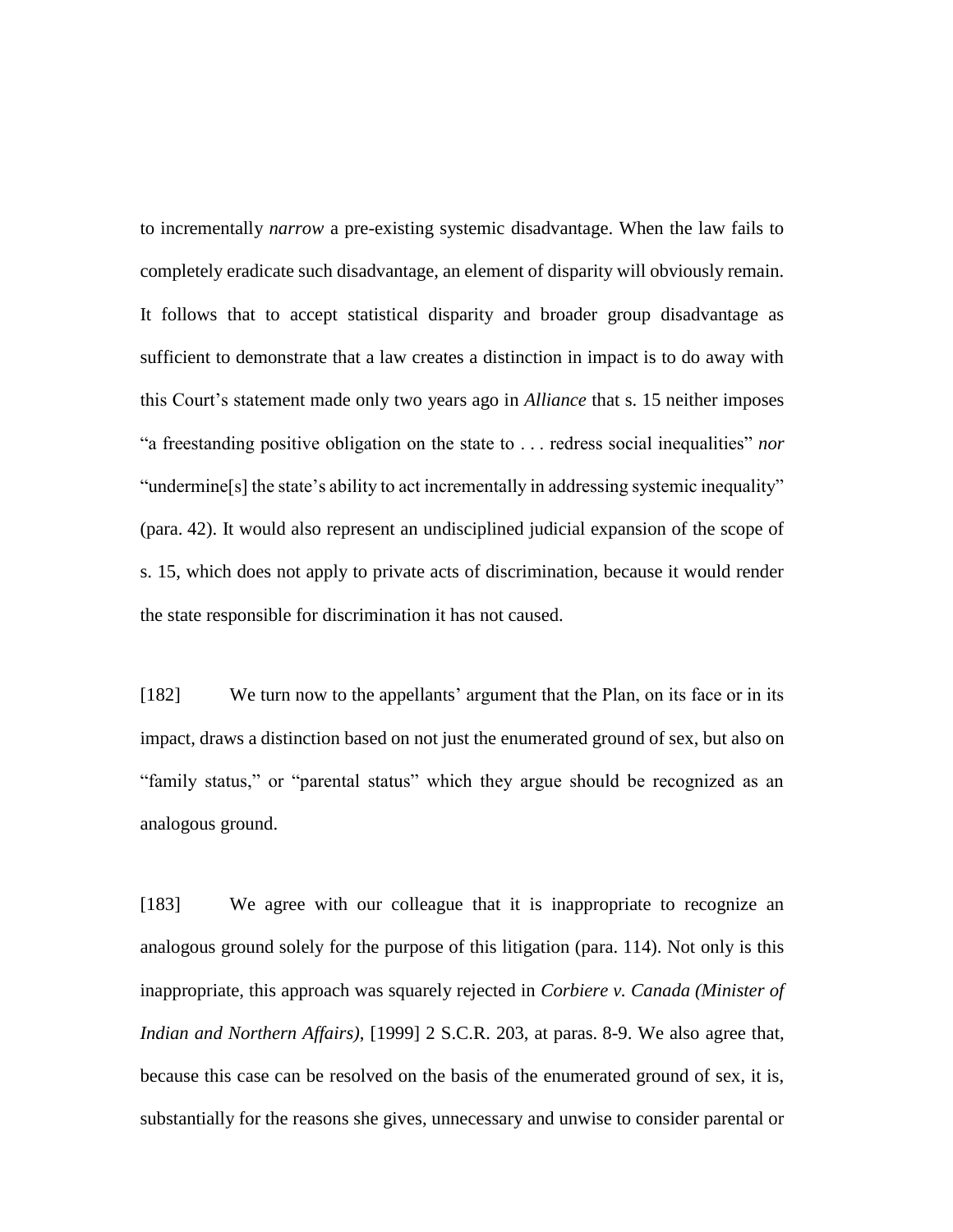to incrementally *narrow* a pre-existing systemic disadvantage. When the law fails to completely eradicate such disadvantage, an element of disparity will obviously remain. It follows that to accept statistical disparity and broader group disadvantage as sufficient to demonstrate that a law creates a distinction in impact is to do away with this Court's statement made only two years ago in *Alliance* that s. 15 neither imposes "a freestanding positive obligation on the state to . . . redress social inequalities" *nor* "undermine[s] the state's ability to act incrementally in addressing systemic inequality" (para. 42). It would also represent an undisciplined judicial expansion of the scope of s. 15, which does not apply to private acts of discrimination, because it would render the state responsible for discrimination it has not caused.

[182] We turn now to the appellants' argument that the Plan, on its face or in its impact, draws a distinction based on not just the enumerated ground of sex, but also on "family status," or "parental status" which they argue should be recognized as an analogous ground.

[183] We agree with our colleague that it is inappropriate to recognize an analogous ground solely for the purpose of this litigation (para. 114). Not only is this inappropriate, this approach was squarely rejected in *Corbiere v. Canada (Minister of Indian and Northern Affairs)*, [1999] 2 S.C.R. 203, at paras. 8-9. We also agree that, because this case can be resolved on the basis of the enumerated ground of sex, it is, substantially for the reasons she gives, unnecessary and unwise to consider parental or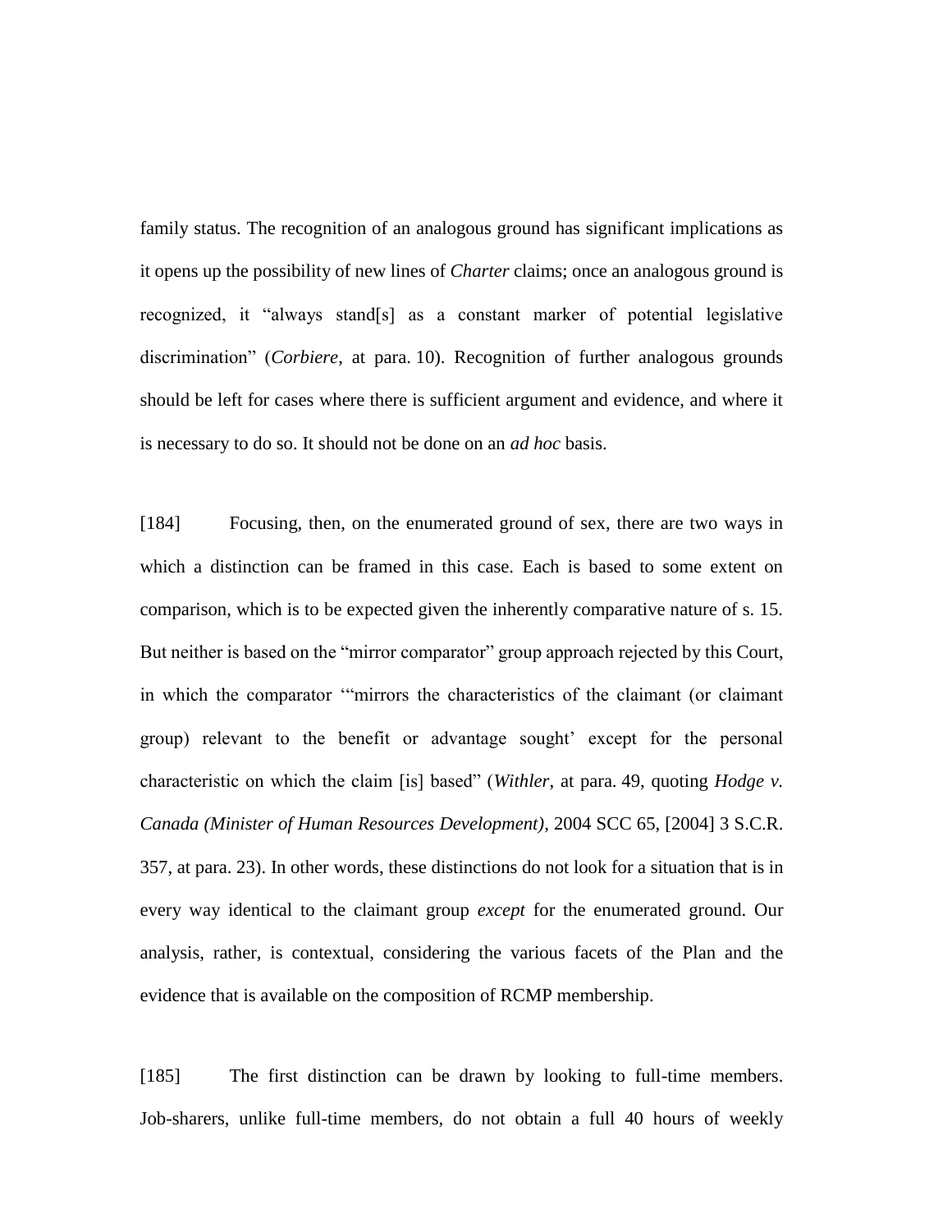family status. The recognition of an analogous ground has significant implications as it opens up the possibility of new lines of *Charter* claims; once an analogous ground is recognized, it "always stand[s] as a constant marker of potential legislative discrimination" (*Corbiere*, at para. 10). Recognition of further analogous grounds should be left for cases where there is sufficient argument and evidence, and where it is necessary to do so. It should not be done on an *ad hoc* basis.

[184] Focusing, then, on the enumerated ground of sex, there are two ways in which a distinction can be framed in this case. Each is based to some extent on comparison, which is to be expected given the inherently comparative nature of s. 15. But neither is based on the "mirror comparator" group approach rejected by this Court, in which the comparator '"mirrors the characteristics of the claimant (or claimant group) relevant to the benefit or advantage sought' except for the personal characteristic on which the claim [is] based" (*Withler*, at para. 49, quoting *Hodge v. Canada (Minister of Human Resources Development)*, 2004 SCC 65, [2004] 3 S.C.R. 357, at para. 23). In other words, these distinctions do not look for a situation that is in every way identical to the claimant group *except* for the enumerated ground. Our analysis, rather, is contextual, considering the various facets of the Plan and the evidence that is available on the composition of RCMP membership.

[185] The first distinction can be drawn by looking to full-time members. Job-sharers, unlike full-time members, do not obtain a full 40 hours of weekly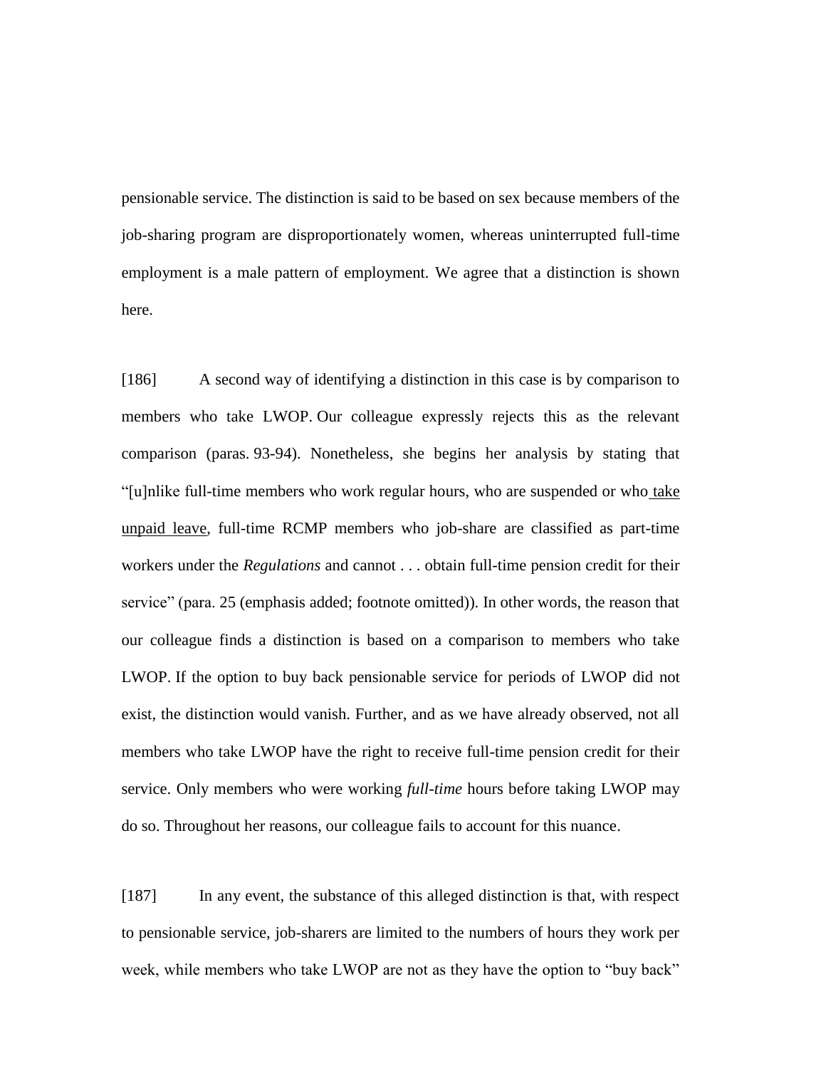pensionable service. The distinction is said to be based on sex because members of the job-sharing program are disproportionately women, whereas uninterrupted full-time employment is a male pattern of employment. We agree that a distinction is shown here.

[186] A second way of identifying a distinction in this case is by comparison to members who take LWOP. Our colleague expressly rejects this as the relevant comparison (paras. 93-94). Nonetheless, she begins her analysis by stating that "[u]nlike full-time members who work regular hours, who are suspended or who take unpaid leave, full-time RCMP members who job-share are classified as part-time workers under the *Regulations* and cannot . . . obtain full-time pension credit for their service" (para. 25 (emphasis added; footnote omitted)). In other words, the reason that our colleague finds a distinction is based on a comparison to members who take LWOP. If the option to buy back pensionable service for periods of LWOP did not exist, the distinction would vanish. Further, and as we have already observed, not all members who take LWOP have the right to receive full-time pension credit for their service. Only members who were working *full-time* hours before taking LWOP may do so. Throughout her reasons, our colleague fails to account for this nuance.

[187] In any event, the substance of this alleged distinction is that, with respect to pensionable service, job-sharers are limited to the numbers of hours they work per week, while members who take LWOP are not as they have the option to "buy back"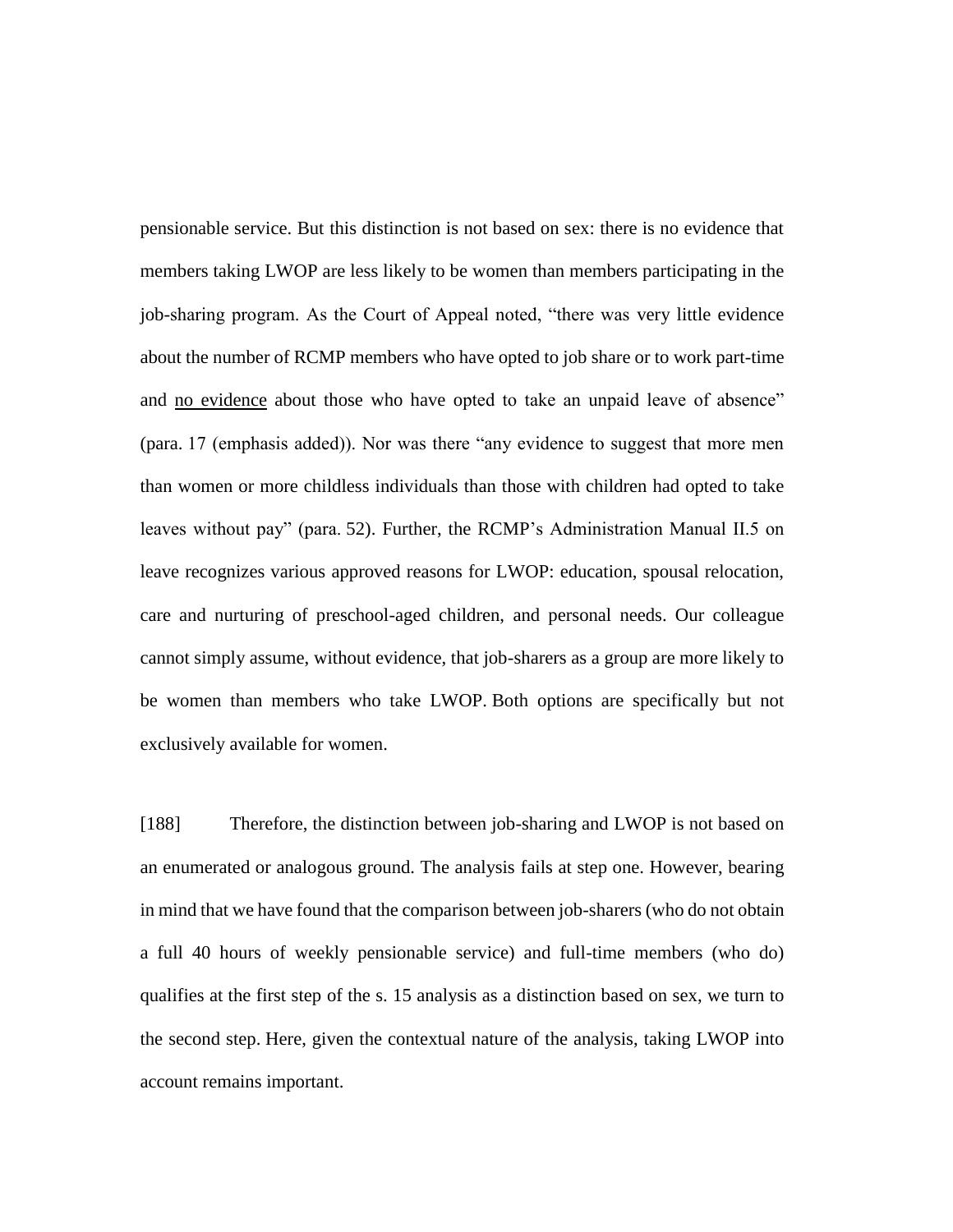pensionable service. But this distinction is not based on sex: there is no evidence that members taking LWOP are less likely to be women than members participating in the job-sharing program. As the Court of Appeal noted, "there was very little evidence about the number of RCMP members who have opted to job share or to work part-time and <u>no evidence</u> about those who have opted to take an unpaid leave of absence" (para. 17 (emphasis added)). Nor was there "any evidence to suggest that more men than women or more childless individuals than those with children had opted to take leaves without pay" (para. 52). Further, the RCMP's Administration Manual II.5 on leave recognizes various approved reasons for LWOP: education, spousal relocation, care and nurturing of preschool-aged children, and personal needs. Our colleague cannot simply assume, without evidence, that job-sharers as a group are more likely to be women than members who take LWOP. Both options are specifically but not exclusively available for women.

[188] Therefore, the distinction between job-sharing and LWOP is not based on an enumerated or analogous ground. The analysis fails at step one. However, bearing in mind that we have found that the comparison between job-sharers (who do not obtain a full 40 hours of weekly pensionable service) and full-time members (who do) qualifies at the first step of the s. 15 analysis as a distinction based on sex, we turn to the second step. Here, given the contextual nature of the analysis, taking LWOP into account remains important.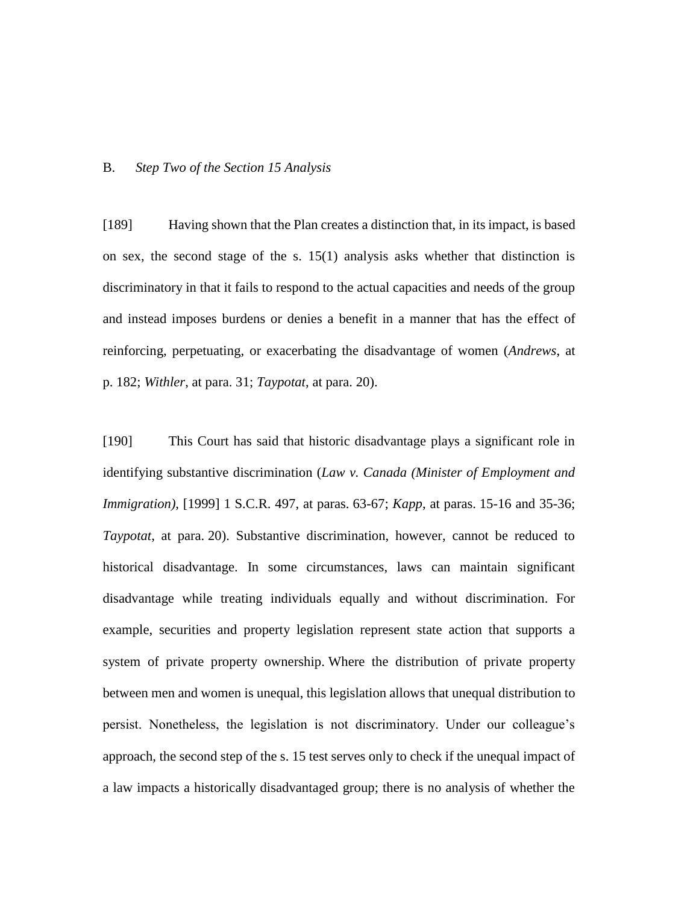## B. *Step Two of the Section 15 Analysis*

[189] Having shown that the Plan creates a distinction that, in its impact, is based on sex, the second stage of the s. 15(1) analysis asks whether that distinction is discriminatory in that it fails to respond to the actual capacities and needs of the group and instead imposes burdens or denies a benefit in a manner that has the effect of reinforcing, perpetuating, or exacerbating the disadvantage of women (*Andrews*, at p. 182; *Withler*, at para. 31; *Taypotat*, at para. 20).

[190] This Court has said that historic disadvantage plays a significant role in identifying substantive discrimination (*Law v. Canada (Minister of Employment and Immigration)*, [1999] 1 S.C.R. 497, at paras. 63-67; *Kapp*, at paras. 15-16 and 35-36; *Taypotat*, at para. 20). Substantive discrimination, however, cannot be reduced to historical disadvantage. In some circumstances, laws can maintain significant disadvantage while treating individuals equally and without discrimination. For example, securities and property legislation represent state action that supports a system of private property ownership. Where the distribution of private property between men and women is unequal, this legislation allows that unequal distribution to persist. Nonetheless, the legislation is not discriminatory. Under our colleague's approach, the second step of the s. 15 test serves only to check if the unequal impact of a law impacts a historically disadvantaged group; there is no analysis of whether the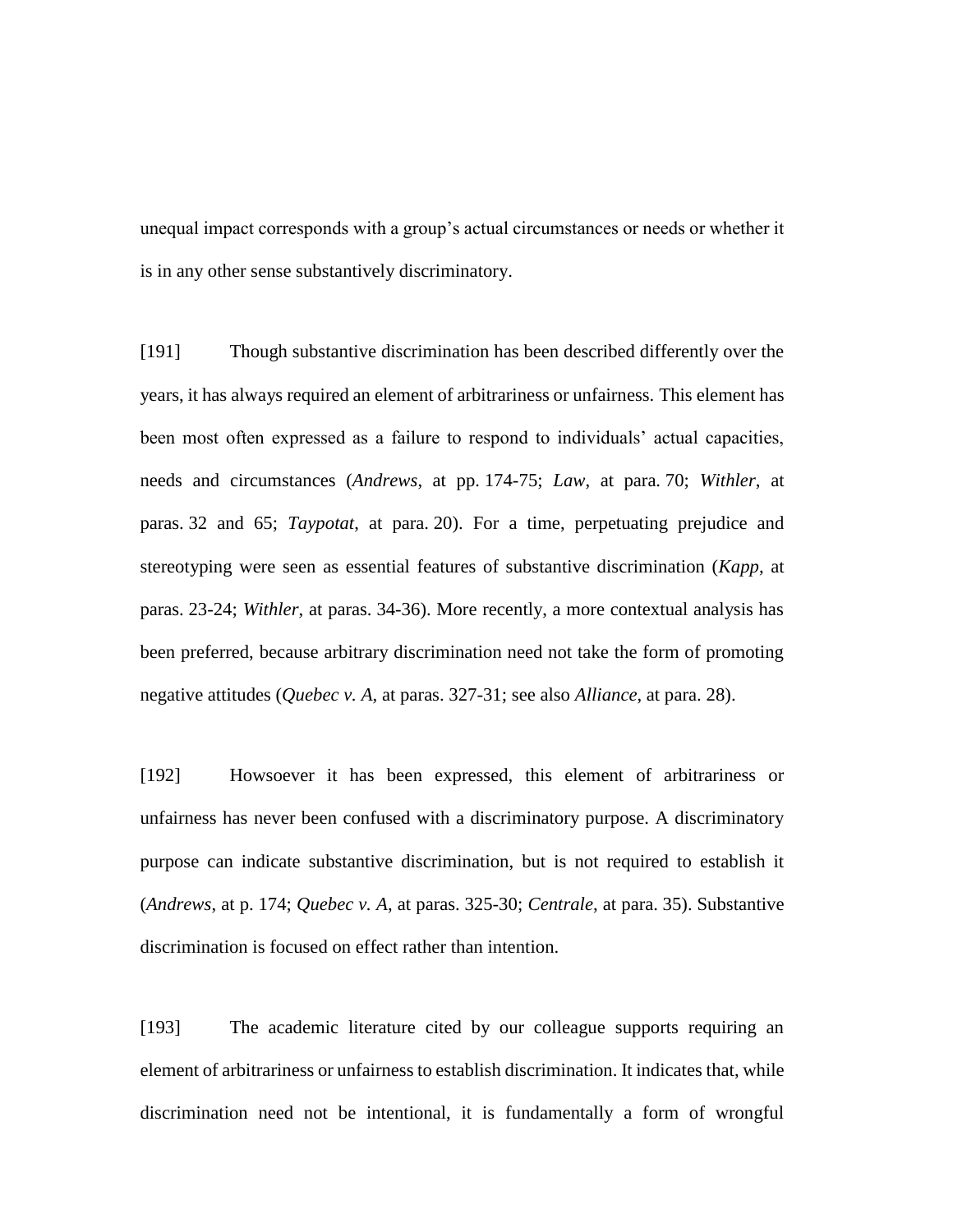unequal impact corresponds with a group's actual circumstances or needs or whether it is in any other sense substantively discriminatory.

[191] Though substantive discrimination has been described differently over the years, it has always required an element of arbitrariness or unfairness. This element has been most often expressed as a failure to respond to individuals' actual capacities, needs and circumstances (*Andrews*, at pp. 174-75; *Law*, at para. 70; *Withler*, at paras. 32 and 65; *Taypotat*, at para. 20). For a time, perpetuating prejudice and stereotyping were seen as essential features of substantive discrimination (*Kapp*, at paras. 23-24; *Withler*, at paras. 34-36). More recently, a more contextual analysis has been preferred, because arbitrary discrimination need not take the form of promoting negative attitudes (*Quebec v. A*, at paras. 327-31; see also *Alliance*, at para. 28).

[192] Howsoever it has been expressed, this element of arbitrariness or unfairness has never been confused with a discriminatory purpose. A discriminatory purpose can indicate substantive discrimination, but is not required to establish it (*Andrews*, at p. 174; *Quebec v. A*, at paras. 325-30; *Centrale*, at para. 35). Substantive discrimination is focused on effect rather than intention.

[193] The academic literature cited by our colleague supports requiring an element of arbitrariness or unfairness to establish discrimination. It indicates that, while discrimination need not be intentional, it is fundamentally a form of wrongful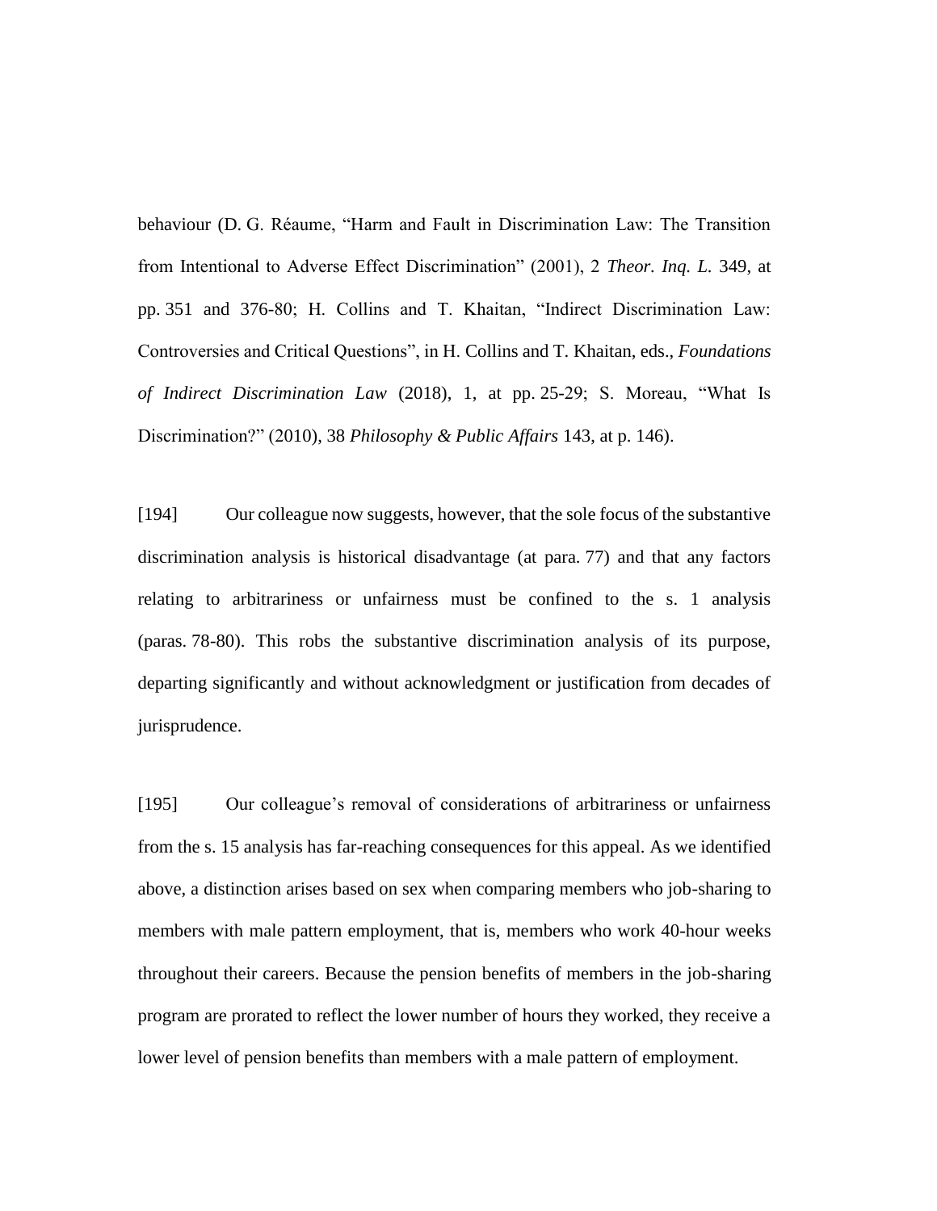behaviour (D. G. Réaume, "Harm and Fault in Discrimination Law: The Transition from Intentional to Adverse Effect Discrimination" (2001), 2 *Theor. Inq. L.* 349, at pp. 351 and 376-80; H. Collins and T. Khaitan, "Indirect Discrimination Law: Controversies and Critical Questions", in H. Collins and T. Khaitan, eds., *Foundations of Indirect Discrimination Law* (2018), 1, at pp. 25-29; S. Moreau, "What Is Discrimination?" (2010), 38 *Philosophy & Public Affairs* 143, at p. 146).

[194] Our colleague now suggests, however, that the sole focus of the substantive discrimination analysis is historical disadvantage (at para. 77) and that any factors relating to arbitrariness or unfairness must be confined to the s. 1 analysis (paras. 78-80). This robs the substantive discrimination analysis of its purpose, departing significantly and without acknowledgment or justification from decades of jurisprudence.

[195] Our colleague's removal of considerations of arbitrariness or unfairness from the s. 15 analysis has far-reaching consequences for this appeal. As we identified above, a distinction arises based on sex when comparing members who job-sharing to members with male pattern employment, that is, members who work 40-hour weeks throughout their careers. Because the pension benefits of members in the job-sharing program are prorated to reflect the lower number of hours they worked, they receive a lower level of pension benefits than members with a male pattern of employment.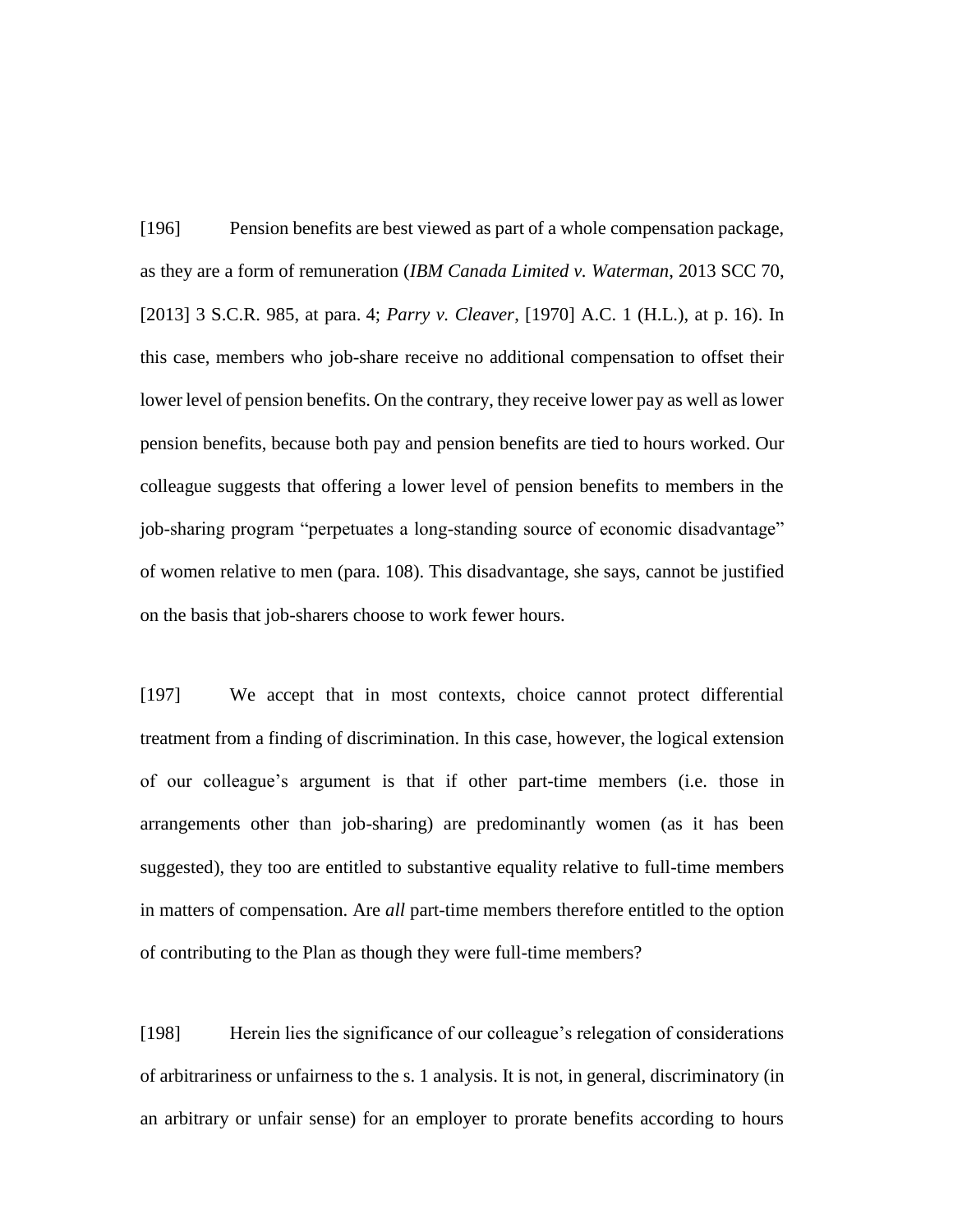[196] Pension benefits are best viewed as part of a whole compensation package, as they are a form of remuneration (*IBM Canada Limited v. Waterman*, 2013 SCC 70, [2013] 3 S.C.R. 985, at para. 4; *Parry v. Cleaver*, [1970] A.C. 1 (H.L.), at p. 16). In this case, members who job-share receive no additional compensation to offset their lower level of pension benefits. On the contrary, they receive lower pay as well as lower pension benefits, because both pay and pension benefits are tied to hours worked. Our colleague suggests that offering a lower level of pension benefits to members in the job-sharing program "perpetuates a long-standing source of economic disadvantage" of women relative to men (para. 108). This disadvantage, she says, cannot be justified on the basis that job-sharers choose to work fewer hours.

[197] We accept that in most contexts, choice cannot protect differential treatment from a finding of discrimination. In this case, however, the logical extension of our colleague's argument is that if other part-time members (i.e. those in arrangements other than job-sharing) are predominantly women (as it has been suggested), they too are entitled to substantive equality relative to full-time members in matters of compensation. Are *all* part-time members therefore entitled to the option of contributing to the Plan as though they were full-time members?

[198] Herein lies the significance of our colleague's relegation of considerations of arbitrariness or unfairness to the s. 1 analysis. It is not, in general, discriminatory (in an arbitrary or unfair sense) for an employer to prorate benefits according to hours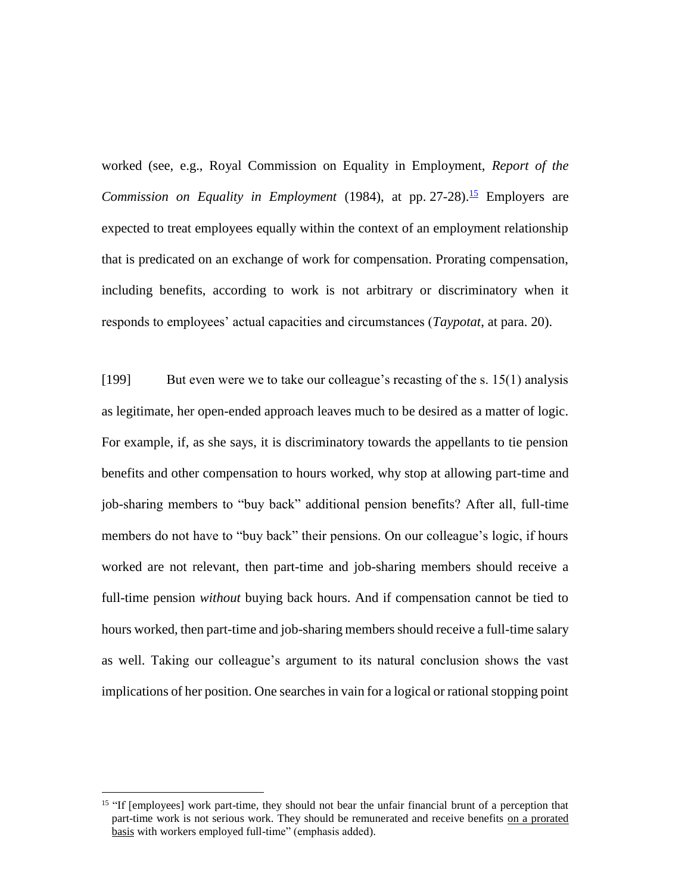worked (see, e.g., Royal Commission on Equality in Employment, *Report of the Commission on Equality in Employment* (1984), at pp. 27-28).[15] Employers are expected to treat employees equally within the context of an employment relationship that is predicated on an exchange of work for compensation. Prorating compensation, including benefits, according to work is not arbitrary or discriminatory when it responds to employees' actual capacities and circumstances (*Taypotat*, at para. 20).

[199] But even were we to take our colleague's recasting of the s. 15(1) analysis as legitimate, her open-ended approach leaves much to be desired as a matter of logic. For example, if, as she says, it is discriminatory towards the appellants to tie pension benefits and other compensation to hours worked, why stop at allowing part-time and job-sharing members to "buy back" additional pension benefits? After all, full-time members do not have to "buy back" their pensions. On our colleague's logic, if hours worked are not relevant, then part-time and job-sharing members should receive a full-time pension *without* buying back hours. And if compensation cannot be tied to hours worked, then part-time and job-sharing members should receive a full-time salary as well. Taking our colleague's argument to its natural conclusion shows the vast implications of her position. One searches in vain for a logical or rational stopping point

[15] "If [employees] work part-time, they should not bear the unfair financial brunt of a perception that part-time work is not serious work. They should be remunerated and receive benefits <u>on a prorated basis</u> with workers employed full-time" (emphasis added).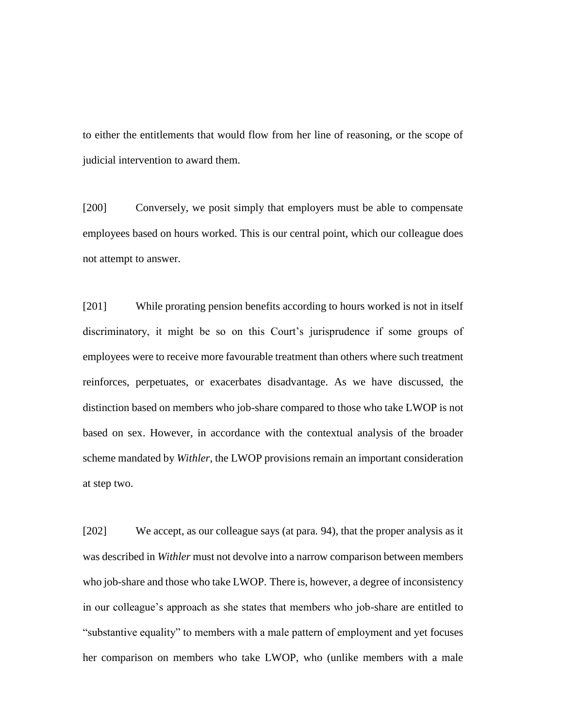to either the entitlements that would flow from her line of reasoning, or the scope of judicial intervention to award them.

[200] Conversely, we posit simply that employers must be able to compensate employees based on hours worked. This is our central point, which our colleague does not attempt to answer.

[201] While prorating pension benefits according to hours worked is not in itself discriminatory, it might be so on this Court's jurisprudence if some groups of employees were to receive more favourable treatment than others where such treatment reinforces, perpetuates, or exacerbates disadvantage. As we have discussed, the distinction based on members who job-share compared to those who take LWOP is not based on sex. However, in accordance with the contextual analysis of the broader scheme mandated by *Withler*, the LWOP provisions remain an important consideration at step two.

[202] We accept, as our colleague says (at para. 94), that the proper analysis as it was described in *Withler* must not devolve into a narrow comparison between members who job-share and those who take LWOP. There is, however, a degree of inconsistency in our colleague's approach as she states that members who job-share are entitled to "substantive equality" to members with a male pattern of employment and yet focuses her comparison on members who take LWOP, who (unlike members with a male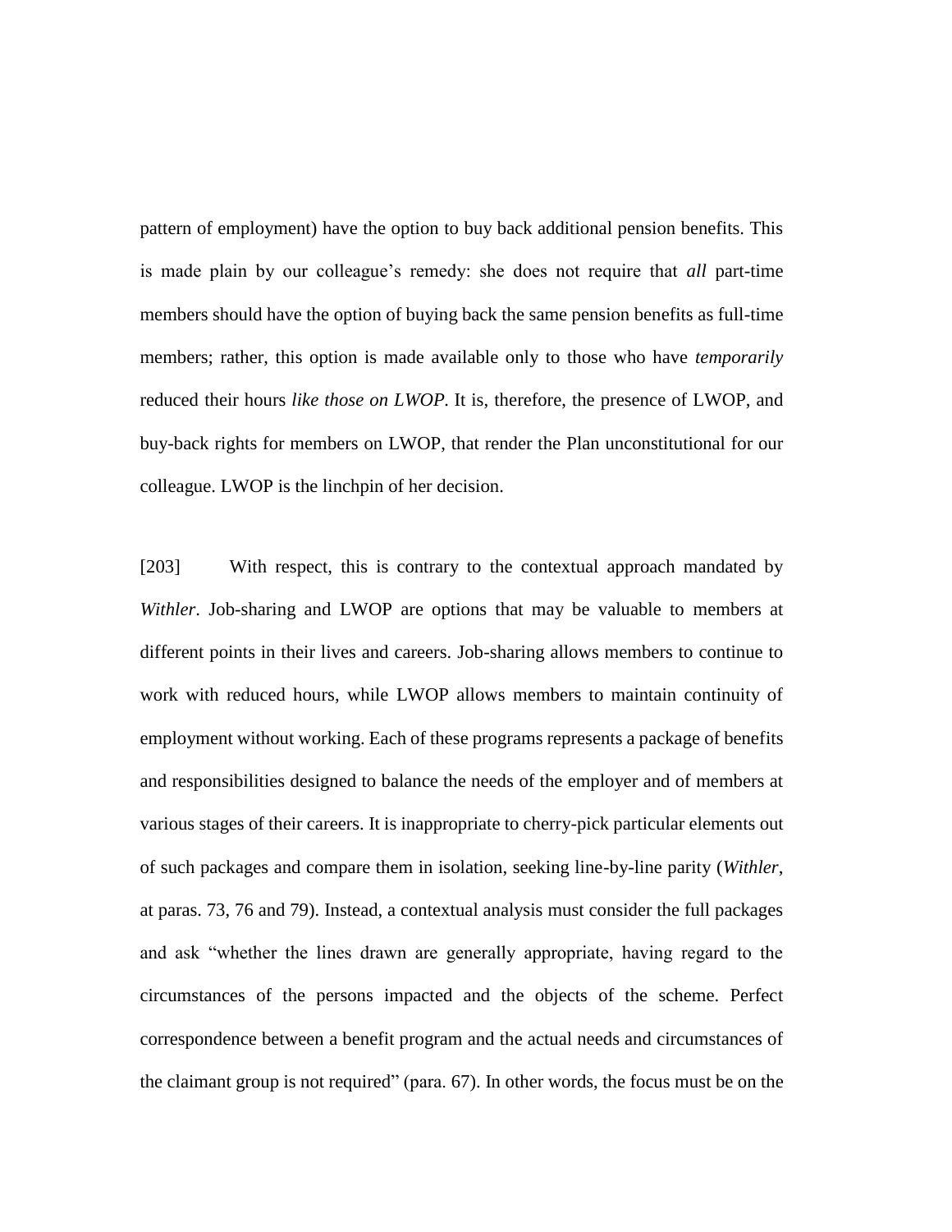pattern of employment) have the option to buy back additional pension benefits. This is made plain by our colleague's remedy: she does not require that *all* part-time members should have the option of buying back the same pension benefits as full-time members; rather, this option is made available only to those who have *temporarily* reduced their hours *like those on LWOP*. It is, therefore, the presence of LWOP, and buy-back rights for members on LWOP, that render the Plan unconstitutional for our colleague. LWOP is the linchpin of her decision.

[203] With respect, this is contrary to the contextual approach mandated by *Withler*. Job-sharing and LWOP are options that may be valuable to members at different points in their lives and careers. Job-sharing allows members to continue to work with reduced hours, while LWOP allows members to maintain continuity of employment without working. Each of these programs represents a package of benefits and responsibilities designed to balance the needs of the employer and of members at various stages of their careers. It is inappropriate to cherry-pick particular elements out of such packages and compare them in isolation, seeking line-by-line parity (*Withler*, at paras. 73, 76 and 79). Instead, a contextual analysis must consider the full packages and ask "whether the lines drawn are generally appropriate, having regard to the circumstances of the persons impacted and the objects of the scheme. Perfect correspondence between a benefit program and the actual needs and circumstances of the claimant group is not required" (para. 67). In other words, the focus must be on the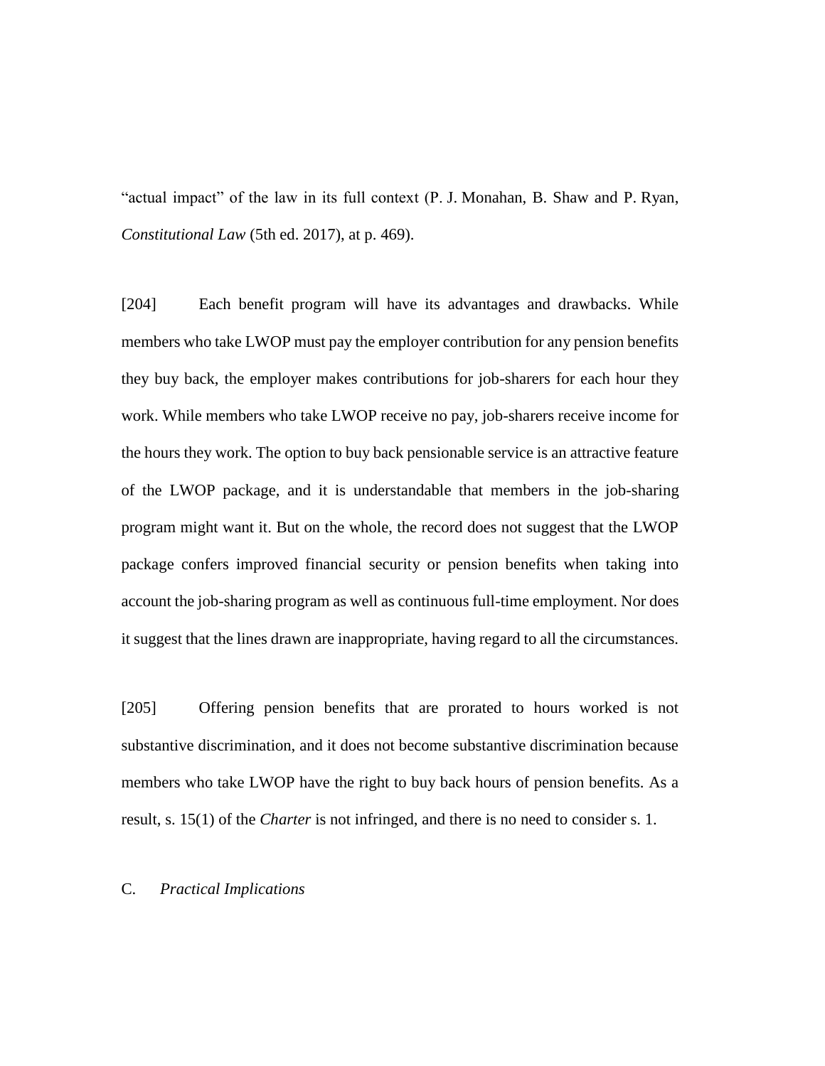"actual impact" of the law in its full context (P. J. Monahan, B. Shaw and P. Ryan, *Constitutional Law* (5th ed. 2017), at p. 469).

[204] Each benefit program will have its advantages and drawbacks. While members who take LWOP must pay the employer contribution for any pension benefits they buy back, the employer makes contributions for job-sharers for each hour they work. While members who take LWOP receive no pay, job-sharers receive income for the hours they work. The option to buy back pensionable service is an attractive feature of the LWOP package, and it is understandable that members in the job-sharing program might want it. But on the whole, the record does not suggest that the LWOP package confers improved financial security or pension benefits when taking into account the job-sharing program as well as continuous full-time employment. Nor does it suggest that the lines drawn are inappropriate, having regard to all the circumstances.

[205] Offering pension benefits that are prorated to hours worked is not substantive discrimination, and it does not become substantive discrimination because members who take LWOP have the right to buy back hours of pension benefits. As a result, s. 15(1) of the *Charter* is not infringed, and there is no need to consider s. 1.

C. *Practical Implications*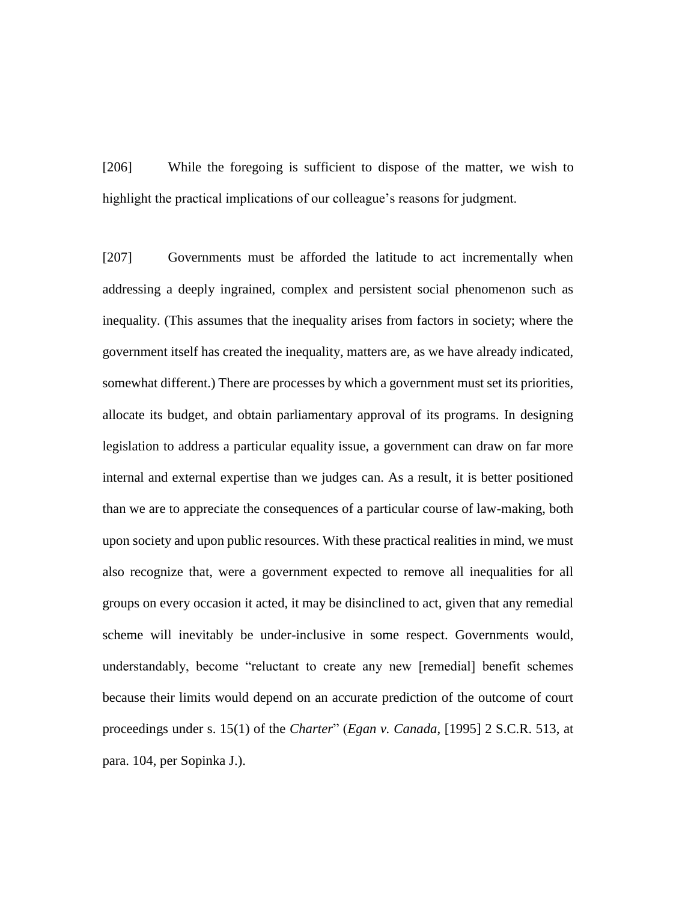[206] While the foregoing is sufficient to dispose of the matter, we wish to highlight the practical implications of our colleague's reasons for judgment.

[207] Governments must be afforded the latitude to act incrementally when addressing a deeply ingrained, complex and persistent social phenomenon such as inequality. (This assumes that the inequality arises from factors in society; where the government itself has created the inequality, matters are, as we have already indicated, somewhat different.) There are processes by which a government must set its priorities, allocate its budget, and obtain parliamentary approval of its programs. In designing legislation to address a particular equality issue, a government can draw on far more internal and external expertise than we judges can. As a result, it is better positioned than we are to appreciate the consequences of a particular course of law-making, both upon society and upon public resources. With these practical realities in mind, we must also recognize that, were a government expected to remove all inequalities for all groups on every occasion it acted, it may be disinclined to act, given that any remedial scheme will inevitably be under-inclusive in some respect. Governments would, understandably, become "reluctant to create any new [remedial] benefit schemes because their limits would depend on an accurate prediction of the outcome of court proceedings under s. 15(1) of the *Charter*" (*Egan v. Canada*, [1995] 2 S.C.R. 513, at para. 104, per Sopinka J.).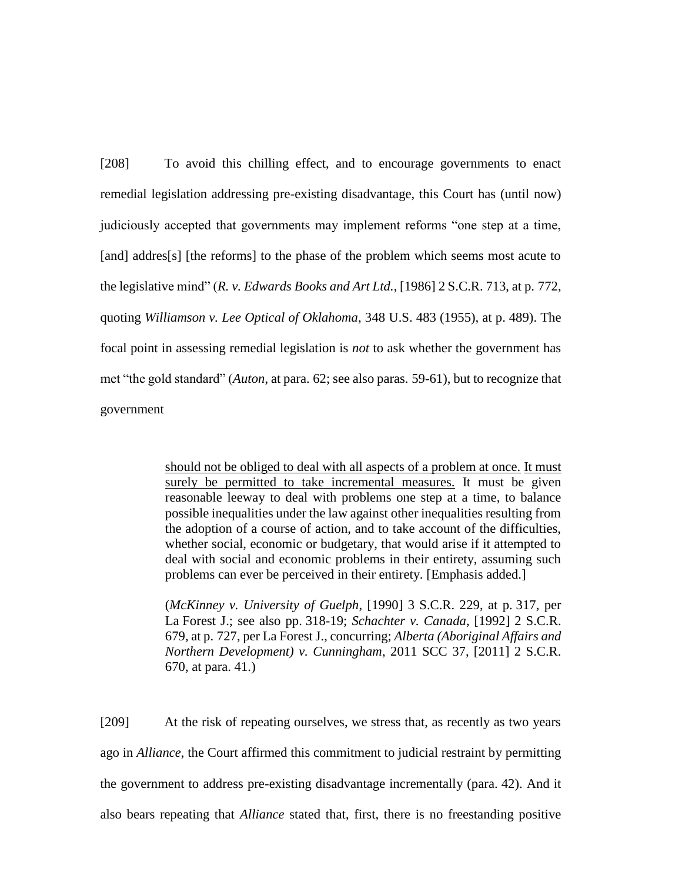[208] To avoid this chilling effect, and to encourage governments to enact remedial legislation addressing pre-existing disadvantage, this Court has (until now) judiciously accepted that governments may implement reforms "one step at a time, [and] addres[s] [the reforms] to the phase of the problem which seems most acute to the legislative mind" (*R. v. Edwards Books and Art Ltd.*, [1986] 2 S.C.R. 713, at p. 772, quoting *Williamson v. Lee Optical of Oklahoma*, 348 U.S. 483 (1955), at p. 489). The focal point in assessing remedial legislation is *not* to ask whether the government has met "the gold standard" (*Auton*, at para. 62; see also paras. 59-61), but to recognize that government

> <u>should not be obliged to deal with all aspects of a problem at once.</u> <u>It must surely be permitted to take incremental measures.</u> It must be given reasonable leeway to deal with problems one step at a time, to balance possible inequalities under the law against other inequalities resulting from the adoption of a course of action, and to take account of the difficulties, whether social, economic or budgetary, that would arise if it attempted to deal with social and economic problems in their entirety, assuming such problems can ever be perceived in their entirety. [Emphasis added.]
>
> (*McKinney v. University of Guelph*, [1990] 3 S.C.R. 229, at p. 317, per La Forest J.; see also pp. 318-19; *Schachter v. Canada*, [1992] 2 S.C.R. 679, at p. 727, per La Forest J., concurring; *Alberta (Aboriginal Affairs and Northern Development) v. Cunningham*, 2011 SCC 37, [2011] 2 S.C.R. 670, at para. 41.)

[209] At the risk of repeating ourselves, we stress that, as recently as two years ago in *Alliance*, the Court affirmed this commitment to judicial restraint by permitting the government to address pre-existing disadvantage incrementally (para. 42). And it also bears repeating that *Alliance* stated that, first, there is no freestanding positive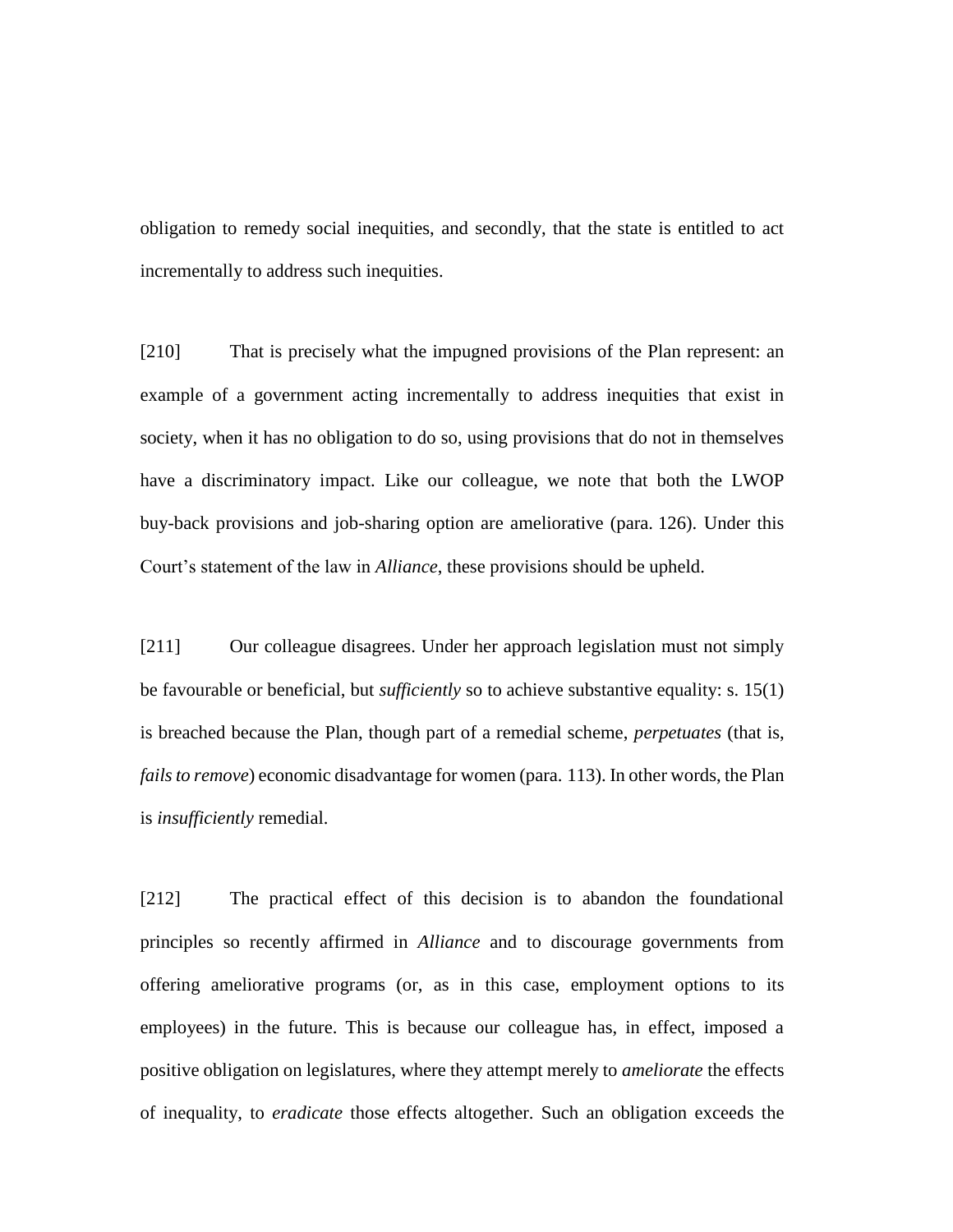obligation to remedy social inequities, and secondly, that the state is entitled to act incrementally to address such inequities.

[210] That is precisely what the impugned provisions of the Plan represent: an example of a government acting incrementally to address inequities that exist in society, when it has no obligation to do so, using provisions that do not in themselves have a discriminatory impact. Like our colleague, we note that both the LWOP buy-back provisions and job-sharing option are ameliorative (para. 126). Under this Court's statement of the law in *Alliance*, these provisions should be upheld.

[211] Our colleague disagrees. Under her approach legislation must not simply be favourable or beneficial, but *sufficiently* so to achieve substantive equality: s. 15(1) is breached because the Plan, though part of a remedial scheme, *perpetuates* (that is, *fails to remove*) economic disadvantage for women (para. 113). In other words, the Plan is *insufficiently* remedial.

[212] The practical effect of this decision is to abandon the foundational principles so recently affirmed in *Alliance* and to discourage governments from offering ameliorative programs (or, as in this case, employment options to its employees) in the future. This is because our colleague has, in effect, imposed a positive obligation on legislatures, where they attempt merely to *ameliorate* the effects of inequality, to *eradicate* those effects altogether. Such an obligation exceeds the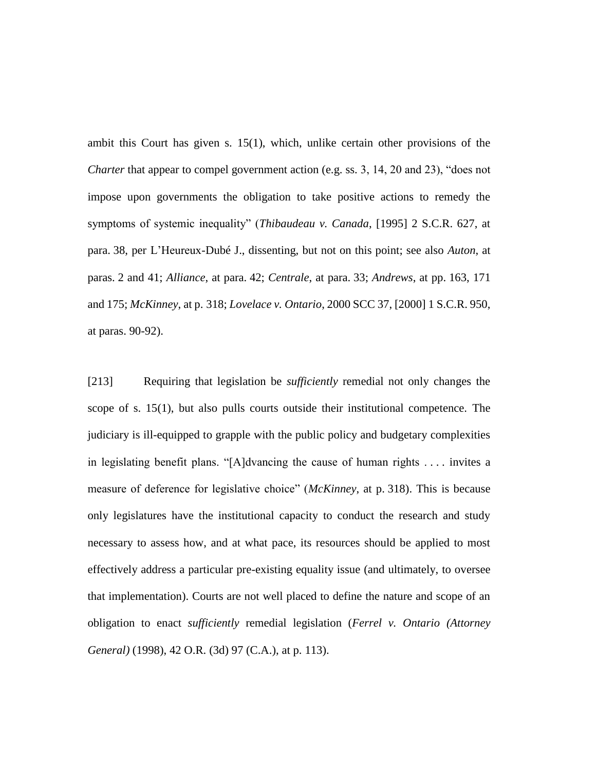ambit this Court has given s. 15(1), which, unlike certain other provisions of the *Charter* that appear to compel government action (e.g. ss. 3, 14, 20 and 23), "does not impose upon governments the obligation to take positive actions to remedy the symptoms of systemic inequality" (*Thibaudeau v. Canada*, [1995] 2 S.C.R. 627, at para. 38, per L'Heureux-Dubé J., dissenting, but not on this point; see also *Auton*, at paras. 2 and 41; *Alliance*, at para. 42; *Centrale*, at para. 33; *Andrews*, at pp. 163, 171 and 175; *McKinney*, at p. 318; *Lovelace v. Ontario*, 2000 SCC 37, [2000] 1 S.C.R. 950, at paras. 90-92).

[213] Requiring that legislation be *sufficiently* remedial not only changes the scope of s. 15(1), but also pulls courts outside their institutional competence. The judiciary is ill-equipped to grapple with the public policy and budgetary complexities in legislating benefit plans. "[A]dvancing the cause of human rights . . . . invites a measure of deference for legislative choice" (*McKinney*, at p. 318). This is because only legislatures have the institutional capacity to conduct the research and study necessary to assess how, and at what pace, its resources should be applied to most effectively address a particular pre-existing equality issue (and ultimately, to oversee that implementation). Courts are not well placed to define the nature and scope of an obligation to enact *sufficiently* remedial legislation (*Ferrel v. Ontario (Attorney General)* (1998), 42 O.R. (3d) 97 (C.A.), at p. 113).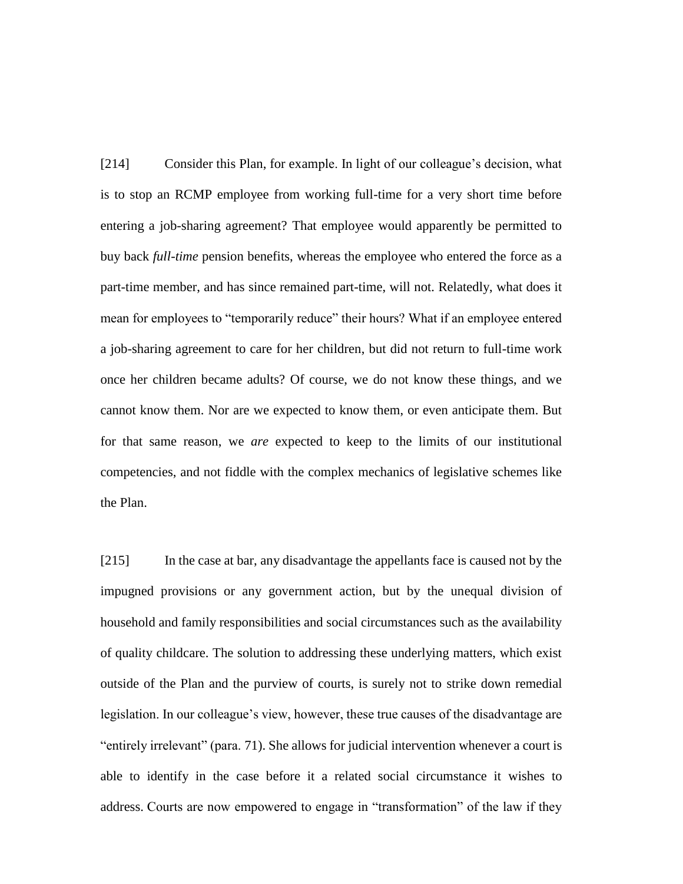[214] Consider this Plan, for example. In light of our colleague's decision, what is to stop an RCMP employee from working full-time for a very short time before entering a job-sharing agreement? That employee would apparently be permitted to buy back *full-time* pension benefits, whereas the employee who entered the force as a part-time member, and has since remained part-time, will not. Relatedly, what does it mean for employees to "temporarily reduce" their hours? What if an employee entered a job-sharing agreement to care for her children, but did not return to full-time work once her children became adults? Of course, we do not know these things, and we cannot know them. Nor are we expected to know them, or even anticipate them. But for that same reason, we *are* expected to keep to the limits of our institutional competencies, and not fiddle with the complex mechanics of legislative schemes like the Plan.

[215] In the case at bar, any disadvantage the appellants face is caused not by the impugned provisions or any government action, but by the unequal division of household and family responsibilities and social circumstances such as the availability of quality childcare. The solution to addressing these underlying matters, which exist outside of the Plan and the purview of courts, is surely not to strike down remedial legislation. In our colleague's view, however, these true causes of the disadvantage are "entirely irrelevant" (para. 71). She allows for judicial intervention whenever a court is able to identify in the case before it a related social circumstance it wishes to address. Courts are now empowered to engage in "transformation" of the law if they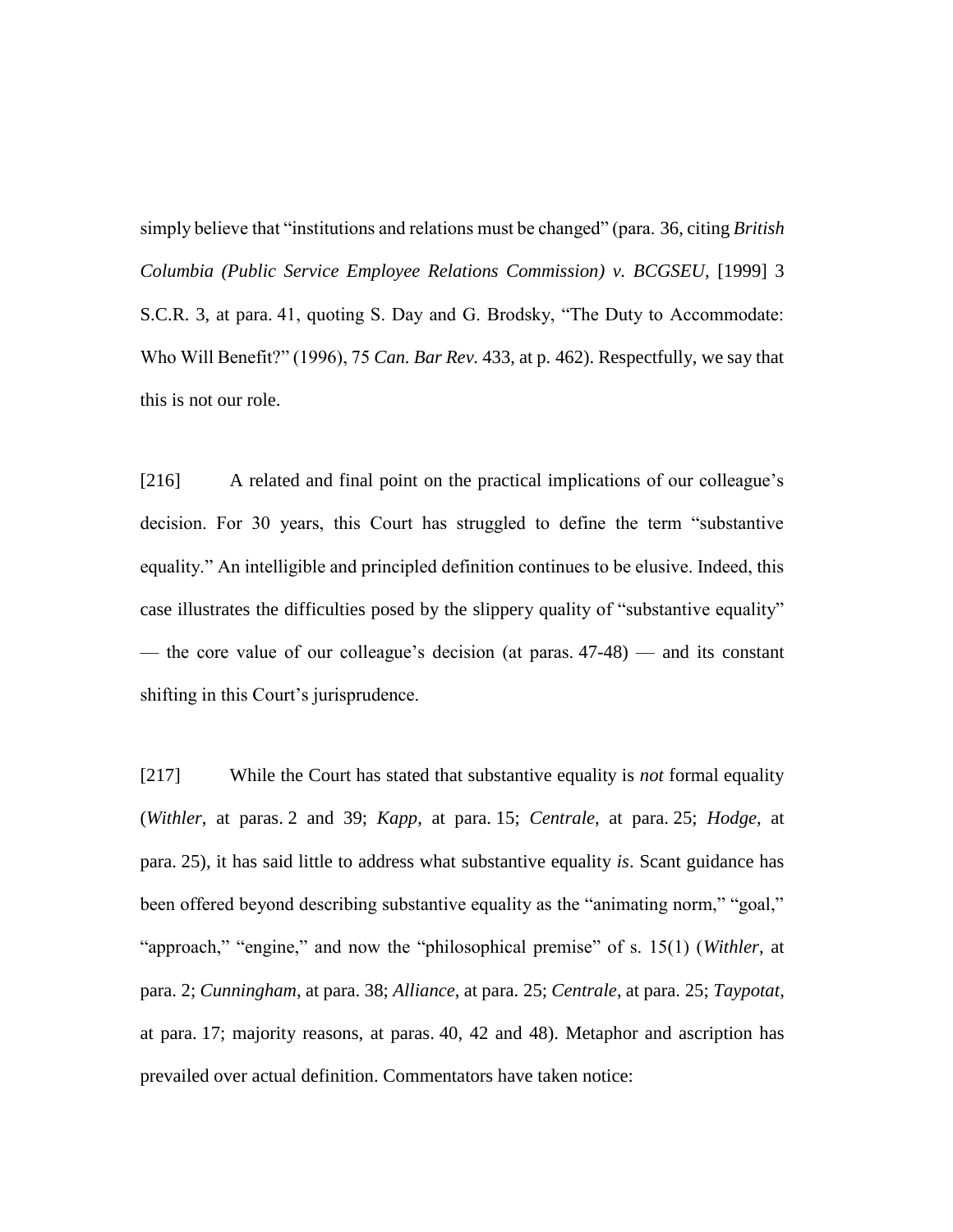simply believe that "institutions and relations must be changed" (para. 36, citing *British Columbia (Public Service Employee Relations Commission) v. BCGSEU*, [1999] 3 S.C.R. 3, at para. 41, quoting S. Day and G. Brodsky, "The Duty to Accommodate: Who Will Benefit?" (1996), 75 *Can. Bar Rev.* 433, at p. 462). Respectfully, we say that this is not our role.

[216] A related and final point on the practical implications of our colleague's decision. For 30 years, this Court has struggled to define the term "substantive equality." An intelligible and principled definition continues to be elusive. Indeed, this case illustrates the difficulties posed by the slippery quality of "substantive equality" — the core value of our colleague's decision (at paras. 47-48) — and its constant shifting in this Court's jurisprudence.

[217] While the Court has stated that substantive equality is *not* formal equality (*Withler*, at paras. 2 and 39; *Kapp*, at para. 15; *Centrale*, at para. 25; *Hodge*, at para. 25), it has said little to address what substantive equality *is*. Scant guidance has been offered beyond describing substantive equality as the "animating norm," "goal," "approach," "engine," and now the "philosophical premise" of s. 15(1) (*Withler*, at para. 2; *Cunningham*, at para. 38; *Alliance*, at para. 25; *Centrale*, at para. 25; *Taypotat*, at para. 17; majority reasons, at paras. 40, 42 and 48). Metaphor and ascription has prevailed over actual definition. Commentators have taken notice: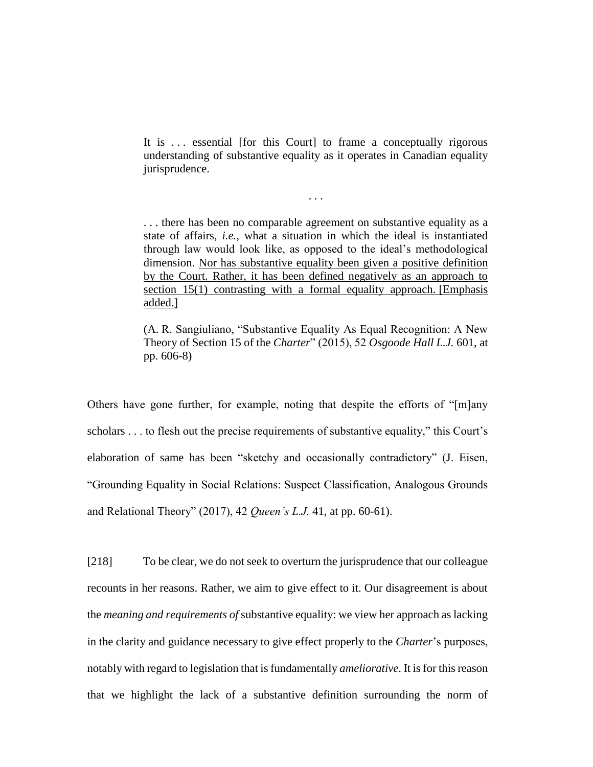> It is . . . essential [for this Court] to frame a conceptually rigorous understanding of substantive equality as it operates in Canadian equality jurisprudence.
>
> . . .
>
> . . . there has been no comparable agreement on substantive equality as a state of affairs, *i.e.*, what a situation in which the ideal is instantiated through law would look like, as opposed to the ideal's methodological dimension. <u>Nor has substantive equality been given a positive definition by the Court. Rather, it has been defined negatively as an approach to section 15(1) contrasting with a formal equality approach. [Emphasis added.]</u>
>
> (A. R. Sangiuliano, "Substantive Equality As Equal Recognition: A New Theory of Section 15 of the *Charter*" (2015), 52 *Osgoode Hall L.J.* 601, at pp. 606-8)

Others have gone further, for example, noting that despite the efforts of "[m]any scholars . . . to flesh out the precise requirements of substantive equality," this Court's elaboration of same has been "sketchy and occasionally contradictory" (J. Eisen, "Grounding Equality in Social Relations: Suspect Classification, Analogous Grounds and Relational Theory" (2017), 42 *Queen's L.J.* 41, at pp. 60-61).

[218] To be clear, we do not seek to overturn the jurisprudence that our colleague recounts in her reasons. Rather, we aim to give effect to it. Our disagreement is about the *meaning and requirements of* substantive equality: we view her approach as lacking in the clarity and guidance necessary to give effect properly to the *Charter*'s purposes, notably with regard to legislation that is fundamentally *ameliorative*. It is for this reason that we highlight the lack of a substantive definition surrounding the norm of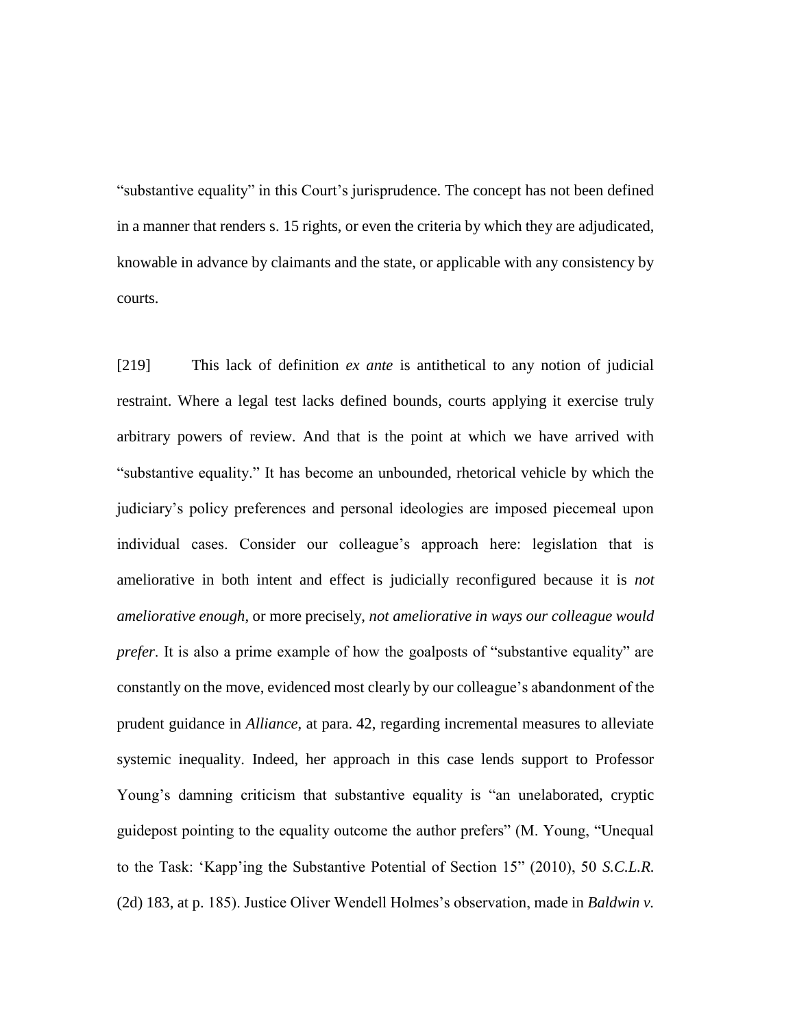“substantive equality” in this Court’s jurisprudence. The concept has not been defined in a manner that renders s. 15 rights, or even the criteria by which they are adjudicated, knowable in advance by claimants and the state, or applicable with any consistency by courts.

[219] This lack of definition *ex ante* is antithetical to any notion of judicial restraint. Where a legal test lacks defined bounds, courts applying it exercise truly arbitrary powers of review. And that is the point at which we have arrived with “substantive equality.” It has become an unbounded, rhetorical vehicle by which the judiciary’s policy preferences and personal ideologies are imposed piecemeal upon individual cases. Consider our colleague’s approach here: legislation that is ameliorative in both intent and effect is judicially reconfigured because it is *not ameliorative enough*, or more precisely, *not ameliorative in ways our colleague would prefer*. It is also a prime example of how the goalposts of “substantive equality” are constantly on the move, evidenced most clearly by our colleague’s abandonment of the prudent guidance in *Alliance*, at para. 42, regarding incremental measures to alleviate systemic inequality. Indeed, her approach in this case lends support to Professor Young’s damning criticism that substantive equality is “an unelaborated, cryptic guidepost pointing to the equality outcome the author prefers” (M. Young, “Unequal to the Task: ‘Kapp’ing the Substantive Potential of Section 15” (2010), 50 *S.C.L.R.* (2d) 183, at p. 185). Justice Oliver Wendell Holmes’s observation, made in *Baldwin v.*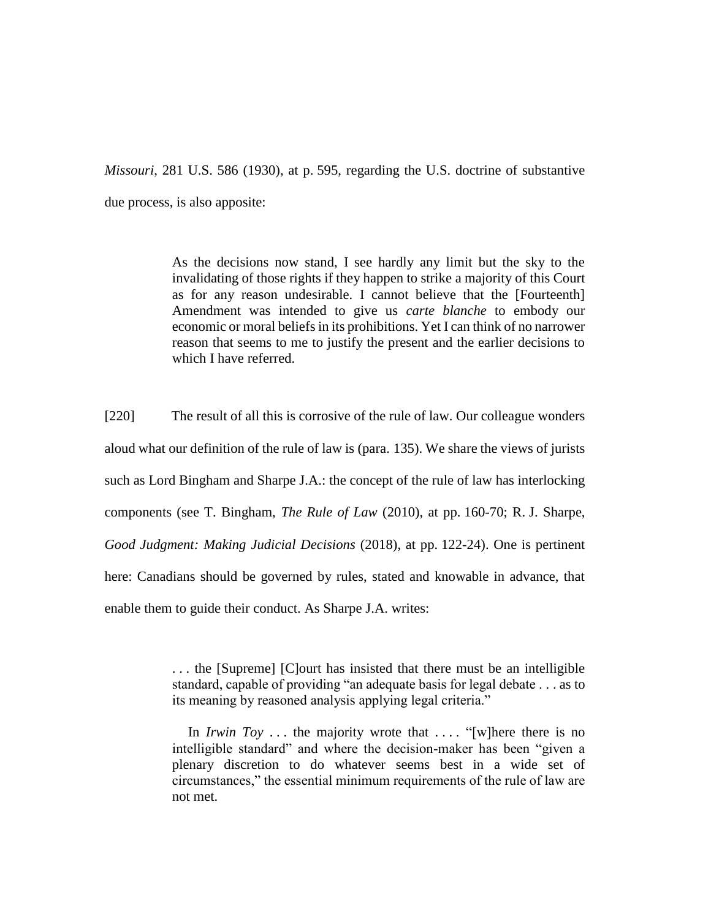*Missouri*, 281 U.S. 586 (1930), at p. 595, regarding the U.S. doctrine of substantive due process, is also apposite:

> As the decisions now stand, I see hardly any limit but the sky to the invalidating of those rights if they happen to strike a majority of this Court as for any reason undesirable. I cannot believe that the [Fourteenth] Amendment was intended to give us *carte blanche* to embody our economic or moral beliefs in its prohibitions. Yet I can think of no narrower reason that seems to me to justify the present and the earlier decisions to which I have referred.

[220] The result of all this is corrosive of the rule of law. Our colleague wonders aloud what our definition of the rule of law is (para. 135). We share the views of jurists such as Lord Bingham and Sharpe J.A.: the concept of the rule of law has interlocking components (see T. Bingham, *The Rule of Law* (2010), at pp. 160-70; R. J. Sharpe, *Good Judgment: Making Judicial Decisions* (2018), at pp. 122-24). One is pertinent here: Canadians should be governed by rules, stated and knowable in advance, that enable them to guide their conduct. As Sharpe J.A. writes:

> . . . the [Supreme] [C]ourt has insisted that there must be an intelligible standard, capable of providing "an adequate basis for legal debate . . . as to its meaning by reasoned analysis applying legal criteria."
>
> In *Irwin Toy* . . . the majority wrote that . . . . "[w]here there is no intelligible standard" and where the decision-maker has been "given a plenary discretion to do whatever seems best in a wide set of circumstances," the essential minimum requirements of the rule of law are not met.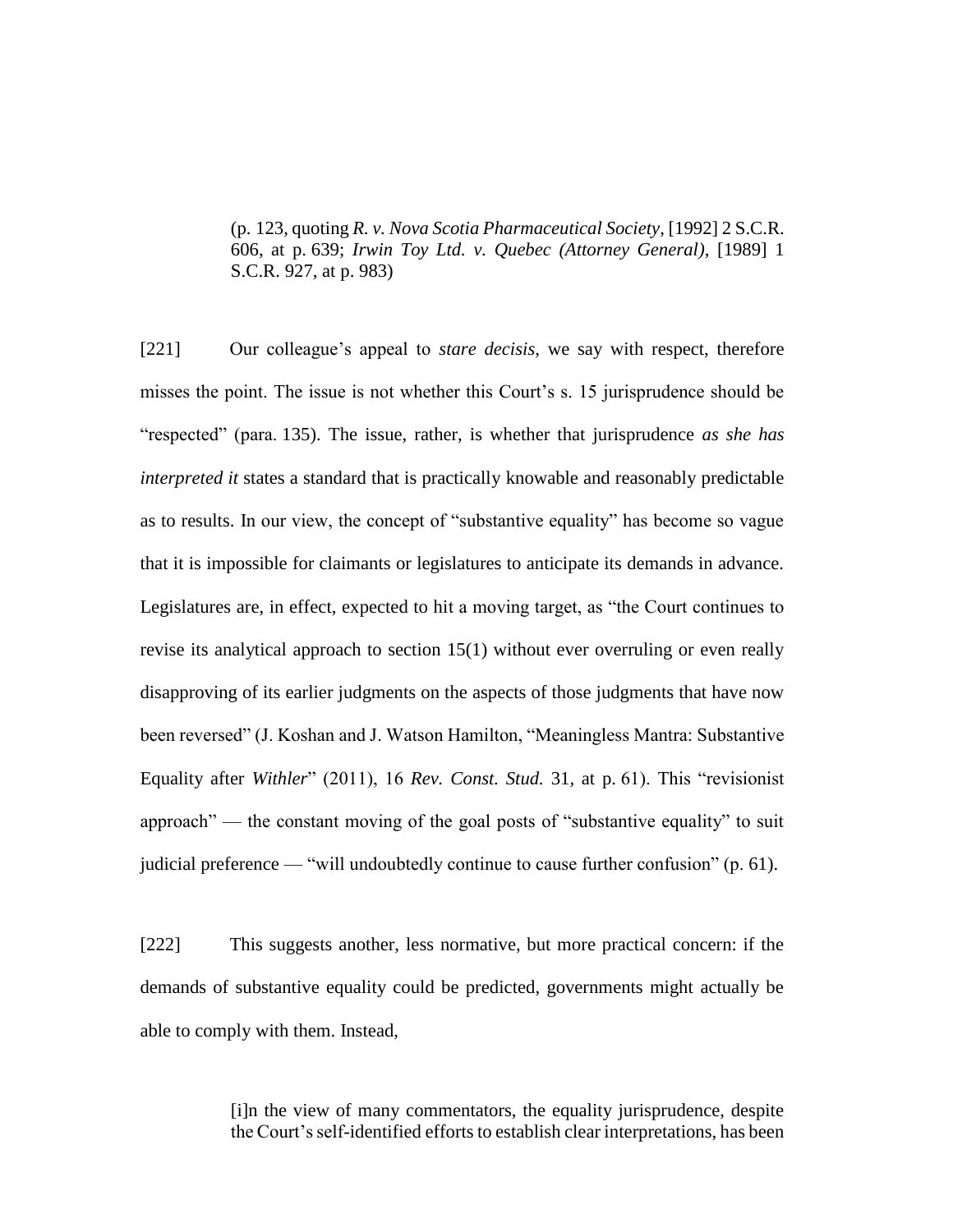> (p. 123, quoting *R. v. Nova Scotia Pharmaceutical Society*, [1992] 2 S.C.R. 606, at p. 639; *Irwin Toy Ltd. v. Quebec (Attorney General)*, [1989] 1 S.C.R. 927, at p. 983)

[221] Our colleague's appeal to *stare decisis*, we say with respect, therefore misses the point. The issue is not whether this Court's s. 15 jurisprudence should be "respected" (para. 135). The issue, rather, is whether that jurisprudence *as she has interpreted it* states a standard that is practically knowable and reasonably predictable as to results. In our view, the concept of "substantive equality" has become so vague that it is impossible for claimants or legislatures to anticipate its demands in advance. Legislatures are, in effect, expected to hit a moving target, as "the Court continues to revise its analytical approach to section 15(1) without ever overruling or even really disapproving of its earlier judgments on the aspects of those judgments that have now been reversed" (J. Koshan and J. Watson Hamilton, "Meaningless Mantra: Substantive Equality after *Withler*" (2011), 16 *Rev. Const. Stud.* 31, at p. 61). This "revisionist approach" — the constant moving of the goal posts of "substantive equality" to suit judicial preference — "will undoubtedly continue to cause further confusion" (p. 61).

[222] This suggests another, less normative, but more practical concern: if the demands of substantive equality could be predicted, governments might actually be able to comply with them. Instead,

> [i]n the view of many commentators, the equality jurisprudence, despite the Court's self-identified efforts to establish clear interpretations, has been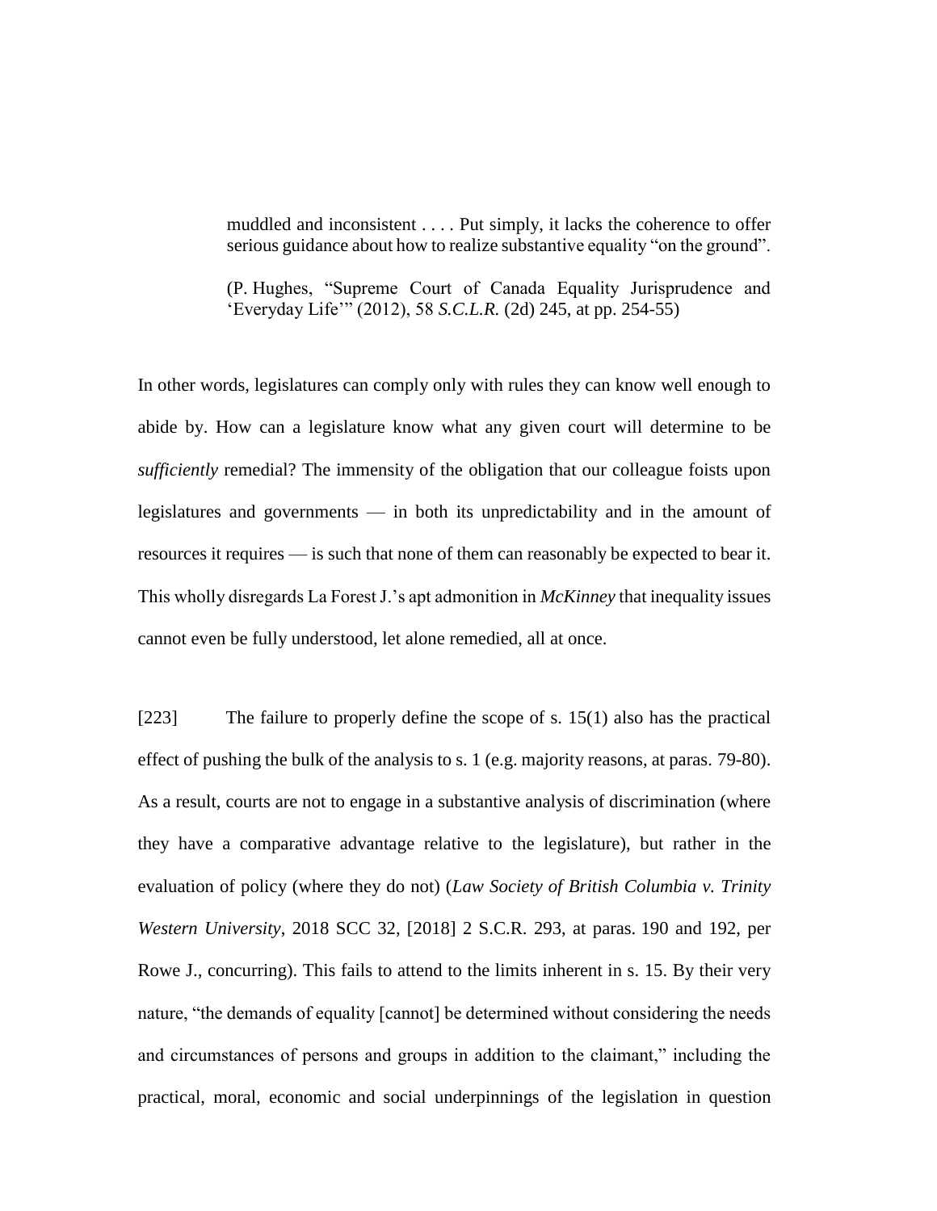> muddled and inconsistent . . . . Put simply, it lacks the coherence to offer serious guidance about how to realize substantive equality "on the ground".
>
> (P. Hughes, "Supreme Court of Canada Equality Jurisprudence and 'Everyday Life'" (2012), 58 *S.C.L.R.* (2d) 245, at pp. 254-55)

In other words, legislatures can comply only with rules they can know well enough to abide by. How can a legislature know what any given court will determine to be *sufficiently* remedial? The immensity of the obligation that our colleague foists upon legislatures and governments — in both its unpredictability and in the amount of resources it requires — is such that none of them can reasonably be expected to bear it. This wholly disregards La Forest J.'s apt admonition in *McKinney* that inequality issues cannot even be fully understood, let alone remedied, all at once.

[223] The failure to properly define the scope of s. 15(1) also has the practical effect of pushing the bulk of the analysis to s. 1 (e.g. majority reasons, at paras. 79-80). As a result, courts are not to engage in a substantive analysis of discrimination (where they have a comparative advantage relative to the legislature), but rather in the evaluation of policy (where they do not) (*Law Society of British Columbia v. Trinity Western University*, 2018 SCC 32, [2018] 2 S.C.R. 293, at paras. 190 and 192, per Rowe J., concurring). This fails to attend to the limits inherent in s. 15. By their very nature, "the demands of equality [cannot] be determined without considering the needs and circumstances of persons and groups in addition to the claimant," including the practical, moral, economic and social underpinnings of the legislation in question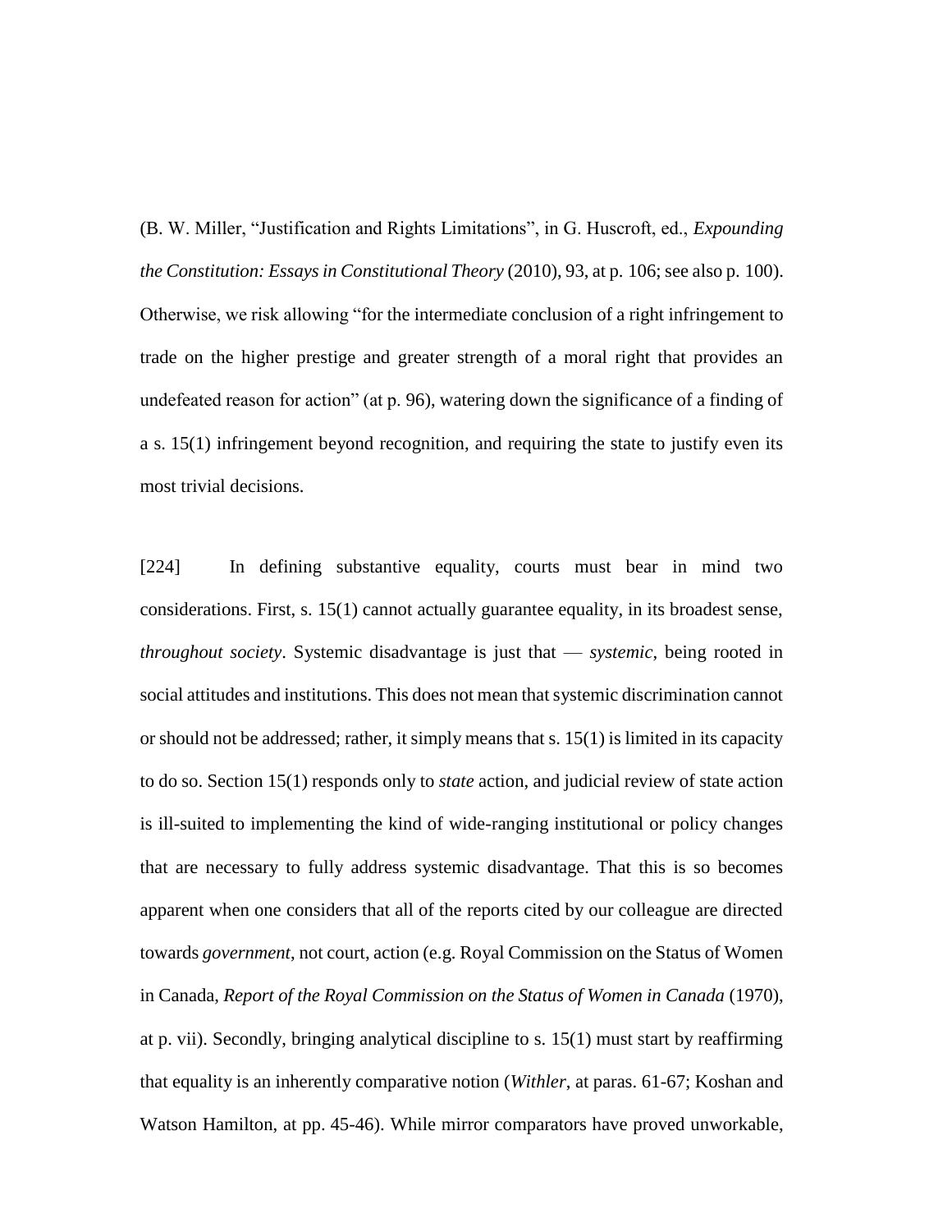(B. W. Miller, "Justification and Rights Limitations", in G. Huscroft, ed., *Expounding the Constitution: Essays in Constitutional Theory* (2010), 93, at p. 106; see also p. 100). Otherwise, we risk allowing "for the intermediate conclusion of a right infringement to trade on the higher prestige and greater strength of a moral right that provides an undefeated reason for action" (at p. 96), watering down the significance of a finding of a s. 15(1) infringement beyond recognition, and requiring the state to justify even its most trivial decisions.

[224] In defining substantive equality, courts must bear in mind two considerations. First, s. 15(1) cannot actually guarantee equality, in its broadest sense, *throughout society*. Systemic disadvantage is just that — *systemic*, being rooted in social attitudes and institutions. This does not mean that systemic discrimination cannot or should not be addressed; rather, it simply means that s. 15(1) is limited in its capacity to do so. Section 15(1) responds only to *state* action, and judicial review of state action is ill-suited to implementing the kind of wide-ranging institutional or policy changes that are necessary to fully address systemic disadvantage. That this is so becomes apparent when one considers that all of the reports cited by our colleague are directed towards *government*, not court, action (e.g. Royal Commission on the Status of Women in Canada, *Report of the Royal Commission on the Status of Women in Canada* (1970), at p. vii). Secondly, bringing analytical discipline to s. 15(1) must start by reaffirming that equality is an inherently comparative notion (*Withler*, at paras. 61-67; Koshan and Watson Hamilton, at pp. 45-46). While mirror comparators have proved unworkable,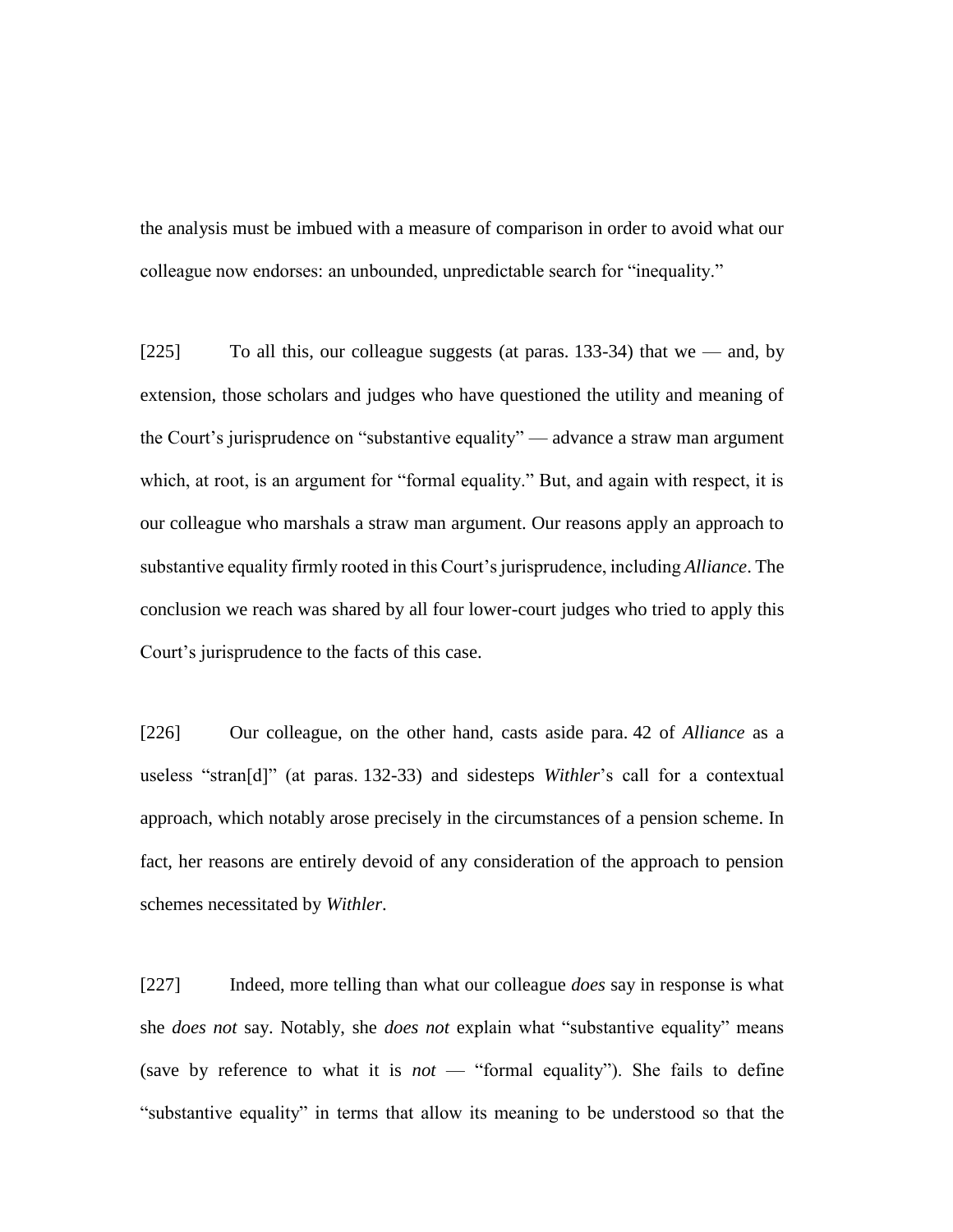the analysis must be imbued with a measure of comparison in order to avoid what our colleague now endorses: an unbounded, unpredictable search for "inequality."

[225] To all this, our colleague suggests (at paras. 133-34) that we — and, by extension, those scholars and judges who have questioned the utility and meaning of the Court's jurisprudence on "substantive equality" — advance a straw man argument which, at root, is an argument for "formal equality." But, and again with respect, it is our colleague who marshals a straw man argument. Our reasons apply an approach to substantive equality firmly rooted in this Court's jurisprudence, including *Alliance*. The conclusion we reach was shared by all four lower-court judges who tried to apply this Court's jurisprudence to the facts of this case.

[226] Our colleague, on the other hand, casts aside para. 42 of *Alliance* as a useless "stran[d]" (at paras. 132-33) and sidesteps *Withler*'s call for a contextual approach, which notably arose precisely in the circumstances of a pension scheme. In fact, her reasons are entirely devoid of any consideration of the approach to pension schemes necessitated by *Withler*.

[227] Indeed, more telling than what our colleague *does* say in response is what she *does not* say. Notably, she *does not* explain what "substantive equality" means (save by reference to what it is *not* — "formal equality"). She fails to define "substantive equality" in terms that allow its meaning to be understood so that the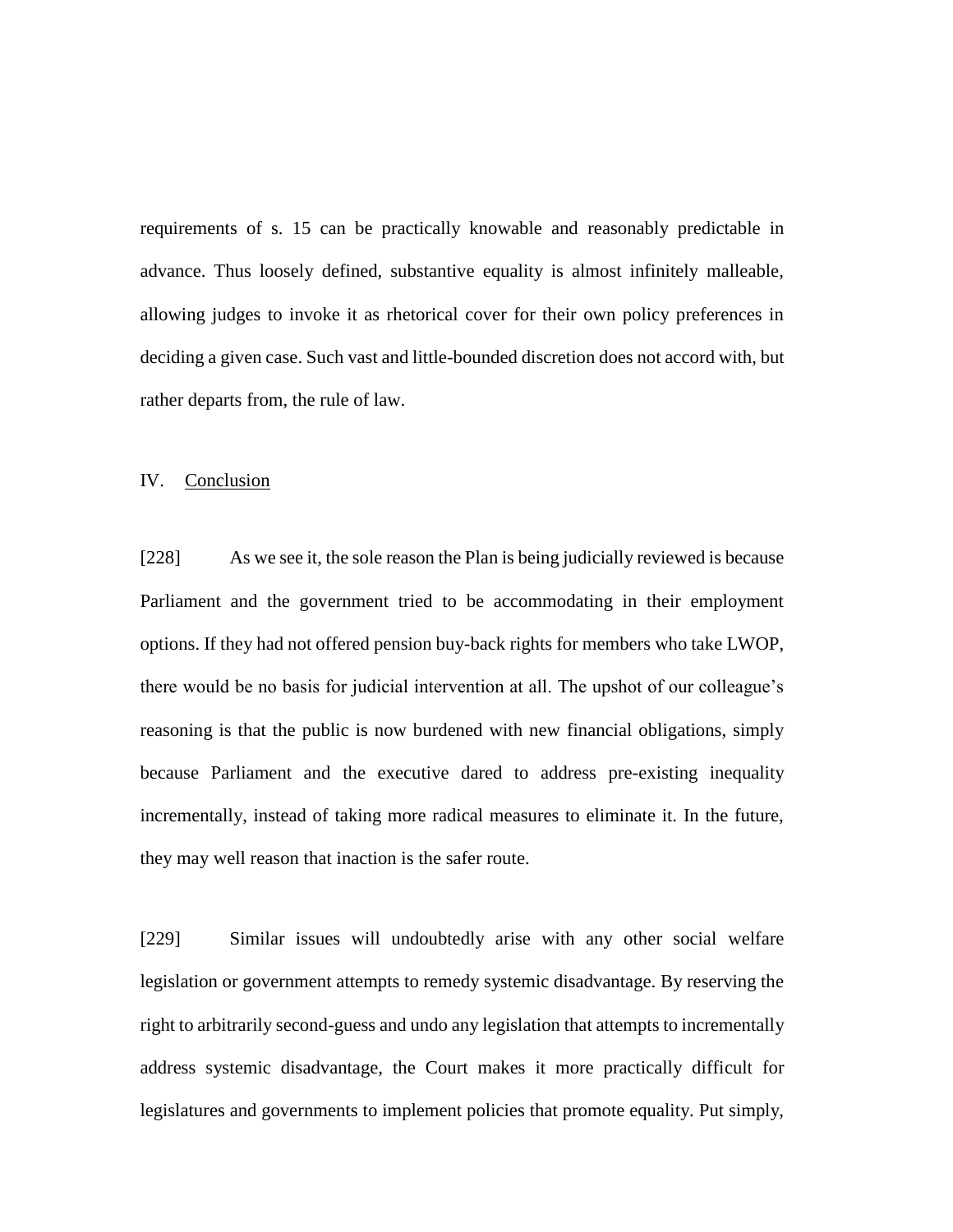requirements of s. 15 can be practically knowable and reasonably predictable in advance. Thus loosely defined, substantive equality is almost infinitely malleable, allowing judges to invoke it as rhetorical cover for their own policy preferences in deciding a given case. Such vast and little-bounded discretion does not accord with, but rather departs from, the rule of law.

## IV. Conclusion

[228] As we see it, the sole reason the Plan is being judicially reviewed is because Parliament and the government tried to be accommodating in their employment options. If they had not offered pension buy-back rights for members who take LWOP, there would be no basis for judicial intervention at all. The upshot of our colleague's reasoning is that the public is now burdened with new financial obligations, simply because Parliament and the executive dared to address pre-existing inequality incrementally, instead of taking more radical measures to eliminate it. In the future, they may well reason that inaction is the safer route.

[229] Similar issues will undoubtedly arise with any other social welfare legislation or government attempts to remedy systemic disadvantage. By reserving the right to arbitrarily second-guess and undo any legislation that attempts to incrementally address systemic disadvantage, the Court makes it more practically difficult for legislatures and governments to implement policies that promote equality. Put simply,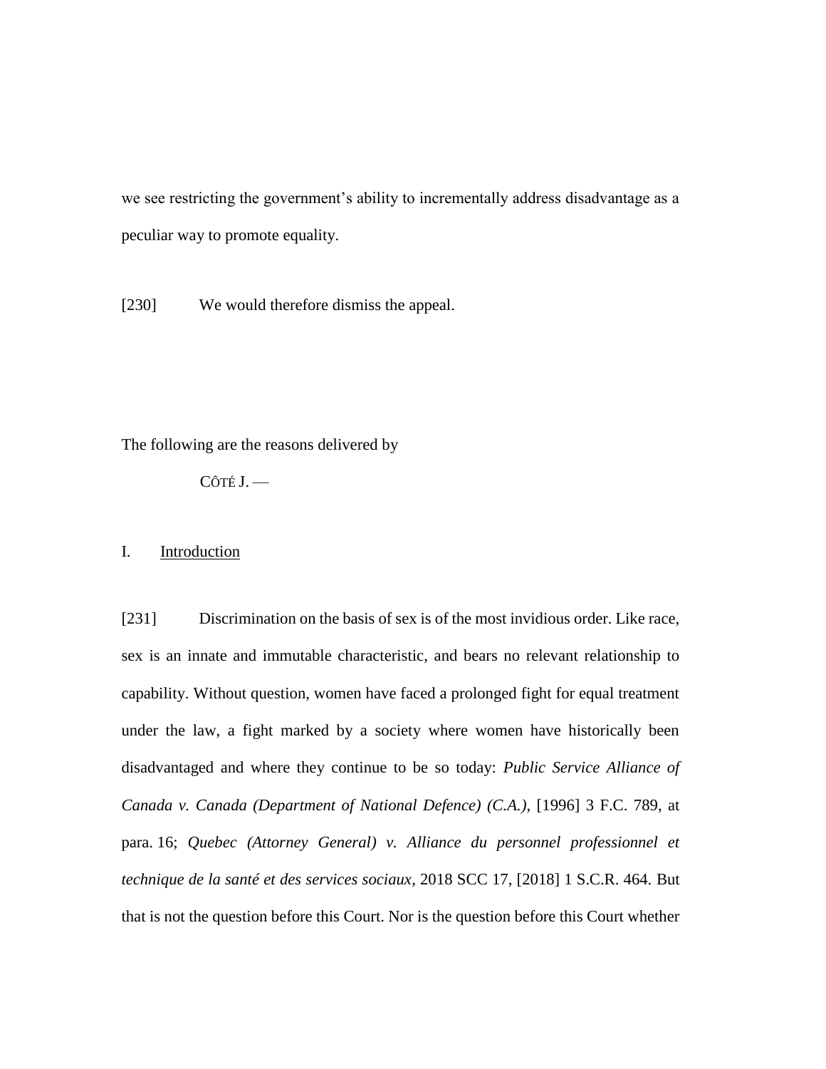we see restricting the government's ability to incrementally address disadvantage as a peculiar way to promote equality.

[230] We would therefore dismiss the appeal.

The following are the reasons delivered by

CÔTÉ J. —

## I. Introduction

[231] Discrimination on the basis of sex is of the most invidious order. Like race, sex is an innate and immutable characteristic, and bears no relevant relationship to capability. Without question, women have faced a prolonged fight for equal treatment under the law, a fight marked by a society where women have historically been disadvantaged and where they continue to be so today: *Public Service Alliance of Canada v. Canada (Department of National Defence) (C.A.)*, [1996] 3 F.C. 789, at para. 16; *Quebec (Attorney General) v. Alliance du personnel professionnel et technique de la santé et des services sociaux*, 2018 SCC 17, [2018] 1 S.C.R. 464. But that is not the question before this Court. Nor is the question before this Court whether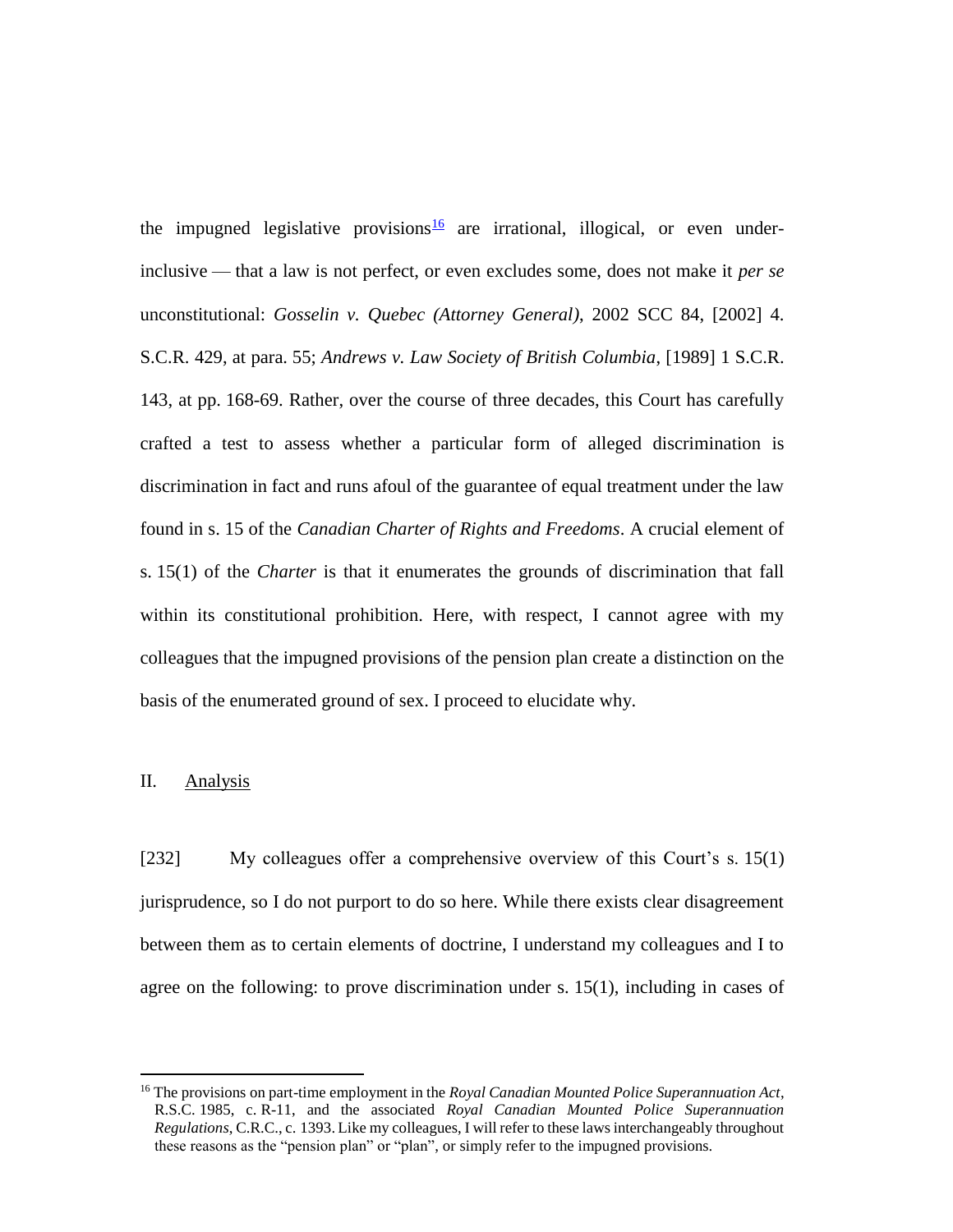the impugned legislative provisions[16] are irrational, illogical, or even under-inclusive — that a law is not perfect, or even excludes some, does not make it *per se* unconstitutional: *Gosselin v. Quebec (Attorney General)*, 2002 SCC 84, [2002] 4. S.C.R. 429, at para. 55; *Andrews v. Law Society of British Columbia*, [1989] 1 S.C.R. 143, at pp. 168-69. Rather, over the course of three decades, this Court has carefully crafted a test to assess whether a particular form of alleged discrimination is discrimination in fact and runs afoul of the guarantee of equal treatment under the law found in s. 15 of the *Canadian Charter of Rights and Freedoms*. A crucial element of s. 15(1) of the *Charter* is that it enumerates the grounds of discrimination that fall within its constitutional prohibition. Here, with respect, I cannot agree with my colleagues that the impugned provisions of the pension plan create a distinction on the basis of the enumerated ground of sex. I proceed to elucidate why.

## II. Analysis

[232] My colleagues offer a comprehensive overview of this Court's s. 15(1) jurisprudence, so I do not purport to do so here. While there exists clear disagreement between them as to certain elements of doctrine, I understand my colleagues and I to agree on the following: to prove discrimination under s. 15(1), including in cases of

[16] The provisions on part-time employment in the *Royal Canadian Mounted Police Superannuation Act*, R.S.C. 1985, c. R-11, and the associated *Royal Canadian Mounted Police Superannuation Regulations*, C.R.C., c. 1393. Like my colleagues, I will refer to these laws interchangeably throughout these reasons as the "pension plan" or "plan", or simply refer to the impugned provisions.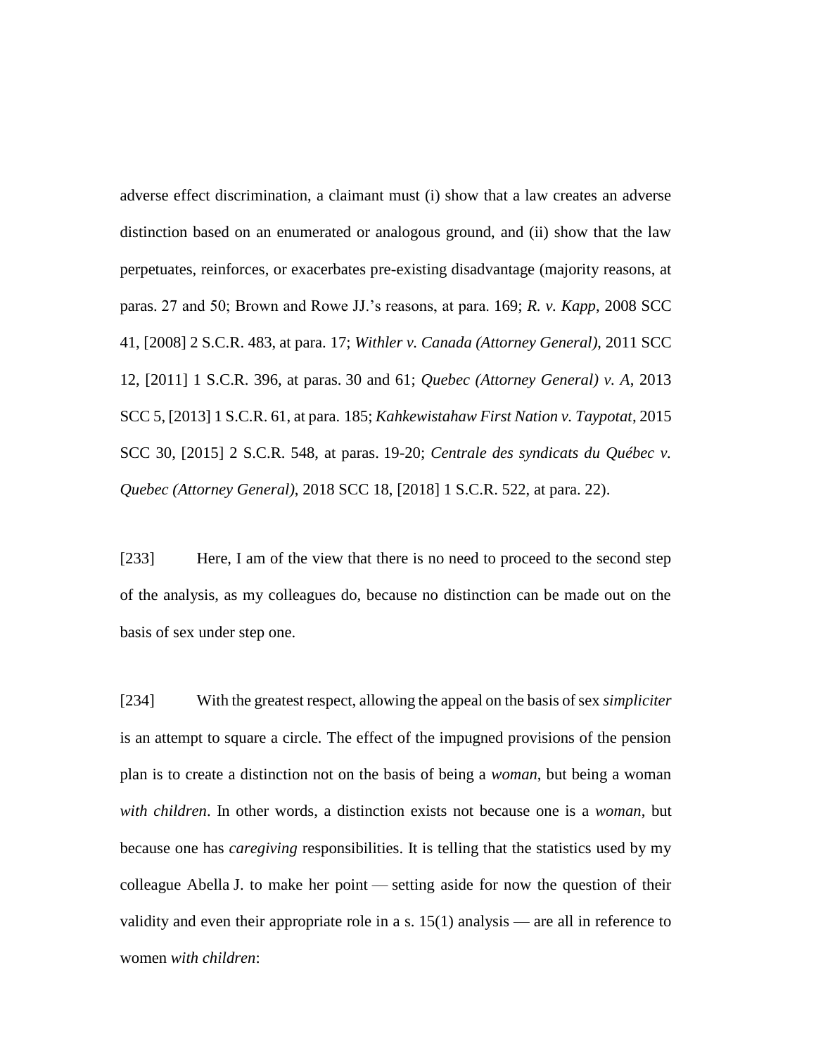adverse effect discrimination, a claimant must (i) show that a law creates an adverse distinction based on an enumerated or analogous ground, and (ii) show that the law perpetuates, reinforces, or exacerbates pre-existing disadvantage (majority reasons, at paras. 27 and 50; Brown and Rowe JJ.'s reasons, at para. 169; *R. v. Kapp*, 2008 SCC 41, [2008] 2 S.C.R. 483, at para. 17; *Withler v. Canada (Attorney General)*, 2011 SCC 12, [2011] 1 S.C.R. 396, at paras. 30 and 61; *Quebec (Attorney General) v. A*, 2013 SCC 5, [2013] 1 S.C.R. 61, at para. 185; *Kahkewistahaw First Nation v. Taypotat*, 2015 SCC 30, [2015] 2 S.C.R. 548, at paras. 19-20; *Centrale des syndicats du Québec v. Quebec (Attorney General)*, 2018 SCC 18, [2018] 1 S.C.R. 522, at para. 22).

[233] Here, I am of the view that there is no need to proceed to the second step of the analysis, as my colleagues do, because no distinction can be made out on the basis of sex under step one.

[234] With the greatest respect, allowing the appeal on the basis of sex *simpliciter* is an attempt to square a circle. The effect of the impugned provisions of the pension plan is to create a distinction not on the basis of being a *woman*, but being a woman *with children*. In other words, a distinction exists not because one is a *woman*, but because one has *caregiving* responsibilities. It is telling that the statistics used by my colleague Abella J. to make her point — setting aside for now the question of their validity and even their appropriate role in a s. 15(1) analysis — are all in reference to women *with children*: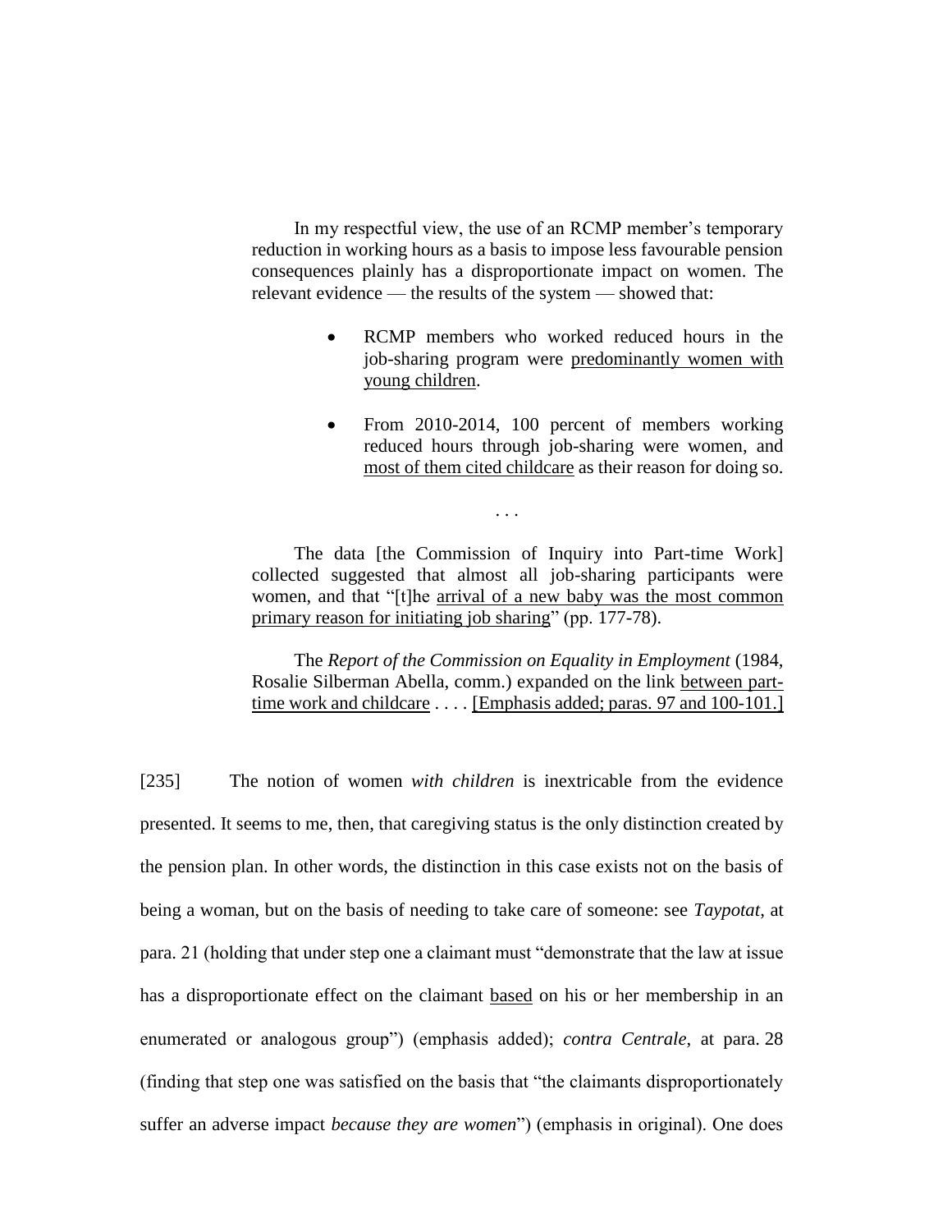> In my respectful view, the use of an RCMP member's temporary reduction in working hours as a basis to impose less favourable pension consequences plainly has a disproportionate impact on women. The relevant evidence — the results of the system — showed that:
>
> - RCMP members who worked reduced hours in the job-sharing program were <u>predominantly women with young children</u>.
>
> - From 2010-2014, 100 percent of members working reduced hours through job-sharing were women, and <u>most of them cited childcare</u> as their reason for doing so.
>
> . . .
>
> The data [the Commission of Inquiry into Part-time Work] collected suggested that almost all job-sharing participants were women, and that "[t]he <u>arrival of a new baby was the most common primary reason for initiating job sharing</u>" (pp. 177-78).
>
> The *Report of the Commission on Equality in Employment* (1984, Rosalie Silberman Abella, comm.) expanded on the link <u>between part-time work and childcare</u> . . . . <u>[Emphasis added; paras. 97 and 100-101.]</u>

[235] The notion of women *with children* is inextricable from the evidence presented. It seems to me, then, that caregiving status is the only distinction created by the pension plan. In other words, the distinction in this case exists not on the basis of being a woman, but on the basis of needing to take care of someone: see *Taypotat*, at para. 21 (holding that under step one a claimant must "demonstrate that the law at issue has a disproportionate effect on the claimant <u>based</u> on his or her membership in an enumerated or analogous group") (emphasis added); *contra Centrale*, at para. 28 (finding that step one was satisfied on the basis that "the claimants disproportionately suffer an adverse impact *because they are women*") (emphasis in original). One does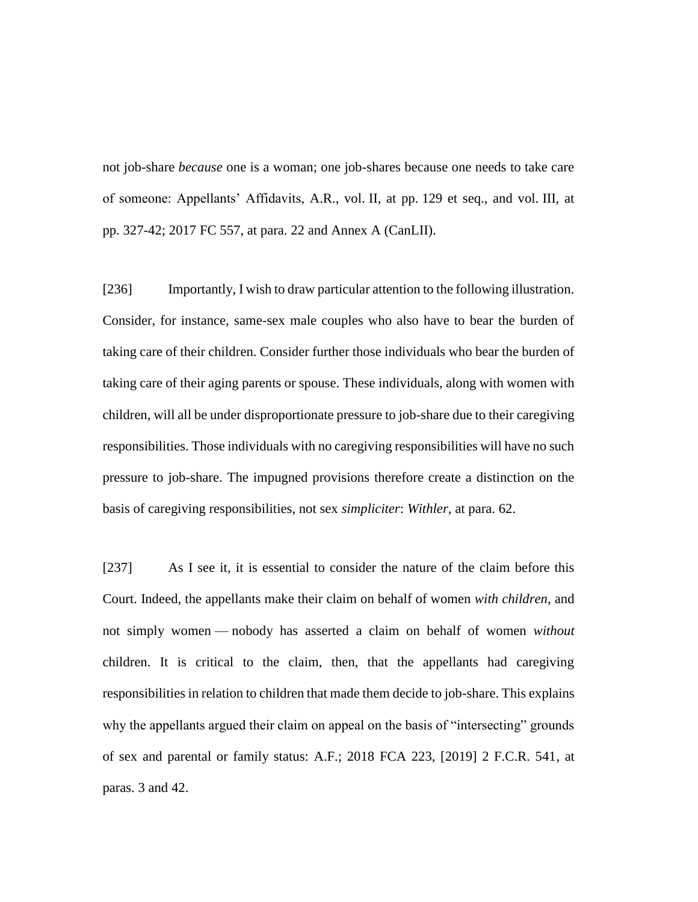not job-share *because* one is a woman; one job-shares because one needs to take care of someone: Appellants' Affidavits, A.R., vol. II, at pp. 129 et seq., and vol. III, at pp. 327-42; 2017 FC 557, at para. 22 and Annex A (CanLII).

[236] Importantly, I wish to draw particular attention to the following illustration. Consider, for instance, same-sex male couples who also have to bear the burden of taking care of their children. Consider further those individuals who bear the burden of taking care of their aging parents or spouse. These individuals, along with women with children, will all be under disproportionate pressure to job-share due to their caregiving responsibilities. Those individuals with no caregiving responsibilities will have no such pressure to job-share. The impugned provisions therefore create a distinction on the basis of caregiving responsibilities, not sex *simpliciter*: *Withler*, at para. 62.

[237] As I see it, it is essential to consider the nature of the claim before this Court. Indeed, the appellants make their claim on behalf of women *with children*, and not simply women — nobody has asserted a claim on behalf of women *without* children. It is critical to the claim, then, that the appellants had caregiving responsibilities in relation to children that made them decide to job-share. This explains why the appellants argued their claim on appeal on the basis of "intersecting" grounds of sex and parental or family status: A.F.; 2018 FCA 223, [2019] 2 F.C.R. 541, at paras. 3 and 42.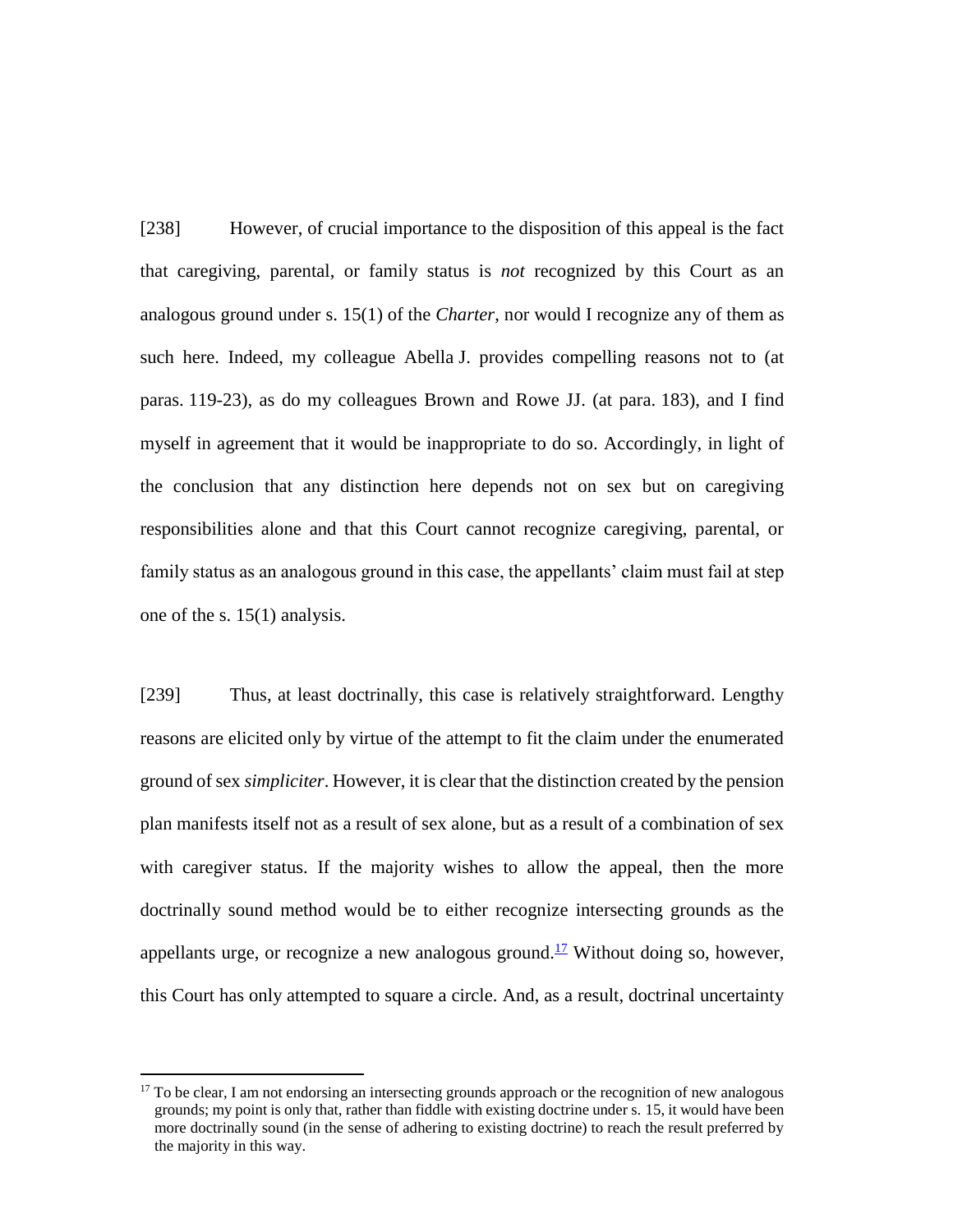[238] However, of crucial importance to the disposition of this appeal is the fact that caregiving, parental, or family status is *not* recognized by this Court as an analogous ground under s. 15(1) of the *Charter*, nor would I recognize any of them as such here. Indeed, my colleague Abella J. provides compelling reasons not to (at paras. 119-23), as do my colleagues Brown and Rowe JJ. (at para. 183), and I find myself in agreement that it would be inappropriate to do so. Accordingly, in light of the conclusion that any distinction here depends not on sex but on caregiving responsibilities alone and that this Court cannot recognize caregiving, parental, or family status as an analogous ground in this case, the appellants' claim must fail at step one of the s. 15(1) analysis.

[239] Thus, at least doctrinally, this case is relatively straightforward. Lengthy reasons are elicited only by virtue of the attempt to fit the claim under the enumerated ground of sex *simpliciter*. However, it is clear that the distinction created by the pension plan manifests itself not as a result of sex alone, but as a result of a combination of sex with caregiver status. If the majority wishes to allow the appeal, then the more doctrinally sound method would be to either recognize intersecting grounds as the appellants urge, or recognize a new analogous ground.[17] Without doing so, however, this Court has only attempted to square a circle. And, as a result, doctrinal uncertainty

[17] To be clear, I am not endorsing an intersecting grounds approach or the recognition of new analogous grounds; my point is only that, rather than fiddle with existing doctrine under s. 15, it would have been more doctrinally sound (in the sense of adhering to existing doctrine) to reach the result preferred by the majority in this way.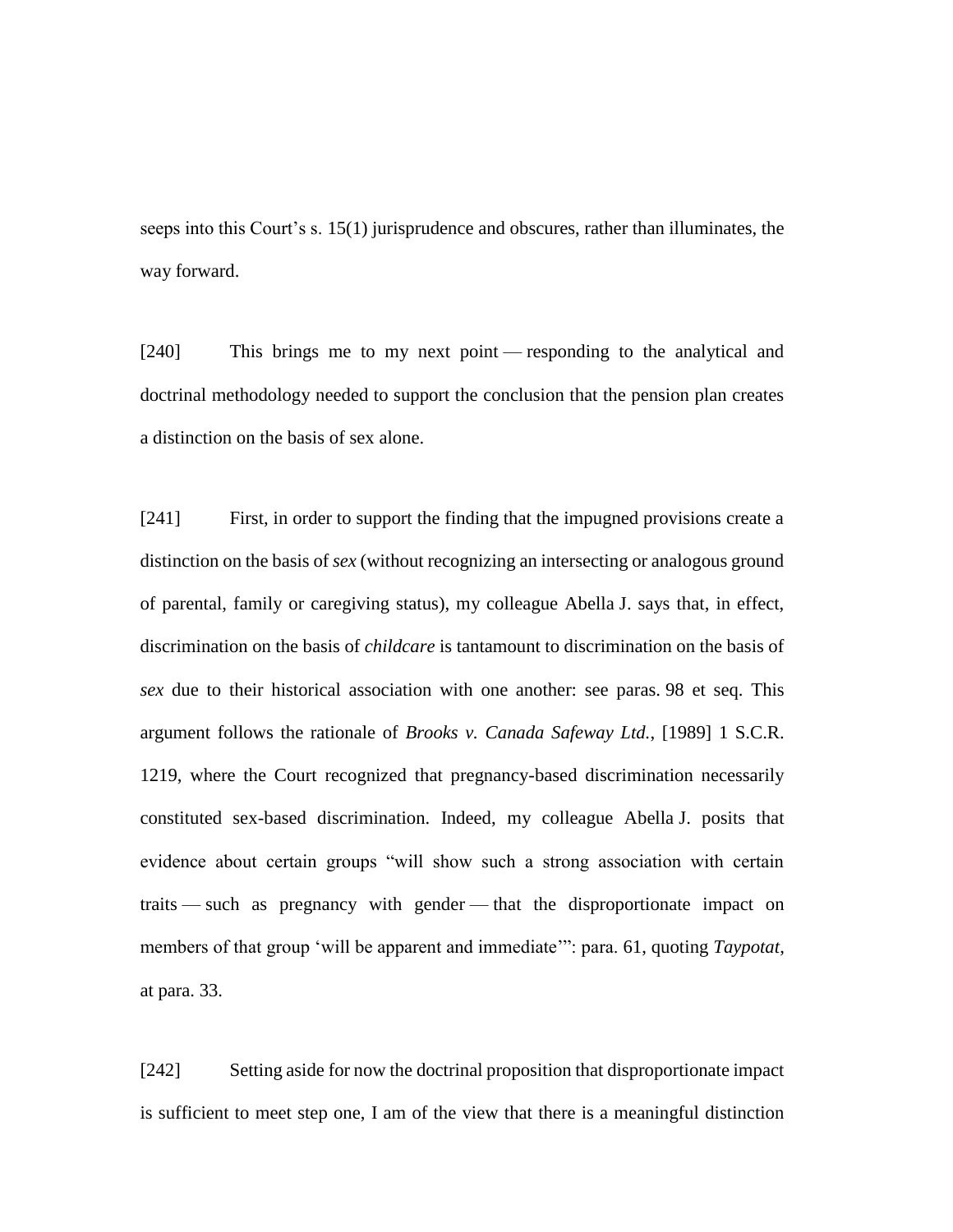seeps into this Court's s. 15(1) jurisprudence and obscures, rather than illuminates, the way forward.

[240] This brings me to my next point — responding to the analytical and doctrinal methodology needed to support the conclusion that the pension plan creates a distinction on the basis of sex alone.

[241] First, in order to support the finding that the impugned provisions create a distinction on the basis of *sex* (without recognizing an intersecting or analogous ground of parental, family or caregiving status), my colleague Abella J. says that, in effect, discrimination on the basis of *childcare* is tantamount to discrimination on the basis of *sex* due to their historical association with one another: see paras. 98 et seq. This argument follows the rationale of *Brooks v. Canada Safeway Ltd.*, [1989] 1 S.C.R. 1219, where the Court recognized that pregnancy-based discrimination necessarily constituted sex-based discrimination. Indeed, my colleague Abella J. posits that evidence about certain groups "will show such a strong association with certain traits — such as pregnancy with gender — that the disproportionate impact on members of that group 'will be apparent and immediate'": para. 61, quoting *Taypotat*, at para. 33.

[242] Setting aside for now the doctrinal proposition that disproportionate impact is sufficient to meet step one, I am of the view that there is a meaningful distinction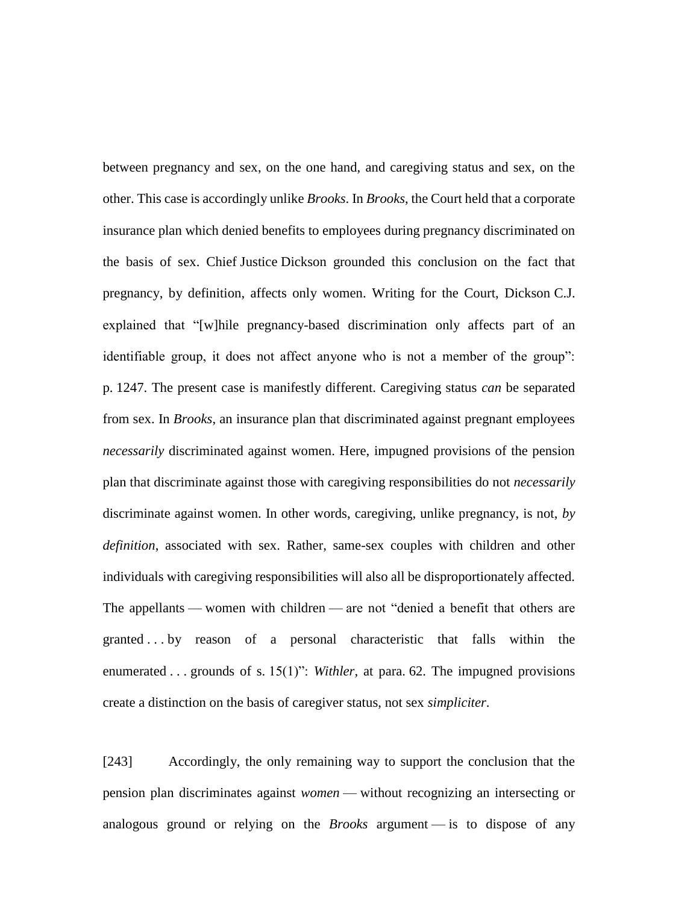between pregnancy and sex, on the one hand, and caregiving status and sex, on the other. This case is accordingly unlike *Brooks*. In *Brooks*, the Court held that a corporate insurance plan which denied benefits to employees during pregnancy discriminated on the basis of sex. Chief Justice Dickson grounded this conclusion on the fact that pregnancy, by definition, affects only women. Writing for the Court, Dickson C.J. explained that "[w]hile pregnancy-based discrimination only affects part of an identifiable group, it does not affect anyone who is not a member of the group": p. 1247. The present case is manifestly different. Caregiving status *can* be separated from sex. In *Brooks*, an insurance plan that discriminated against pregnant employees *necessarily* discriminated against women. Here, impugned provisions of the pension plan that discriminate against those with caregiving responsibilities do not *necessarily* discriminate against women. In other words, caregiving, unlike pregnancy, is not, *by definition*, associated with sex. Rather, same-sex couples with children and other individuals with caregiving responsibilities will also all be disproportionately affected. The appellants — women with children — are not "denied a benefit that others are granted . . . by reason of a personal characteristic that falls within the enumerated . . . grounds of s. 15(1)": *Withler*, at para. 62. The impugned provisions create a distinction on the basis of caregiver status, not sex *simpliciter*.

[243] Accordingly, the only remaining way to support the conclusion that the pension plan discriminates against *women* — without recognizing an intersecting or analogous ground or relying on the *Brooks* argument — is to dispose of any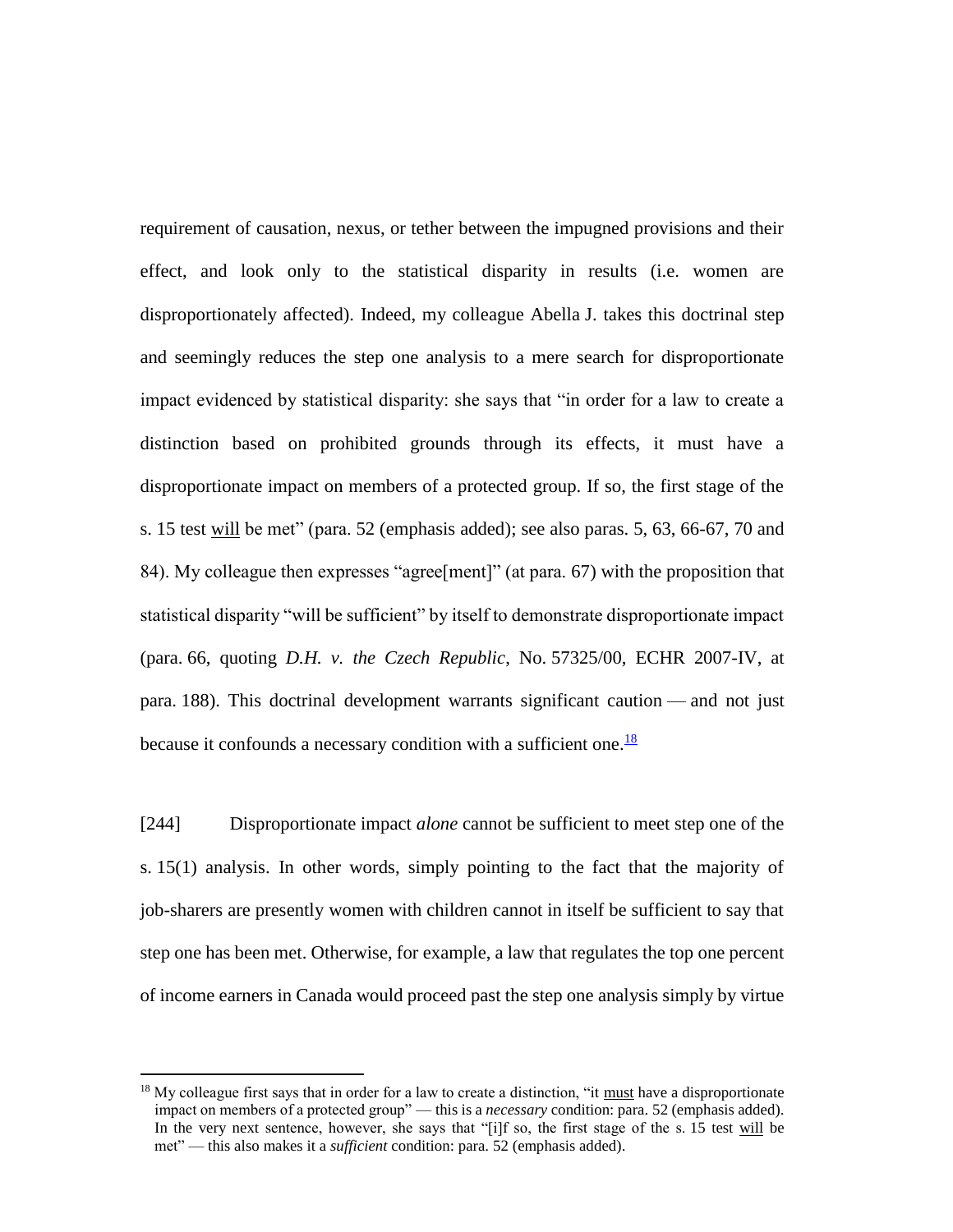requirement of causation, nexus, or tether between the impugned provisions and their effect, and look only to the statistical disparity in results (i.e. women are disproportionately affected). Indeed, my colleague Abella J. takes this doctrinal step and seemingly reduces the step one analysis to a mere search for disproportionate impact evidenced by statistical disparity: she says that "in order for a law to create a distinction based on prohibited grounds through its effects, it must have a disproportionate impact on members of a protected group. If so, the first stage of the s. 15 test <u>will</u> be met" (para. 52 (emphasis added); see also paras. 5, 63, 66-67, 70 and 84). My colleague then expresses "agree[ment]" (at para. 67) with the proposition that statistical disparity "will be sufficient" by itself to demonstrate disproportionate impact (para. 66, quoting *D.H. v. the Czech Republic*, No. 57325/00, ECHR 2007-IV, at para. 188). This doctrinal development warrants significant caution — and not just because it confounds a necessary condition with a sufficient one.[18]

[244] Disproportionate impact *alone* cannot be sufficient to meet step one of the s. 15(1) analysis. In other words, simply pointing to the fact that the majority of job-sharers are presently women with children cannot in itself be sufficient to say that step one has been met. Otherwise, for example, a law that regulates the top one percent of income earners in Canada would proceed past the step one analysis simply by virtue

---

[18] My colleague first says that in order for a law to create a distinction, "it <u>must</u> have a disproportionate impact on members of a protected group" — this is a *necessary* condition: para. 52 (emphasis added). In the very next sentence, however, she says that "[i]f so, the first stage of the s. 15 test <u>will</u> be met" — this also makes it a *sufficient* condition: para. 52 (emphasis added).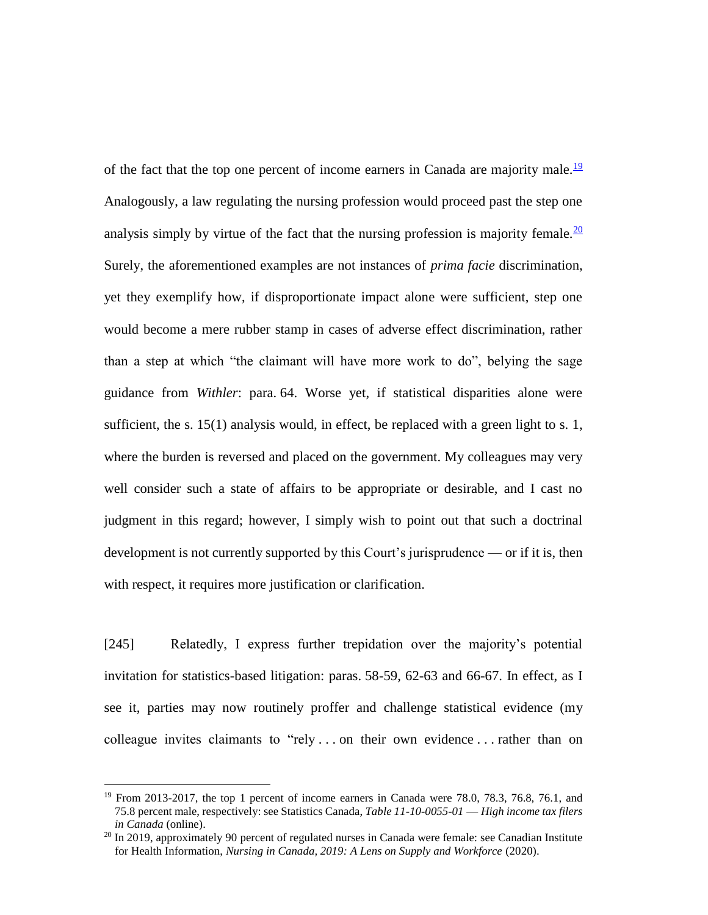of the fact that the top one percent of income earners in Canada are majority male.[19] Analogously, a law regulating the nursing profession would proceed past the step one analysis simply by virtue of the fact that the nursing profession is majority female.[20] Surely, the aforementioned examples are not instances of *prima facie* discrimination, yet they exemplify how, if disproportionate impact alone were sufficient, step one would become a mere rubber stamp in cases of adverse effect discrimination, rather than a step at which "the claimant will have more work to do", belying the sage guidance from *Withler*: para. 64. Worse yet, if statistical disparities alone were sufficient, the s. 15(1) analysis would, in effect, be replaced with a green light to s. 1, where the burden is reversed and placed on the government. My colleagues may very well consider such a state of affairs to be appropriate or desirable, and I cast no judgment in this regard; however, I simply wish to point out that such a doctrinal development is not currently supported by this Court's jurisprudence — or if it is, then with respect, it requires more justification or clarification.

[245] Relatedly, I express further trepidation over the majority's potential invitation for statistics-based litigation: paras. 58-59, 62-63 and 66-67. In effect, as I see it, parties may now routinely proffer and challenge statistical evidence (my colleague invites claimants to "rely . . . on their own evidence . . . rather than on

---

[19] From 2013-2017, the top 1 percent of income earners in Canada were 78.0, 78.3, 76.8, 76.1, and 75.8 percent male, respectively: see Statistics Canada, *Table 11-10-0055-01 — High income tax filers in Canada* (online).

[20] In 2019, approximately 90 percent of regulated nurses in Canada were female: see Canadian Institute for Health Information, *Nursing in Canada, 2019: A Lens on Supply and Workforce* (2020).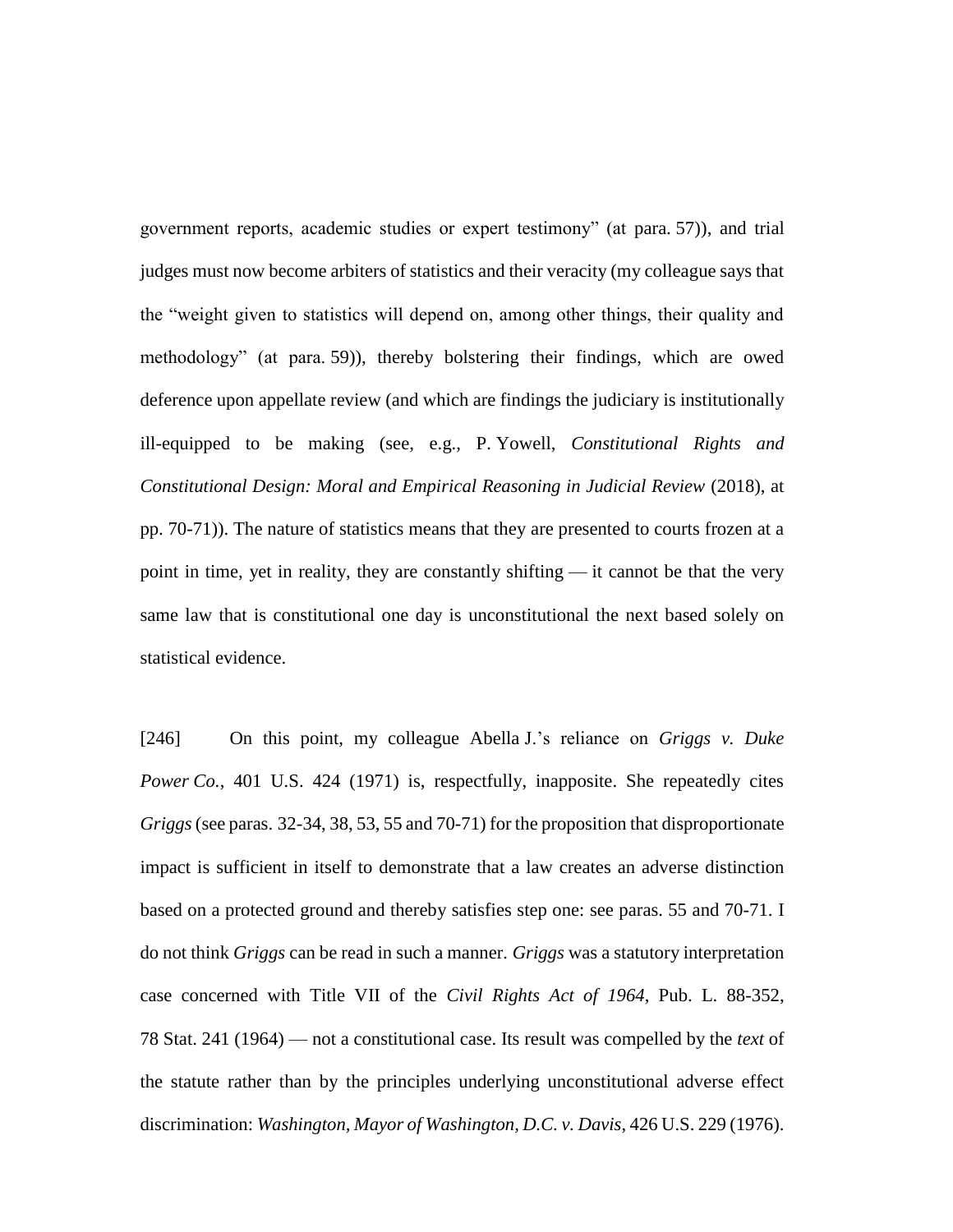government reports, academic studies or expert testimony" (at para. 57)), and trial judges must now become arbiters of statistics and their veracity (my colleague says that the "weight given to statistics will depend on, among other things, their quality and methodology" (at para. 59)), thereby bolstering their findings, which are owed deference upon appellate review (and which are findings the judiciary is institutionally ill-equipped to be making (see, e.g., P. Yowell, *Constitutional Rights and Constitutional Design: Moral and Empirical Reasoning in Judicial Review* (2018), at pp. 70-71)). The nature of statistics means that they are presented to courts frozen at a point in time, yet in reality, they are constantly shifting — it cannot be that the very same law that is constitutional one day is unconstitutional the next based solely on statistical evidence.

[246] On this point, my colleague Abella J.'s reliance on *Griggs v. Duke Power Co.*, 401 U.S. 424 (1971) is, respectfully, inapposite. She repeatedly cites *Griggs* (see paras. 32-34, 38, 53, 55 and 70-71) for the proposition that disproportionate impact is sufficient in itself to demonstrate that a law creates an adverse distinction based on a protected ground and thereby satisfies step one: see paras. 55 and 70-71. I do not think *Griggs* can be read in such a manner. *Griggs* was a statutory interpretation case concerned with Title VII of the *Civil Rights Act of 1964*, Pub. L. 88-352, 78 Stat. 241 (1964) — not a constitutional case. Its result was compelled by the *text* of the statute rather than by the principles underlying unconstitutional adverse effect discrimination: *Washington, Mayor of Washington, D.C. v. Davis*, 426 U.S. 229 (1976).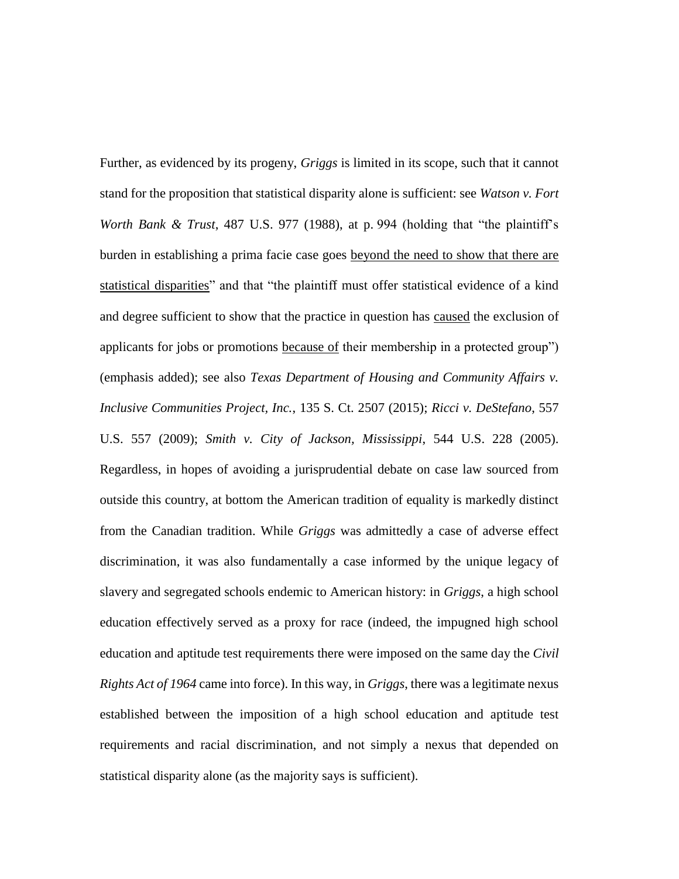Further, as evidenced by its progeny, *Griggs* is limited in its scope, such that it cannot stand for the proposition that statistical disparity alone is sufficient: see *Watson v. Fort Worth Bank & Trust*, 487 U.S. 977 (1988), at p. 994 (holding that "the plaintiff's burden in establishing a prima facie case goes <u>beyond the need to show that there are statistical disparities</u>" and that "the plaintiff must offer statistical evidence of a kind and degree sufficient to show that the practice in question has <u>caused</u> the exclusion of applicants for jobs or promotions <u>because of</u> their membership in a protected group") (emphasis added); see also *Texas Department of Housing and Community Affairs v. Inclusive Communities Project, Inc.*, 135 S. Ct. 2507 (2015); *Ricci v. DeStefano*, 557 U.S. 557 (2009); *Smith v. City of Jackson, Mississippi*, 544 U.S. 228 (2005). Regardless, in hopes of avoiding a jurisprudential debate on case law sourced from outside this country, at bottom the American tradition of equality is markedly distinct from the Canadian tradition. While *Griggs* was admittedly a case of adverse effect discrimination, it was also fundamentally a case informed by the unique legacy of slavery and segregated schools endemic to American history: in *Griggs*, a high school education effectively served as a proxy for race (indeed, the impugned high school education and aptitude test requirements there were imposed on the same day the *Civil Rights Act of 1964* came into force). In this way, in *Griggs*, there was a legitimate nexus established between the imposition of a high school education and aptitude test requirements and racial discrimination, and not simply a nexus that depended on statistical disparity alone (as the majority says is sufficient).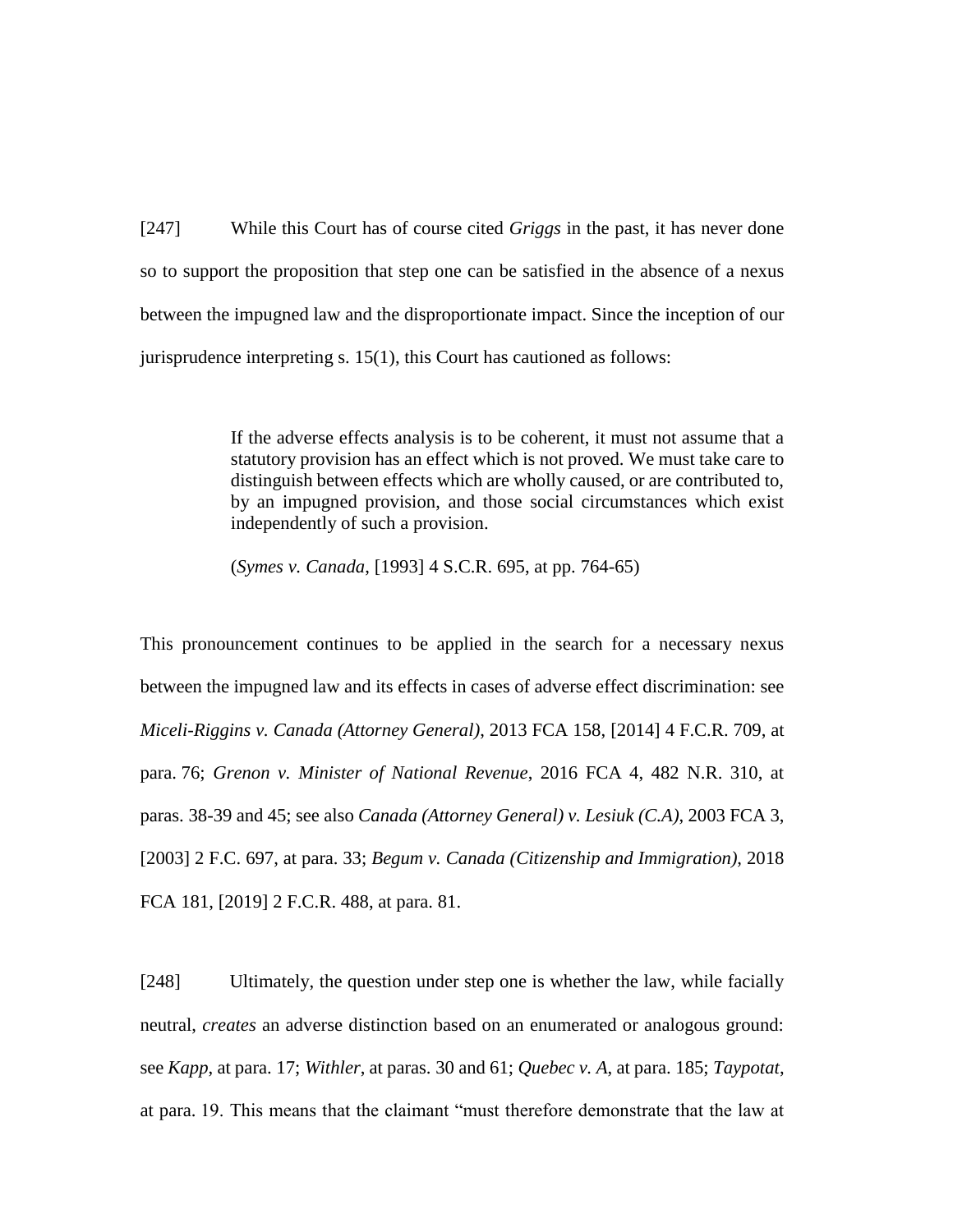[247] While this Court has of course cited *Griggs* in the past, it has never done so to support the proposition that step one can be satisfied in the absence of a nexus between the impugned law and the disproportionate impact. Since the inception of our jurisprudence interpreting s. 15(1), this Court has cautioned as follows:

> If the adverse effects analysis is to be coherent, it must not assume that a statutory provision has an effect which is not proved. We must take care to distinguish between effects which are wholly caused, or are contributed to, by an impugned provision, and those social circumstances which exist independently of such a provision.
>
> (*Symes v. Canada*, [1993] 4 S.C.R. 695, at pp. 764-65)

This pronouncement continues to be applied in the search for a necessary nexus between the impugned law and its effects in cases of adverse effect discrimination: see *Miceli-Riggins v. Canada (Attorney General)*, 2013 FCA 158, [2014] 4 F.C.R. 709, at para. 76; *Grenon v. Minister of National Revenue*, 2016 FCA 4, 482 N.R. 310, at paras. 38-39 and 45; see also *Canada (Attorney General) v. Lesiuk (C.A)*, 2003 FCA 3, [2003] 2 F.C. 697, at para. 33; *Begum v. Canada (Citizenship and Immigration)*, 2018 FCA 181, [2019] 2 F.C.R. 488, at para. 81.

[248] Ultimately, the question under step one is whether the law, while facially neutral, *creates* an adverse distinction based on an enumerated or analogous ground: see *Kapp*, at para. 17; *Withler*, at paras. 30 and 61; *Quebec v. A*, at para. 185; *Taypotat*, at para. 19. This means that the claimant "must therefore demonstrate that the law at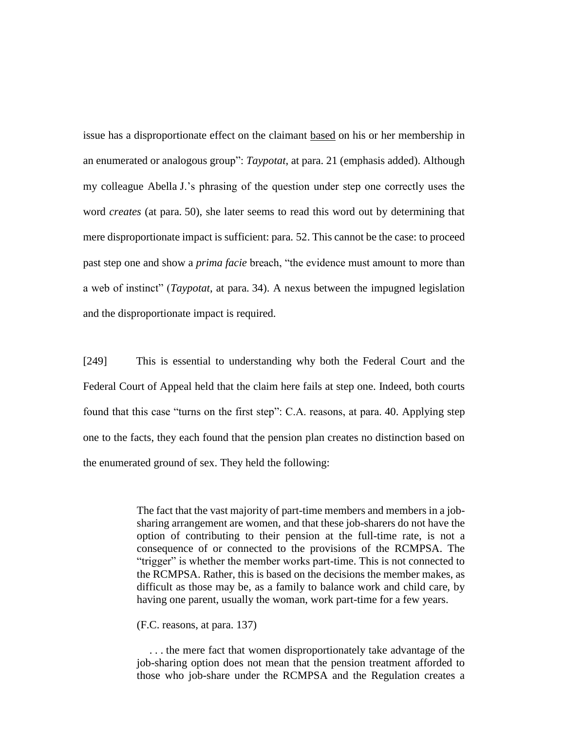issue has a disproportionate effect on the claimant <u>based</u> on his or her membership in an enumerated or analogous group": *Taypotat*, at para. 21 (emphasis added). Although my colleague Abella J.'s phrasing of the question under step one correctly uses the word *creates* (at para. 50), she later seems to read this word out by determining that mere disproportionate impact is sufficient: para. 52. This cannot be the case: to proceed past step one and show a *prima facie* breach, "the evidence must amount to more than a web of instinct" (*Taypotat*, at para. 34). A nexus between the impugned legislation and the disproportionate impact is required.

[249] This is essential to understanding why both the Federal Court and the Federal Court of Appeal held that the claim here fails at step one. Indeed, both courts found that this case "turns on the first step": C.A. reasons, at para. 40. Applying step one to the facts, they each found that the pension plan creates no distinction based on the enumerated ground of sex. They held the following:

> The fact that the vast majority of part-time members and members in a job-sharing arrangement are women, and that these job-sharers do not have the option of contributing to their pension at the full-time rate, is not a consequence of or connected to the provisions of the RCMPSA. The "trigger" is whether the member works part-time. This is not connected to the RCMPSA. Rather, this is based on the decisions the member makes, as difficult as those may be, as a family to balance work and child care, by having one parent, usually the woman, work part-time for a few years.
>
> (F.C. reasons, at para. 137)
>
> . . . the mere fact that women disproportionately take advantage of the job-sharing option does not mean that the pension treatment afforded to those who job-share under the RCMPSA and the Regulation creates a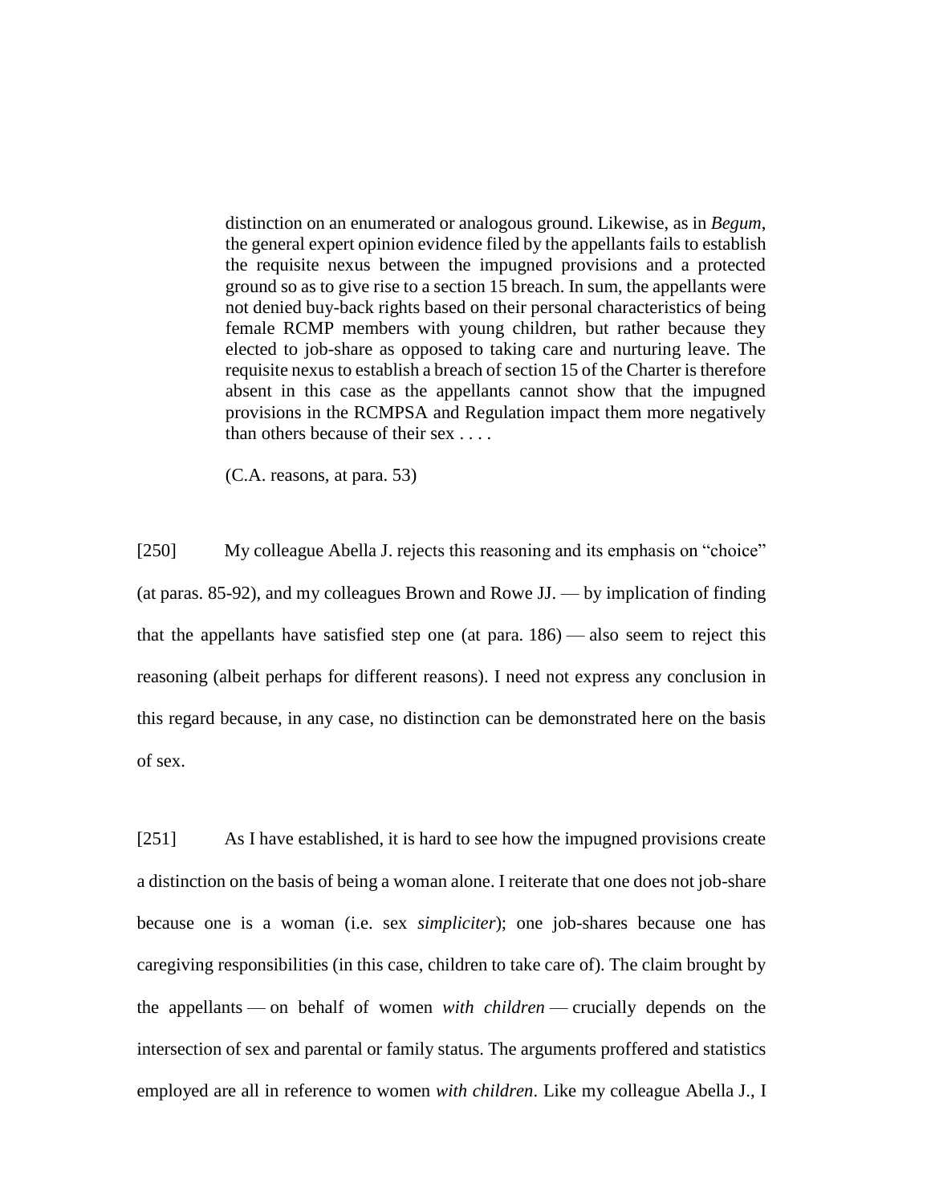> distinction on an enumerated or analogous ground. Likewise, as in *Begum*, the general expert opinion evidence filed by the appellants fails to establish the requisite nexus between the impugned provisions and a protected ground so as to give rise to a section 15 breach. In sum, the appellants were not denied buy-back rights based on their personal characteristics of being female RCMP members with young children, but rather because they elected to job-share as opposed to taking care and nurturing leave. The requisite nexus to establish a breach of section 15 of the Charter is therefore absent in this case as the appellants cannot show that the impugned provisions in the RCMPSA and Regulation impact them more negatively than others because of their sex . . . .
>
> (C.A. reasons, at para. 53)

[250] My colleague Abella J. rejects this reasoning and its emphasis on "choice" (at paras. 85-92), and my colleagues Brown and Rowe JJ. — by implication of finding that the appellants have satisfied step one (at para. 186) — also seem to reject this reasoning (albeit perhaps for different reasons). I need not express any conclusion in this regard because, in any case, no distinction can be demonstrated here on the basis of sex.

[251] As I have established, it is hard to see how the impugned provisions create a distinction on the basis of being a woman alone. I reiterate that one does not job-share because one is a woman (i.e. sex *simpliciter*); one job-shares because one has caregiving responsibilities (in this case, children to take care of). The claim brought by the appellants — on behalf of women *with children* — crucially depends on the intersection of sex and parental or family status. The arguments proffered and statistics employed are all in reference to women *with children*. Like my colleague Abella J., I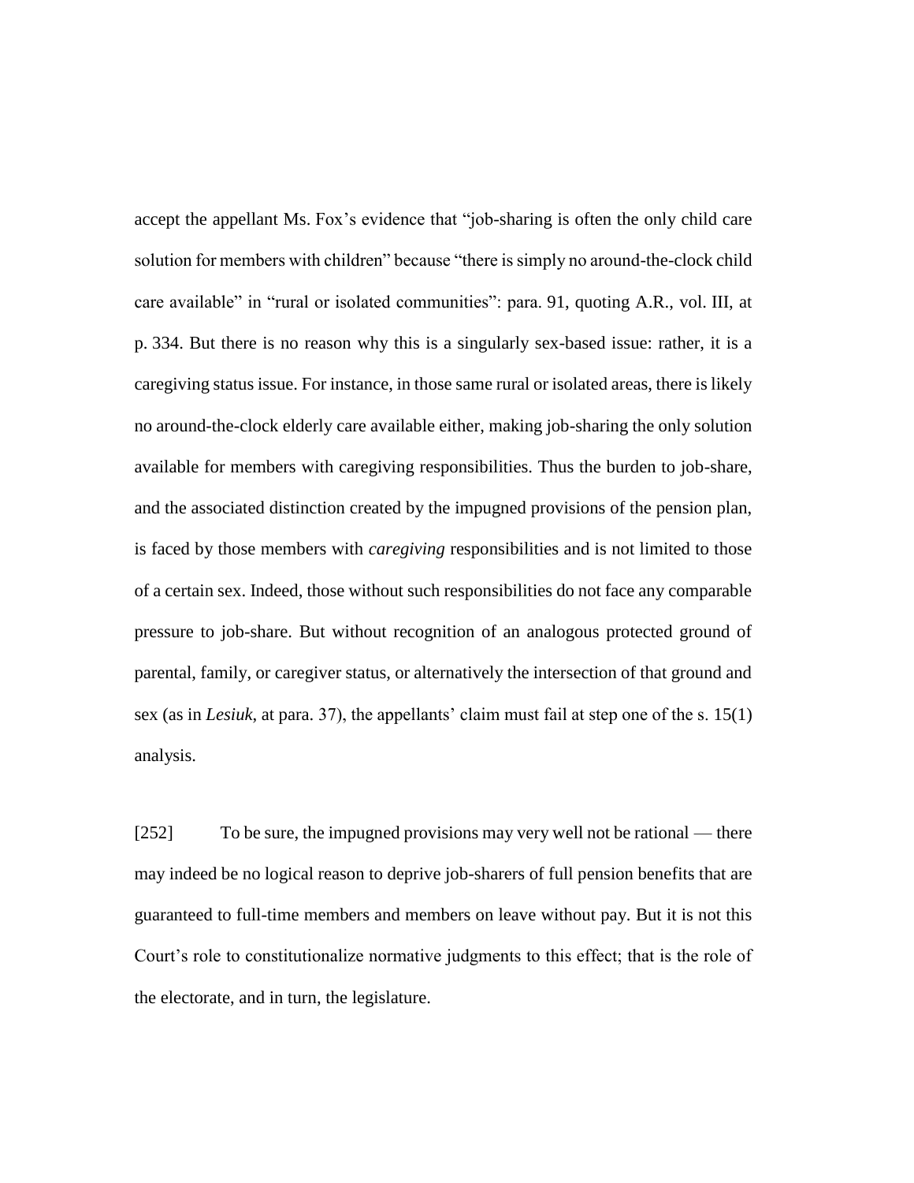accept the appellant Ms. Fox's evidence that "job-sharing is often the only child care solution for members with children" because "there is simply no around-the-clock child care available" in "rural or isolated communities": para. 91, quoting A.R., vol. III, at p. 334. But there is no reason why this is a singularly sex-based issue: rather, it is a caregiving status issue. For instance, in those same rural or isolated areas, there is likely no around-the-clock elderly care available either, making job-sharing the only solution available for members with caregiving responsibilities. Thus the burden to job-share, and the associated distinction created by the impugned provisions of the pension plan, is faced by those members with *caregiving* responsibilities and is not limited to those of a certain sex. Indeed, those without such responsibilities do not face any comparable pressure to job-share. But without recognition of an analogous protected ground of parental, family, or caregiver status, or alternatively the intersection of that ground and sex (as in *Lesiuk*, at para. 37), the appellants' claim must fail at step one of the s. 15(1) analysis.

[252] To be sure, the impugned provisions may very well not be rational — there may indeed be no logical reason to deprive job-sharers of full pension benefits that are guaranteed to full-time members and members on leave without pay. But it is not this Court's role to constitutionalize normative judgments to this effect; that is the role of the electorate, and in turn, the legislature.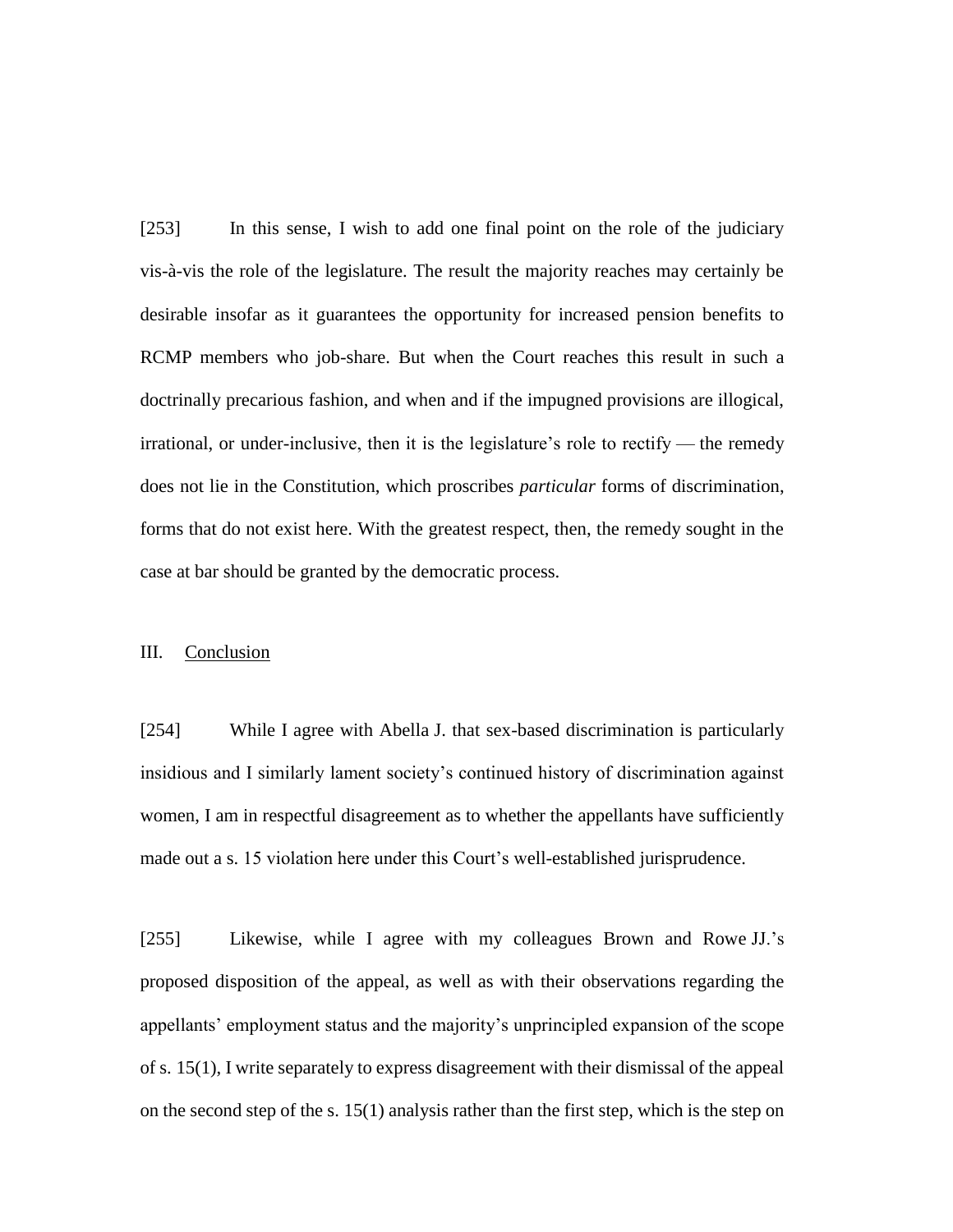[253] In this sense, I wish to add one final point on the role of the judiciary vis-à-vis the role of the legislature. The result the majority reaches may certainly be desirable insofar as it guarantees the opportunity for increased pension benefits to RCMP members who job-share. But when the Court reaches this result in such a doctrinally precarious fashion, and when and if the impugned provisions are illogical, irrational, or under-inclusive, then it is the legislature's role to rectify — the remedy does not lie in the Constitution, which proscribes *particular* forms of discrimination, forms that do not exist here. With the greatest respect, then, the remedy sought in the case at bar should be granted by the democratic process.

## III. Conclusion

[254] While I agree with Abella J. that sex-based discrimination is particularly insidious and I similarly lament society's continued history of discrimination against women, I am in respectful disagreement as to whether the appellants have sufficiently made out a s. 15 violation here under this Court's well-established jurisprudence.

[255] Likewise, while I agree with my colleagues Brown and Rowe JJ.'s proposed disposition of the appeal, as well as with their observations regarding the appellants' employment status and the majority's unprincipled expansion of the scope of s. 15(1), I write separately to express disagreement with their dismissal of the appeal on the second step of the s. 15(1) analysis rather than the first step, which is the step on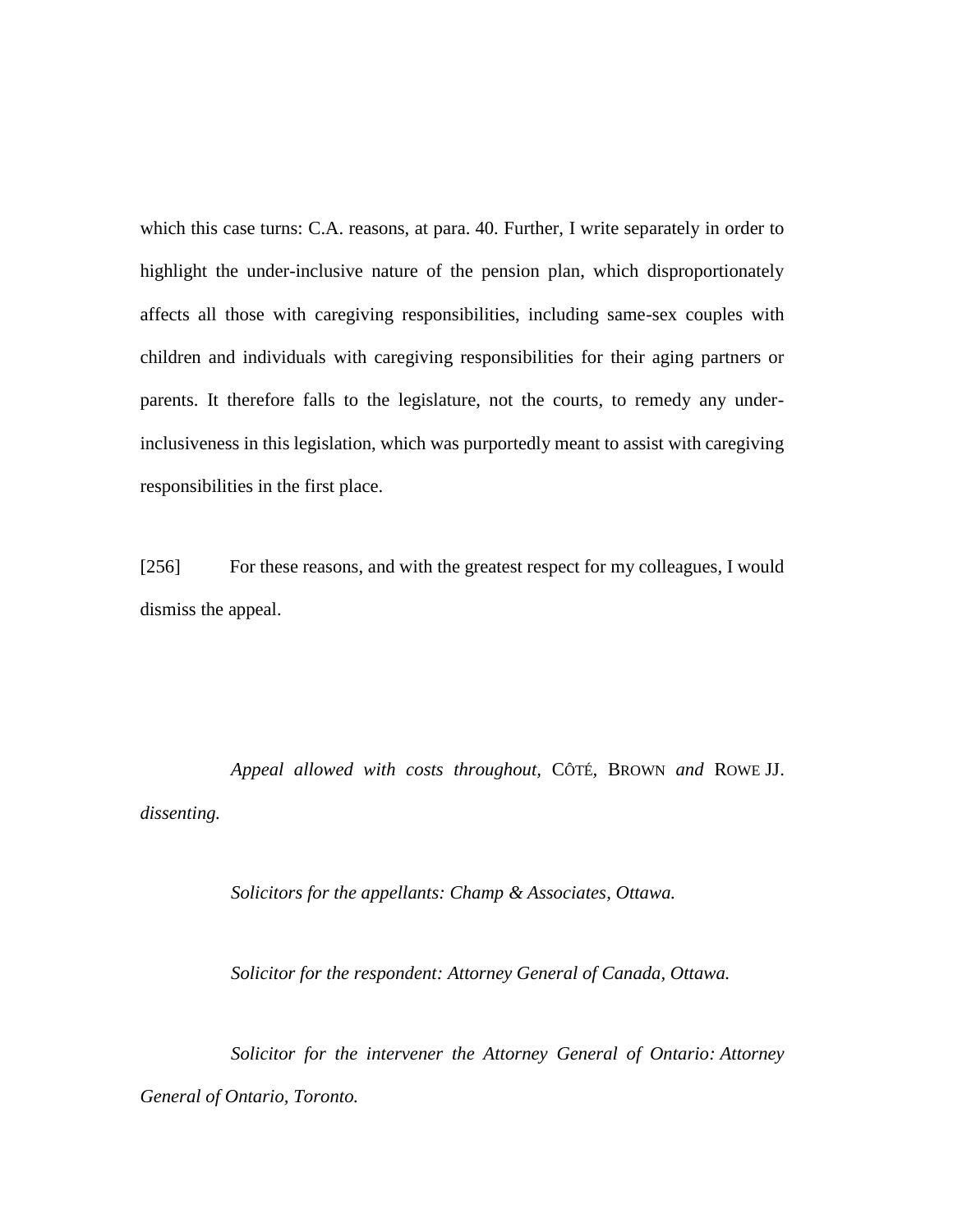which this case turns: C.A. reasons, at para. 40. Further, I write separately in order to highlight the under-inclusive nature of the pension plan, which disproportionately affects all those with caregiving responsibilities, including same-sex couples with children and individuals with caregiving responsibilities for their aging partners or parents. It therefore falls to the legislature, not the courts, to remedy any under-inclusiveness in this legislation, which was purportedly meant to assist with caregiving responsibilities in the first place.

[256] For these reasons, and with the greatest respect for my colleagues, I would dismiss the appeal.

*Appeal allowed with costs throughout,* CÔTÉ, BROWN *and* ROWE JJ. *dissenting.*

*Solicitors for the appellants: Champ & Associates, Ottawa.*

*Solicitor for the respondent: Attorney General of Canada, Ottawa.*

*Solicitor for the intervener the Attorney General of Ontario: Attorney General of Ontario, Toronto.*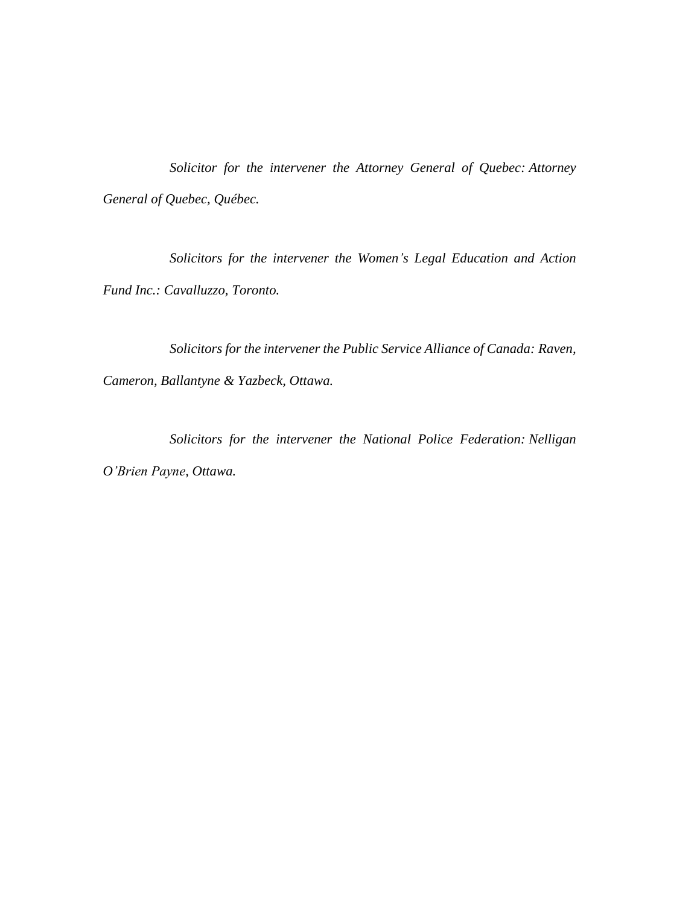*Solicitor for the intervener the Attorney General of Quebec: Attorney General of Quebec, Québec.*

*Solicitors for the intervener the Women's Legal Education and Action Fund Inc.: Cavalluzzo, Toronto.*

*Solicitors for the intervener the Public Service Alliance of Canada: Raven, Cameron, Ballantyne & Yazbeck, Ottawa.*

*Solicitors for the intervener the National Police Federation: Nelligan O'Brien Payne, Ottawa.*